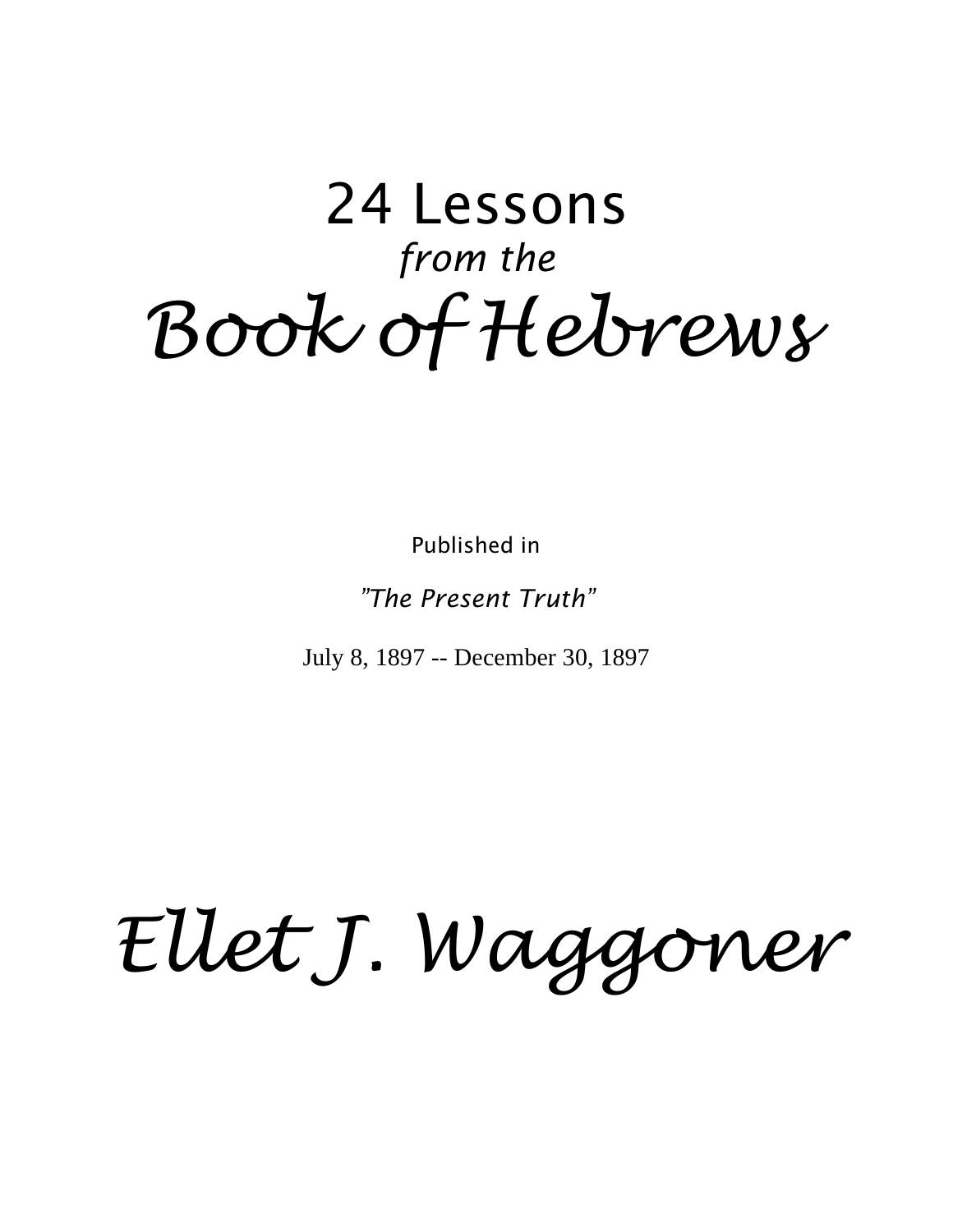# 24 Lessons

*from the*

# *Book of Hebrews*

Published in

*"The Present Truth"*

July 8, 1897 -- December 30, 1897

## *Ellet J. Waggoner*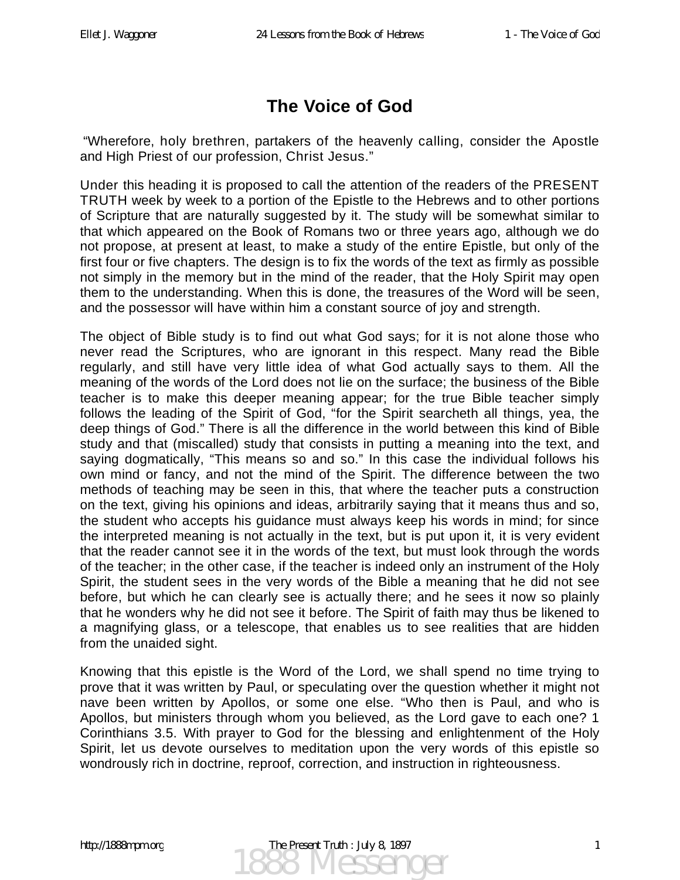# The Voice of God

"Wherefore, holy brethren, partakers of the heavenly calling, consider the Apostle and High Priest of our profession, Christ Jesus."

Under this heading it is proposed to call the attention of the readers of the PRESENT TRUTH week by week to a portion of the Epistle to the Hebrews and to other portions of Scripture that are naturally suggested by it. The study will be somewhat similar to that which appeared on the Book of Romans two or three years ago, although we do not propose, at present at least, to make a study of the entire Epistle, but only of the first four or five chapters. The design is to fix the words of the text as firmly as possible not simply in the memory but in the mind of the reader, that the Holy Spirit may open them to the understanding. When this is done, the treasures of the Word will be seen, and the possessor will have within him a constant source of joy and strength.

The object of Bible study is to find out what God says; for it is not alone those who never read the Scriptures, who are ignorant in this respect. Many read the Bible regularly, and still have very little idea of what God actually says to them. All the meaning of the words of the Lord does not lie on the surface; the business of the Bible teacher is to make this deeper meaning appear; for the true Bible teacher simply follows the leading of the Spirit of God, "for the Spirit searcheth all things, yea, the deep things of God." There is all the difference in the world between this kind of Bible study and that (miscalled) study that consists in putting a meaning into the text, and saying dogmatically, "This means so and so." In this case the individual follows his own mind or fancy, and not the mind of the Spirit. The difference between the two methods of teaching may be seen in this, that where the teacher puts a construction on the text, giving his opinions and ideas, arbitrarily saying that it means thus and so, the student who accepts his guidance must always keep his words in mind; for since the interpreted meaning is not actually in the text, but is put upon it, it is very evident that the reader cannot see it in the words of the text, but must look through the words of the teacher; in the other case, if the teacher is indeed only an instrument of the Holy Spirit, the student sees in the very words of the Bible a meaning that he did not see before, but which he can clearly see is actually there; and he sees it now so plainly that he wonders why he did not see it before. The Spirit of faith may thus be likened to a magnifying glass, or a telescope, that enables us to see realities that are hidden from the unaided sight.

Knowing that this epistle is the Word of the Lord, we shall spend no time trying to prove that it was written by Paul, or speculating over the question whether it might not nave been written by Apollos, or some one else. "Who then is Paul, and who is Apollos, but ministers through whom you believed, as the Lord gave to each one? 1 Corinthians 3.5. With prayer to God for the blessing and enlightenment of the Holy Spirit, let us devote ourselves to meditation upon the very words of this epistle so wondrously rich in doctrine, reproof, correction, and instruction in righteousness.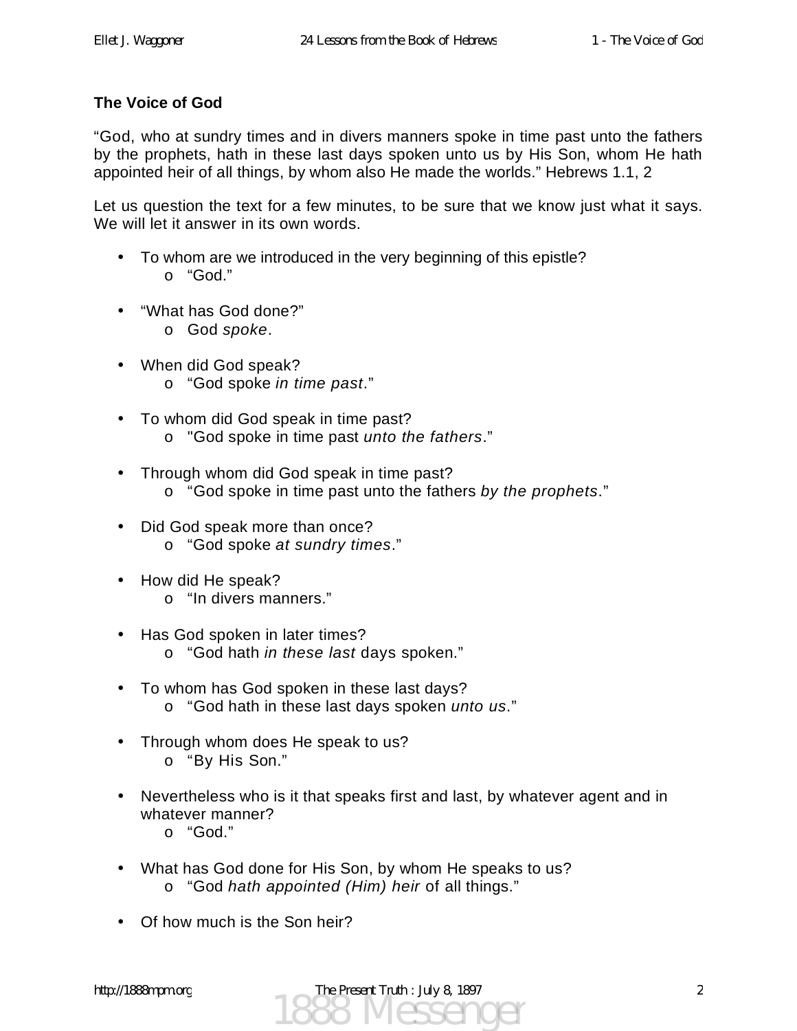**The Voice of God**

"God, who at sundry times and in divers manners spoke in time past unto the fathers by the prophets, hath in these last days spoken unto us by His Son, whom He hath appointed heir of all things, by whom also He made the worlds." Hebrews 1.1, 2

Let us question the text for a few minutes, to be sure that we know just what it says. We will let it answer in its own words.

- To whom are we introduced in the very beginning of this epistle?
  - "God."
- "What has God done?"
  - God *spoke*.
- When did God speak?
  - "God spoke *in time past*."
- To whom did God speak in time past?
  - "God spoke in time past *unto the fathers*."
- Through whom did God speak in time past?
  - "God spoke in time past unto the fathers *by the prophets*."
- Did God speak more than once?
  - "God spoke *at sundry times*."
- How did He speak?
  - "In divers manners."
- Has God spoken in later times?
  - "God hath *in these last* days spoken."
- To whom has God spoken in these last days?
  - "God hath in these last days spoken *unto us*."
- Through whom does He speak to us?
  - "By His Son."
- Nevertheless who is it that speaks first and last, by whatever agent and in whatever manner?
  - "God."
- What has God done for His Son, by whom He speaks to us?
  - "God *hath appointed (Him) heir* of all things."
- Of how much is the Son heir?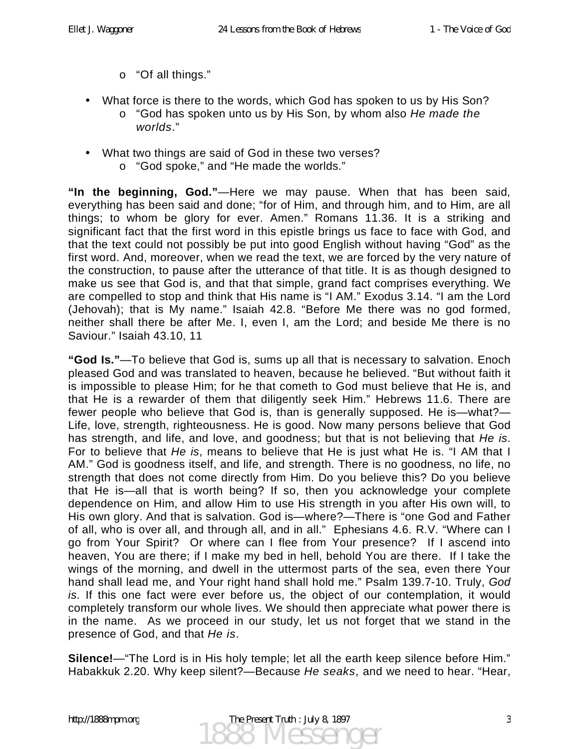- "Of all things."

- What force is there to the words, which God has spoken to us by His Son?
  - "God has spoken unto us by His Son, by whom also *He made the worlds*."

- What two things are said of God in these two verses?
  - "God spoke," and "He made the worlds."

**"In the beginning, God."**—Here we may pause. When that has been said, everything has been said and done; "for of Him, and through him, and to Him, are all things; to whom be glory for ever. Amen." Romans 11.36. It is a striking and significant fact that the first word in this epistle brings us face to face with God, and that the text could not possibly be put into good English without having "God" as the first word. And, moreover, when we read the text, we are forced by the very nature of the construction, to pause after the utterance of that title. It is as though designed to make us see that God is, and that that simple, grand fact comprises everything. We are compelled to stop and think that His name is "I AM." Exodus 3.14. "I am the Lord (Jehovah); that is My name." Isaiah 42.8. "Before Me there was no god formed, neither shall there be after Me. I, even I, am the Lord; and beside Me there is no Saviour." Isaiah 43.10, 11

**"God Is."**—To believe that God is, sums up all that is necessary to salvation. Enoch pleased God and was translated to heaven, because he believed. "But without faith it is impossible to please Him; for he that cometh to God must believe that He is, and that He is a rewarder of them that diligently seek Him." Hebrews 11.6. There are fewer people who believe that God is, than is generally supposed. He is—what?—Life, love, strength, righteousness. He is good. Now many persons believe that God has strength, and life, and love, and goodness; but that is not believing that *He is*. For to believe that *He is*, means to believe that He is just what He is. "I AM that I AM." God is goodness itself, and life, and strength. There is no goodness, no life, no strength that does not come directly from Him. Do you believe this? Do you believe that He is—all that is worth being? If so, then you acknowledge your complete dependence on Him, and allow Him to use His strength in you after His own will, to His own glory. And that is salvation. God is—where?—There is "one God and Father of all, who is over all, and through all, and in all." Ephesians 4.6. R.V. "Where can I go from Your Spirit? Or where can I flee from Your presence? If I ascend into heaven, You are there; if I make my bed in hell, behold You are there. If I take the wings of the morning, and dwell in the uttermost parts of the sea, even there Your hand shall lead me, and Your right hand shall hold me." Psalm 139.7-10. Truly, *God is*. If this one fact were ever before us, the object of our contemplation, it would completely transform our whole lives. We should then appreciate what power there is in the name. As we proceed in our study, let us not forget that we stand in the presence of God, and that *He is*.

**Silence!**—"The Lord is in His holy temple; let all the earth keep silence before Him." Habakkuk 2.20. Why keep silent?—Because *He seaks*, and we need to hear. "Hear,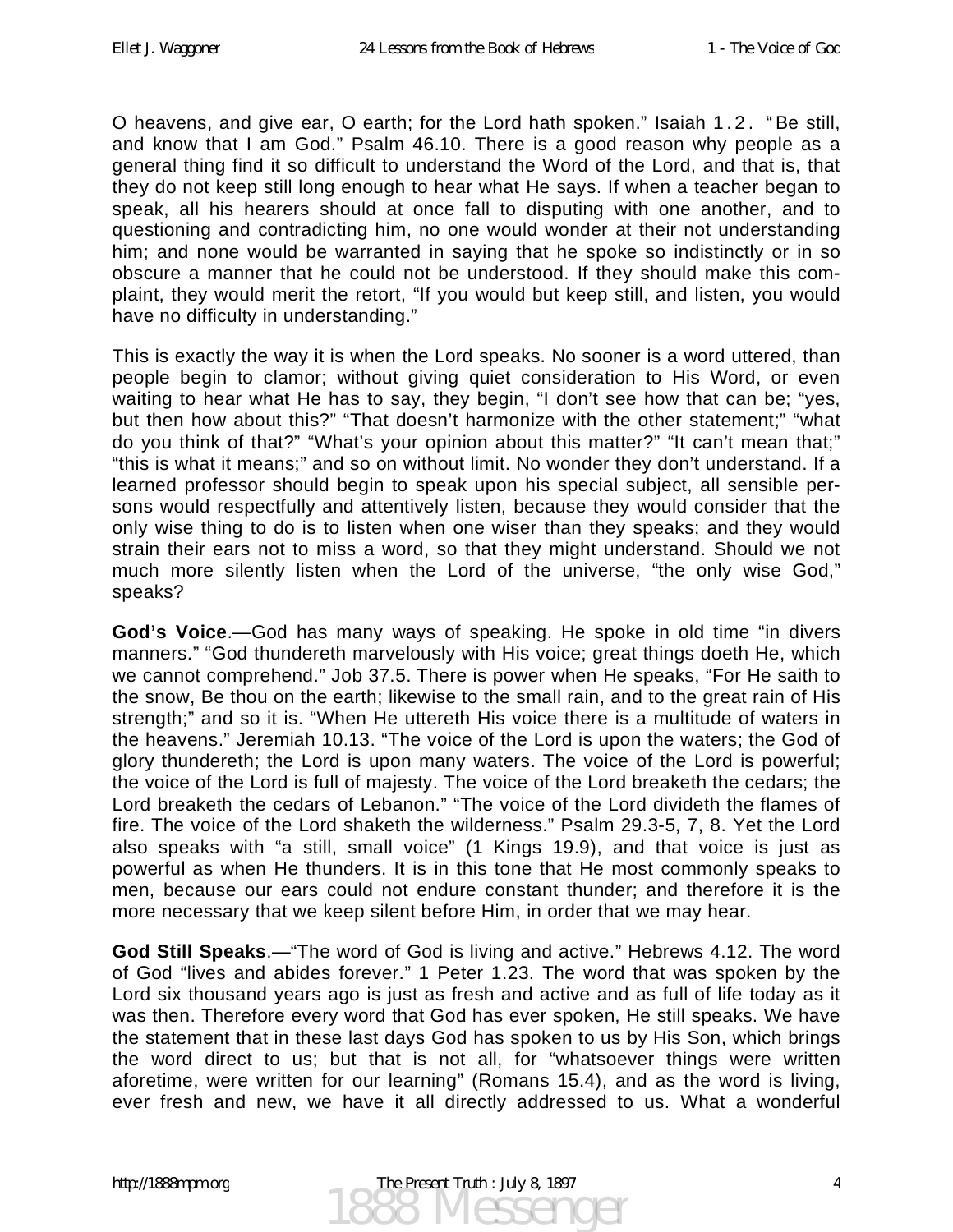O heavens, and give ear, O earth; for the Lord hath spoken." Isaiah 1.2. "Be still, and know that I am God." Psalm 46.10. There is a good reason why people as a general thing find it so difficult to understand the Word of the Lord, and that is, that they do not keep still long enough to hear what He says. If when a teacher began to speak, all his hearers should at once fall to disputing with one another, and to questioning and contradicting him, no one would wonder at their not understanding him; and none would be warranted in saying that he spoke so indistinctly or in so obscure a manner that he could not be understood. If they should make this complaint, they would merit the retort, "If you would but keep still, and listen, you would have no difficulty in understanding."

This is exactly the way it is when the Lord speaks. No sooner is a word uttered, than people begin to clamor; without giving quiet consideration to His Word, or even waiting to hear what He has to say, they begin, "I don't see how that can be; "yes, but then how about this?" "That doesn't harmonize with the other statement;" "what do you think of that?" "What's your opinion about this matter?" "It can't mean that;" "this is what it means;" and so on without limit. No wonder they don't understand. If a learned professor should begin to speak upon his special subject, all sensible persons would respectfully and attentively listen, because they would consider that the only wise thing to do is to listen when one wiser than they speaks; and they would strain their ears not to miss a word, so that they might understand. Should we not much more silently listen when the Lord of the universe, "the only wise God," speaks?

**God's Voice**.—God has many ways of speaking. He spoke in old time "in divers manners." "God thundereth marvelously with His voice; great things doeth He, which we cannot comprehend." Job 37.5. There is power when He speaks, "For He saith to the snow, Be thou on the earth; likewise to the small rain, and to the great rain of His strength;" and so it is. "When He uttereth His voice there is a multitude of waters in the heavens." Jeremiah 10.13. "The voice of the Lord is upon the waters; the God of glory thundereth; the Lord is upon many waters. The voice of the Lord is powerful; the voice of the Lord is full of majesty. The voice of the Lord breaketh the cedars; the Lord breaketh the cedars of Lebanon." "The voice of the Lord divideth the flames of fire. The voice of the Lord shaketh the wilderness." Psalm 29.3-5, 7, 8. Yet the Lord also speaks with "a still, small voice" (1 Kings 19.9), and that voice is just as powerful as when He thunders. It is in this tone that He most commonly speaks to men, because our ears could not endure constant thunder; and therefore it is the more necessary that we keep silent before Him, in order that we may hear.

**God Still Speaks**.—"The word of God is living and active." Hebrews 4.12. The word of God "lives and abides forever." 1 Peter 1.23. The word that was spoken by the Lord six thousand years ago is just as fresh and active and as full of life today as it was then. Therefore every word that God has ever spoken, He still speaks. We have the statement that in these last days God has spoken to us by His Son, which brings the word direct to us; but that is not all, for "whatsoever things were written aforetime, were written for our learning" (Romans 15.4), and as the word is living, ever fresh and new, we have it all directly addressed to us. What a wonderful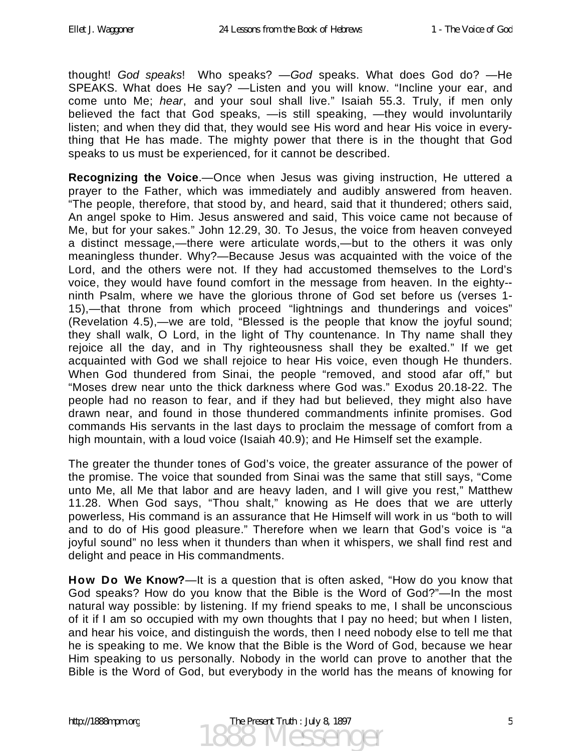thought! *God speaks*! Who speaks? —*God* speaks. What does God do? —He SPEAKS. What does He say? —Listen and you will know. “Incline your ear, and come unto Me; *hear*, and your soul shall live.” Isaiah 55.3. Truly, if men only believed the fact that God speaks, —is still speaking, —they would involuntarily listen; and when they did that, they would see His word and hear His voice in everything that He has made. The mighty power that there is in the thought that God speaks to us must be experienced, for it cannot be described.

**Recognizing the Voice**.—Once when Jesus was giving instruction, He uttered a prayer to the Father, which was immediately and audibly answered from heaven. “The people, therefore, that stood by, and heard, said that it thundered; others said, An angel spoke to Him. Jesus answered and said, This voice came not because of Me, but for your sakes.” John 12.29, 30. To Jesus, the voice from heaven conveyed a distinct message,—there were articulate words,—but to the others it was only meaningless thunder. Why?—Because Jesus was acquainted with the voice of the Lord, and the others were not. If they had accustomed themselves to the Lord’s voice, they would have found comfort in the message from heaven. In the eighty-ninth Psalm, where we have the glorious throne of God set before us (verses 1-15),—that throne from which proceed “lightnings and thunderings and voices” (Revelation 4.5),—we are told, “Blessed is the people that know the joyful sound; they shall walk, O Lord, in the light of Thy countenance. In Thy name shall they rejoice all the day, and in Thy righteousness shall they be exalted.” If we get acquainted with God we shall rejoice to hear His voice, even though He thunders. When God thundered from Sinai, the people “removed, and stood afar off,” but “Moses drew near unto the thick darkness where God was.” Exodus 20.18-22. The people had no reason to fear, and if they had but believed, they might also have drawn near, and found in those thundered commandments infinite promises. God commands His servants in the last days to proclaim the message of comfort from a high mountain, with a loud voice (Isaiah 40.9); and He Himself set the example.

The greater the thunder tones of God’s voice, the greater assurance of the power of the promise. The voice that sounded from Sinai was the same that still says, “Come unto Me, all Me that labor and are heavy laden, and I will give you rest,” Matthew 11.28. When God says, “Thou shalt,” knowing as He does that we are utterly powerless, His command is an assurance that He Himself will work in us “both to will and to do of His good pleasure.” Therefore when we learn that God’s voice is “a joyful sound” no less when it thunders than when it whispers, we shall find rest and delight and peace in His commandments.

**How Do We Know?**—It is a question that is often asked, “How do you know that God speaks? How do you know that the Bible is the Word of God?”—In the most natural way possible: by listening. If my friend speaks to me, I shall be unconscious of it if I am so occupied with my own thoughts that I pay no heed; but when I listen, and hear his voice, and distinguish the words, then I need nobody else to tell me that he is speaking to me. We know that the Bible is the Word of God, because we hear Him speaking to us personally. Nobody in the world can prove to another that the Bible is the Word of God, but everybody in the world has the means of knowing for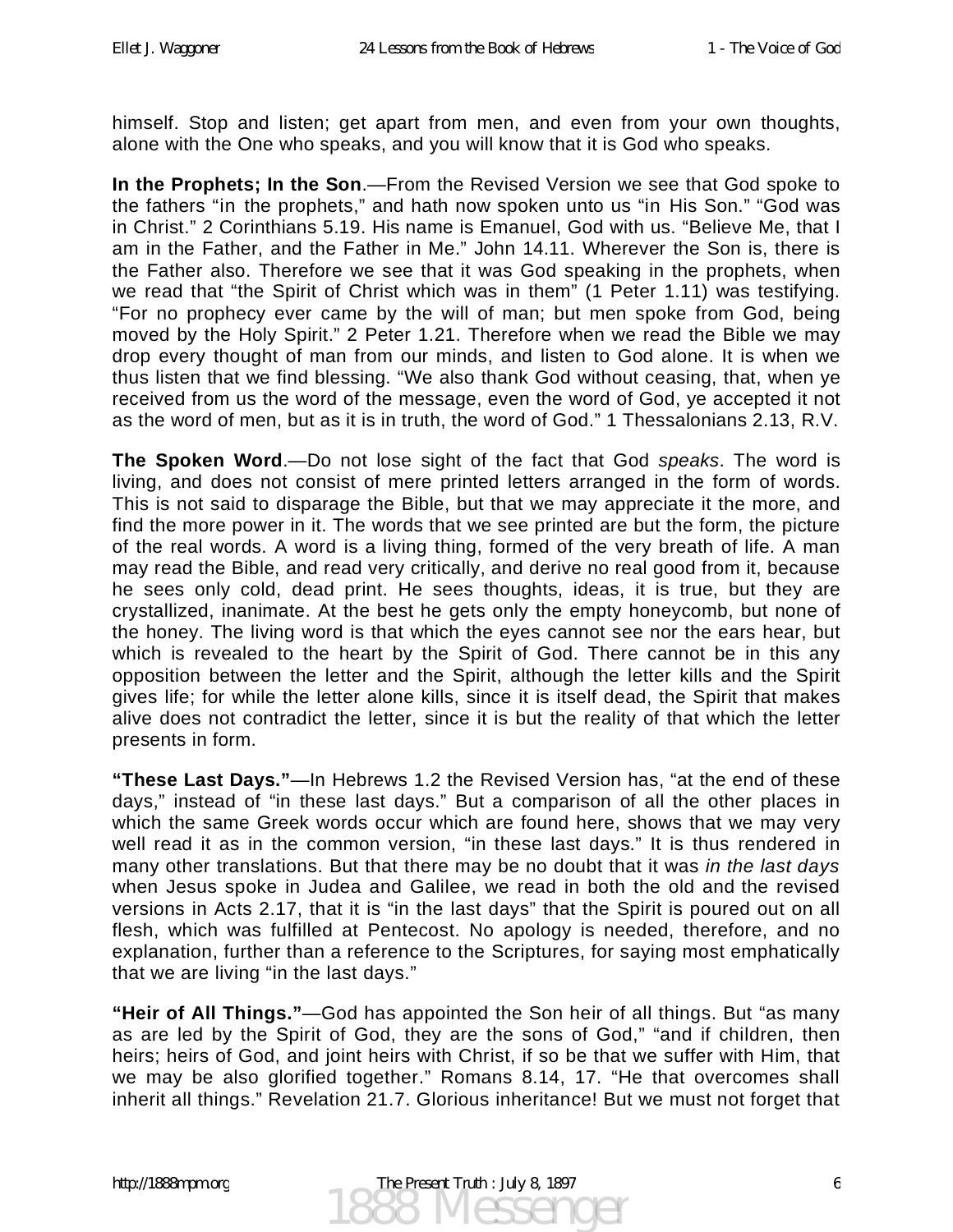himself. Stop and listen; get apart from men, and even from your own thoughts, alone with the One who speaks, and you will know that it is God who speaks.

**In the Prophets; In the Son**.—From the Revised Version we see that God spoke to the fathers "in the prophets," and hath now spoken unto us "in His Son." "God was in Christ." 2 Corinthians 5.19. His name is Emanuel, God with us. "Believe Me, that I am in the Father, and the Father in Me." John 14.11. Wherever the Son is, there is the Father also. Therefore we see that it was God speaking in the prophets, when we read that "the Spirit of Christ which was in them" (1 Peter 1.11) was testifying. "For no prophecy ever came by the will of man; but men spoke from God, being moved by the Holy Spirit." 2 Peter 1.21. Therefore when we read the Bible we may drop every thought of man from our minds, and listen to God alone. It is when we thus listen that we find blessing. "We also thank God without ceasing, that, when ye received from us the word of the message, even the word of God, ye accepted it not as the word of men, but as it is in truth, the word of God." 1 Thessalonians 2.13, R.V.

**The Spoken Word**.—Do not lose sight of the fact that God *speaks*. The word is living, and does not consist of mere printed letters arranged in the form of words. This is not said to disparage the Bible, but that we may appreciate it the more, and find the more power in it. The words that we see printed are but the form, the picture of the real words. A word is a living thing, formed of the very breath of life. A man may read the Bible, and read very critically, and derive no real good from it, because he sees only cold, dead print. He sees thoughts, ideas, it is true, but they are crystallized, inanimate. At the best he gets only the empty honeycomb, but none of the honey. The living word is that which the eyes cannot see nor the ears hear, but which is revealed to the heart by the Spirit of God. There cannot be in this any opposition between the letter and the Spirit, although the letter kills and the Spirit gives life; for while the letter alone kills, since it is itself dead, the Spirit that makes alive does not contradict the letter, since it is but the reality of that which the letter presents in form.

**"These Last Days."**—In Hebrews 1.2 the Revised Version has, "at the end of these days," instead of "in these last days." But a comparison of all the other places in which the same Greek words occur which are found here, shows that we may very well read it as in the common version, "in these last days." It is thus rendered in many other translations. But that there may be no doubt that it was *in the last days* when Jesus spoke in Judea and Galilee, we read in both the old and the revised versions in Acts 2.17, that it is "in the last days" that the Spirit is poured out on all flesh, which was fulfilled at Pentecost. No apology is needed, therefore, and no explanation, further than a reference to the Scriptures, for saying most emphatically that we are living "in the last days."

**"Heir of All Things."**—God has appointed the Son heir of all things. But "as many as are led by the Spirit of God, they are the sons of God," "and if children, then heirs; heirs of God, and joint heirs with Christ, if so be that we suffer with Him, that we may be also glorified together." Romans 8.14, 17. "He that overcomes shall inherit all things." Revelation 21.7. Glorious inheritance! But we must not forget that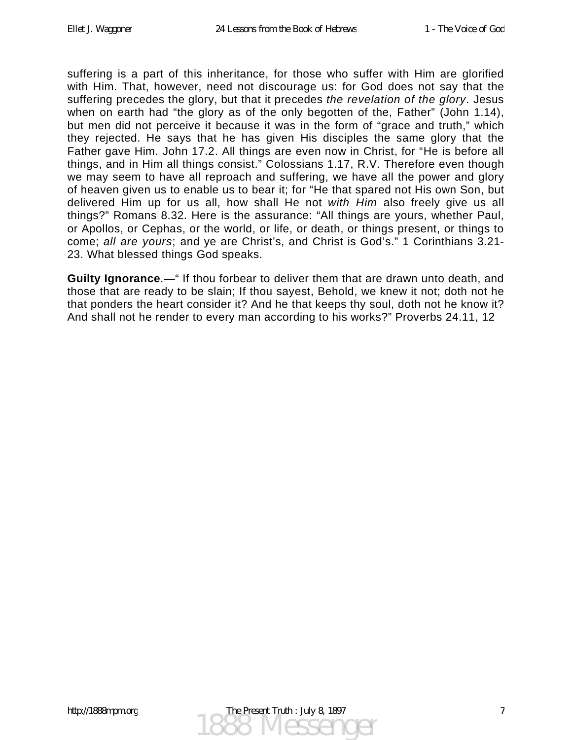suffering is a part of this inheritance, for those who suffer with Him are glorified with Him. That, however, need not discourage us: for God does not say that the suffering precedes the glory, but that it precedes *the revelation of the glory*. Jesus when on earth had "the glory as of the only begotten of the, Father" (John 1.14), but men did not perceive it because it was in the form of "grace and truth," which they rejected. He says that he has given His disciples the same glory that the Father gave Him. John 17.2. All things are even now in Christ, for "He is before all things, and in Him all things consist." Colossians 1.17, R.V. Therefore even though we may seem to have all reproach and suffering, we have all the power and glory of heaven given us to enable us to bear it; for "He that spared not His own Son, but delivered Him up for us all, how shall He not *with Him* also freely give us all things?" Romans 8.32. Here is the assurance: "All things are yours, whether Paul, or Apollos, or Cephas, or the world, or life, or death, or things present, or things to come; *all are yours*; and ye are Christ's, and Christ is God's." 1 Corinthians 3.21-23. What blessed things God speaks.

**Guilty Ignorance**.—" If thou forbear to deliver them that are drawn unto death, and those that are ready to be slain; If thou sayest, Behold, we knew it not; doth not he that ponders the heart consider it? And he that keeps thy soul, doth not he know it? And shall not he render to every man according to his works?" Proverbs 24.11, 12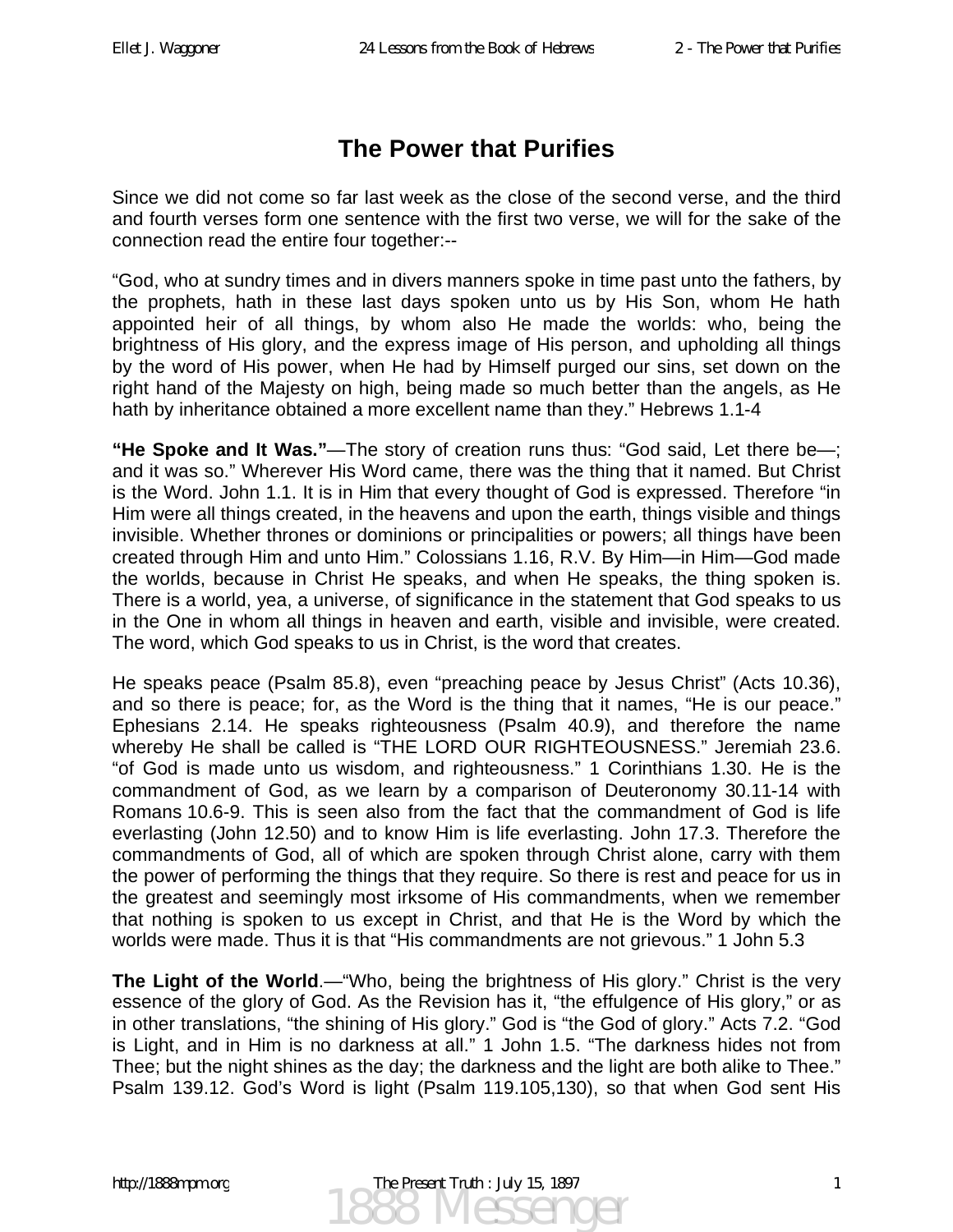# The Power that Purifies

Since we did not come so far last week as the close of the second verse, and the third and fourth verses form one sentence with the first two verse, we will for the sake of the connection read the entire four together:--

"God, who at sundry times and in divers manners spoke in time past unto the fathers, by the prophets, hath in these last days spoken unto us by His Son, whom He hath appointed heir of all things, by whom also He made the worlds: who, being the brightness of His glory, and the express image of His person, and upholding all things by the word of His power, when He had by Himself purged our sins, set down on the right hand of the Majesty on high, being made so much better than the angels, as He hath by inheritance obtained a more excellent name than they." Hebrews 1.1-4

**"He Spoke and It Was."**—The story of creation runs thus: "God said, Let there be—; and it was so." Wherever His Word came, there was the thing that it named. But Christ is the Word. John 1.1. It is in Him that every thought of God is expressed. Therefore "in Him were all things created, in the heavens and upon the earth, things visible and things invisible. Whether thrones or dominions or principalities or powers; all things have been created through Him and unto Him." Colossians 1.16, R.V. By Him—in Him—God made the worlds, because in Christ He speaks, and when He speaks, the thing spoken is. There is a world, yea, a universe, of significance in the statement that God speaks to us in the One in whom all things in heaven and earth, visible and invisible, were created. The word, which God speaks to us in Christ, is the word that creates.

He speaks peace (Psalm 85.8), even "preaching peace by Jesus Christ" (Acts 10.36), and so there is peace; for, as the Word is the thing that it names, "He is our peace." Ephesians 2.14. He speaks righteousness (Psalm 40.9), and therefore the name whereby He shall be called is "THE LORD OUR RIGHTEOUSNESS." Jeremiah 23.6. "of God is made unto us wisdom, and righteousness." 1 Corinthians 1.30. He is the commandment of God, as we learn by a comparison of Deuteronomy 30.11-14 with Romans 10.6-9. This is seen also from the fact that the commandment of God is life everlasting (John 12.50) and to know Him is life everlasting. John 17.3. Therefore the commandments of God, all of which are spoken through Christ alone, carry with them the power of performing the things that they require. So there is rest and peace for us in the greatest and seemingly most irksome of His commandments, when we remember that nothing is spoken to us except in Christ, and that He is the Word by which the worlds were made. Thus it is that "His commandments are not grievous." 1 John 5.3

**The Light of the World**.—"Who, being the brightness of His glory." Christ is the very essence of the glory of God. As the Revision has it, "the effulgence of His glory," or as in other translations, "the shining of His glory." God is "the God of glory." Acts 7.2. "God is Light, and in Him is no darkness at all." 1 John 1.5. "The darkness hides not from Thee; but the night shines as the day; the darkness and the light are both alike to Thee." Psalm 139.12. God's Word is light (Psalm 119.105,130), so that when God sent His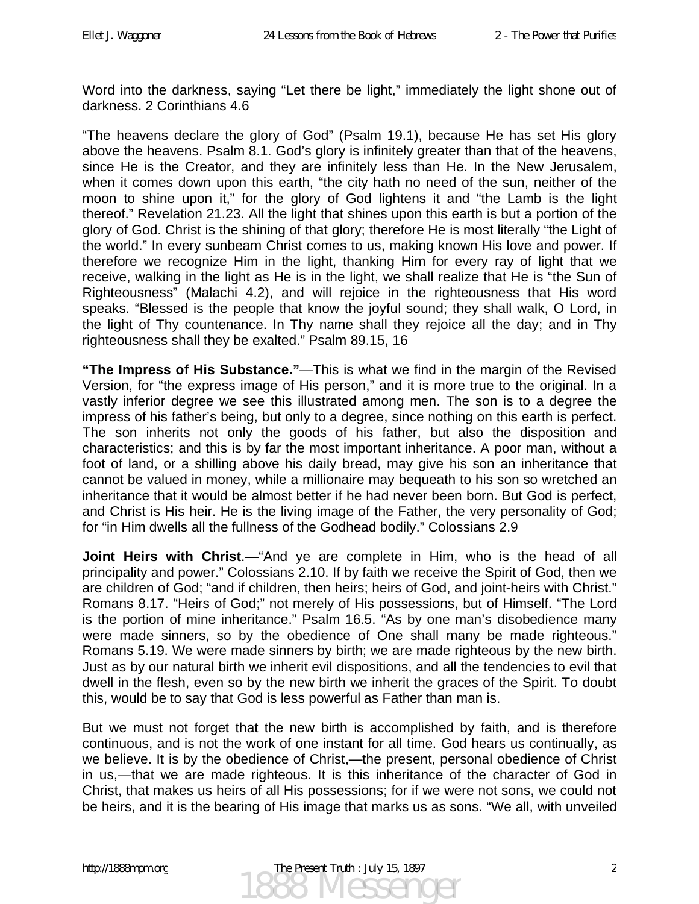Word into the darkness, saying "Let there be light," immediately the light shone out of darkness. 2 Corinthians 4.6

"The heavens declare the glory of God" (Psalm 19.1), because He has set His glory above the heavens. Psalm 8.1. God's glory is infinitely greater than that of the heavens, since He is the Creator, and they are infinitely less than He. In the New Jerusalem, when it comes down upon this earth, "the city hath no need of the sun, neither of the moon to shine upon it," for the glory of God lightens it and "the Lamb is the light thereof." Revelation 21.23. All the light that shines upon this earth is but a portion of the glory of God. Christ is the shining of that glory; therefore He is most literally "the Light of the world." In every sunbeam Christ comes to us, making known His love and power. If therefore we recognize Him in the light, thanking Him for every ray of light that we receive, walking in the light as He is in the light, we shall realize that He is "the Sun of Righteousness" (Malachi 4.2), and will rejoice in the righteousness that His word speaks. "Blessed is the people that know the joyful sound; they shall walk, O Lord, in the light of Thy countenance. In Thy name shall they rejoice all the day; and in Thy righteousness shall they be exalted." Psalm 89.15, 16

**"The Impress of His Substance."**—This is what we find in the margin of the Revised Version, for "the express image of His person," and it is more true to the original. In a vastly inferior degree we see this illustrated among men. The son is to a degree the impress of his father's being, but only to a degree, since nothing on this earth is perfect. The son inherits not only the goods of his father, but also the disposition and characteristics; and this is by far the most important inheritance. A poor man, without a foot of land, or a shilling above his daily bread, may give his son an inheritance that cannot be valued in money, while a millionaire may bequeath to his son so wretched an inheritance that it would be almost better if he had never been born. But God is perfect, and Christ is His heir. He is the living image of the Father, the very personality of God; for "in Him dwells all the fullness of the Godhead bodily." Colossians 2.9

**Joint Heirs with Christ**.—"And ye are complete in Him, who is the head of all principality and power." Colossians 2.10. If by faith we receive the Spirit of God, then we are children of God; "and if children, then heirs; heirs of God, and joint-heirs with Christ." Romans 8.17. "Heirs of God;" not merely of His possessions, but of Himself. "The Lord is the portion of mine inheritance." Psalm 16.5. "As by one man's disobedience many were made sinners, so by the obedience of One shall many be made righteous." Romans 5.19. We were made sinners by birth; we are made righteous by the new birth. Just as by our natural birth we inherit evil dispositions, and all the tendencies to evil that dwell in the flesh, even so by the new birth we inherit the graces of the Spirit. To doubt this, would be to say that God is less powerful as Father than man is.

But we must not forget that the new birth is accomplished by faith, and is therefore continuous, and is not the work of one instant for all time. God hears us continually, as we believe. It is by the obedience of Christ,—the present, personal obedience of Christ in us,—that we are made righteous. It is this inheritance of the character of God in Christ, that makes us heirs of all His possessions; for if we were not sons, we could not be heirs, and it is the bearing of His image that marks us as sons. "We all, with unveiled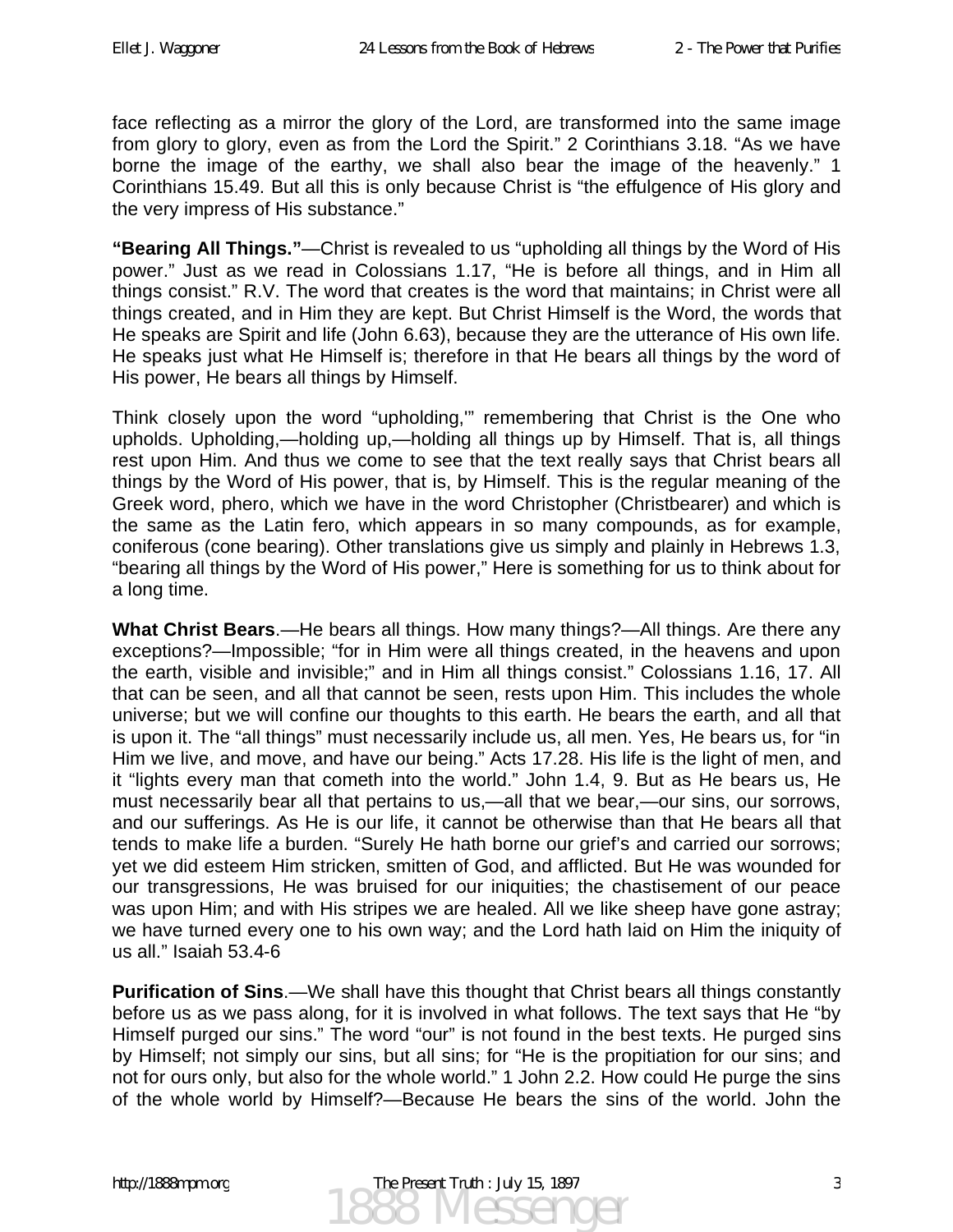face reflecting as a mirror the glory of the Lord, are transformed into the same image from glory to glory, even as from the Lord the Spirit." 2 Corinthians 3.18. "As we have borne the image of the earthy, we shall also bear the image of the heavenly." 1 Corinthians 15.49. But all this is only because Christ is "the effulgence of His glory and the very impress of His substance."

**"Bearing All Things."**—Christ is revealed to us "upholding all things by the Word of His power." Just as we read in Colossians 1.17, "He is before all things, and in Him all things consist." R.V. The word that creates is the word that maintains; in Christ were all things created, and in Him they are kept. But Christ Himself is the Word, the words that He speaks are Spirit and life (John 6.63), because they are the utterance of His own life. He speaks just what He Himself is; therefore in that He bears all things by the word of His power, He bears all things by Himself.

Think closely upon the word "upholding,'" remembering that Christ is the One who upholds. Upholding,—holding up,—holding all things up by Himself. That is, all things rest upon Him. And thus we come to see that the text really says that Christ bears all things by the Word of His power, that is, by Himself. This is the regular meaning of the Greek word, phero, which we have in the word Christopher (Christbearer) and which is the same as the Latin fero, which appears in so many compounds, as for example, coniferous (cone bearing). Other translations give us simply and plainly in Hebrews 1.3, "bearing all things by the Word of His power," Here is something for us to think about for a long time.

**What Christ Bears**.—He bears all things. How many things?—All things. Are there any exceptions?—Impossible; "for in Him were all things created, in the heavens and upon the earth, visible and invisible;" and in Him all things consist." Colossians 1.16, 17. All that can be seen, and all that cannot be seen, rests upon Him. This includes the whole universe; but we will confine our thoughts to this earth. He bears the earth, and all that is upon it. The "all things" must necessarily include us, all men. Yes, He bears us, for "in Him we live, and move, and have our being." Acts 17.28. His life is the light of men, and it "lights every man that cometh into the world." John 1.4, 9. But as He bears us, He must necessarily bear all that pertains to us,—all that we bear,—our sins, our sorrows, and our sufferings. As He is our life, it cannot be otherwise than that He bears all that tends to make life a burden. "Surely He hath borne our grief's and carried our sorrows; yet we did esteem Him stricken, smitten of God, and afflicted. But He was wounded for our transgressions, He was bruised for our iniquities; the chastisement of our peace was upon Him; and with His stripes we are healed. All we like sheep have gone astray; we have turned every one to his own way; and the Lord hath laid on Him the iniquity of us all." Isaiah 53.4-6

**Purification of Sins**.—We shall have this thought that Christ bears all things constantly before us as we pass along, for it is involved in what follows. The text says that He "by Himself purged our sins." The word "our" is not found in the best texts. He purged sins by Himself; not simply our sins, but all sins; for "He is the propitiation for our sins; and not for ours only, but also for the whole world." 1 John 2.2. How could He purge the sins of the whole world by Himself?—Because He bears the sins of the world. John the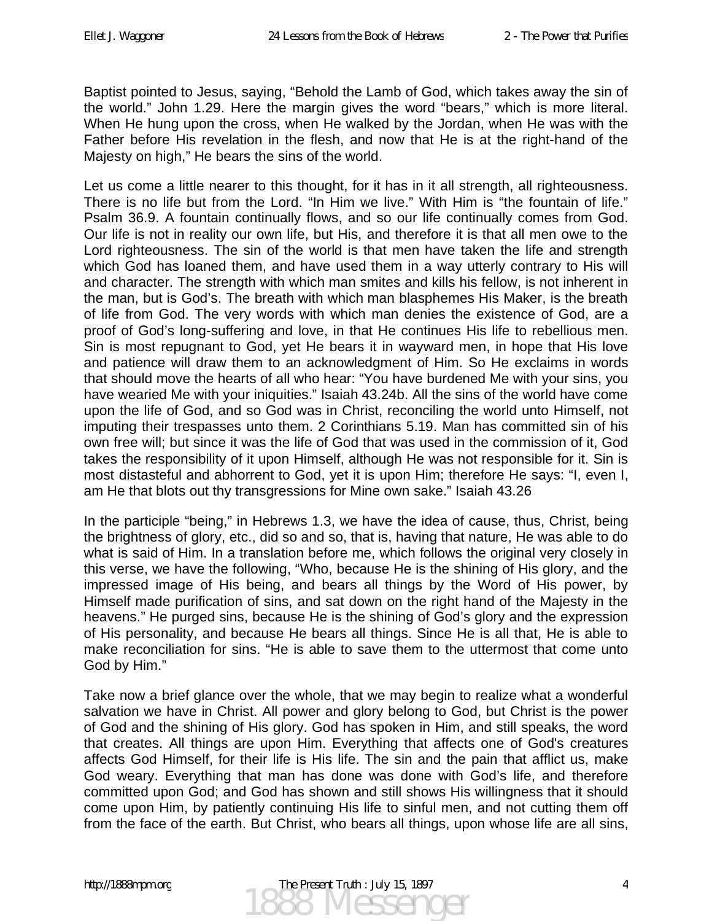Baptist pointed to Jesus, saying, "Behold the Lamb of God, which takes away the sin of the world." John 1.29. Here the margin gives the word "bears," which is more literal. When He hung upon the cross, when He walked by the Jordan, when He was with the Father before His revelation in the flesh, and now that He is at the right-hand of the Majesty on high," He bears the sins of the world.

Let us come a little nearer to this thought, for it has in it all strength, all righteousness. There is no life but from the Lord. "In Him we live." With Him is "the fountain of life." Psalm 36.9. A fountain continually flows, and so our life continually comes from God. Our life is not in reality our own life, but His, and therefore it is that all men owe to the Lord righteousness. The sin of the world is that men have taken the life and strength which God has loaned them, and have used them in a way utterly contrary to His will and character. The strength with which man smites and kills his fellow, is not inherent in the man, but is God's. The breath with which man blasphemes His Maker, is the breath of life from God. The very words with which man denies the existence of God, are a proof of God's long-suffering and love, in that He continues His life to rebellious men. Sin is most repugnant to God, yet He bears it in wayward men, in hope that His love and patience will draw them to an acknowledgment of Him. So He exclaims in words that should move the hearts of all who hear: "You have burdened Me with your sins, you have wearied Me with your iniquities." Isaiah 43.24b. All the sins of the world have come upon the life of God, and so God was in Christ, reconciling the world unto Himself, not imputing their trespasses unto them. 2 Corinthians 5.19. Man has committed sin of his own free will; but since it was the life of God that was used in the commission of it, God takes the responsibility of it upon Himself, although He was not responsible for it. Sin is most distasteful and abhorrent to God, yet it is upon Him; therefore He says: "I, even I, am He that blots out thy transgressions for Mine own sake." Isaiah 43.26

In the participle "being," in Hebrews 1.3, we have the idea of cause, thus, Christ, being the brightness of glory, etc., did so and so, that is, having that nature, He was able to do what is said of Him. In a translation before me, which follows the original very closely in this verse, we have the following, "Who, because He is the shining of His glory, and the impressed image of His being, and bears all things by the Word of His power, by Himself made purification of sins, and sat down on the right hand of the Majesty in the heavens." He purged sins, because He is the shining of God's glory and the expression of His personality, and because He bears all things. Since He is all that, He is able to make reconciliation for sins. "He is able to save them to the uttermost that come unto God by Him."

Take now a brief glance over the whole, that we may begin to realize what a wonderful salvation we have in Christ. All power and glory belong to God, but Christ is the power of God and the shining of His glory. God has spoken in Him, and still speaks, the word that creates. All things are upon Him. Everything that affects one of God's creatures affects God Himself, for their life is His life. The sin and the pain that afflict us, make God weary. Everything that man has done was done with God's life, and therefore committed upon God; and God has shown and still shows His willingness that it should come upon Him, by patiently continuing His life to sinful men, and not cutting them off from the face of the earth. But Christ, who bears all things, upon whose life are all sins,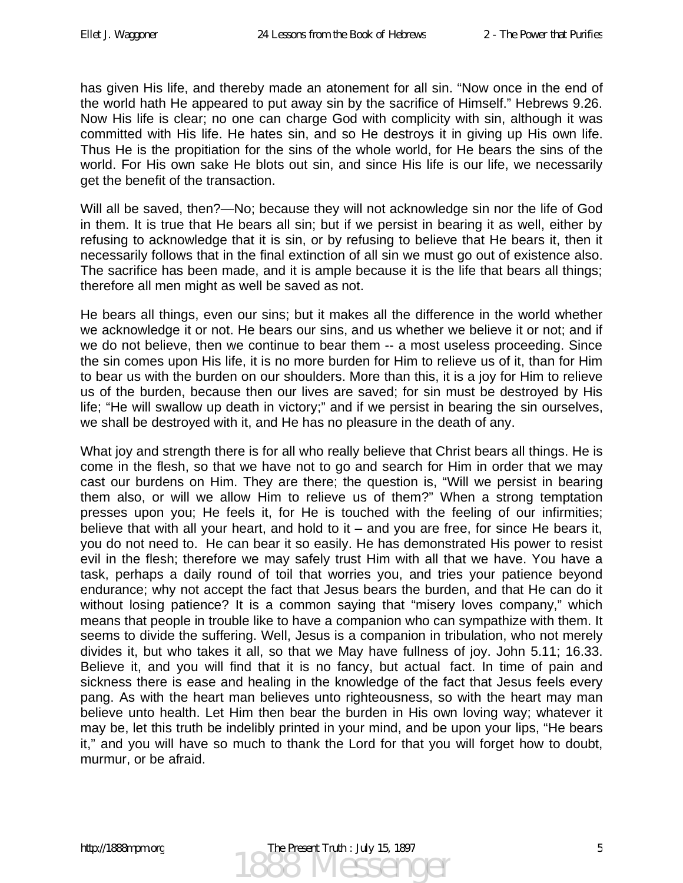has given His life, and thereby made an atonement for all sin. "Now once in the end of the world hath He appeared to put away sin by the sacrifice of Himself." Hebrews 9.26. Now His life is clear; no one can charge God with complicity with sin, although it was committed with His life. He hates sin, and so He destroys it in giving up His own life. Thus He is the propitiation for the sins of the whole world, for He bears the sins of the world. For His own sake He blots out sin, and since His life is our life, we necessarily get the benefit of the transaction.

Will all be saved, then?—No; because they will not acknowledge sin nor the life of God in them. It is true that He bears all sin; but if we persist in bearing it as well, either by refusing to acknowledge that it is sin, or by refusing to believe that He bears it, then it necessarily follows that in the final extinction of all sin we must go out of existence also. The sacrifice has been made, and it is ample because it is the life that bears all things; therefore all men might as well be saved as not.

He bears all things, even our sins; but it makes all the difference in the world whether we acknowledge it or not. He bears our sins, and us whether we believe it or not; and if we do not believe, then we continue to bear them -- a most useless proceeding. Since the sin comes upon His life, it is no more burden for Him to relieve us of it, than for Him to bear us with the burden on our shoulders. More than this, it is a joy for Him to relieve us of the burden, because then our lives are saved; for sin must be destroyed by His life; "He will swallow up death in victory;" and if we persist in bearing the sin ourselves, we shall be destroyed with it, and He has no pleasure in the death of any.

What joy and strength there is for all who really believe that Christ bears all things. He is come in the flesh, so that we have not to go and search for Him in order that we may cast our burdens on Him. They are there; the question is, "Will we persist in bearing them also, or will we allow Him to relieve us of them?" When a strong temptation presses upon you; He feels it, for He is touched with the feeling of our infirmities; believe that with all your heart, and hold to it – and you are free, for since He bears it, you do not need to. He can bear it so easily. He has demonstrated His power to resist evil in the flesh; therefore we may safely trust Him with all that we have. You have a task, perhaps a daily round of toil that worries you, and tries your patience beyond endurance; why not accept the fact that Jesus bears the burden, and that He can do it without losing patience? It is a common saying that "misery loves company," which means that people in trouble like to have a companion who can sympathize with them. It seems to divide the suffering. Well, Jesus is a companion in tribulation, who not merely divides it, but who takes it all, so that we May have fullness of joy. John 5.11; 16.33. Believe it, and you will find that it is no fancy, but actual fact. In time of pain and sickness there is ease and healing in the knowledge of the fact that Jesus feels every pang. As with the heart man believes unto righteousness, so with the heart may man believe unto health. Let Him then bear the burden in His own loving way; whatever it may be, let this truth be indelibly printed in your mind, and be upon your lips, "He bears it," and you will have so much to thank the Lord for that you will forget how to doubt, murmur, or be afraid.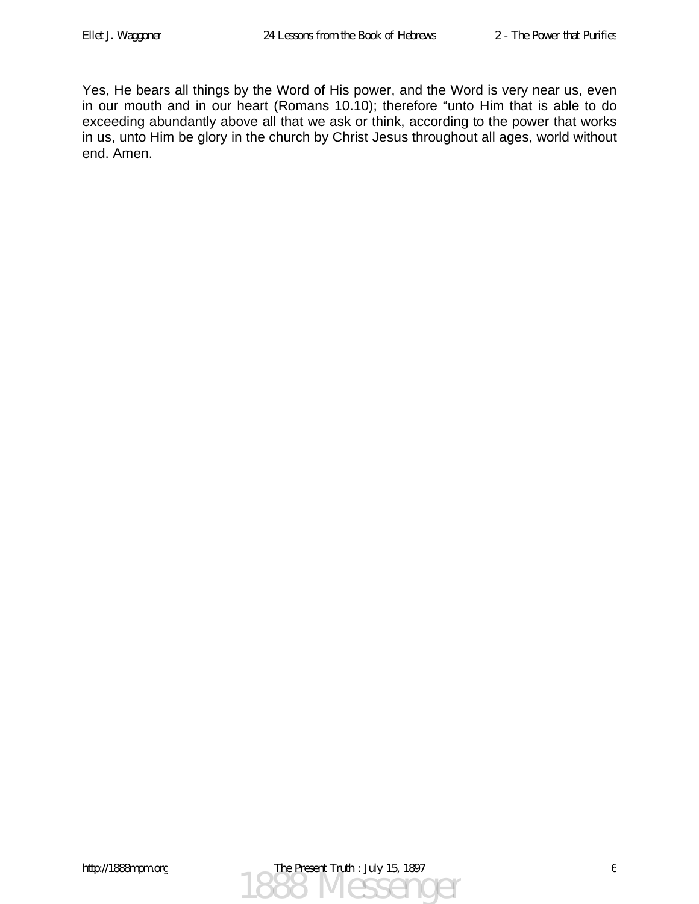Yes, He bears all things by the Word of His power, and the Word is very near us, even in our mouth and in our heart (Romans 10.10); therefore “unto Him that is able to do exceeding abundantly above all that we ask or think, according to the power that works in us, unto Him be glory in the church by Christ Jesus throughout all ages, world without end. Amen.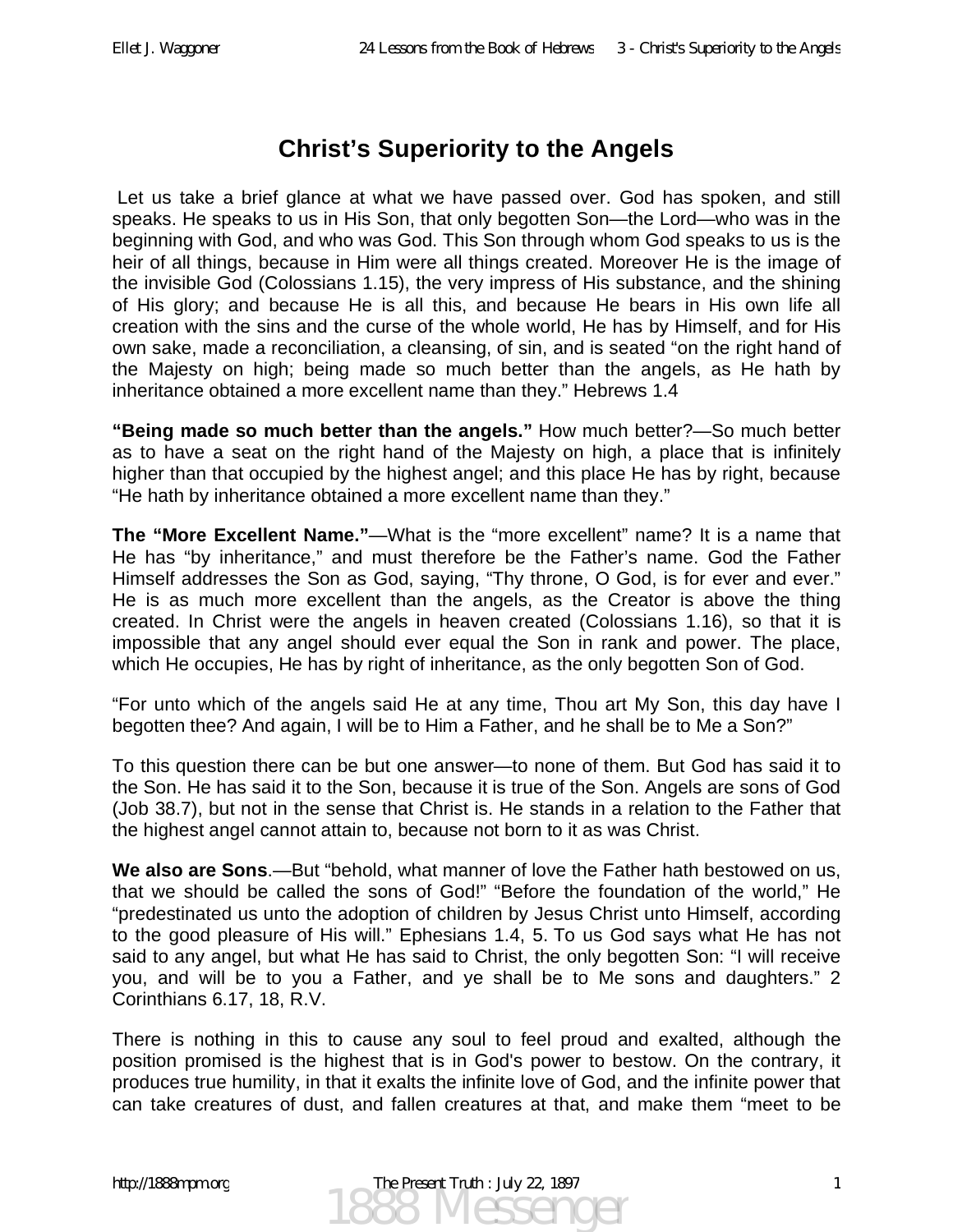# Christ's Superiority to the Angels

Let us take a brief glance at what we have passed over. God has spoken, and still speaks. He speaks to us in His Son, that only begotten Son—the Lord—who was in the beginning with God, and who was God. This Son through whom God speaks to us is the heir of all things, because in Him were all things created. Moreover He is the image of the invisible God (Colossians 1.15), the very impress of His substance, and the shining of His glory; and because He is all this, and because He bears in His own life all creation with the sins and the curse of the whole world, He has by Himself, and for His own sake, made a reconciliation, a cleansing, of sin, and is seated "on the right hand of the Majesty on high; being made so much better than the angels, as He hath by inheritance obtained a more excellent name than they." Hebrews 1.4

**"Being made so much better than the angels."** How much better?—So much better as to have a seat on the right hand of the Majesty on high, a place that is infinitely higher than that occupied by the highest angel; and this place He has by right, because "He hath by inheritance obtained a more excellent name than they."

**The "More Excellent Name."**—What is the "more excellent" name? It is a name that He has "by inheritance," and must therefore be the Father's name. God the Father Himself addresses the Son as God, saying, "Thy throne, O God, is for ever and ever." He is as much more excellent than the angels, as the Creator is above the thing created. In Christ were the angels in heaven created (Colossians 1.16), so that it is impossible that any angel should ever equal the Son in rank and power. The place, which He occupies, He has by right of inheritance, as the only begotten Son of God.

"For unto which of the angels said He at any time, Thou art My Son, this day have I begotten thee? And again, I will be to Him a Father, and he shall be to Me a Son?"

To this question there can be but one answer—to none of them. But God has said it to the Son. He has said it to the Son, because it is true of the Son. Angels are sons of God (Job 38.7), but not in the sense that Christ is. He stands in a relation to the Father that the highest angel cannot attain to, because not born to it as was Christ.

**We also are Sons**.—But "behold, what manner of love the Father hath bestowed on us, that we should be called the sons of God!" "Before the foundation of the world," He "predestinated us unto the adoption of children by Jesus Christ unto Himself, according to the good pleasure of His will." Ephesians 1.4, 5. To us God says what He has not said to any angel, but what He has said to Christ, the only begotten Son: "I will receive you, and will be to you a Father, and ye shall be to Me sons and daughters." 2 Corinthians 6.17, 18, R.V.

There is nothing in this to cause any soul to feel proud and exalted, although the position promised is the highest that is in God's power to bestow. On the contrary, it produces true humility, in that it exalts the infinite love of God, and the infinite power that can take creatures of dust, and fallen creatures at that, and make them "meet to be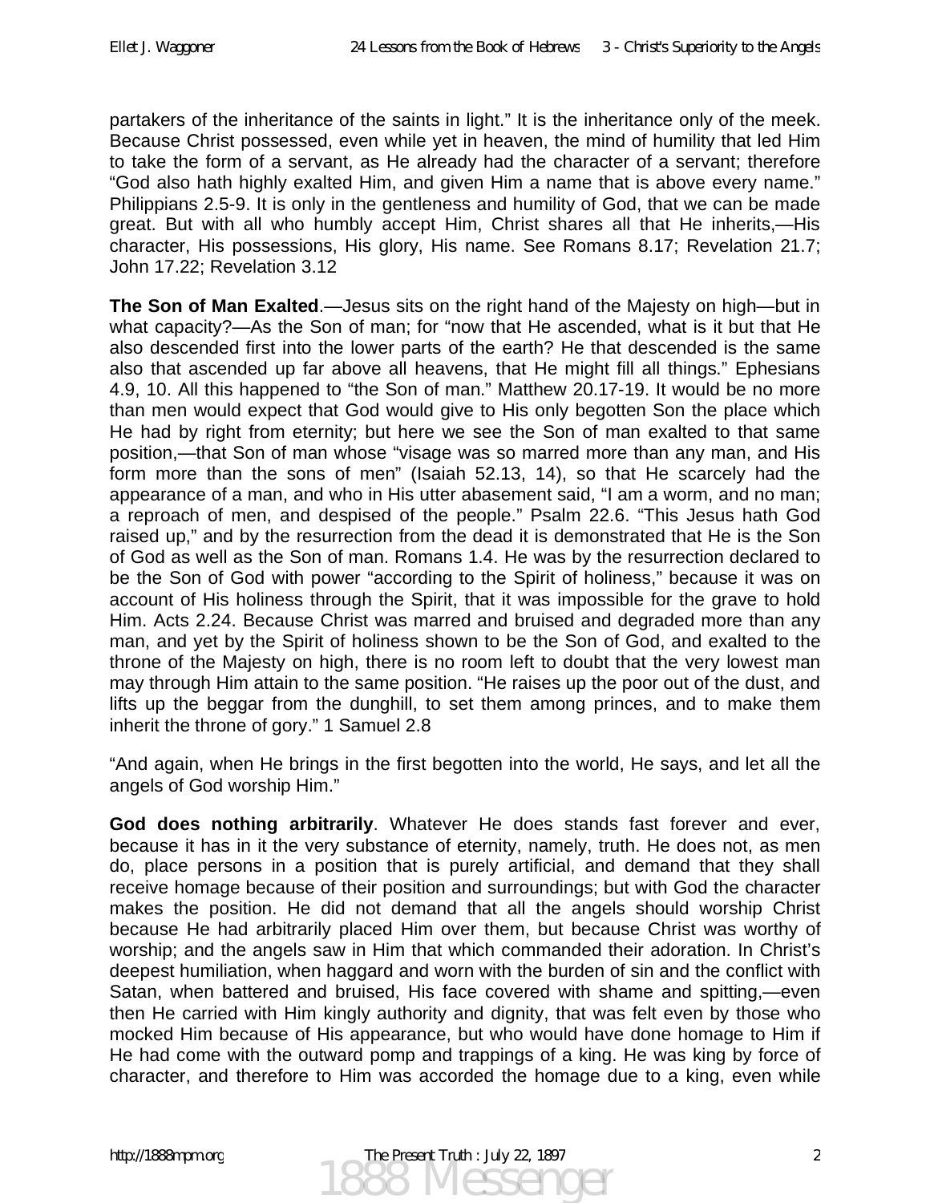partakers of the inheritance of the saints in light." It is the inheritance only of the meek. Because Christ possessed, even while yet in heaven, the mind of humility that led Him to take the form of a servant, as He already had the character of a servant; therefore "God also hath highly exalted Him, and given Him a name that is above every name." Philippians 2.5-9. It is only in the gentleness and humility of God, that we can be made great. But with all who humbly accept Him, Christ shares all that He inherits,—His character, His possessions, His glory, His name. See Romans 8.17; Revelation 21.7; John 17.22; Revelation 3.12

**The Son of Man Exalted**.—Jesus sits on the right hand of the Majesty on high—but in what capacity?—As the Son of man; for "now that He ascended, what is it but that He also descended first into the lower parts of the earth? He that descended is the same also that ascended up far above all heavens, that He might fill all things." Ephesians 4.9, 10. All this happened to "the Son of man." Matthew 20.17-19. It would be no more than men would expect that God would give to His only begotten Son the place which He had by right from eternity; but here we see the Son of man exalted to that same position,—that Son of man whose "visage was so marred more than any man, and His form more than the sons of men" (Isaiah 52.13, 14), so that He scarcely had the appearance of a man, and who in His utter abasement said, "I am a worm, and no man; a reproach of men, and despised of the people." Psalm 22.6. "This Jesus hath God raised up," and by the resurrection from the dead it is demonstrated that He is the Son of God as well as the Son of man. Romans 1.4. He was by the resurrection declared to be the Son of God with power "according to the Spirit of holiness," because it was on account of His holiness through the Spirit, that it was impossible for the grave to hold Him. Acts 2.24. Because Christ was marred and bruised and degraded more than any man, and yet by the Spirit of holiness shown to be the Son of God, and exalted to the throne of the Majesty on high, there is no room left to doubt that the very lowest man may through Him attain to the same position. "He raises up the poor out of the dust, and lifts up the beggar from the dunghill, to set them among princes, and to make them inherit the throne of gory." 1 Samuel 2.8

"And again, when He brings in the first begotten into the world, He says, and let all the angels of God worship Him."

**God does nothing arbitrarily**. Whatever He does stands fast forever and ever, because it has in it the very substance of eternity, namely, truth. He does not, as men do, place persons in a position that is purely artificial, and demand that they shall receive homage because of their position and surroundings; but with God the character makes the position. He did not demand that all the angels should worship Christ because He had arbitrarily placed Him over them, but because Christ was worthy of worship; and the angels saw in Him that which commanded their adoration. In Christ's deepest humiliation, when haggard and worn with the burden of sin and the conflict with Satan, when battered and bruised, His face covered with shame and spitting,—even then He carried with Him kingly authority and dignity, that was felt even by those who mocked Him because of His appearance, but who would have done homage to Him if He had come with the outward pomp and trappings of a king. He was king by force of character, and therefore to Him was accorded the homage due to a king, even while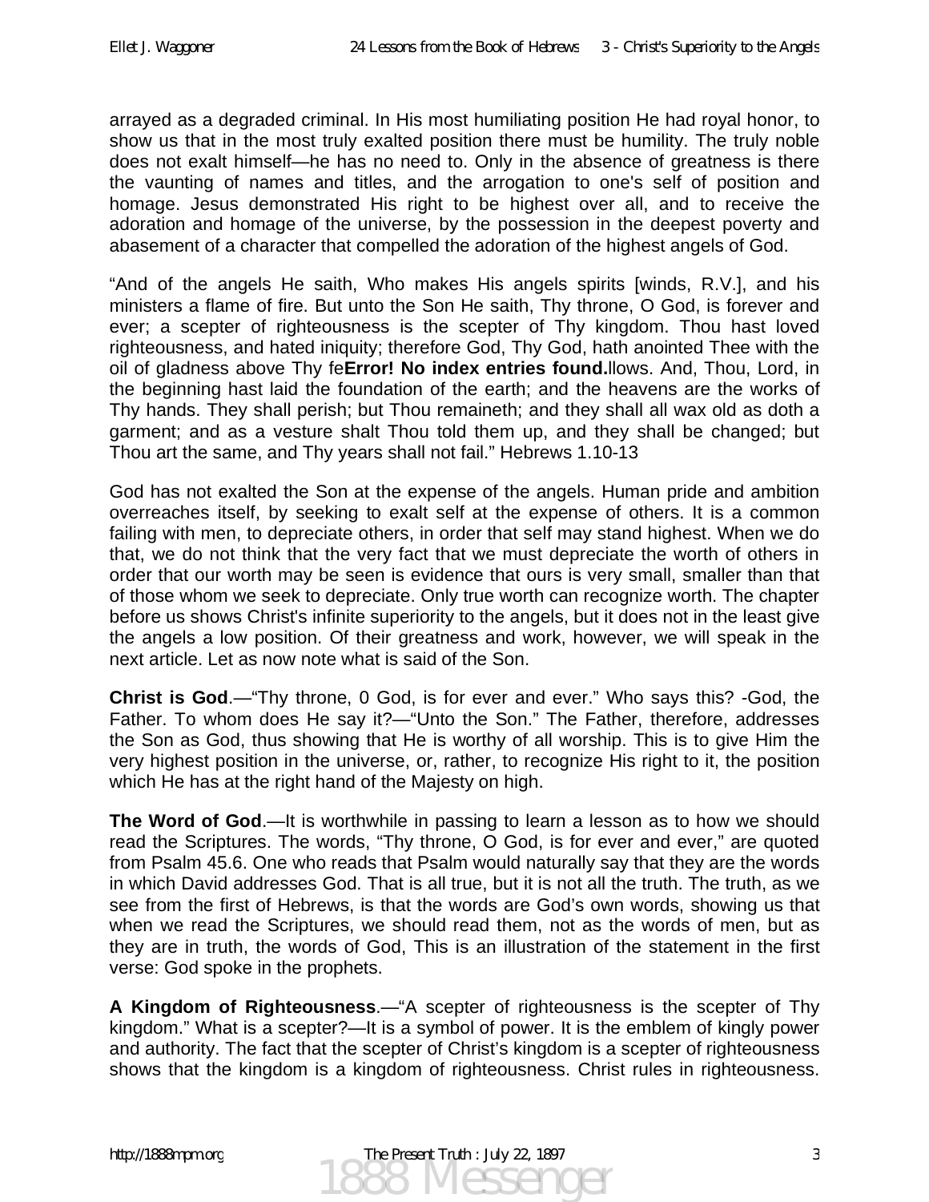arrayed as a degraded criminal. In His most humiliating position He had royal honor, to show us that in the most truly exalted position there must be humility. The truly noble does not exalt himself—he has no need to. Only in the absence of greatness is there the vaunting of names and titles, and the arrogation to one's self of position and homage. Jesus demonstrated His right to be highest over all, and to receive the adoration and homage of the universe, by the possession in the deepest poverty and abasement of a character that compelled the adoration of the highest angels of God.

"And of the angels He saith, Who makes His angels spirits [winds, R.V.], and his ministers a flame of fire. But unto the Son He saith, Thy throne, O God, is forever and ever; a scepter of righteousness is the scepter of Thy kingdom. Thou hast loved righteousness, and hated iniquity; therefore God, Thy God, hath anointed Thee with the oil of gladness above Thy fe**Error! No index entries found.**llows. And, Thou, Lord, in the beginning hast laid the foundation of the earth; and the heavens are the works of Thy hands. They shall perish; but Thou remaineth; and they shall all wax old as doth a garment; and as a vesture shalt Thou told them up, and they shall be changed; but Thou art the same, and Thy years shall not fail." Hebrews 1.10-13

God has not exalted the Son at the expense of the angels. Human pride and ambition overreaches itself, by seeking to exalt self at the expense of others. It is a common failing with men, to depreciate others, in order that self may stand highest. When we do that, we do not think that the very fact that we must depreciate the worth of others in order that our worth may be seen is evidence that ours is very small, smaller than that of those whom we seek to depreciate. Only true worth can recognize worth. The chapter before us shows Christ's infinite superiority to the angels, but it does not in the least give the angels a low position. Of their greatness and work, however, we will speak in the next article. Let as now note what is said of the Son.

**Christ is God**.—"Thy throne, 0 God, is for ever and ever." Who says this? -God, the Father. To whom does He say it?—"Unto the Son." The Father, therefore, addresses the Son as God, thus showing that He is worthy of all worship. This is to give Him the very highest position in the universe, or, rather, to recognize His right to it, the position which He has at the right hand of the Majesty on high.

**The Word of God**.—It is worthwhile in passing to learn a lesson as to how we should read the Scriptures. The words, "Thy throne, O God, is for ever and ever," are quoted from Psalm 45.6. One who reads that Psalm would naturally say that they are the words in which David addresses God. That is all true, but it is not all the truth. The truth, as we see from the first of Hebrews, is that the words are God's own words, showing us that when we read the Scriptures, we should read them, not as the words of men, but as they are in truth, the words of God, This is an illustration of the statement in the first verse: God spoke in the prophets.

**A Kingdom of Righteousness**.—"A scepter of righteousness is the scepter of Thy kingdom." What is a scepter?—It is a symbol of power. It is the emblem of kingly power and authority. The fact that the scepter of Christ's kingdom is a scepter of righteousness shows that the kingdom is a kingdom of righteousness. Christ rules in righteousness.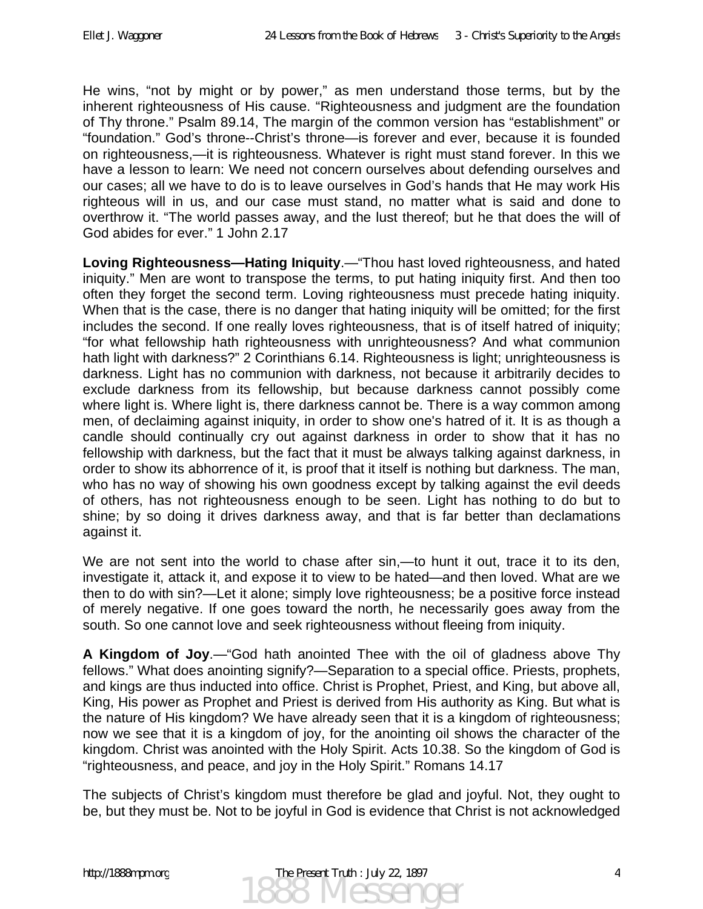He wins, "not by might or by power," as men understand those terms, but by the inherent righteousness of His cause. "Righteousness and judgment are the foundation of Thy throne." Psalm 89.14, The margin of the common version has "establishment" or "foundation." God's throne--Christ's throne—is forever and ever, because it is founded on righteousness,—it is righteousness. Whatever is right must stand forever. In this we have a lesson to learn: We need not concern ourselves about defending ourselves and our cases; all we have to do is to leave ourselves in God's hands that He may work His righteous will in us, and our case must stand, no matter what is said and done to overthrow it. "The world passes away, and the lust thereof; but he that does the will of God abides for ever." 1 John 2.17

**Loving Righteousness—Hating Iniquity**.—"Thou hast loved righteousness, and hated iniquity." Men are wont to transpose the terms, to put hating iniquity first. And then too often they forget the second term. Loving righteousness must precede hating iniquity. When that is the case, there is no danger that hating iniquity will be omitted; for the first includes the second. If one really loves righteousness, that is of itself hatred of iniquity; "for what fellowship hath righteousness with unrighteousness? And what communion hath light with darkness?" 2 Corinthians 6.14. Righteousness is light; unrighteousness is darkness. Light has no communion with darkness, not because it arbitrarily decides to exclude darkness from its fellowship, but because darkness cannot possibly come where light is. Where light is, there darkness cannot be. There is a way common among men, of declaiming against iniquity, in order to show one's hatred of it. It is as though a candle should continually cry out against darkness in order to show that it has no fellowship with darkness, but the fact that it must be always talking against darkness, in order to show its abhorrence of it, is proof that it itself is nothing but darkness. The man, who has no way of showing his own goodness except by talking against the evil deeds of others, has not righteousness enough to be seen. Light has nothing to do but to shine; by so doing it drives darkness away, and that is far better than declamations against it.

We are not sent into the world to chase after sin,—to hunt it out, trace it to its den, investigate it, attack it, and expose it to view to be hated—and then loved. What are we then to do with sin?—Let it alone; simply love righteousness; be a positive force instead of merely negative. If one goes toward the north, he necessarily goes away from the south. So one cannot love and seek righteousness without fleeing from iniquity.

**A Kingdom of Joy**.—"God hath anointed Thee with the oil of gladness above Thy fellows." What does anointing signify?—Separation to a special office. Priests, prophets, and kings are thus inducted into office. Christ is Prophet, Priest, and King, but above all, King, His power as Prophet and Priest is derived from His authority as King. But what is the nature of His kingdom? We have already seen that it is a kingdom of righteousness; now we see that it is a kingdom of joy, for the anointing oil shows the character of the kingdom. Christ was anointed with the Holy Spirit. Acts 10.38. So the kingdom of God is "righteousness, and peace, and joy in the Holy Spirit." Romans 14.17

The subjects of Christ's kingdom must therefore be glad and joyful. Not, they ought to be, but they must be. Not to be joyful in God is evidence that Christ is not acknowledged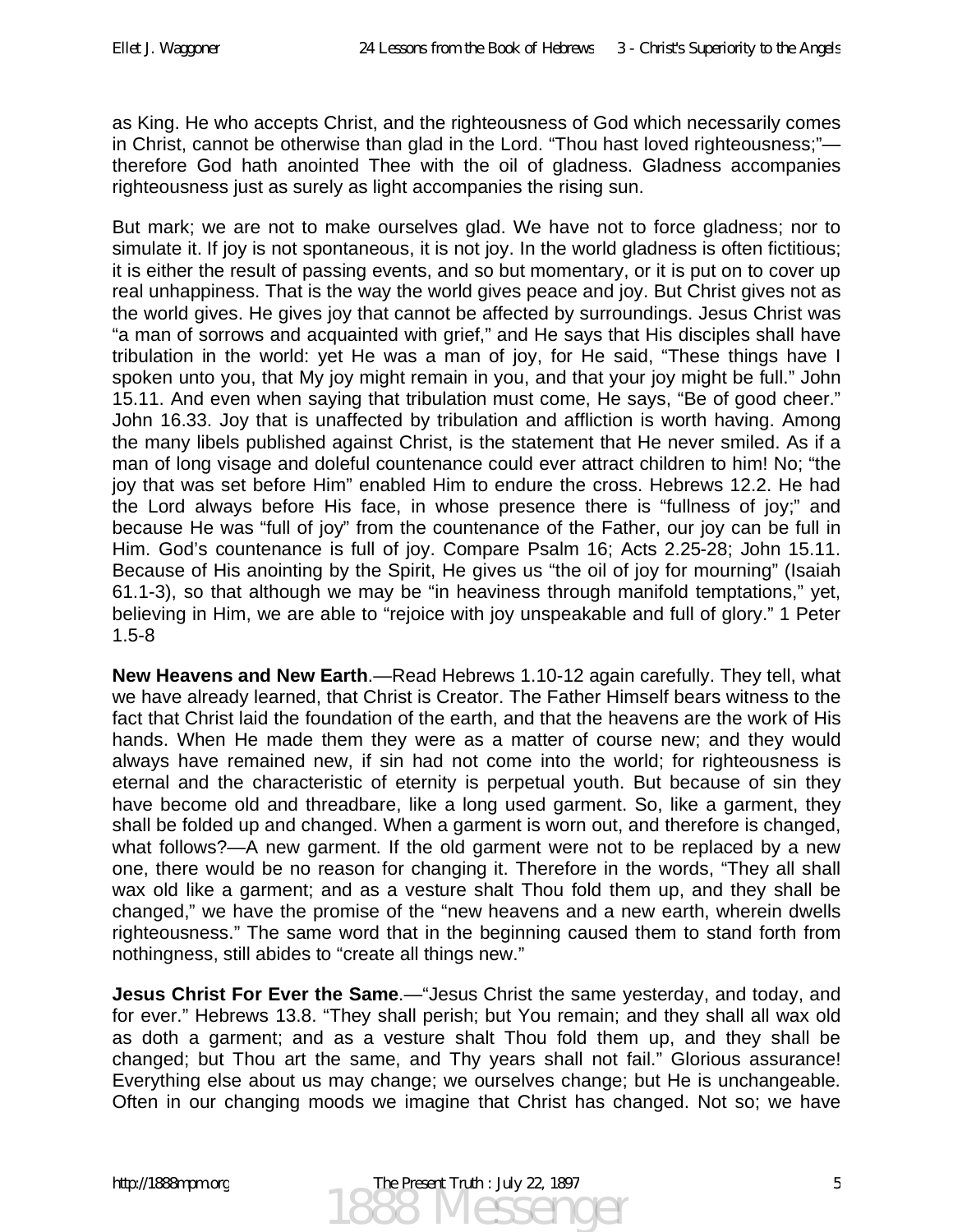as King. He who accepts Christ, and the righteousness of God which necessarily comes in Christ, cannot be otherwise than glad in the Lord. “Thou hast loved righteousness;”—therefore God hath anointed Thee with the oil of gladness. Gladness accompanies righteousness just as surely as light accompanies the rising sun.

But mark; we are not to make ourselves glad. We have not to force gladness; nor to simulate it. If joy is not spontaneous, it is not joy. In the world gladness is often fictitious; it is either the result of passing events, and so but momentary, or it is put on to cover up real unhappiness. That is the way the world gives peace and joy. But Christ gives not as the world gives. He gives joy that cannot be affected by surroundings. Jesus Christ was “a man of sorrows and acquainted with grief,” and He says that His disciples shall have tribulation in the world: yet He was a man of joy, for He said, “These things have I spoken unto you, that My joy might remain in you, and that your joy might be full.” John 15.11. And even when saying that tribulation must come, He says, “Be of good cheer.” John 16.33. Joy that is unaffected by tribulation and affliction is worth having. Among the many libels published against Christ, is the statement that He never smiled. As if a man of long visage and doleful countenance could ever attract children to him! No; “the joy that was set before Him” enabled Him to endure the cross. Hebrews 12.2. He had the Lord always before His face, in whose presence there is “fullness of joy;” and because He was “full of joy” from the countenance of the Father, our joy can be full in Him. God’s countenance is full of joy. Compare Psalm 16; Acts 2.25-28; John 15.11. Because of His anointing by the Spirit, He gives us “the oil of joy for mourning” (Isaiah 61.1-3), so that although we may be “in heaviness through manifold temptations,” yet, believing in Him, we are able to “rejoice with joy unspeakable and full of glory.” 1 Peter 1.5-8

**New Heavens and New Earth**.—Read Hebrews 1.10-12 again carefully. They tell, what we have already learned, that Christ is Creator. The Father Himself bears witness to the fact that Christ laid the foundation of the earth, and that the heavens are the work of His hands. When He made them they were as a matter of course new; and they would always have remained new, if sin had not come into the world; for righteousness is eternal and the characteristic of eternity is perpetual youth. But because of sin they have become old and threadbare, like a long used garment. So, like a garment, they shall be folded up and changed. When a garment is worn out, and therefore is changed, what follows?—A new garment. If the old garment were not to be replaced by a new one, there would be no reason for changing it. Therefore in the words, “They all shall wax old like a garment; and as a vesture shalt Thou fold them up, and they shall be changed,” we have the promise of the “new heavens and a new earth, wherein dwells righteousness.” The same word that in the beginning caused them to stand forth from nothingness, still abides to “create all things new.”

**Jesus Christ For Ever the Same**.—“Jesus Christ the same yesterday, and today, and for ever.” Hebrews 13.8. “They shall perish; but You remain; and they shall all wax old as doth a garment; and as a vesture shalt Thou fold them up, and they shall be changed; but Thou art the same, and Thy years shall not fail.” Glorious assurance! Everything else about us may change; we ourselves change; but He is unchangeable. Often in our changing moods we imagine that Christ has changed. Not so; we have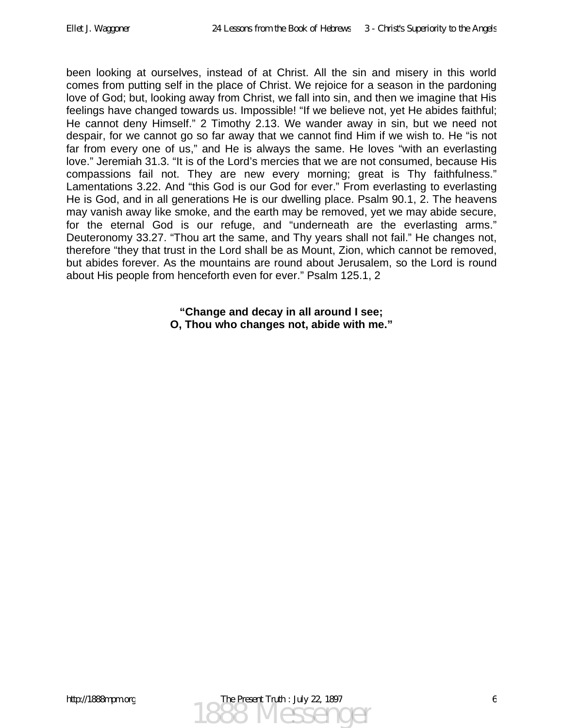been looking at ourselves, instead of at Christ. All the sin and misery in this world comes from putting self in the place of Christ. We rejoice for a season in the pardoning love of God; but, looking away from Christ, we fall into sin, and then we imagine that His feelings have changed towards us. Impossible! "If we believe not, yet He abides faithful; He cannot deny Himself." 2 Timothy 2.13. We wander away in sin, but we need not despair, for we cannot go so far away that we cannot find Him if we wish to. He "is not far from every one of us," and He is always the same. He loves "with an everlasting love." Jeremiah 31.3. "It is of the Lord's mercies that we are not consumed, because His compassions fail not. They are new every morning; great is Thy faithfulness." Lamentations 3.22. And "this God is our God for ever." From everlasting to everlasting He is God, and in all generations He is our dwelling place. Psalm 90.1, 2. The heavens may vanish away like smoke, and the earth may be removed, yet we may abide secure, for the eternal God is our refuge, and "underneath are the everlasting arms." Deuteronomy 33.27. "Thou art the same, and Thy years shall not fail." He changes not, therefore "they that trust in the Lord shall be as Mount, Zion, which cannot be removed, but abides forever. As the mountains are round about Jerusalem, so the Lord is round about His people from henceforth even for ever." Psalm 125.1, 2

**"Change and decay in all around I see;**
**O, Thou who changes not, abide with me."**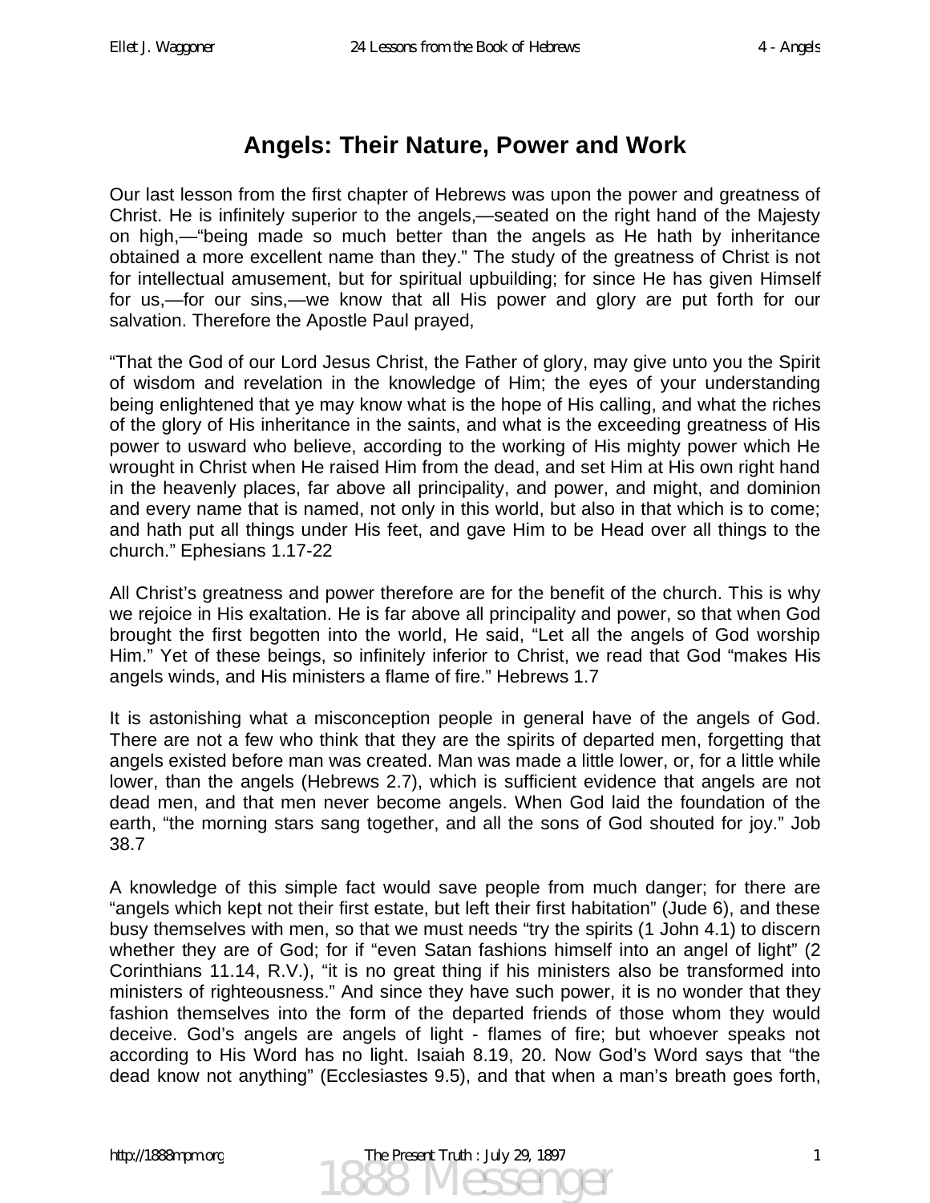# Angels: Their Nature, Power and Work

Our last lesson from the first chapter of Hebrews was upon the power and greatness of Christ. He is infinitely superior to the angels,—seated on the right hand of the Majesty on high,—"being made so much better than the angels as He hath by inheritance obtained a more excellent name than they." The study of the greatness of Christ is not for intellectual amusement, but for spiritual upbuilding; for since He has given Himself for us,—for our sins,—we know that all His power and glory are put forth for our salvation. Therefore the Apostle Paul prayed,

"That the God of our Lord Jesus Christ, the Father of glory, may give unto you the Spirit of wisdom and revelation in the knowledge of Him; the eyes of your understanding being enlightened that ye may know what is the hope of His calling, and what the riches of the glory of His inheritance in the saints, and what is the exceeding greatness of His power to usward who believe, according to the working of His mighty power which He wrought in Christ when He raised Him from the dead, and set Him at His own right hand in the heavenly places, far above all principality, and power, and might, and dominion and every name that is named, not only in this world, but also in that which is to come; and hath put all things under His feet, and gave Him to be Head over all things to the church." Ephesians 1.17-22

All Christ's greatness and power therefore are for the benefit of the church. This is why we rejoice in His exaltation. He is far above all principality and power, so that when God brought the first begotten into the world, He said, "Let all the angels of God worship Him." Yet of these beings, so infinitely inferior to Christ, we read that God "makes His angels winds, and His ministers a flame of fire." Hebrews 1.7

It is astonishing what a misconception people in general have of the angels of God. There are not a few who think that they are the spirits of departed men, forgetting that angels existed before man was created. Man was made a little lower, or, for a little while lower, than the angels (Hebrews 2.7), which is sufficient evidence that angels are not dead men, and that men never become angels. When God laid the foundation of the earth, "the morning stars sang together, and all the sons of God shouted for joy." Job 38.7

A knowledge of this simple fact would save people from much danger; for there are "angels which kept not their first estate, but left their first habitation" (Jude 6), and these busy themselves with men, so that we must needs "try the spirits (1 John 4.1) to discern whether they are of God; for if "even Satan fashions himself into an angel of light" (2 Corinthians 11.14, R.V.), "it is no great thing if his ministers also be transformed into ministers of righteousness." And since they have such power, it is no wonder that they fashion themselves into the form of the departed friends of those whom they would deceive. God's angels are angels of light - flames of fire; but whoever speaks not according to His Word has no light. Isaiah 8.19, 20. Now God's Word says that "the dead know not anything" (Ecclesiastes 9.5), and that when a man's breath goes forth,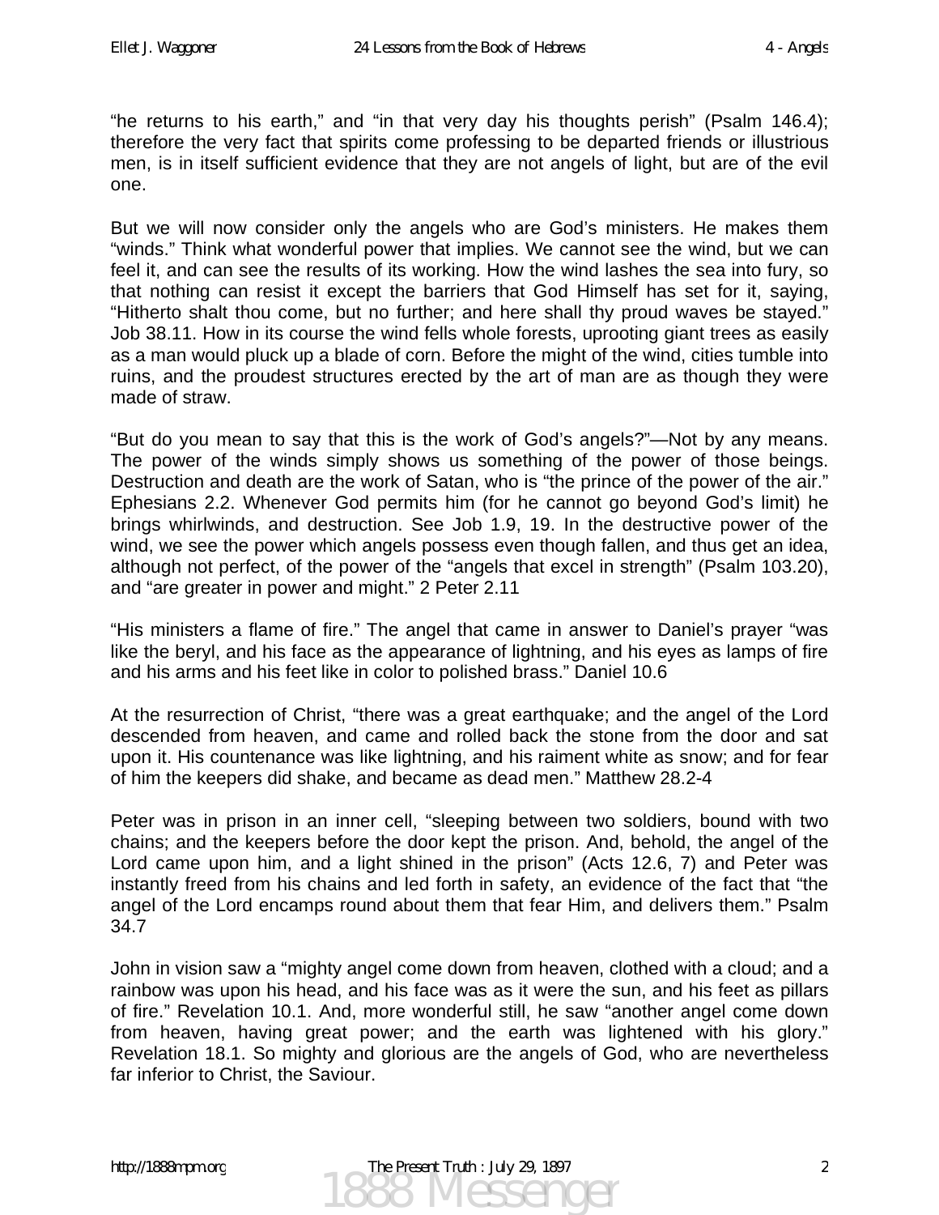"he returns to his earth," and "in that very day his thoughts perish" (Psalm 146.4); therefore the very fact that spirits come professing to be departed friends or illustrious men, is in itself sufficient evidence that they are not angels of light, but are of the evil one.

But we will now consider only the angels who are God's ministers. He makes them "winds." Think what wonderful power that implies. We cannot see the wind, but we can feel it, and can see the results of its working. How the wind lashes the sea into fury, so that nothing can resist it except the barriers that God Himself has set for it, saying, "Hitherto shalt thou come, but no further; and here shall thy proud waves be stayed." Job 38.11. How in its course the wind fells whole forests, uprooting giant trees as easily as a man would pluck up a blade of corn. Before the might of the wind, cities tumble into ruins, and the proudest structures erected by the art of man are as though they were made of straw.

"But do you mean to say that this is the work of God's angels?"—Not by any means. The power of the winds simply shows us something of the power of those beings. Destruction and death are the work of Satan, who is "the prince of the power of the air." Ephesians 2.2. Whenever God permits him (for he cannot go beyond God's limit) he brings whirlwinds, and destruction. See Job 1.9, 19. In the destructive power of the wind, we see the power which angels possess even though fallen, and thus get an idea, although not perfect, of the power of the "angels that excel in strength" (Psalm 103.20), and "are greater in power and might." 2 Peter 2.11

"His ministers a flame of fire." The angel that came in answer to Daniel's prayer "was like the beryl, and his face as the appearance of lightning, and his eyes as lamps of fire and his arms and his feet like in color to polished brass." Daniel 10.6

At the resurrection of Christ, "there was a great earthquake; and the angel of the Lord descended from heaven, and came and rolled back the stone from the door and sat upon it. His countenance was like lightning, and his raiment white as snow; and for fear of him the keepers did shake, and became as dead men." Matthew 28.2-4

Peter was in prison in an inner cell, "sleeping between two soldiers, bound with two chains; and the keepers before the door kept the prison. And, behold, the angel of the Lord came upon him, and a light shined in the prison" (Acts 12.6, 7) and Peter was instantly freed from his chains and led forth in safety, an evidence of the fact that "the angel of the Lord encamps round about them that fear Him, and delivers them." Psalm 34.7

John in vision saw a "mighty angel come down from heaven, clothed with a cloud; and a rainbow was upon his head, and his face was as it were the sun, and his feet as pillars of fire." Revelation 10.1. And, more wonderful still, he saw "another angel come down from heaven, having great power; and the earth was lightened with his glory." Revelation 18.1. So mighty and glorious are the angels of God, who are nevertheless far inferior to Christ, the Saviour.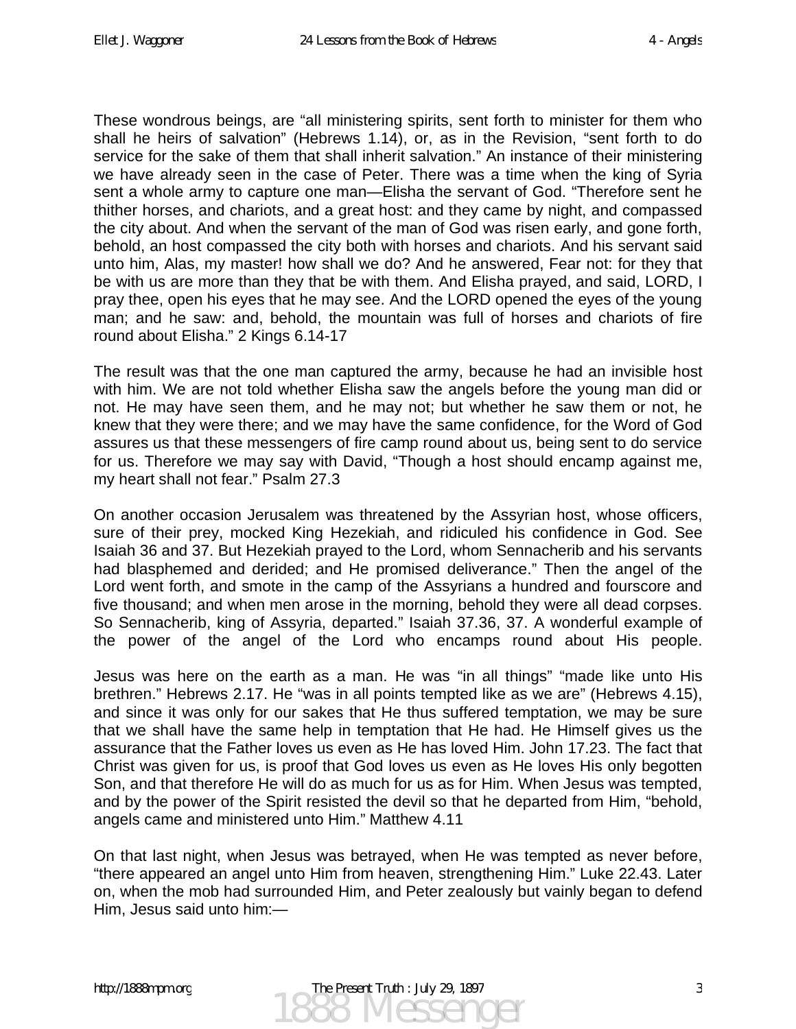These wondrous beings, are "all ministering spirits, sent forth to minister for them who shall he heirs of salvation" (Hebrews 1.14), or, as in the Revision, "sent forth to do service for the sake of them that shall inherit salvation." An instance of their ministering we have already seen in the case of Peter. There was a time when the king of Syria sent a whole army to capture one man—Elisha the servant of God. "Therefore sent he thither horses, and chariots, and a great host: and they came by night, and compassed the city about. And when the servant of the man of God was risen early, and gone forth, behold, an host compassed the city both with horses and chariots. And his servant said unto him, Alas, my master! how shall we do? And he answered, Fear not: for they that be with us are more than they that be with them. And Elisha prayed, and said, LORD, I pray thee, open his eyes that he may see. And the LORD opened the eyes of the young man; and he saw: and, behold, the mountain was full of horses and chariots of fire round about Elisha." 2 Kings 6.14-17

The result was that the one man captured the army, because he had an invisible host with him. We are not told whether Elisha saw the angels before the young man did or not. He may have seen them, and he may not; but whether he saw them or not, he knew that they were there; and we may have the same confidence, for the Word of God assures us that these messengers of fire camp round about us, being sent to do service for us. Therefore we may say with David, "Though a host should encamp against me, my heart shall not fear." Psalm 27.3

On another occasion Jerusalem was threatened by the Assyrian host, whose officers, sure of their prey, mocked King Hezekiah, and ridiculed his confidence in God. See Isaiah 36 and 37. But Hezekiah prayed to the Lord, whom Sennacherib and his servants had blasphemed and derided; and He promised deliverance." Then the angel of the Lord went forth, and smote in the camp of the Assyrians a hundred and fourscore and five thousand; and when men arose in the morning, behold they were all dead corpses. So Sennacherib, king of Assyria, departed." Isaiah 37.36, 37. A wonderful example of the power of the angel of the Lord who encamps round about His people.

Jesus was here on the earth as a man. He was "in all things" "made like unto His brethren." Hebrews 2.17. He "was in all points tempted like as we are" (Hebrews 4.15), and since it was only for our sakes that He thus suffered temptation, we may be sure that we shall have the same help in temptation that He had. He Himself gives us the assurance that the Father loves us even as He has loved Him. John 17.23. The fact that Christ was given for us, is proof that God loves us even as He loves His only begotten Son, and that therefore He will do as much for us as for Him. When Jesus was tempted, and by the power of the Spirit resisted the devil so that he departed from Him, "behold, angels came and ministered unto Him." Matthew 4.11

On that last night, when Jesus was betrayed, when He was tempted as never before, "there appeared an angel unto Him from heaven, strengthening Him." Luke 22.43. Later on, when the mob had surrounded Him, and Peter zealously but vainly began to defend Him, Jesus said unto him:—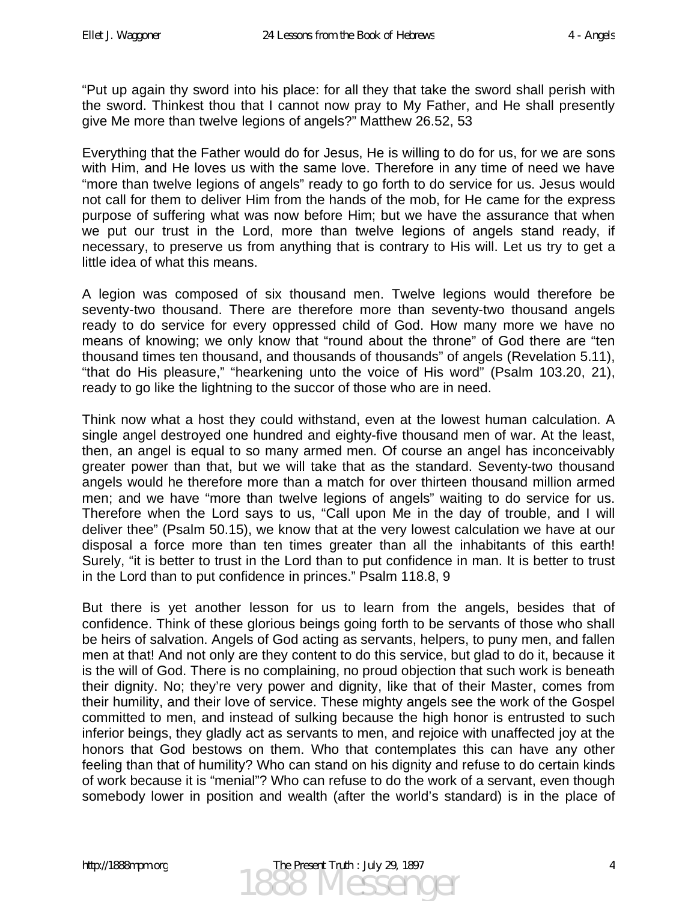“Put up again thy sword into his place: for all they that take the sword shall perish with the sword. Thinkest thou that I cannot now pray to My Father, and He shall presently give Me more than twelve legions of angels?” Matthew 26.52, 53

Everything that the Father would do for Jesus, He is willing to do for us, for we are sons with Him, and He loves us with the same love. Therefore in any time of need we have “more than twelve legions of angels” ready to go forth to do service for us. Jesus would not call for them to deliver Him from the hands of the mob, for He came for the express purpose of suffering what was now before Him; but we have the assurance that when we put our trust in the Lord, more than twelve legions of angels stand ready, if necessary, to preserve us from anything that is contrary to His will. Let us try to get a little idea of what this means.

A legion was composed of six thousand men. Twelve legions would therefore be seventy-two thousand. There are therefore more than seventy-two thousand angels ready to do service for every oppressed child of God. How many more we have no means of knowing; we only know that “round about the throne” of God there are “ten thousand times ten thousand, and thousands of thousands” of angels (Revelation 5.11), “that do His pleasure,” “hearkening unto the voice of His word” (Psalm 103.20, 21), ready to go like the lightning to the succor of those who are in need.

Think now what a host they could withstand, even at the lowest human calculation. A single angel destroyed one hundred and eighty-five thousand men of war. At the least, then, an angel is equal to so many armed men. Of course an angel has inconceivably greater power than that, but we will take that as the standard. Seventy-two thousand angels would he therefore more than a match for over thirteen thousand million armed men; and we have “more than twelve legions of angels” waiting to do service for us. Therefore when the Lord says to us, “Call upon Me in the day of trouble, and I will deliver thee” (Psalm 50.15), we know that at the very lowest calculation we have at our disposal a force more than ten times greater than all the inhabitants of this earth! Surely, “it is better to trust in the Lord than to put confidence in man. It is better to trust in the Lord than to put confidence in princes.” Psalm 118.8, 9

But there is yet another lesson for us to learn from the angels, besides that of confidence. Think of these glorious beings going forth to be servants of those who shall be heirs of salvation. Angels of God acting as servants, helpers, to puny men, and fallen men at that! And not only are they content to do this service, but glad to do it, because it is the will of God. There is no complaining, no proud objection that such work is beneath their dignity. No; they’re very power and dignity, like that of their Master, comes from their humility, and their love of service. These mighty angels see the work of the Gospel committed to men, and instead of sulking because the high honor is entrusted to such inferior beings, they gladly act as servants to men, and rejoice with unaffected joy at the honors that God bestows on them. Who that contemplates this can have any other feeling than that of humility? Who can stand on his dignity and refuse to do certain kinds of work because it is “menial”? Who can refuse to do the work of a servant, even though somebody lower in position and wealth (after the world’s standard) is in the place of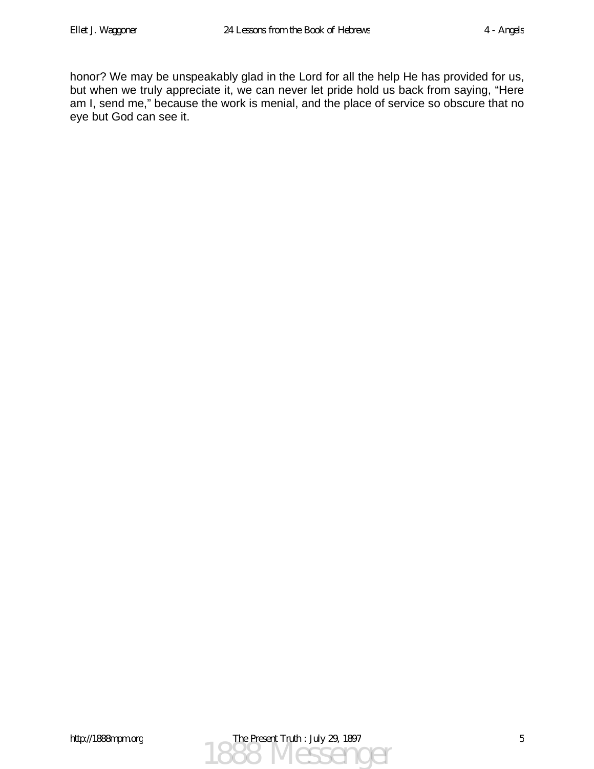honor? We may be unspeakably glad in the Lord for all the help He has provided for us, but when we truly appreciate it, we can never let pride hold us back from saying, “Here am I, send me,” because the work is menial, and the place of service so obscure that no eye but God can see it.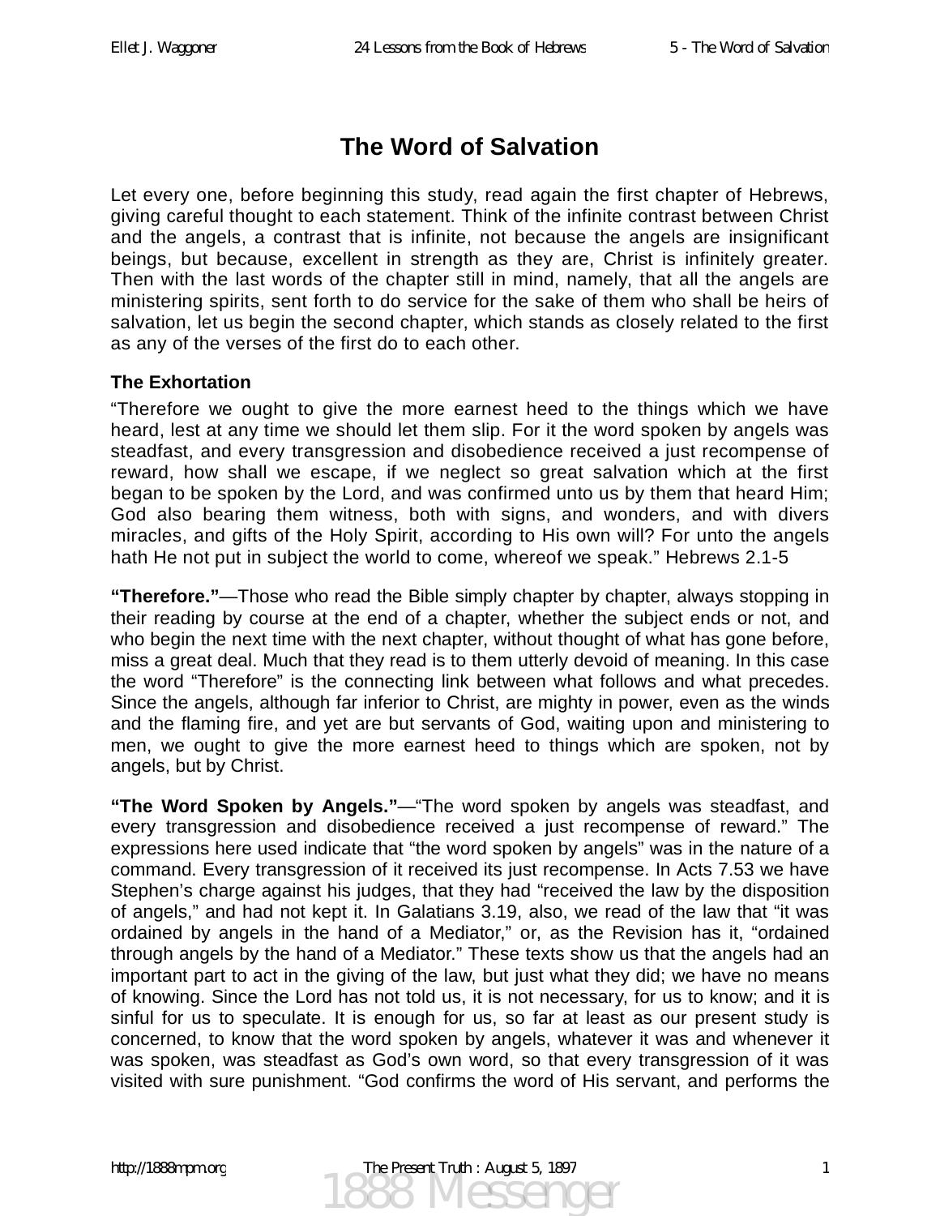# The Word of Salvation

Let every one, before beginning this study, read again the first chapter of Hebrews, giving careful thought to each statement. Think of the infinite contrast between Christ and the angels, a contrast that is infinite, not because the angels are insignificant beings, but because, excellent in strength as they are, Christ is infinitely greater. Then with the last words of the chapter still in mind, namely, that all the angels are ministering spirits, sent forth to do service for the sake of them who shall be heirs of salvation, let us begin the second chapter, which stands as closely related to the first as any of the verses of the first do to each other.

### The Exhortation

"Therefore we ought to give the more earnest heed to the things which we have heard, lest at any time we should let them slip. For it the word spoken by angels was steadfast, and every transgression and disobedience received a just recompense of reward, how shall we escape, if we neglect so great salvation which at the first began to be spoken by the Lord, and was confirmed unto us by them that heard Him; God also bearing them witness, both with signs, and wonders, and with divers miracles, and gifts of the Holy Spirit, according to His own will? For unto the angels hath He not put in subject the world to come, whereof we speak." Hebrews 2.1-5

**"Therefore."**—Those who read the Bible simply chapter by chapter, always stopping in their reading by course at the end of a chapter, whether the subject ends or not, and who begin the next time with the next chapter, without thought of what has gone before, miss a great deal. Much that they read is to them utterly devoid of meaning. In this case the word "Therefore" is the connecting link between what follows and what precedes. Since the angels, although far inferior to Christ, are mighty in power, even as the winds and the flaming fire, and yet are but servants of God, waiting upon and ministering to men, we ought to give the more earnest heed to things which are spoken, not by angels, but by Christ.

**"The Word Spoken by Angels."**—"The word spoken by angels was steadfast, and every transgression and disobedience received a just recompense of reward." The expressions here used indicate that "the word spoken by angels" was in the nature of a command. Every transgression of it received its just recompense. In Acts 7.53 we have Stephen's charge against his judges, that they had "received the law by the disposition of angels," and had not kept it. In Galatians 3.19, also, we read of the law that "it was ordained by angels in the hand of a Mediator," or, as the Revision has it, "ordained through angels by the hand of a Mediator." These texts show us that the angels had an important part to act in the giving of the law, but just what they did; we have no means of knowing. Since the Lord has not told us, it is not necessary, for us to know; and it is sinful for us to speculate. It is enough for us, so far at least as our present study is concerned, to know that the word spoken by angels, whatever it was and whenever it was spoken, was steadfast as God's own word, so that every transgression of it was visited with sure punishment. "God confirms the word of His servant, and performs the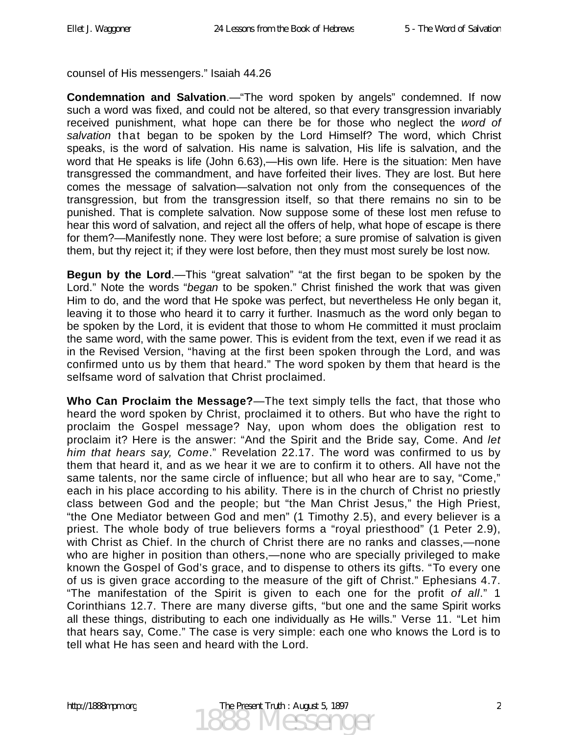counsel of His messengers." Isaiah 44.26

**Condemnation and Salvation**.—"The word spoken by angels" condemned. If now such a word was fixed, and could not be altered, so that every transgression invariably received punishment, what hope can there be for those who neglect the *word of salvation* that began to be spoken by the Lord Himself? The word, which Christ speaks, is the word of salvation. His name is salvation, His life is salvation, and the word that He speaks is life (John 6.63),—His own life. Here is the situation: Men have transgressed the commandment, and have forfeited their lives. They are lost. But here comes the message of salvation—salvation not only from the consequences of the transgression, but from the transgression itself, so that there remains no sin to be punished. That is complete salvation. Now suppose some of these lost men refuse to hear this word of salvation, and reject all the offers of help, what hope of escape is there for them?—Manifestly none. They were lost before; a sure promise of salvation is given them, but thy reject it; if they were lost before, then they must most surely be lost now.

**Begun by the Lord**.—This "great salvation" "at the first began to be spoken by the Lord." Note the words "*began* to be spoken." Christ finished the work that was given Him to do, and the word that He spoke was perfect, but nevertheless He only began it, leaving it to those who heard it to carry it further. Inasmuch as the word only began to be spoken by the Lord, it is evident that those to whom He committed it must proclaim the same word, with the same power. This is evident from the text, even if we read it as in the Revised Version, "having at the first been spoken through the Lord, and was confirmed unto us by them that heard." The word spoken by them that heard is the selfsame word of salvation that Christ proclaimed.

**Who Can Proclaim the Message?**—The text simply tells the fact, that those who heard the word spoken by Christ, proclaimed it to others. But who have the right to proclaim the Gospel message? Nay, upon whom does the obligation rest to proclaim it? Here is the answer: "And the Spirit and the Bride say, Come. And *let him that hears say, Come*." Revelation 22.17. The word was confirmed to us by them that heard it, and as we hear it we are to confirm it to others. All have not the same talents, nor the same circle of influence; but all who hear are to say, "Come," each in his place according to his ability. There is in the church of Christ no priestly class between God and the people; but "the Man Christ Jesus," the High Priest, "the One Mediator between God and men" (1 Timothy 2.5), and every believer is a priest. The whole body of true believers forms a "royal priesthood" (1 Peter 2.9), with Christ as Chief. In the church of Christ there are no ranks and classes,—none who are higher in position than others,—none who are specially privileged to make known the Gospel of God's grace, and to dispense to others its gifts. "To every one of us is given grace according to the measure of the gift of Christ." Ephesians 4.7. "The manifestation of the Spirit is given to each one for the profit *of all*." 1 Corinthians 12.7. There are many diverse gifts, "but one and the same Spirit works all these things, distributing to each one individually as He wills." Verse 11. "Let him that hears say, Come." The case is very simple: each one who knows the Lord is to tell what He has seen and heard with the Lord.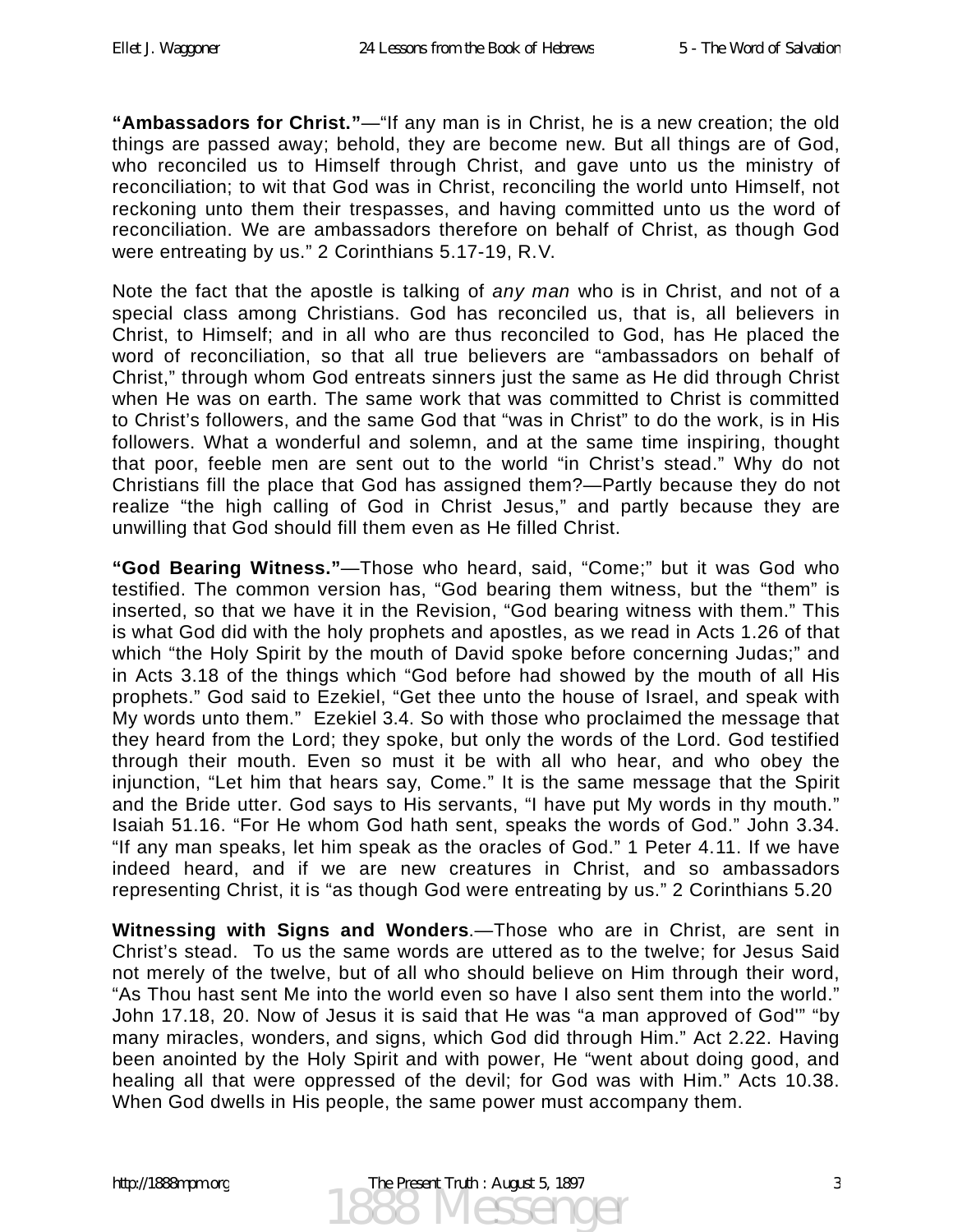**“Ambassadors for Christ.”**—“If any man is in Christ, he is a new creation; the old things are passed away; behold, they are become new. But all things are of God, who reconciled us to Himself through Christ, and gave unto us the ministry of reconciliation; to wit that God was in Christ, reconciling the world unto Himself, not reckoning unto them their trespasses, and having committed unto us the word of reconciliation. We are ambassadors therefore on behalf of Christ, as though God were entreating by us.” 2 Corinthians 5.17-19, R.V.

Note the fact that the apostle is talking of *any man* who is in Christ, and not of a special class among Christians. God has reconciled us, that is, all believers in Christ, to Himself; and in all who are thus reconciled to God, has He placed the word of reconciliation, so that all true believers are “ambassadors on behalf of Christ,” through whom God entreats sinners just the same as He did through Christ when He was on earth. The same work that was committed to Christ is committed to Christ’s followers, and the same God that “was in Christ” to do the work, is in His followers. What a wonderful and solemn, and at the same time inspiring, thought that poor, feeble men are sent out to the world “in Christ’s stead.” Why do not Christians fill the place that God has assigned them?—Partly because they do not realize “the high calling of God in Christ Jesus,” and partly because they are unwilling that God should fill them even as He filled Christ.

**“God Bearing Witness.”**—Those who heard, said, “Come;” but it was God who testified. The common version has, “God bearing them witness, but the “them” is inserted, so that we have it in the Revision, “God bearing witness with them.” This is what God did with the holy prophets and apostles, as we read in Acts 1.26 of that which “the Holy Spirit by the mouth of David spoke before concerning Judas;” and in Acts 3.18 of the things which “God before had showed by the mouth of all His prophets.” God said to Ezekiel, “Get thee unto the house of Israel, and speak with My words unto them.” Ezekiel 3.4. So with those who proclaimed the message that they heard from the Lord; they spoke, but only the words of the Lord. God testified through their mouth. Even so must it be with all who hear, and who obey the injunction, “Let him that hears say, Come.” It is the same message that the Spirit and the Bride utter. God says to His servants, “I have put My words in thy mouth.” Isaiah 51.16. “For He whom God hath sent, speaks the words of God.” John 3.34. “If any man speaks, let him speak as the oracles of God.” 1 Peter 4.11. If we have indeed heard, and if we are new creatures in Christ, and so ambassadors representing Christ, it is “as though God were entreating by us.” 2 Corinthians 5.20

**Witnessing with Signs and Wonders**.—Those who are in Christ, are sent in Christ’s stead. To us the same words are uttered as to the twelve; for Jesus Said not merely of the twelve, but of all who should believe on Him through their word, “As Thou hast sent Me into the world even so have I also sent them into the world.” John 17.18, 20. Now of Jesus it is said that He was “a man approved of God’” “by many miracles, wonders, and signs, which God did through Him.” Act 2.22. Having been anointed by the Holy Spirit and with power, He “went about doing good, and healing all that were oppressed of the devil; for God was with Him.” Acts 10.38. When God dwells in His people, the same power must accompany them.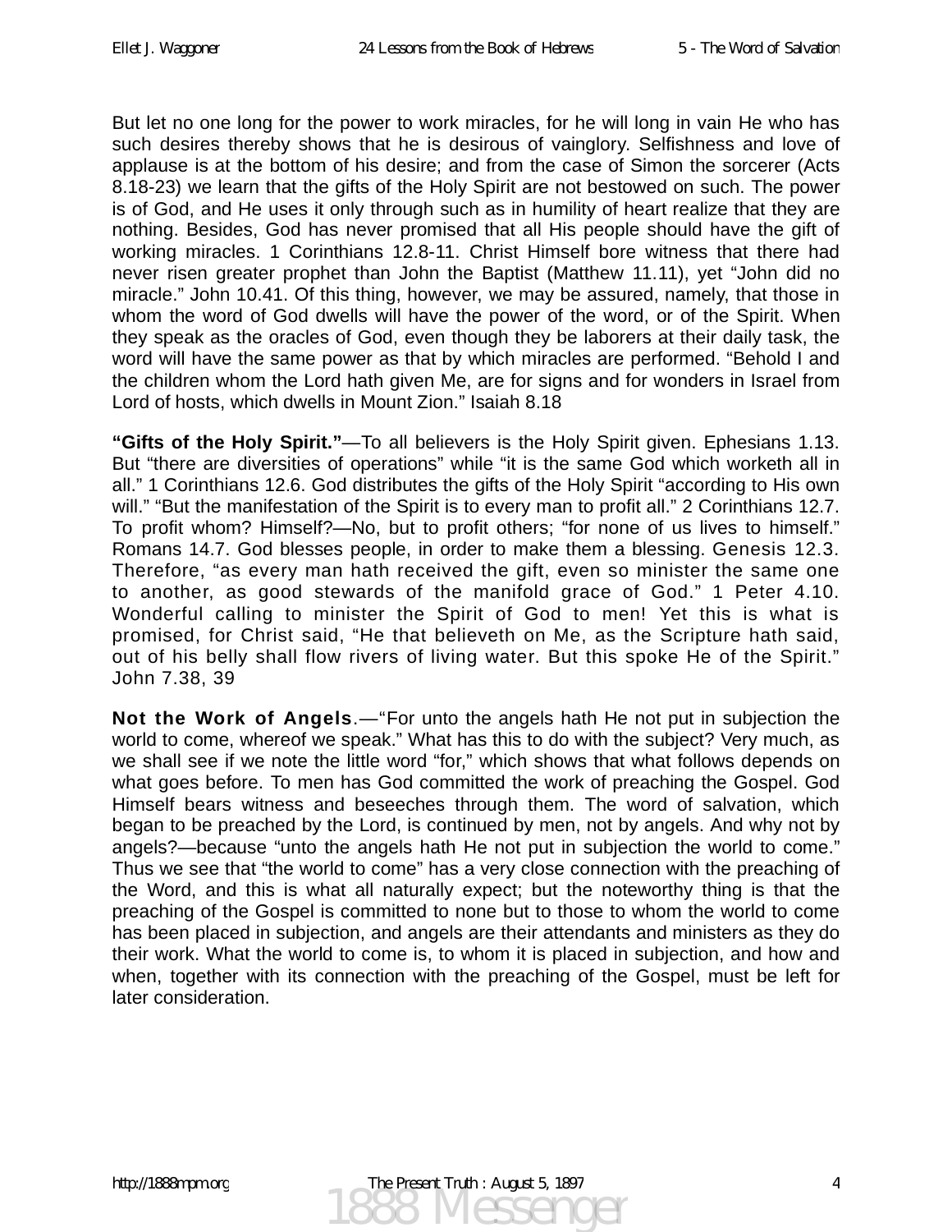But let no one long for the power to work miracles, for he will long in vain He who has such desires thereby shows that he is desirous of vainglory. Selfishness and love of applause is at the bottom of his desire; and from the case of Simon the sorcerer (Acts 8.18-23) we learn that the gifts of the Holy Spirit are not bestowed on such. The power is of God, and He uses it only through such as in humility of heart realize that they are nothing. Besides, God has never promised that all His people should have the gift of working miracles. 1 Corinthians 12.8-11. Christ Himself bore witness that there had never risen greater prophet than John the Baptist (Matthew 11.11), yet "John did no miracle." John 10.41. Of this thing, however, we may be assured, namely, that those in whom the word of God dwells will have the power of the word, or of the Spirit. When they speak as the oracles of God, even though they be laborers at their daily task, the word will have the same power as that by which miracles are performed. "Behold I and the children whom the Lord hath given Me, are for signs and for wonders in Israel from Lord of hosts, which dwells in Mount Zion." Isaiah 8.18

**"Gifts of the Holy Spirit."**—To all believers is the Holy Spirit given. Ephesians 1.13. But "there are diversities of operations" while "it is the same God which worketh all in all." 1 Corinthians 12.6. God distributes the gifts of the Holy Spirit "according to His own will." "But the manifestation of the Spirit is to every man to profit all." 2 Corinthians 12.7. To profit whom? Himself?—No, but to profit others; "for none of us lives to himself." Romans 14.7. God blesses people, in order to make them a blessing. Genesis 12.3. Therefore, "as every man hath received the gift, even so minister the same one to another, as good stewards of the manifold grace of God." 1 Peter 4.10. Wonderful calling to minister the Spirit of God to men! Yet this is what is promised, for Christ said, "He that believeth on Me, as the Scripture hath said, out of his belly shall flow rivers of living water. But this spoke He of the Spirit." John 7.38, 39

**Not the Work of Angels**.—"For unto the angels hath He not put in subjection the world to come, whereof we speak." What has this to do with the subject? Very much, as we shall see if we note the little word "for," which shows that what follows depends on what goes before. To men has God committed the work of preaching the Gospel. God Himself bears witness and beseeches through them. The word of salvation, which began to be preached by the Lord, is continued by men, not by angels. And why not by angels?—because "unto the angels hath He not put in subjection the world to come." Thus we see that "the world to come" has a very close connection with the preaching of the Word, and this is what all naturally expect; but the noteworthy thing is that the preaching of the Gospel is committed to none but to those to whom the world to come has been placed in subjection, and angels are their attendants and ministers as they do their work. What the world to come is, to whom it is placed in subjection, and how and when, together with its connection with the preaching of the Gospel, must be left for later consideration.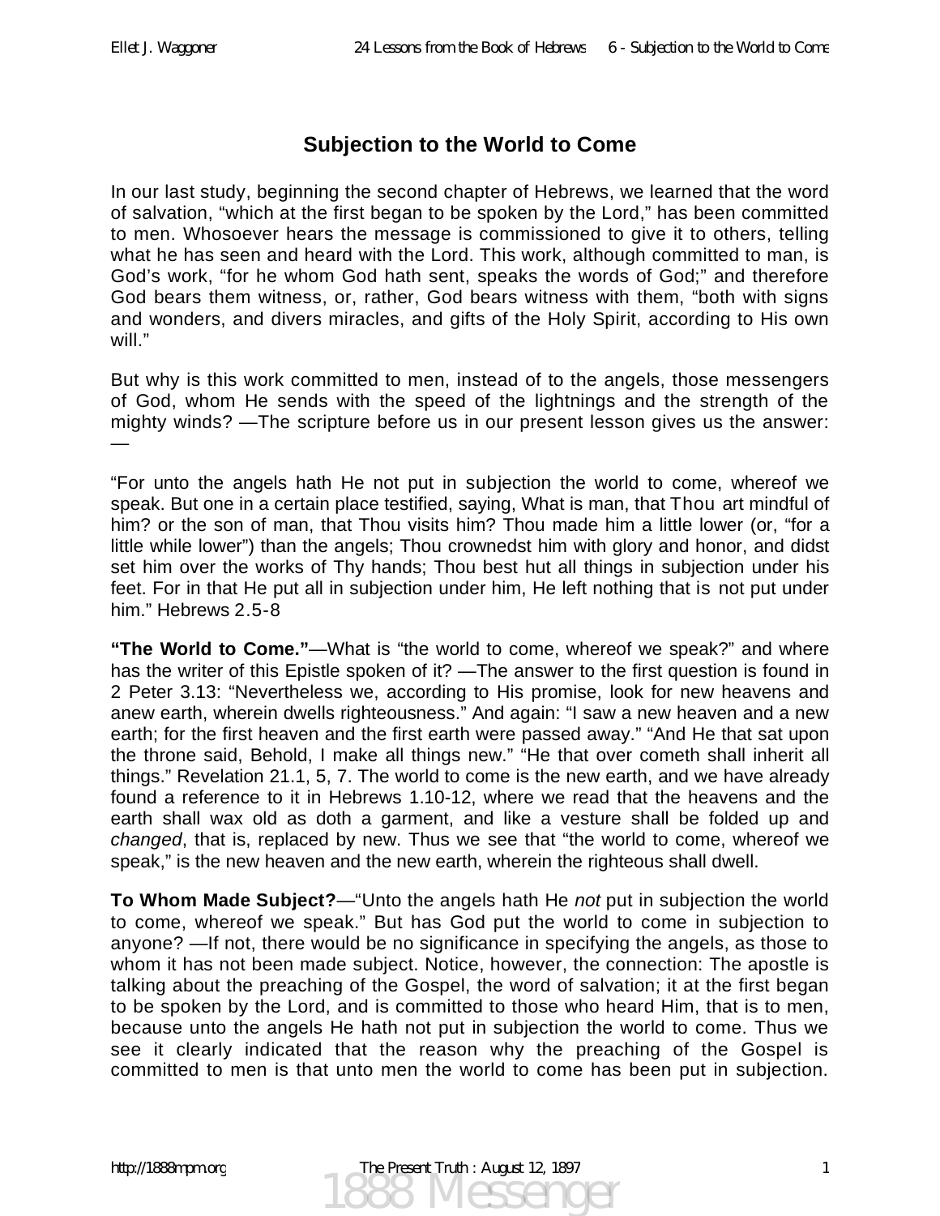# Subjection to the World to Come

In our last study, beginning the second chapter of Hebrews, we learned that the word of salvation, “which at the first began to be spoken by the Lord,” has been committed to men. Whosoever hears the message is commissioned to give it to others, telling what he has seen and heard with the Lord. This work, although committed to man, is God’s work, “for he whom God hath sent, speaks the words of God;” and therefore God bears them witness, or, rather, God bears witness with them, “both with signs and wonders, and divers miracles, and gifts of the Holy Spirit, according to His own will.”

But why is this work committed to men, instead of to the angels, those messengers of God, whom He sends with the speed of the lightnings and the strength of the mighty winds? —The scripture before us in our present lesson gives us the answer: —

“For unto the angels hath He not put in subjection the world to come, whereof we speak. But one in a certain place testified, saying, What is man, that Thou art mindful of him? or the son of man, that Thou visits him? Thou made him a little lower (or, “for a little while lower”) than the angels; Thou crownedst him with glory and honor, and didst set him over the works of Thy hands; Thou best hut all things in subjection under his feet. For in that He put all in subjection under him, He left nothing that is not put under him.” Hebrews 2.5-8

**“The World to Come.”**—What is “the world to come, whereof we speak?” and where has the writer of this Epistle spoken of it? —The answer to the first question is found in 2 Peter 3.13: “Nevertheless we, according to His promise, look for new heavens and anew earth, wherein dwells righteousness.” And again: “I saw a new heaven and a new earth; for the first heaven and the first earth were passed away.” “And He that sat upon the throne said, Behold, I make all things new.” “He that over cometh shall inherit all things.” Revelation 21.1, 5, 7. The world to come is the new earth, and we have already found a reference to it in Hebrews 1.10-12, where we read that the heavens and the earth shall wax old as doth a garment, and like a vesture shall be folded up and *changed*, that is, replaced by new. Thus we see that “the world to come, whereof we speak,” is the new heaven and the new earth, wherein the righteous shall dwell.

**To Whom Made Subject?**—“Unto the angels hath He *not* put in subjection the world to come, whereof we speak.” But has God put the world to come in subjection to anyone? —If not, there would be no significance in specifying the angels, as those to whom it has not been made subject. Notice, however, the connection: The apostle is talking about the preaching of the Gospel, the word of salvation; it at the first began to be spoken by the Lord, and is committed to those who heard Him, that is to men, because unto the angels He hath not put in subjection the world to come. Thus we see it clearly indicated that the reason why the preaching of the Gospel is committed to men is that unto men the world to come has been put in subjection.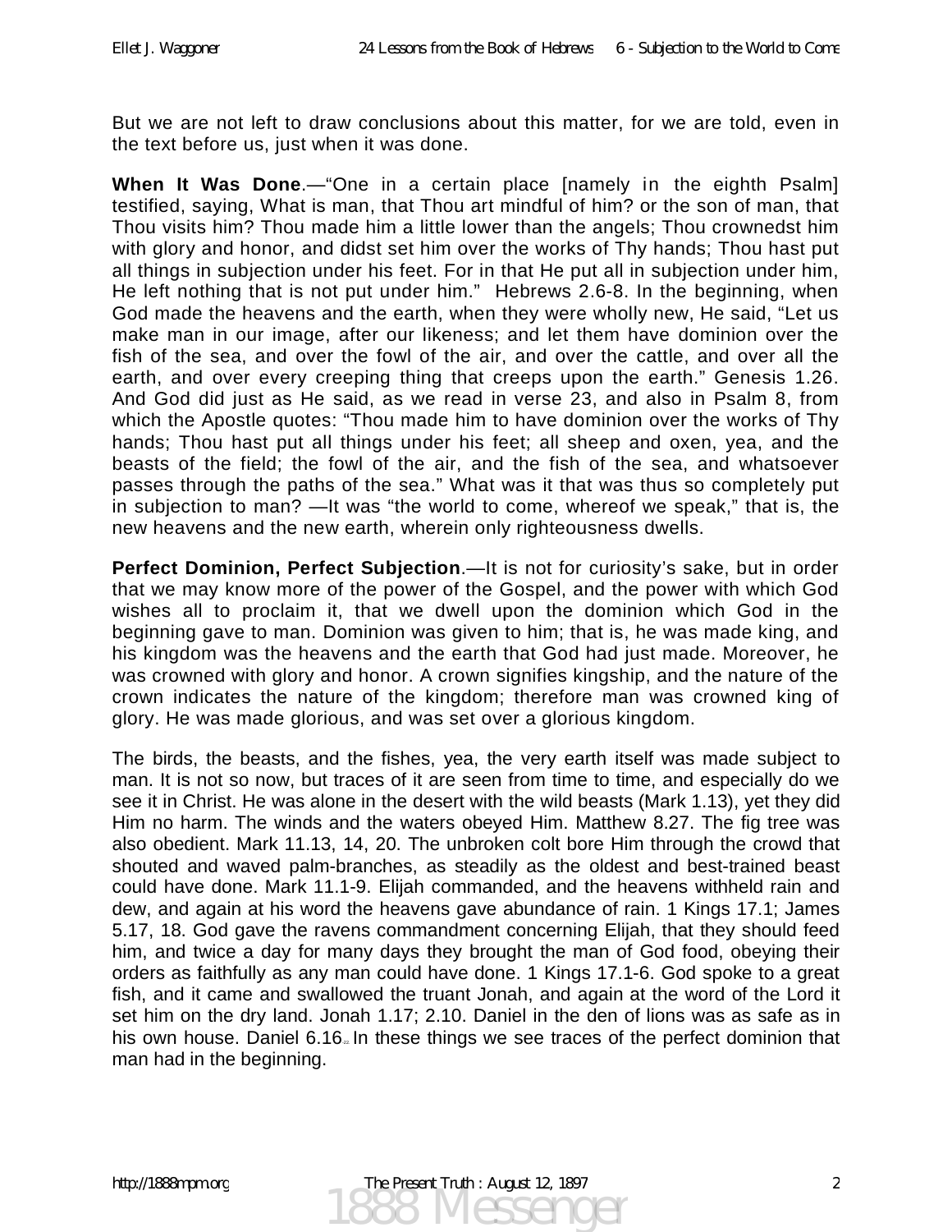But we are not left to draw conclusions about this matter, for we are told, even in the text before us, just when it was done.

**When It Was Done**.—"One in a certain place [namely in the eighth Psalm] testified, saying, What is man, that Thou art mindful of him? or the son of man, that Thou visits him? Thou made him a little lower than the angels; Thou crownedst him with glory and honor, and didst set him over the works of Thy hands; Thou hast put all things in subjection under his feet. For in that He put all in subjection under him, He left nothing that is not put under him." Hebrews 2.6-8. In the beginning, when God made the heavens and the earth, when they were wholly new, He said, "Let us make man in our image, after our likeness; and let them have dominion over the fish of the sea, and over the fowl of the air, and over the cattle, and over all the earth, and over every creeping thing that creeps upon the earth." Genesis 1.26. And God did just as He said, as we read in verse 23, and also in Psalm 8, from which the Apostle quotes: "Thou made him to have dominion over the works of Thy hands; Thou hast put all things under his feet; all sheep and oxen, yea, and the beasts of the field; the fowl of the air, and the fish of the sea, and whatsoever passes through the paths of the sea." What was it that was thus so completely put in subjection to man? —It was "the world to come, whereof we speak," that is, the new heavens and the new earth, wherein only righteousness dwells.

**Perfect Dominion, Perfect Subjection**.—It is not for curiosity's sake, but in order that we may know more of the power of the Gospel, and the power with which God wishes all to proclaim it, that we dwell upon the dominion which God in the beginning gave to man. Dominion was given to him; that is, he was made king, and his kingdom was the heavens and the earth that God had just made. Moreover, he was crowned with glory and honor. A crown signifies kingship, and the nature of the crown indicates the nature of the kingdom; therefore man was crowned king of glory. He was made glorious, and was set over a glorious kingdom.

The birds, the beasts, and the fishes, yea, the very earth itself was made subject to man. It is not so now, but traces of it are seen from time to time, and especially do we see it in Christ. He was alone in the desert with the wild beasts (Mark 1.13), yet they did Him no harm. The winds and the waters obeyed Him. Matthew 8.27. The fig tree was also obedient. Mark 11.13, 14, 20. The unbroken colt bore Him through the crowd that shouted and waved palm-branches, as steadily as the oldest and best-trained beast could have done. Mark 11.1-9. Elijah commanded, and the heavens withheld rain and dew, and again at his word the heavens gave abundance of rain. 1 Kings 17.1; James 5.17, 18. God gave the ravens commandment concerning Elijah, that they should feed him, and twice a day for many days they brought the man of God food, obeying their orders as faithfully as any man could have done. 1 Kings 17.1-6. God spoke to a great fish, and it came and swallowed the truant Jonah, and again at the word of the Lord it set him on the dry land. Jonah 1.17; 2.10. Daniel in the den of lions was as safe as in his own house. Daniel 6.16. In these things we see traces of the perfect dominion that man had in the beginning.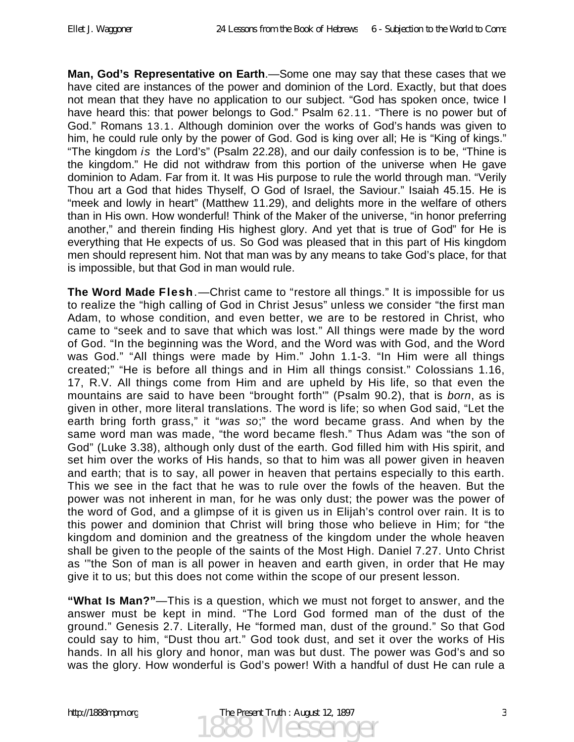**Man, God's Representative on Earth**.—Some one may say that these cases that we have cited are instances of the power and dominion of the Lord. Exactly, but that does not mean that they have no application to our subject. "God has spoken once, twice I have heard this: that power belongs to God." Psalm 62.11. "There is no power but of God." Romans 13.1. Although dominion over the works of God's hands was given to him, he could rule only by the power of God. God is king over all; He is "King of kings." "The kingdom *is* the Lord's" (Psalm 22.28), and our daily confession is to be, "Thine is the kingdom." He did not withdraw from this portion of the universe when He gave dominion to Adam. Far from it. It was His purpose to rule the world through man. "Verily Thou art a God that hides Thyself, O God of Israel, the Saviour." Isaiah 45.15. He is "meek and lowly in heart" (Matthew 11.29), and delights more in the welfare of others than in His own. How wonderful! Think of the Maker of the universe, "in honor preferring another," and therein finding His highest glory. And yet that is true of God" for He is everything that He expects of us. So God was pleased that in this part of His kingdom men should represent him. Not that man was by any means to take God's place, for that is impossible, but that God in man would rule.

**The Word Made Flesh**.—Christ came to "restore all things." It is impossible for us to realize the "high calling of God in Christ Jesus" unless we consider "the first man Adam, to whose condition, and even better, we are to be restored in Christ, who came to "seek and to save that which was lost." All things were made by the word of God. "In the beginning was the Word, and the Word was with God, and the Word was God." "All things were made by Him." John 1.1-3. "In Him were all things created;" "He is before all things and in Him all things consist." Colossians 1.16, 17, R.V. All things come from Him and are upheld by His life, so that even the mountains are said to have been "brought forth'" (Psalm 90.2), that is *born*, as is given in other, more literal translations. The word is life; so when God said, "Let the earth bring forth grass," it "*was so*;" the word became grass. And when by the same word man was made, "the word became flesh." Thus Adam was "the son of God" (Luke 3.38), although only dust of the earth. God filled him with His spirit, and set him over the works of His hands, so that to him was all power given in heaven and earth; that is to say, all power in heaven that pertains especially to this earth. This we see in the fact that he was to rule over the fowls of the heaven. But the power was not inherent in man, for he was only dust; the power was the power of the word of God, and a glimpse of it is given us in Elijah's control over rain. It is to this power and dominion that Christ will bring those who believe in Him; for "the kingdom and dominion and the greatness of the kingdom under the whole heaven shall be given to the people of the saints of the Most High. Daniel 7.27. Unto Christ as '"the Son of man is all power in heaven and earth given, in order that He may give it to us; but this does not come within the scope of our present lesson.

**"What Is Man?"**—This is a question, which we must not forget to answer, and the answer must be kept in mind. "The Lord God formed man of the dust of the ground." Genesis 2.7. Literally, He "formed man, dust of the ground." So that God could say to him, "Dust thou art." God took dust, and set it over the works of His hands. In all his glory and honor, man was but dust. The power was God's and so was the glory. How wonderful is God's power! With a handful of dust He can rule a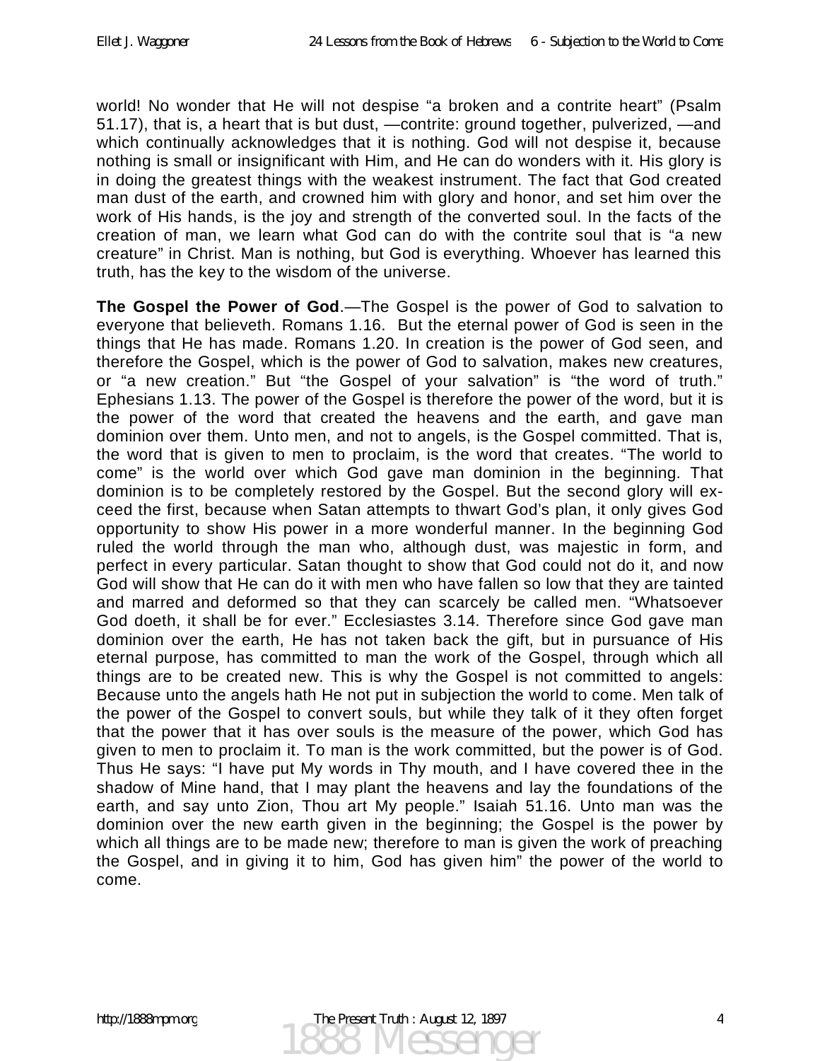world! No wonder that He will not despise "a broken and a contrite heart" (Psalm 51.17), that is, a heart that is but dust, —contrite: ground together, pulverized, —and which continually acknowledges that it is nothing. God will not despise it, because nothing is small or insignificant with Him, and He can do wonders with it. His glory is in doing the greatest things with the weakest instrument. The fact that God created man dust of the earth, and crowned him with glory and honor, and set him over the work of His hands, is the joy and strength of the converted soul. In the facts of the creation of man, we learn what God can do with the contrite soul that is "a new creature" in Christ. Man is nothing, but God is everything. Whoever has learned this truth, has the key to the wisdom of the universe.

**The Gospel the Power of God**.—The Gospel is the power of God to salvation to everyone that believeth. Romans 1.16. But the eternal power of God is seen in the things that He has made. Romans 1.20. In creation is the power of God seen, and therefore the Gospel, which is the power of God to salvation, makes new creatures, or "a new creation." But "the Gospel of your salvation" is "the word of truth." Ephesians 1.13. The power of the Gospel is therefore the power of the word, but it is the power of the word that created the heavens and the earth, and gave man dominion over them. Unto men, and not to angels, is the Gospel committed. That is, the word that is given to men to proclaim, is the word that creates. "The world to come" is the world over which God gave man dominion in the beginning. That dominion is to be completely restored by the Gospel. But the second glory will exceed the first, because when Satan attempts to thwart God's plan, it only gives God opportunity to show His power in a more wonderful manner. In the beginning God ruled the world through the man who, although dust, was majestic in form, and perfect in every particular. Satan thought to show that God could not do it, and now God will show that He can do it with men who have fallen so low that they are tainted and marred and deformed so that they can scarcely be called men. "Whatsoever God doeth, it shall be for ever." Ecclesiastes 3.14. Therefore since God gave man dominion over the earth, He has not taken back the gift, but in pursuance of His eternal purpose, has committed to man the work of the Gospel, through which all things are to be created new. This is why the Gospel is not committed to angels: Because unto the angels hath He not put in subjection the world to come. Men talk of the power of the Gospel to convert souls, but while they talk of it they often forget that the power that it has over souls is the measure of the power, which God has given to men to proclaim it. To man is the work committed, but the power is of God. Thus He says: "I have put My words in Thy mouth, and I have covered thee in the shadow of Mine hand, that I may plant the heavens and lay the foundations of the earth, and say unto Zion, Thou art My people." Isaiah 51.16. Unto man was the dominion over the new earth given in the beginning; the Gospel is the power by which all things are to be made new; therefore to man is given the work of preaching the Gospel, and in giving it to him, God has given him" the power of the world to come.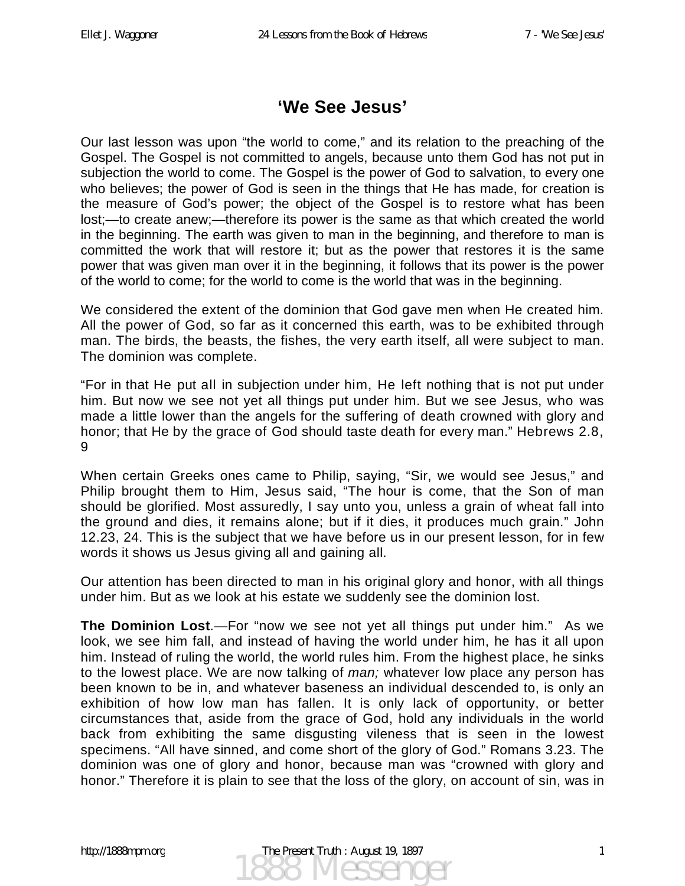# ‘We See Jesus’

Our last lesson was upon “the world to come,” and its relation to the preaching of the Gospel. The Gospel is not committed to angels, because unto them God has not put in subjection the world to come. The Gospel is the power of God to salvation, to every one who believes; the power of God is seen in the things that He has made, for creation is the measure of God’s power; the object of the Gospel is to restore what has been lost;—to create anew;—therefore its power is the same as that which created the world in the beginning. The earth was given to man in the beginning, and therefore to man is committed the work that will restore it; but as the power that restores it is the same power that was given man over it in the beginning, it follows that its power is the power of the world to come; for the world to come is the world that was in the beginning.

We considered the extent of the dominion that God gave men when He created him. All the power of God, so far as it concerned this earth, was to be exhibited through man. The birds, the beasts, the fishes, the very earth itself, all were subject to man. The dominion was complete.

“For in that He put all in subjection under him, He left nothing that is not put under him. But now we see not yet all things put under him. But we see Jesus, who was made a little lower than the angels for the suffering of death crowned with glory and honor; that He by the grace of God should taste death for every man.” Hebrews 2.8, 9

When certain Greeks ones came to Philip, saying, “Sir, we would see Jesus,” and Philip brought them to Him, Jesus said, “The hour is come, that the Son of man should be glorified. Most assuredly, I say unto you, unless a grain of wheat fall into the ground and dies, it remains alone; but if it dies, it produces much grain.” John 12.23, 24. This is the subject that we have before us in our present lesson, for in few words it shows us Jesus giving all and gaining all.

Our attention has been directed to man in his original glory and honor, with all things under him. But as we look at his estate we suddenly see the dominion lost.

**The Dominion Lost**.—For “now we see not yet all things put under him.” As we look, we see him fall, and instead of having the world under him, he has it all upon him. Instead of ruling the world, the world rules him. From the highest place, he sinks to the lowest place. We are now talking of *man;* whatever low place any person has been known to be in, and whatever baseness an individual descended to, is only an exhibition of how low man has fallen. It is only lack of opportunity, or better circumstances that, aside from the grace of God, hold any individuals in the world back from exhibiting the same disgusting vileness that is seen in the lowest specimens. “All have sinned, and come short of the glory of God.” Romans 3.23. The dominion was one of glory and honor, because man was “crowned with glory and honor.” Therefore it is plain to see that the loss of the glory, on account of sin, was in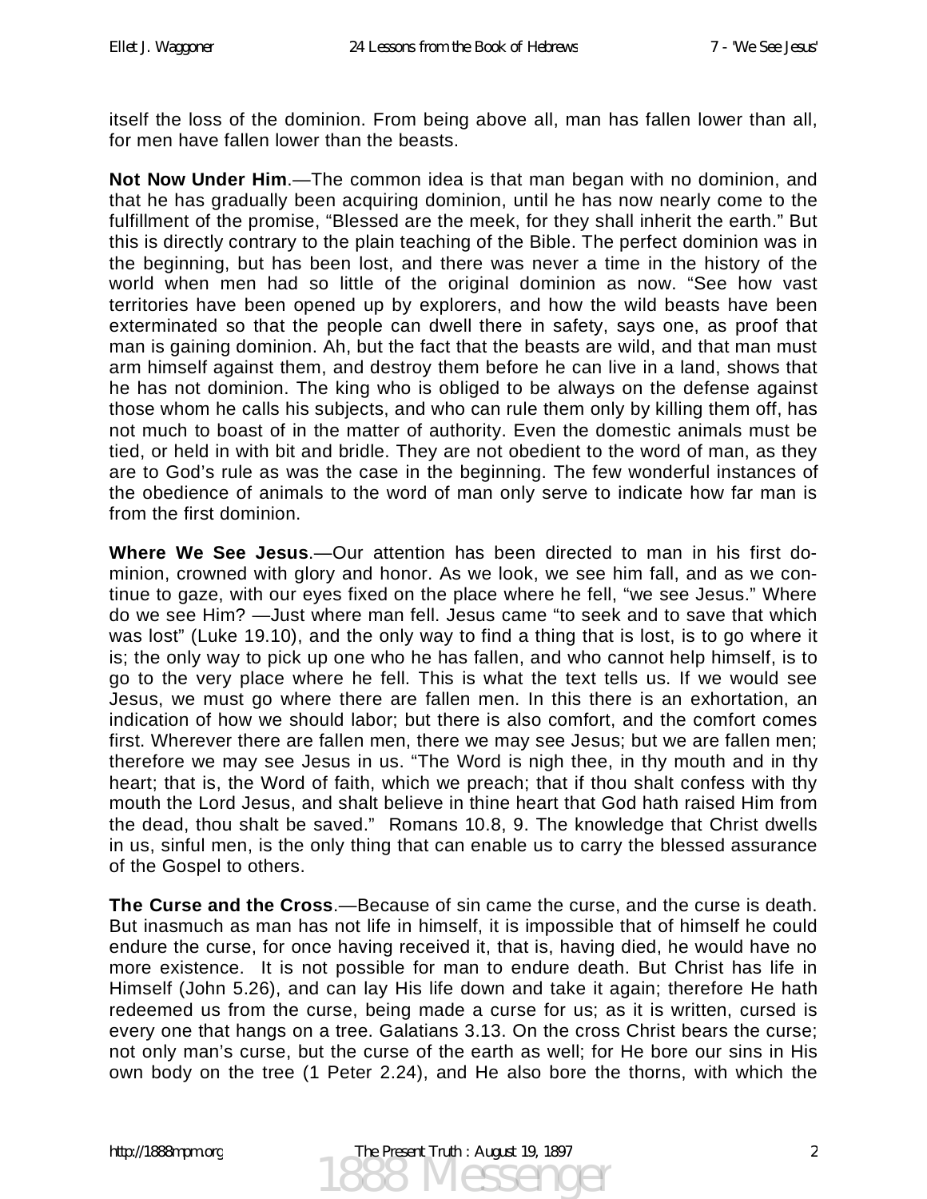itself the loss of the dominion. From being above all, man has fallen lower than all, for men have fallen lower than the beasts.

**Not Now Under Him**.—The common idea is that man began with no dominion, and that he has gradually been acquiring dominion, until he has now nearly come to the fulfillment of the promise, "Blessed are the meek, for they shall inherit the earth." But this is directly contrary to the plain teaching of the Bible. The perfect dominion was in the beginning, but has been lost, and there was never a time in the history of the world when men had so little of the original dominion as now. "See how vast territories have been opened up by explorers, and how the wild beasts have been exterminated so that the people can dwell there in safety, says one, as proof that man is gaining dominion. Ah, but the fact that the beasts are wild, and that man must arm himself against them, and destroy them before he can live in a land, shows that he has not dominion. The king who is obliged to be always on the defense against those whom he calls his subjects, and who can rule them only by killing them off, has not much to boast of in the matter of authority. Even the domestic animals must be tied, or held in with bit and bridle. They are not obedient to the word of man, as they are to God's rule as was the case in the beginning. The few wonderful instances of the obedience of animals to the word of man only serve to indicate how far man is from the first dominion.

**Where We See Jesus**.—Our attention has been directed to man in his first dominion, crowned with glory and honor. As we look, we see him fall, and as we continue to gaze, with our eyes fixed on the place where he fell, "we see Jesus." Where do we see Him? —Just where man fell. Jesus came "to seek and to save that which was lost" (Luke 19.10), and the only way to find a thing that is lost, is to go where it is; the only way to pick up one who he has fallen, and who cannot help himself, is to go to the very place where he fell. This is what the text tells us. If we would see Jesus, we must go where there are fallen men. In this there is an exhortation, an indication of how we should labor; but there is also comfort, and the comfort comes first. Wherever there are fallen men, there we may see Jesus; but we are fallen men; therefore we may see Jesus in us. "The Word is nigh thee, in thy mouth and in thy heart; that is, the Word of faith, which we preach; that if thou shalt confess with thy mouth the Lord Jesus, and shalt believe in thine heart that God hath raised Him from the dead, thou shalt be saved." Romans 10.8, 9. The knowledge that Christ dwells in us, sinful men, is the only thing that can enable us to carry the blessed assurance of the Gospel to others.

**The Curse and the Cross**.—Because of sin came the curse, and the curse is death. But inasmuch as man has not life in himself, it is impossible that of himself he could endure the curse, for once having received it, that is, having died, he would have no more existence. It is not possible for man to endure death. But Christ has life in Himself (John 5.26), and can lay His life down and take it again; therefore He hath redeemed us from the curse, being made a curse for us; as it is written, cursed is every one that hangs on a tree. Galatians 3.13. On the cross Christ bears the curse; not only man's curse, but the curse of the earth as well; for He bore our sins in His own body on the tree (1 Peter 2.24), and He also bore the thorns, with which the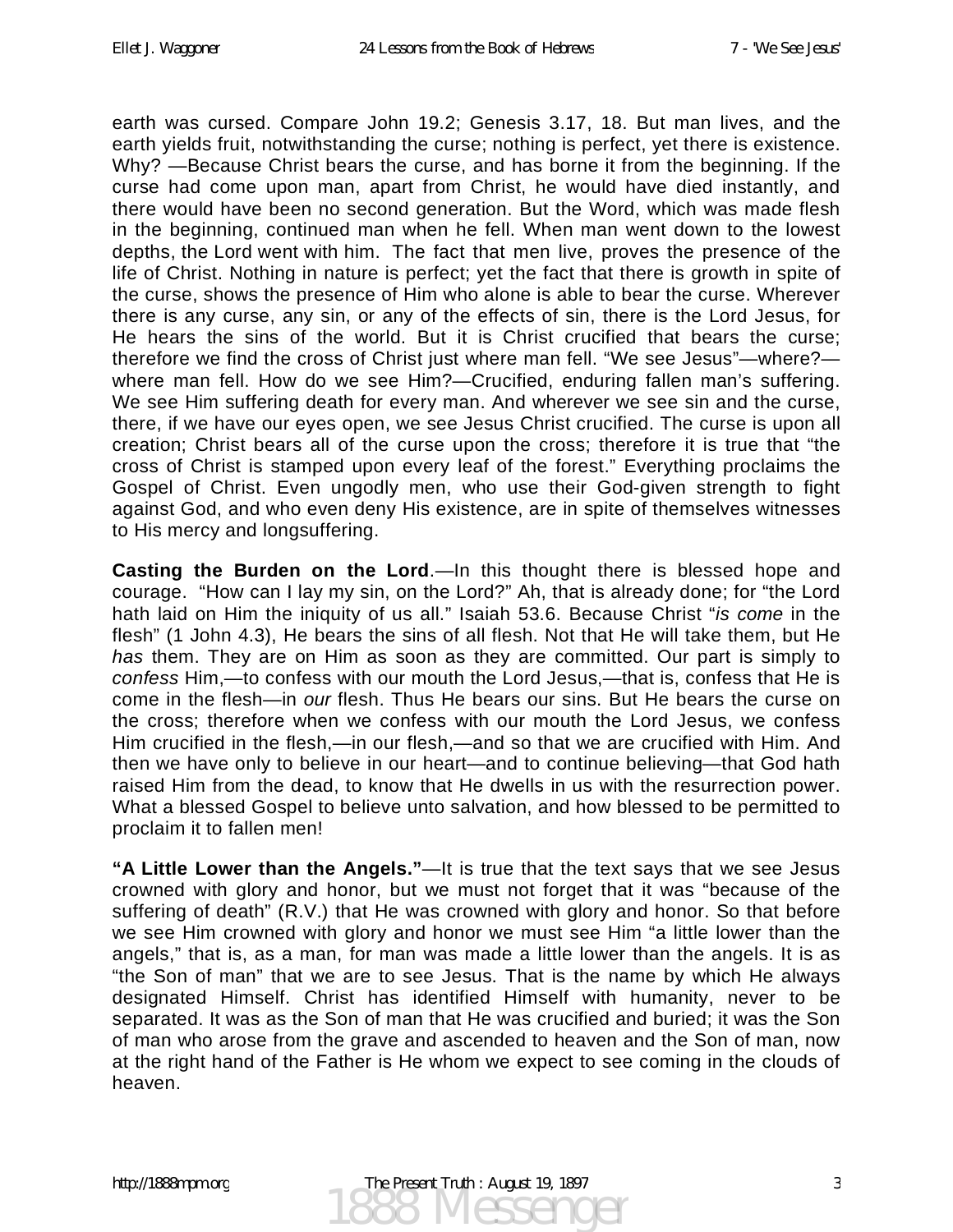earth was cursed. Compare John 19.2; Genesis 3.17, 18. But man lives, and the earth yields fruit, notwithstanding the curse; nothing is perfect, yet there is existence. Why? —Because Christ bears the curse, and has borne it from the beginning. If the curse had come upon man, apart from Christ, he would have died instantly, and there would have been no second generation. But the Word, which was made flesh in the beginning, continued man when he fell. When man went down to the lowest depths, the Lord went with him. The fact that men live, proves the presence of the life of Christ. Nothing in nature is perfect; yet the fact that there is growth in spite of the curse, shows the presence of Him who alone is able to bear the curse. Wherever there is any curse, any sin, or any of the effects of sin, there is the Lord Jesus, for He hears the sins of the world. But it is Christ crucified that bears the curse; therefore we find the cross of Christ just where man fell. "We see Jesus"—where?—where man fell. How do we see Him?—Crucified, enduring fallen man's suffering. We see Him suffering death for every man. And wherever we see sin and the curse, there, if we have our eyes open, we see Jesus Christ crucified. The curse is upon all creation; Christ bears all of the curse upon the cross; therefore it is true that "the cross of Christ is stamped upon every leaf of the forest." Everything proclaims the Gospel of Christ. Even ungodly men, who use their God-given strength to fight against God, and who even deny His existence, are in spite of themselves witnesses to His mercy and longsuffering.

**Casting the Burden on the Lord**.—In this thought there is blessed hope and courage. "How can I lay my sin, on the Lord?" Ah, that is already done; for "the Lord hath laid on Him the iniquity of us all." Isaiah 53.6. Because Christ "*is come* in the flesh" (1 John 4.3), He bears the sins of all flesh. Not that He will take them, but He *has* them. They are on Him as soon as they are committed. Our part is simply to *confess* Him,—to confess with our mouth the Lord Jesus,—that is, confess that He is come in the flesh—in *our* flesh. Thus He bears our sins. But He bears the curse on the cross; therefore when we confess with our mouth the Lord Jesus, we confess Him crucified in the flesh,—in our flesh,—and so that we are crucified with Him. And then we have only to believe in our heart—and to continue believing—that God hath raised Him from the dead, to know that He dwells in us with the resurrection power. What a blessed Gospel to believe unto salvation, and how blessed to be permitted to proclaim it to fallen men!

**"A Little Lower than the Angels."**—It is true that the text says that we see Jesus crowned with glory and honor, but we must not forget that it was "because of the suffering of death" (R.V.) that He was crowned with glory and honor. So that before we see Him crowned with glory and honor we must see Him "a little lower than the angels," that is, as a man, for man was made a little lower than the angels. It is as "the Son of man" that we are to see Jesus. That is the name by which He always designated Himself. Christ has identified Himself with humanity, never to be separated. It was as the Son of man that He was crucified and buried; it was the Son of man who arose from the grave and ascended to heaven and the Son of man, now at the right hand of the Father is He whom we expect to see coming in the clouds of heaven.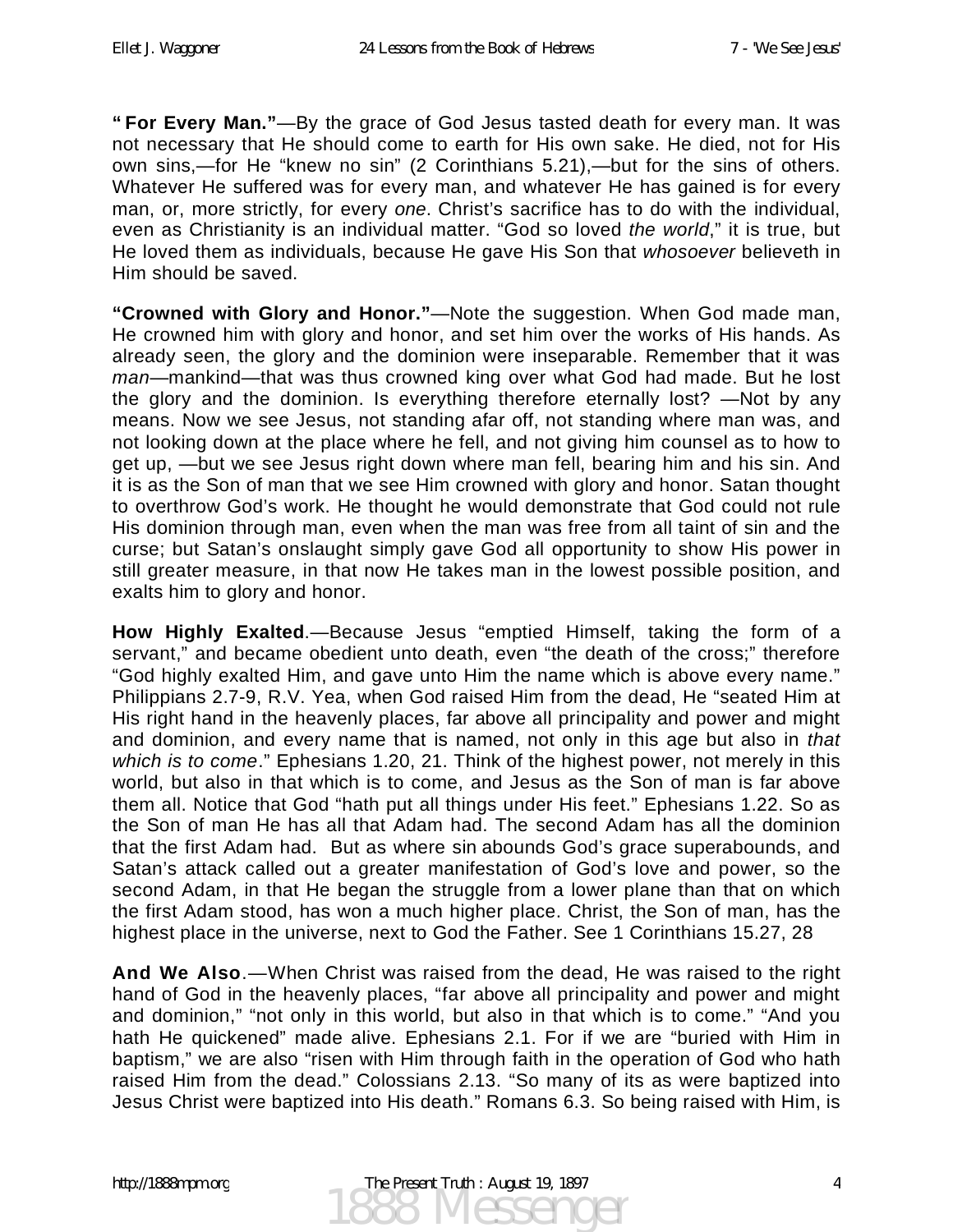**" For Every Man."**—By the grace of God Jesus tasted death for every man. It was not necessary that He should come to earth for His own sake. He died, not for His own sins,—for He "knew no sin" (2 Corinthians 5.21),—but for the sins of others. Whatever He suffered was for every man, and whatever He has gained is for every man, or, more strictly, for every *one*. Christ's sacrifice has to do with the individual, even as Christianity is an individual matter. "God so loved *the world*," it is true, but He loved them as individuals, because He gave His Son that *whosoever* believeth in Him should be saved.

**"Crowned with Glory and Honor."**—Note the suggestion. When God made man, He crowned him with glory and honor, and set him over the works of His hands. As already seen, the glory and the dominion were inseparable. Remember that it was *man*—mankind—that was thus crowned king over what God had made. But he lost the glory and the dominion. Is everything therefore eternally lost? —Not by any means. Now we see Jesus, not standing afar off, not standing where man was, and not looking down at the place where he fell, and not giving him counsel as to how to get up, —but we see Jesus right down where man fell, bearing him and his sin. And it is as the Son of man that we see Him crowned with glory and honor. Satan thought to overthrow God's work. He thought he would demonstrate that God could not rule His dominion through man, even when the man was free from all taint of sin and the curse; but Satan's onslaught simply gave God all opportunity to show His power in still greater measure, in that now He takes man in the lowest possible position, and exalts him to glory and honor.

**How Highly Exalted**.—Because Jesus "emptied Himself, taking the form of a servant," and became obedient unto death, even "the death of the cross;" therefore "God highly exalted Him, and gave unto Him the name which is above every name." Philippians 2.7-9, R.V. Yea, when God raised Him from the dead, He "seated Him at His right hand in the heavenly places, far above all principality and power and might and dominion, and every name that is named, not only in this age but also in *that which is to come*." Ephesians 1.20, 21. Think of the highest power, not merely in this world, but also in that which is to come, and Jesus as the Son of man is far above them all. Notice that God "hath put all things under His feet." Ephesians 1.22. So as the Son of man He has all that Adam had. The second Adam has all the dominion that the first Adam had. But as where sin abounds God's grace superabounds, and Satan's attack called out a greater manifestation of God's love and power, so the second Adam, in that He began the struggle from a lower plane than that on which the first Adam stood, has won a much higher place. Christ, the Son of man, has the highest place in the universe, next to God the Father. See 1 Corinthians 15.27, 28

**And We Also**.—When Christ was raised from the dead, He was raised to the right hand of God in the heavenly places, "far above all principality and power and might and dominion," "not only in this world, but also in that which is to come." "And you hath He quickened" made alive. Ephesians 2.1. For if we are "buried with Him in baptism," we are also "risen with Him through faith in the operation of God who hath raised Him from the dead." Colossians 2.13. "So many of its as were baptized into Jesus Christ were baptized into His death." Romans 6.3. So being raised with Him, is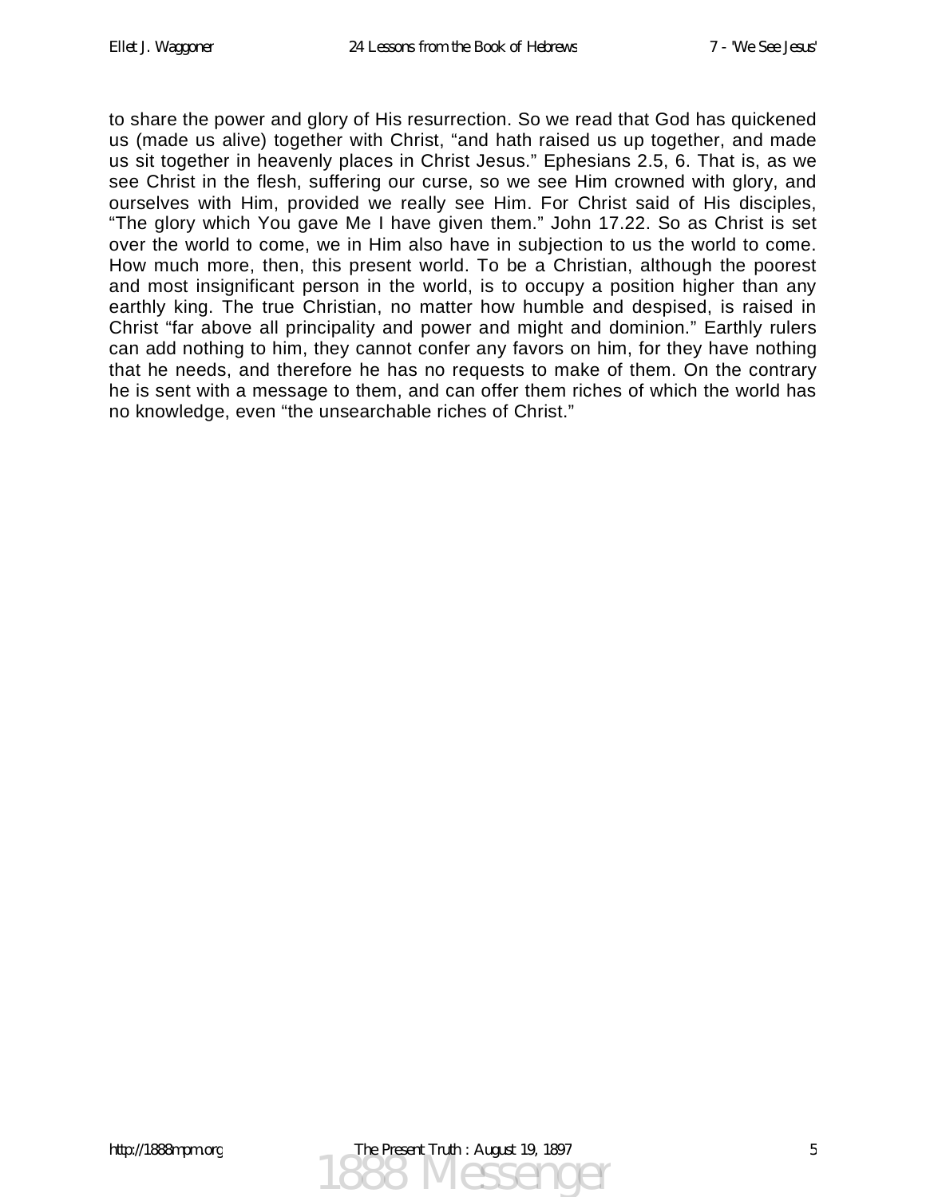to share the power and glory of His resurrection. So we read that God has quickened us (made us alive) together with Christ, “and hath raised us up together, and made us sit together in heavenly places in Christ Jesus.” Ephesians 2.5, 6. That is, as we see Christ in the flesh, suffering our curse, so we see Him crowned with glory, and ourselves with Him, provided we really see Him. For Christ said of His disciples, “The glory which You gave Me I have given them.” John 17.22. So as Christ is set over the world to come, we in Him also have in subjection to us the world to come. How much more, then, this present world. To be a Christian, although the poorest and most insignificant person in the world, is to occupy a position higher than any earthly king. The true Christian, no matter how humble and despised, is raised in Christ “far above all principality and power and might and dominion.” Earthly rulers can add nothing to him, they cannot confer any favors on him, for they have nothing that he needs, and therefore he has no requests to make of them. On the contrary he is sent with a message to them, and can offer them riches of which the world has no knowledge, even “the unsearchable riches of Christ.”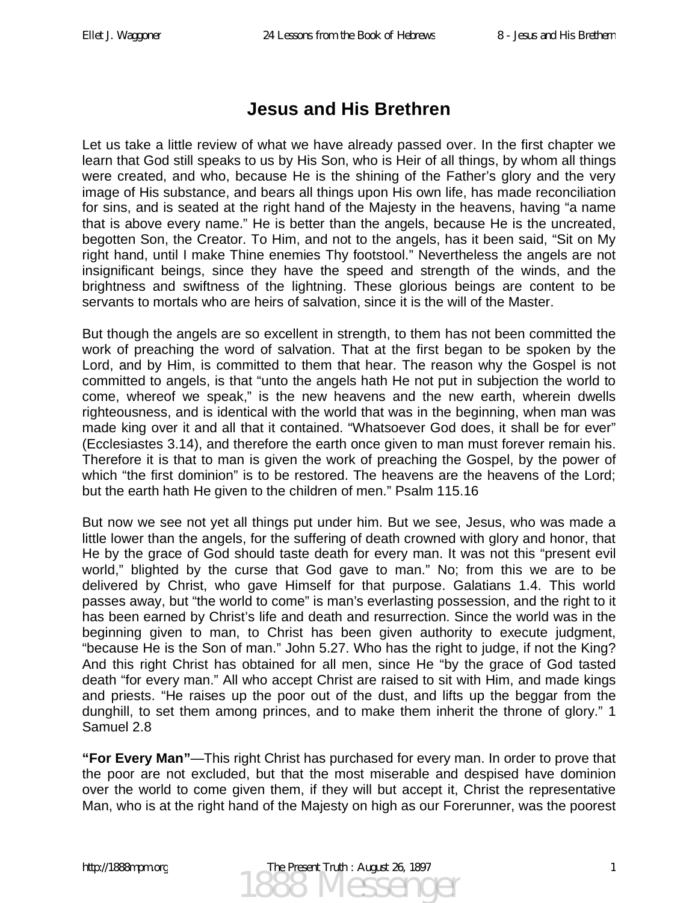# Jesus and His Brethren

Let us take a little review of what we have already passed over. In the first chapter we learn that God still speaks to us by His Son, who is Heir of all things, by whom all things were created, and who, because He is the shining of the Father's glory and the very image of His substance, and bears all things upon His own life, has made reconciliation for sins, and is seated at the right hand of the Majesty in the heavens, having "a name that is above every name." He is better than the angels, because He is the uncreated, begotten Son, the Creator. To Him, and not to the angels, has it been said, "Sit on My right hand, until I make Thine enemies Thy footstool." Nevertheless the angels are not insignificant beings, since they have the speed and strength of the winds, and the brightness and swiftness of the lightning. These glorious beings are content to be servants to mortals who are heirs of salvation, since it is the will of the Master.

But though the angels are so excellent in strength, to them has not been committed the work of preaching the word of salvation. That at the first began to be spoken by the Lord, and by Him, is committed to them that hear. The reason why the Gospel is not committed to angels, is that "unto the angels hath He not put in subjection the world to come, whereof we speak," is the new heavens and the new earth, wherein dwells righteousness, and is identical with the world that was in the beginning, when man was made king over it and all that it contained. "Whatsoever God does, it shall be for ever" (Ecclesiastes 3.14), and therefore the earth once given to man must forever remain his. Therefore it is that to man is given the work of preaching the Gospel, by the power of which "the first dominion" is to be restored. The heavens are the heavens of the Lord; but the earth hath He given to the children of men." Psalm 115.16

But now we see not yet all things put under him. But we see, Jesus, who was made a little lower than the angels, for the suffering of death crowned with glory and honor, that He by the grace of God should taste death for every man. It was not this "present evil world," blighted by the curse that God gave to man." No; from this we are to be delivered by Christ, who gave Himself for that purpose. Galatians 1.4. This world passes away, but "the world to come" is man's everlasting possession, and the right to it has been earned by Christ's life and death and resurrection. Since the world was in the beginning given to man, to Christ has been given authority to execute judgment, "because He is the Son of man." John 5.27. Who has the right to judge, if not the King? And this right Christ has obtained for all men, since He "by the grace of God tasted death "for every man." All who accept Christ are raised to sit with Him, and made kings and priests. "He raises up the poor out of the dust, and lifts up the beggar from the dunghill, to set them among princes, and to make them inherit the throne of glory." 1 Samuel 2.8

**"For Every Man"**—This right Christ has purchased for every man. In order to prove that the poor are not excluded, but that the most miserable and despised have dominion over the world to come given them, if they will but accept it, Christ the representative Man, who is at the right hand of the Majesty on high as our Forerunner, was the poorest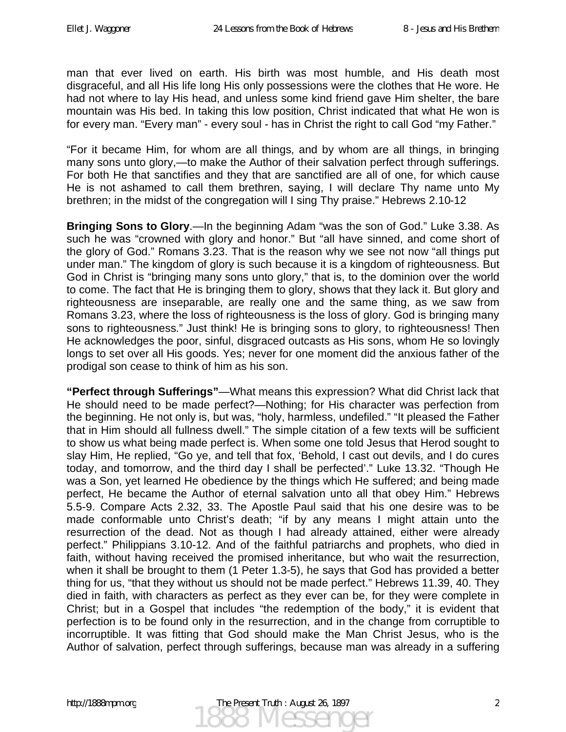man that ever lived on earth. His birth was most humble, and His death most disgraceful, and all His life long His only possessions were the clothes that He wore. He had not where to lay His head, and unless some kind friend gave Him shelter, the bare mountain was His bed. In taking this low position, Christ indicated that what He won is for every man. "Every man" - every soul - has in Christ the right to call God "my Father."

"For it became Him, for whom are all things, and by whom are all things, in bringing many sons unto glory,—to make the Author of their salvation perfect through sufferings. For both He that sanctifies and they that are sanctified are all of one, for which cause He is not ashamed to call them brethren, saying, I will declare Thy name unto My brethren; in the midst of the congregation will I sing Thy praise." Hebrews 2.10-12

**Bringing Sons to Glory**.—In the beginning Adam "was the son of God." Luke 3.38. As such he was "crowned with glory and honor." But "all have sinned, and come short of the glory of God." Romans 3.23. That is the reason why we see not now "all things put under man." The kingdom of glory is such because it is a kingdom of righteousness. But God in Christ is "bringing many sons unto glory," that is, to the dominion over the world to come. The fact that He is bringing them to glory, shows that they lack it. But glory and righteousness are inseparable, are really one and the same thing, as we saw from Romans 3.23, where the loss of righteousness is the loss of glory. God is bringing many sons to righteousness." Just think! He is bringing sons to glory, to righteousness! Then He acknowledges the poor, sinful, disgraced outcasts as His sons, whom He so lovingly longs to set over all His goods. Yes; never for one moment did the anxious father of the prodigal son cease to think of him as his son.

**"Perfect through Sufferings"**—What means this expression? What did Christ lack that He should need to be made perfect?—Nothing; for His character was perfection from the beginning. He not only is, but was, "holy, harmless, undefiled." "It pleased the Father that in Him should all fullness dwell." The simple citation of a few texts will be sufficient to show us what being made perfect is. When some one told Jesus that Herod sought to slay Him, He replied, "Go ye, and tell that fox, 'Behold, I cast out devils, and I do cures today, and tomorrow, and the third day I shall be perfected'." Luke 13.32. "Though He was a Son, yet learned He obedience by the things which He suffered; and being made perfect, He became the Author of eternal salvation unto all that obey Him." Hebrews 5.5-9. Compare Acts 2.32, 33. The Apostle Paul said that his one desire was to be made conformable unto Christ's death; "if by any means I might attain unto the resurrection of the dead. Not as though I had already attained, either were already perfect." Philippians 3.10-12. And of the faithful patriarchs and prophets, who died in faith, without having received the promised inheritance, but who wait the resurrection, when it shall be brought to them (1 Peter 1.3-5), he says that God has provided a better thing for us, "that they without us should not be made perfect." Hebrews 11.39, 40. They died in faith, with characters as perfect as they ever can be, for they were complete in Christ; but in a Gospel that includes "the redemption of the body," it is evident that perfection is to be found only in the resurrection, and in the change from corruptible to incorruptible. It was fitting that God should make the Man Christ Jesus, who is the Author of salvation, perfect through sufferings, because man was already in a suffering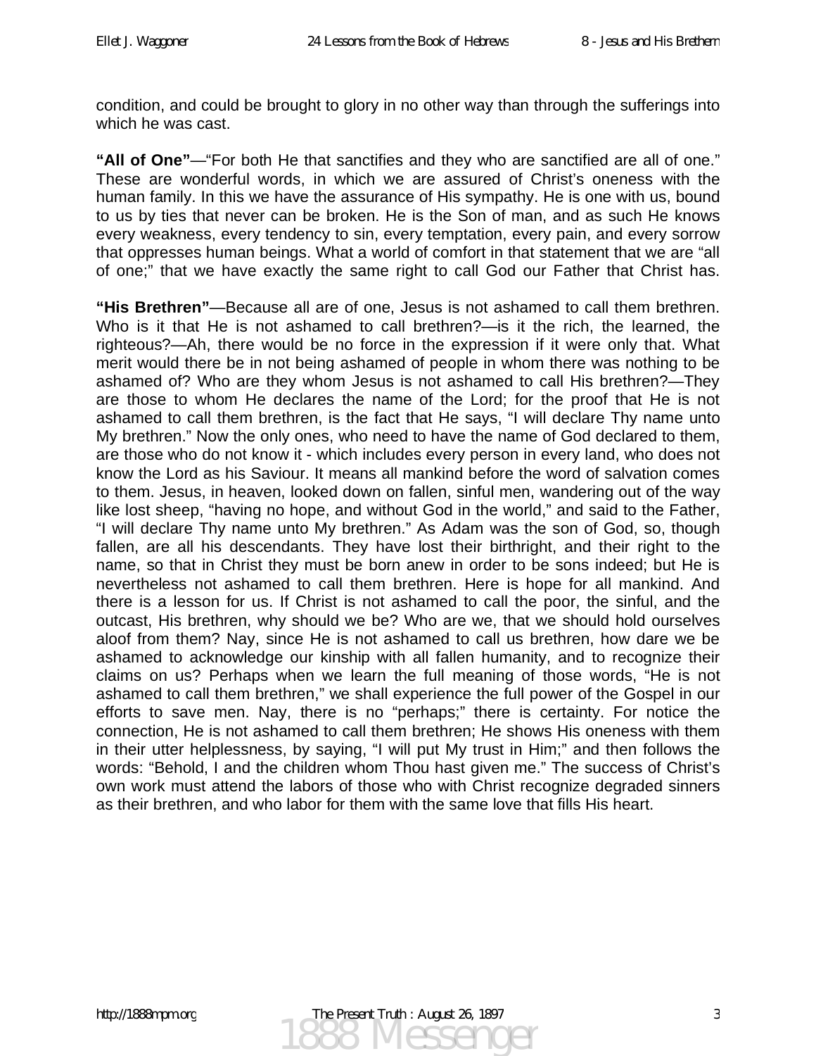condition, and could be brought to glory in no other way than through the sufferings into which he was cast.

**"All of One"**—"For both He that sanctifies and they who are sanctified are all of one." These are wonderful words, in which we are assured of Christ's oneness with the human family. In this we have the assurance of His sympathy. He is one with us, bound to us by ties that never can be broken. He is the Son of man, and as such He knows every weakness, every tendency to sin, every temptation, every pain, and every sorrow that oppresses human beings. What a world of comfort in that statement that we are "all of one;" that we have exactly the same right to call God our Father that Christ has.

**"His Brethren"**—Because all are of one, Jesus is not ashamed to call them brethren. Who is it that He is not ashamed to call brethren?—is it the rich, the learned, the righteous?—Ah, there would be no force in the expression if it were only that. What merit would there be in not being ashamed of people in whom there was nothing to be ashamed of? Who are they whom Jesus is not ashamed to call His brethren?—They are those to whom He declares the name of the Lord; for the proof that He is not ashamed to call them brethren, is the fact that He says, "I will declare Thy name unto My brethren." Now the only ones, who need to have the name of God declared to them, are those who do not know it - which includes every person in every land, who does not know the Lord as his Saviour. It means all mankind before the word of salvation comes to them. Jesus, in heaven, looked down on fallen, sinful men, wandering out of the way like lost sheep, "having no hope, and without God in the world," and said to the Father, "I will declare Thy name unto My brethren." As Adam was the son of God, so, though fallen, are all his descendants. They have lost their birthright, and their right to the name, so that in Christ they must be born anew in order to be sons indeed; but He is nevertheless not ashamed to call them brethren. Here is hope for all mankind. And there is a lesson for us. If Christ is not ashamed to call the poor, the sinful, and the outcast, His brethren, why should we be? Who are we, that we should hold ourselves aloof from them? Nay, since He is not ashamed to call us brethren, how dare we be ashamed to acknowledge our kinship with all fallen humanity, and to recognize their claims on us? Perhaps when we learn the full meaning of those words, "He is not ashamed to call them brethren," we shall experience the full power of the Gospel in our efforts to save men. Nay, there is no "perhaps;" there is certainty. For notice the connection, He is not ashamed to call them brethren; He shows His oneness with them in their utter helplessness, by saying, "I will put My trust in Him;" and then follows the words: "Behold, I and the children whom Thou hast given me." The success of Christ's own work must attend the labors of those who with Christ recognize degraded sinners as their brethren, and who labor for them with the same love that fills His heart.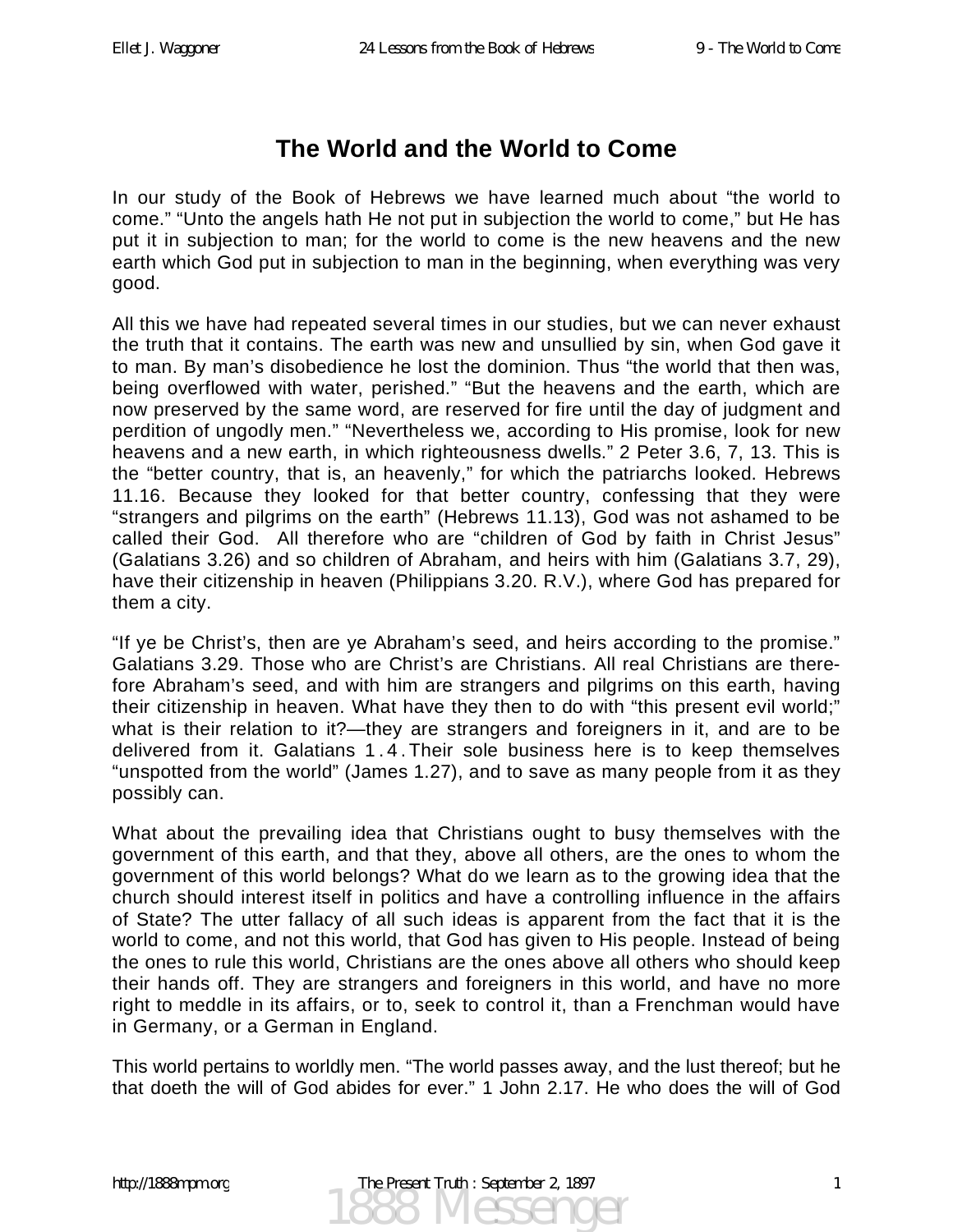# The World and the World to Come

In our study of the Book of Hebrews we have learned much about "the world to come." "Unto the angels hath He not put in subjection the world to come," but He has put it in subjection to man; for the world to come is the new heavens and the new earth which God put in subjection to man in the beginning, when everything was very good.

All this we have had repeated several times in our studies, but we can never exhaust the truth that it contains. The earth was new and unsullied by sin, when God gave it to man. By man's disobedience he lost the dominion. Thus "the world that then was, being overflowed with water, perished." "But the heavens and the earth, which are now preserved by the same word, are reserved for fire until the day of judgment and perdition of ungodly men." "Nevertheless we, according to His promise, look for new heavens and a new earth, in which righteousness dwells." 2 Peter 3.6, 7, 13. This is the "better country, that is, an heavenly," for which the patriarchs looked. Hebrews 11.16. Because they looked for that better country, confessing that they were "strangers and pilgrims on the earth" (Hebrews 11.13), God was not ashamed to be called their God. All therefore who are "children of God by faith in Christ Jesus" (Galatians 3.26) and so children of Abraham, and heirs with him (Galatians 3.7, 29), have their citizenship in heaven (Philippians 3.20. R.V.), where God has prepared for them a city.

"If ye be Christ's, then are ye Abraham's seed, and heirs according to the promise." Galatians 3.29. Those who are Christ's are Christians. All real Christians are therefore Abraham's seed, and with him are strangers and pilgrims on this earth, having their citizenship in heaven. What have they then to do with "this present evil world;" what is their relation to it?—they are strangers and foreigners in it, and are to be delivered from it. Galatians 1.4. Their sole business here is to keep themselves "unspotted from the world" (James 1.27), and to save as many people from it as they possibly can.

What about the prevailing idea that Christians ought to busy themselves with the government of this earth, and that they, above all others, are the ones to whom the government of this world belongs? What do we learn as to the growing idea that the church should interest itself in politics and have a controlling influence in the affairs of State? The utter fallacy of all such ideas is apparent from the fact that it is the world to come, and not this world, that God has given to His people. Instead of being the ones to rule this world, Christians are the ones above all others who should keep their hands off. They are strangers and foreigners in this world, and have no more right to meddle in its affairs, or to, seek to control it, than a Frenchman would have in Germany, or a German in England.

This world pertains to worldly men. "The world passes away, and the lust thereof; but he that doeth the will of God abides for ever." 1 John 2.17. He who does the will of God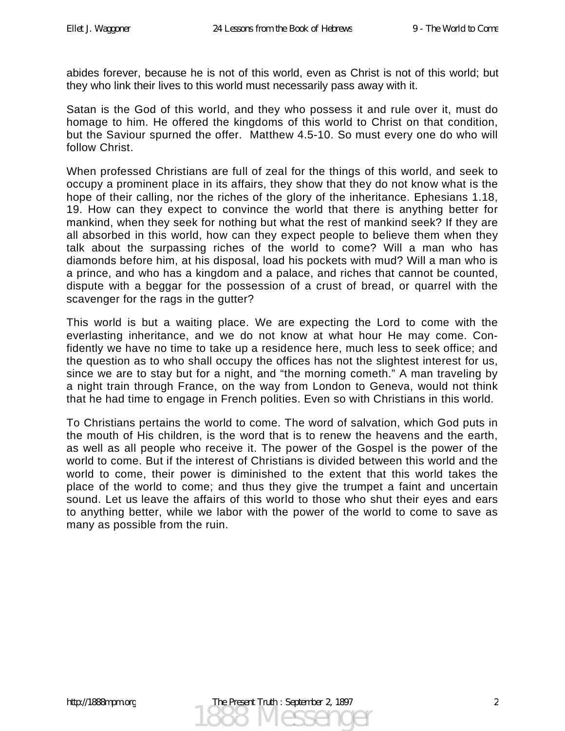abides forever, because he is not of this world, even as Christ is not of this world; but they who link their lives to this world must necessarily pass away with it.

Satan is the God of this world, and they who possess it and rule over it, must do homage to him. He offered the kingdoms of this world to Christ on that condition, but the Saviour spurned the offer. Matthew 4.5-10. So must every one do who will follow Christ.

When professed Christians are full of zeal for the things of this world, and seek to occupy a prominent place in its affairs, they show that they do not know what is the hope of their calling, nor the riches of the glory of the inheritance. Ephesians 1.18, 19. How can they expect to convince the world that there is anything better for mankind, when they seek for nothing but what the rest of mankind seek? If they are all absorbed in this world, how can they expect people to believe them when they talk about the surpassing riches of the world to come? Will a man who has diamonds before him, at his disposal, load his pockets with mud? Will a man who is a prince, and who has a kingdom and a palace, and riches that cannot be counted, dispute with a beggar for the possession of a crust of bread, or quarrel with the scavenger for the rags in the gutter?

This world is but a waiting place. We are expecting the Lord to come with the everlasting inheritance, and we do not know at what hour He may come. Confidently we have no time to take up a residence here, much less to seek office; and the question as to who shall occupy the offices has not the slightest interest for us, since we are to stay but for a night, and "the morning cometh." A man traveling by a night train through France, on the way from London to Geneva, would not think that he had time to engage in French polities. Even so with Christians in this world.

To Christians pertains the world to come. The word of salvation, which God puts in the mouth of His children, is the word that is to renew the heavens and the earth, as well as all people who receive it. The power of the Gospel is the power of the world to come. But if the interest of Christians is divided between this world and the world to come, their power is diminished to the extent that this world takes the place of the world to come; and thus they give the trumpet a faint and uncertain sound. Let us leave the affairs of this world to those who shut their eyes and ears to anything better, while we labor with the power of the world to come to save as many as possible from the ruin.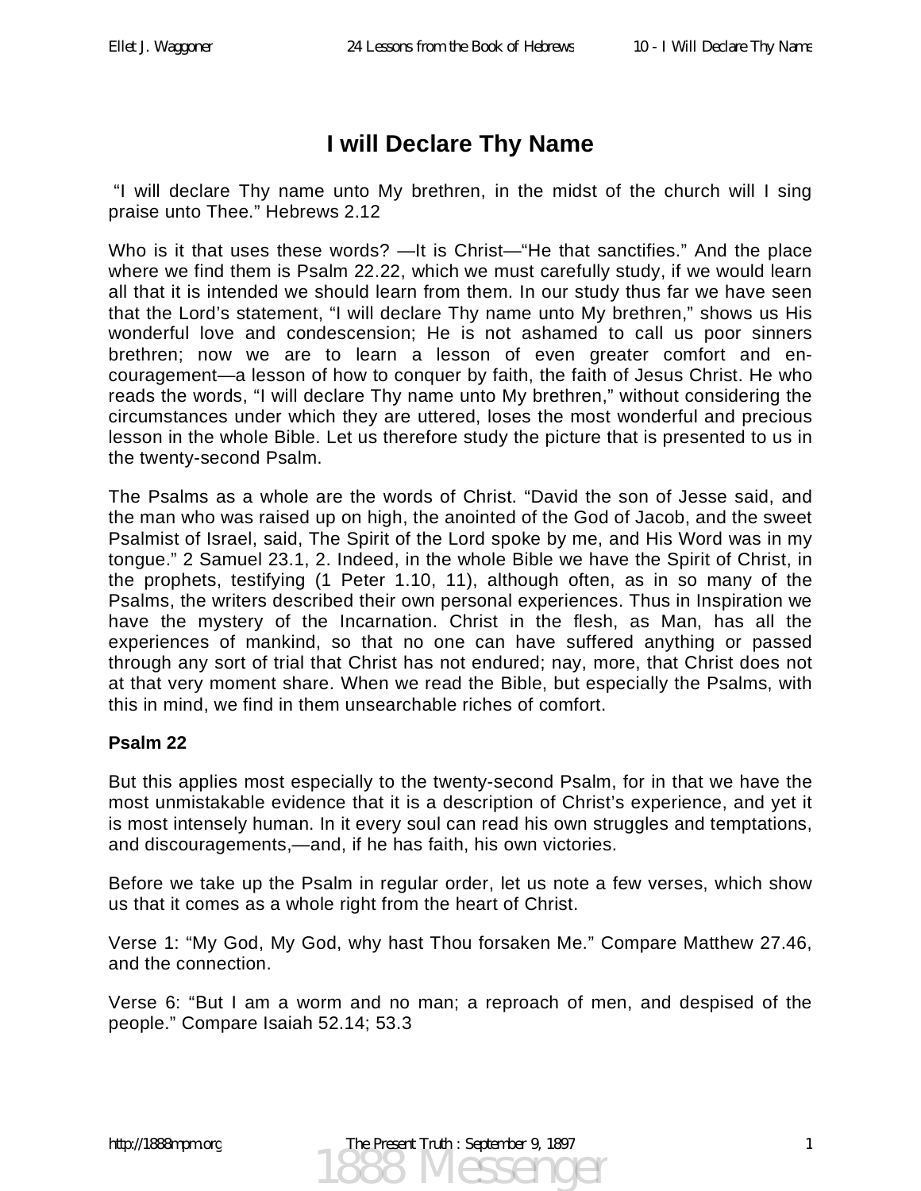# I will Declare Thy Name

"I will declare Thy name unto My brethren, in the midst of the church will I sing praise unto Thee." Hebrews 2.12

Who is it that uses these words? —It is Christ—"He that sanctifies." And the place where we find them is Psalm 22.22, which we must carefully study, if we would learn all that it is intended we should learn from them. In our study thus far we have seen that the Lord's statement, "I will declare Thy name unto My brethren," shows us His wonderful love and condescension; He is not ashamed to call us poor sinners brethren; now we are to learn a lesson of even greater comfort and encouragement—a lesson of how to conquer by faith, the faith of Jesus Christ. He who reads the words, "I will declare Thy name unto My brethren," without considering the circumstances under which they are uttered, loses the most wonderful and precious lesson in the whole Bible. Let us therefore study the picture that is presented to us in the twenty-second Psalm.

The Psalms as a whole are the words of Christ. "David the son of Jesse said, and the man who was raised up on high, the anointed of the God of Jacob, and the sweet Psalmist of Israel, said, The Spirit of the Lord spoke by me, and His Word was in my tongue." 2 Samuel 23.1, 2. Indeed, in the whole Bible we have the Spirit of Christ, in the prophets, testifying (1 Peter 1.10, 11), although often, as in so many of the Psalms, the writers described their own personal experiences. Thus in Inspiration we have the mystery of the Incarnation. Christ in the flesh, as Man, has all the experiences of mankind, so that no one can have suffered anything or passed through any sort of trial that Christ has not endured; nay, more, that Christ does not at that very moment share. When we read the Bible, but especially the Psalms, with this in mind, we find in them unsearchable riches of comfort.

**Psalm 22**

But this applies most especially to the twenty-second Psalm, for in that we have the most unmistakable evidence that it is a description of Christ's experience, and yet it is most intensely human. In it every soul can read his own struggles and temptations, and discouragements,—and, if he has faith, his own victories.

Before we take up the Psalm in regular order, let us note a few verses, which show us that it comes as a whole right from the heart of Christ.

Verse 1: "My God, My God, why hast Thou forsaken Me." Compare Matthew 27.46, and the connection.

Verse 6: "But I am a worm and no man; a reproach of men, and despised of the people." Compare Isaiah 52.14; 53.3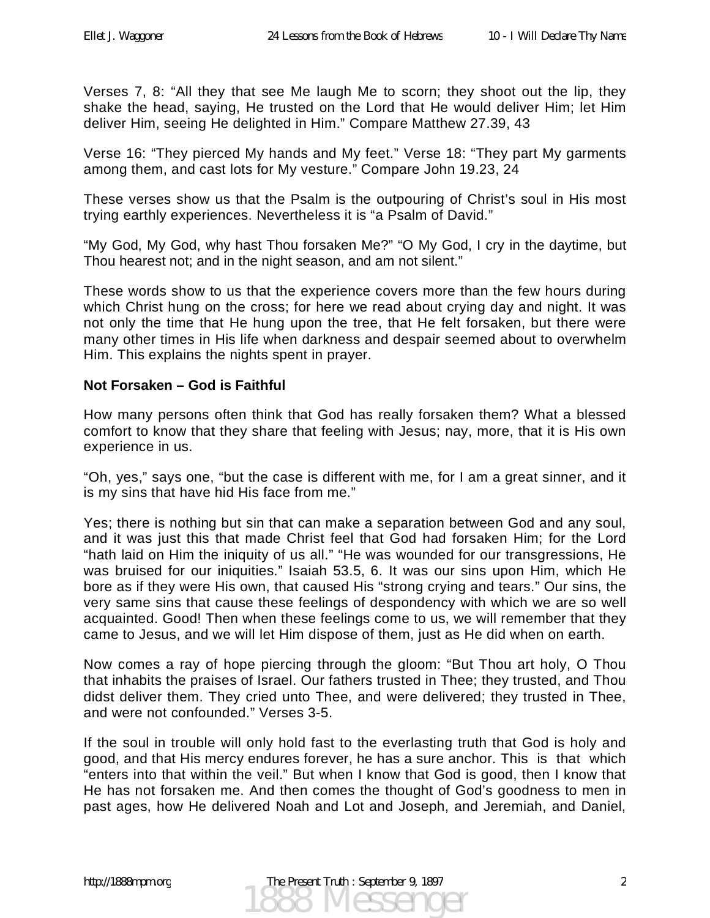Verses 7, 8: “All they that see Me laugh Me to scorn; they shoot out the lip, they shake the head, saying, He trusted on the Lord that He would deliver Him; let Him deliver Him, seeing He delighted in Him.” Compare Matthew 27.39, 43

Verse 16: “They pierced My hands and My feet.” Verse 18: “They part My garments among them, and cast lots for My vesture.” Compare John 19.23, 24

These verses show us that the Psalm is the outpouring of Christ’s soul in His most trying earthly experiences. Nevertheless it is “a Psalm of David.”

“My God, My God, why hast Thou forsaken Me?” “O My God, I cry in the daytime, but Thou hearest not; and in the night season, and am not silent.”

These words show to us that the experience covers more than the few hours during which Christ hung on the cross; for here we read about crying day and night. It was not only the time that He hung upon the tree, that He felt forsaken, but there were many other times in His life when darkness and despair seemed about to overwhelm Him. This explains the nights spent in prayer.

**Not Forsaken – God is Faithful**

How many persons often think that God has really forsaken them? What a blessed comfort to know that they share that feeling with Jesus; nay, more, that it is His own experience in us.

“Oh, yes,” says one, “but the case is different with me, for I am a great sinner, and it is my sins that have hid His face from me.”

Yes; there is nothing but sin that can make a separation between God and any soul, and it was just this that made Christ feel that God had forsaken Him; for the Lord “hath laid on Him the iniquity of us all.” “He was wounded for our transgressions, He was bruised for our iniquities.” Isaiah 53.5, 6. It was our sins upon Him, which He bore as if they were His own, that caused His “strong crying and tears.” Our sins, the very same sins that cause these feelings of despondency with which we are so well acquainted. Good! Then when these feelings come to us, we will remember that they came to Jesus, and we will let Him dispose of them, just as He did when on earth.

Now comes a ray of hope piercing through the gloom: “But Thou art holy, O Thou that inhabits the praises of Israel. Our fathers trusted in Thee; they trusted, and Thou didst deliver them. They cried unto Thee, and were delivered; they trusted in Thee, and were not confounded.” Verses 3-5.

If the soul in trouble will only hold fast to the everlasting truth that God is holy and good, and that His mercy endures forever, he has a sure anchor. This is that which “enters into that within the veil.” But when I know that God is good, then I know that He has not forsaken me. And then comes the thought of God’s goodness to men in past ages, how He delivered Noah and Lot and Joseph, and Jeremiah, and Daniel,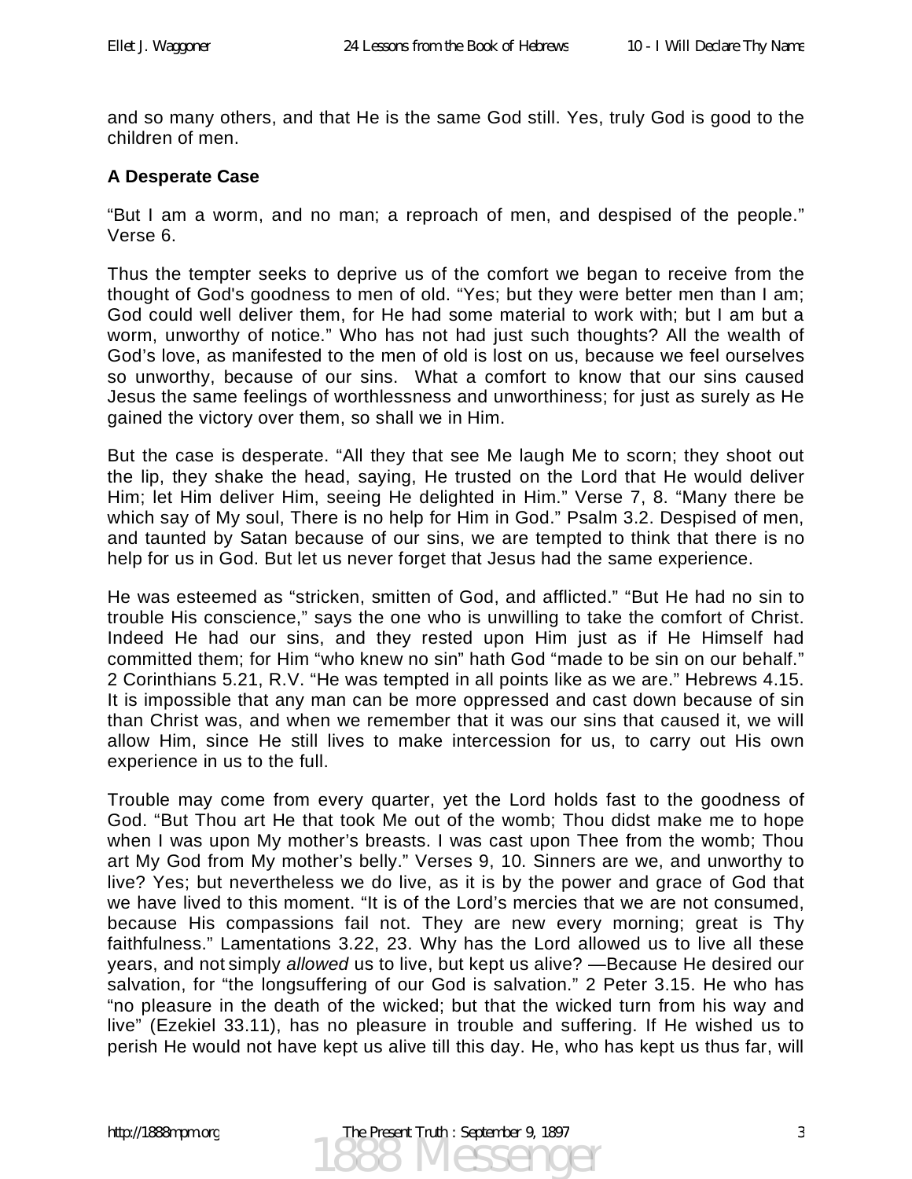and so many others, and that He is the same God still. Yes, truly God is good to the children of men.

**A Desperate Case**

"But I am a worm, and no man; a reproach of men, and despised of the people." Verse 6.

Thus the tempter seeks to deprive us of the comfort we began to receive from the thought of God's goodness to men of old. "Yes; but they were better men than I am; God could well deliver them, for He had some material to work with; but I am but a worm, unworthy of notice." Who has not had just such thoughts? All the wealth of God's love, as manifested to the men of old is lost on us, because we feel ourselves so unworthy, because of our sins. What a comfort to know that our sins caused Jesus the same feelings of worthlessness and unworthiness; for just as surely as He gained the victory over them, so shall we in Him.

But the case is desperate. "All they that see Me laugh Me to scorn; they shoot out the lip, they shake the head, saying, He trusted on the Lord that He would deliver Him; let Him deliver Him, seeing He delighted in Him." Verse 7, 8. "Many there be which say of My soul, There is no help for Him in God." Psalm 3.2. Despised of men, and taunted by Satan because of our sins, we are tempted to think that there is no help for us in God. But let us never forget that Jesus had the same experience.

He was esteemed as "stricken, smitten of God, and afflicted." "But He had no sin to trouble His conscience," says the one who is unwilling to take the comfort of Christ. Indeed He had our sins, and they rested upon Him just as if He Himself had committed them; for Him "who knew no sin" hath God "made to be sin on our behalf." 2 Corinthians 5.21, R.V. "He was tempted in all points like as we are." Hebrews 4.15. It is impossible that any man can be more oppressed and cast down because of sin than Christ was, and when we remember that it was our sins that caused it, we will allow Him, since He still lives to make intercession for us, to carry out His own experience in us to the full.

Trouble may come from every quarter, yet the Lord holds fast to the goodness of God. "But Thou art He that took Me out of the womb; Thou didst make me to hope when I was upon My mother's breasts. I was cast upon Thee from the womb; Thou art My God from My mother's belly." Verses 9, 10. Sinners are we, and unworthy to live? Yes; but nevertheless we do live, as it is by the power and grace of God that we have lived to this moment. "It is of the Lord's mercies that we are not consumed, because His compassions fail not. They are new every morning; great is Thy faithfulness." Lamentations 3.22, 23. Why has the Lord allowed us to live all these years, and not simply *allowed* us to live, but kept us alive? —Because He desired our salvation, for "the longsuffering of our God is salvation." 2 Peter 3.15. He who has "no pleasure in the death of the wicked; but that the wicked turn from his way and live" (Ezekiel 33.11), has no pleasure in trouble and suffering. If He wished us to perish He would not have kept us alive till this day. He, who has kept us thus far, will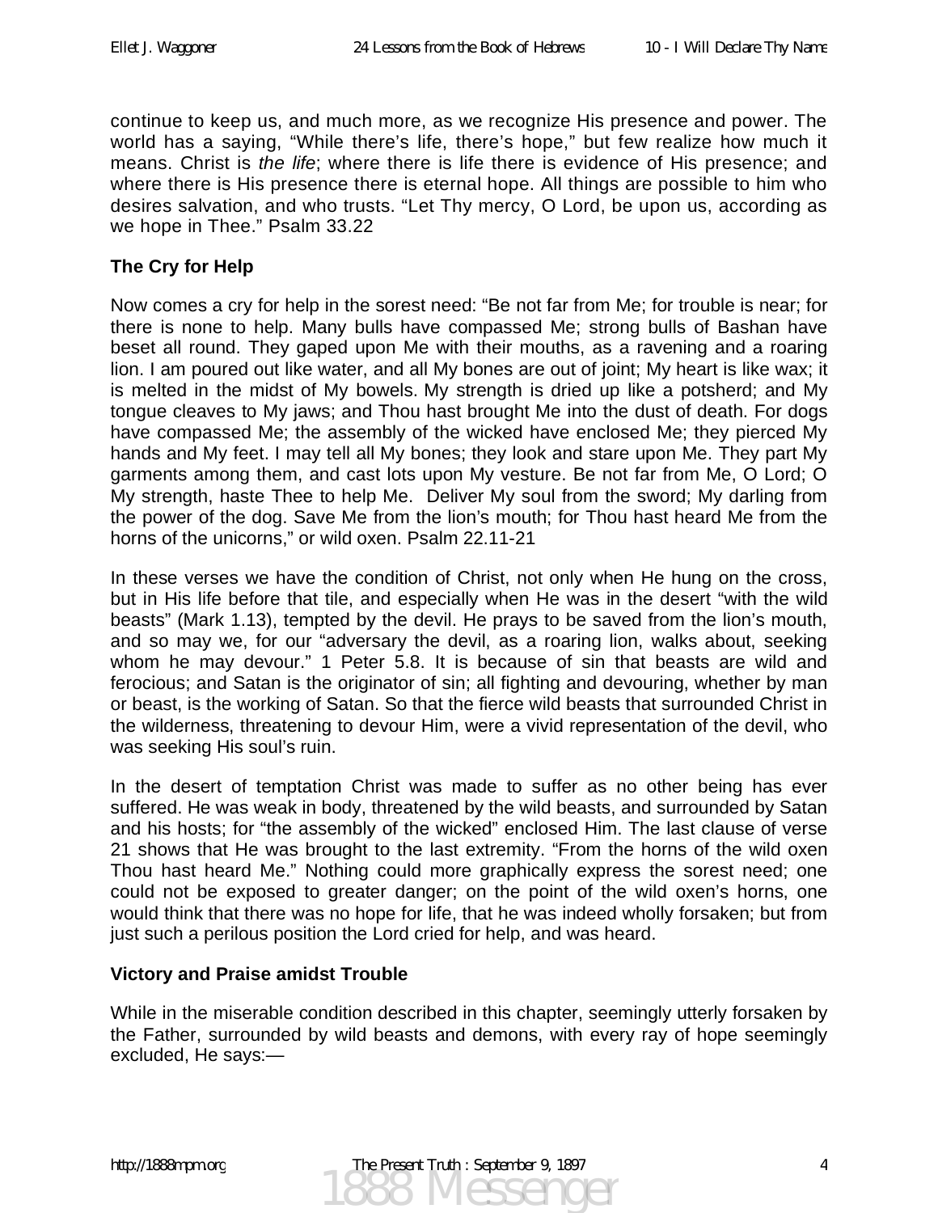continue to keep us, and much more, as we recognize His presence and power. The world has a saying, "While there's life, there's hope," but few realize how much it means. Christ is *the life*; where there is life there is evidence of His presence; and where there is His presence there is eternal hope. All things are possible to him who desires salvation, and who trusts. "Let Thy mercy, O Lord, be upon us, according as we hope in Thee." Psalm 33.22

**The Cry for Help**

Now comes a cry for help in the sorest need: "Be not far from Me; for trouble is near; for there is none to help. Many bulls have compassed Me; strong bulls of Bashan have beset all round. They gaped upon Me with their mouths, as a ravening and a roaring lion. I am poured out like water, and all My bones are out of joint; My heart is like wax; it is melted in the midst of My bowels. My strength is dried up like a potsherd; and My tongue cleaves to My jaws; and Thou hast brought Me into the dust of death. For dogs have compassed Me; the assembly of the wicked have enclosed Me; they pierced My hands and My feet. I may tell all My bones; they look and stare upon Me. They part My garments among them, and cast lots upon My vesture. Be not far from Me, O Lord; O My strength, haste Thee to help Me. Deliver My soul from the sword; My darling from the power of the dog. Save Me from the lion's mouth; for Thou hast heard Me from the horns of the unicorns," or wild oxen. Psalm 22.11-21

In these verses we have the condition of Christ, not only when He hung on the cross, but in His life before that tile, and especially when He was in the desert "with the wild beasts" (Mark 1.13), tempted by the devil. He prays to be saved from the lion's mouth, and so may we, for our "adversary the devil, as a roaring lion, walks about, seeking whom he may devour." 1 Peter 5.8. It is because of sin that beasts are wild and ferocious; and Satan is the originator of sin; all fighting and devouring, whether by man or beast, is the working of Satan. So that the fierce wild beasts that surrounded Christ in the wilderness, threatening to devour Him, were a vivid representation of the devil, who was seeking His soul's ruin.

In the desert of temptation Christ was made to suffer as no other being has ever suffered. He was weak in body, threatened by the wild beasts, and surrounded by Satan and his hosts; for "the assembly of the wicked" enclosed Him. The last clause of verse 21 shows that He was brought to the last extremity. "From the horns of the wild oxen Thou hast heard Me." Nothing could more graphically express the sorest need; one could not be exposed to greater danger; on the point of the wild oxen's horns, one would think that there was no hope for life, that he was indeed wholly forsaken; but from just such a perilous position the Lord cried for help, and was heard.

**Victory and Praise amidst Trouble**

While in the miserable condition described in this chapter, seemingly utterly forsaken by the Father, surrounded by wild beasts and demons, with every ray of hope seemingly excluded, He says:—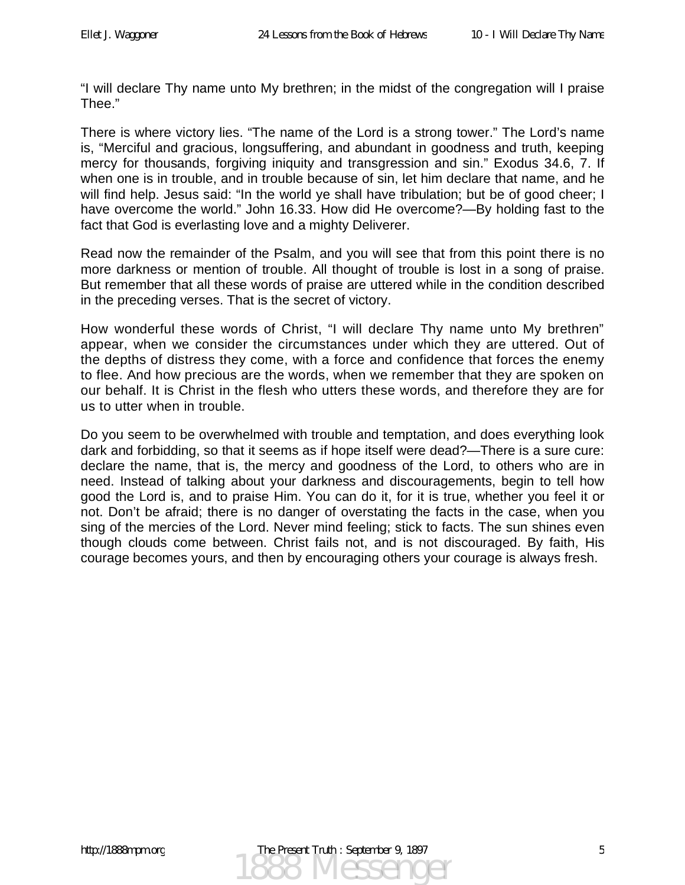“I will declare Thy name unto My brethren; in the midst of the congregation will I praise Thee.”

There is where victory lies. “The name of the Lord is a strong tower.” The Lord’s name is, “Merciful and gracious, longsuffering, and abundant in goodness and truth, keeping mercy for thousands, forgiving iniquity and transgression and sin.” Exodus 34.6, 7. If when one is in trouble, and in trouble because of sin, let him declare that name, and he will find help. Jesus said: “In the world ye shall have tribulation; but be of good cheer; I have overcome the world.” John 16.33. How did He overcome?—By holding fast to the fact that God is everlasting love and a mighty Deliverer.

Read now the remainder of the Psalm, and you will see that from this point there is no more darkness or mention of trouble. All thought of trouble is lost in a song of praise. But remember that all these words of praise are uttered while in the condition described in the preceding verses. That is the secret of victory.

How wonderful these words of Christ, “I will declare Thy name unto My brethren” appear, when we consider the circumstances under which they are uttered. Out of the depths of distress they come, with a force and confidence that forces the enemy to flee. And how precious are the words, when we remember that they are spoken on our behalf. It is Christ in the flesh who utters these words, and therefore they are for us to utter when in trouble.

Do you seem to be overwhelmed with trouble and temptation, and does everything look dark and forbidding, so that it seems as if hope itself were dead?—There is a sure cure: declare the name, that is, the mercy and goodness of the Lord, to others who are in need. Instead of talking about your darkness and discouragements, begin to tell how good the Lord is, and to praise Him. You can do it, for it is true, whether you feel it or not. Don’t be afraid; there is no danger of overstating the facts in the case, when you sing of the mercies of the Lord. Never mind feeling; stick to facts. The sun shines even though clouds come between. Christ fails not, and is not discouraged. By faith, His courage becomes yours, and then by encouraging others your courage is always fresh.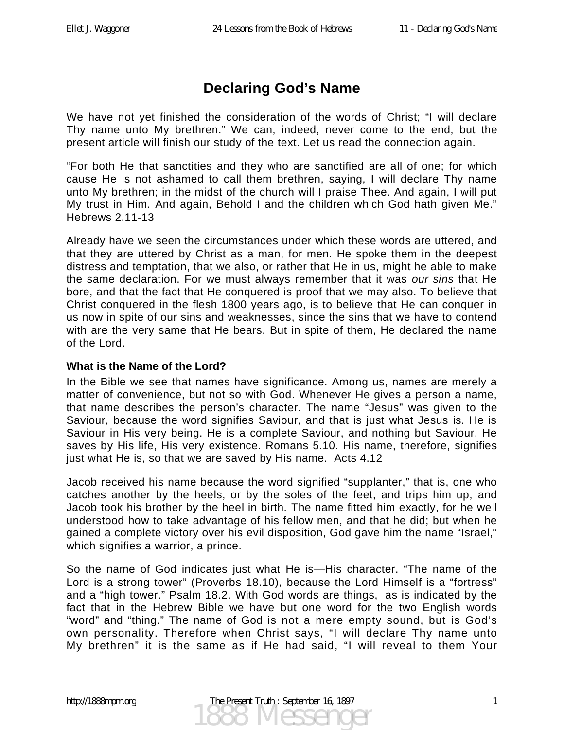# Declaring God's Name

We have not yet finished the consideration of the words of Christ; "I will declare Thy name unto My brethren." We can, indeed, never come to the end, but the present article will finish our study of the text. Let us read the connection again.

"For both He that sanctities and they who are sanctified are all of one; for which cause He is not ashamed to call them brethren, saying, I will declare Thy name unto My brethren; in the midst of the church will I praise Thee. And again, I will put My trust in Him. And again, Behold I and the children which God hath given Me." Hebrews 2.11-13

Already have we seen the circumstances under which these words are uttered, and that they are uttered by Christ as a man, for men. He spoke them in the deepest distress and temptation, that we also, or rather that He in us, might he able to make the same declaration. For we must always remember that it was *our sins* that He bore, and that the fact that He conquered is proof that we may also. To believe that Christ conquered in the flesh 1800 years ago, is to believe that He can conquer in us now in spite of our sins and weaknesses, since the sins that we have to contend with are the very same that He bears. But in spite of them, He declared the name of the Lord.

**What is the Name of the Lord?**

In the Bible we see that names have significance. Among us, names are merely a matter of convenience, but not so with God. Whenever He gives a person a name, that name describes the person's character. The name "Jesus" was given to the Saviour, because the word signifies Saviour, and that is just what Jesus is. He is Saviour in His very being. He is a complete Saviour, and nothing but Saviour. He saves by His life, His very existence. Romans 5.10. His name, therefore, signifies just what He is, so that we are saved by His name. Acts 4.12

Jacob received his name because the word signified "supplanter," that is, one who catches another by the heels, or by the soles of the feet, and trips him up, and Jacob took his brother by the heel in birth. The name fitted him exactly, for he well understood how to take advantage of his fellow men, and that he did; but when he gained a complete victory over his evil disposition, God gave him the name "Israel," which signifies a warrior, a prince.

So the name of God indicates just what He is—His character. "The name of the Lord is a strong tower" (Proverbs 18.10), because the Lord Himself is a "fortress" and a "high tower." Psalm 18.2. With God words are things, as is indicated by the fact that in the Hebrew Bible we have but one word for the two English words "word" and "thing." The name of God is not a mere empty sound, but is God's own personality. Therefore when Christ says, "I will declare Thy name unto My brethren" it is the same as if He had said, "I will reveal to them Your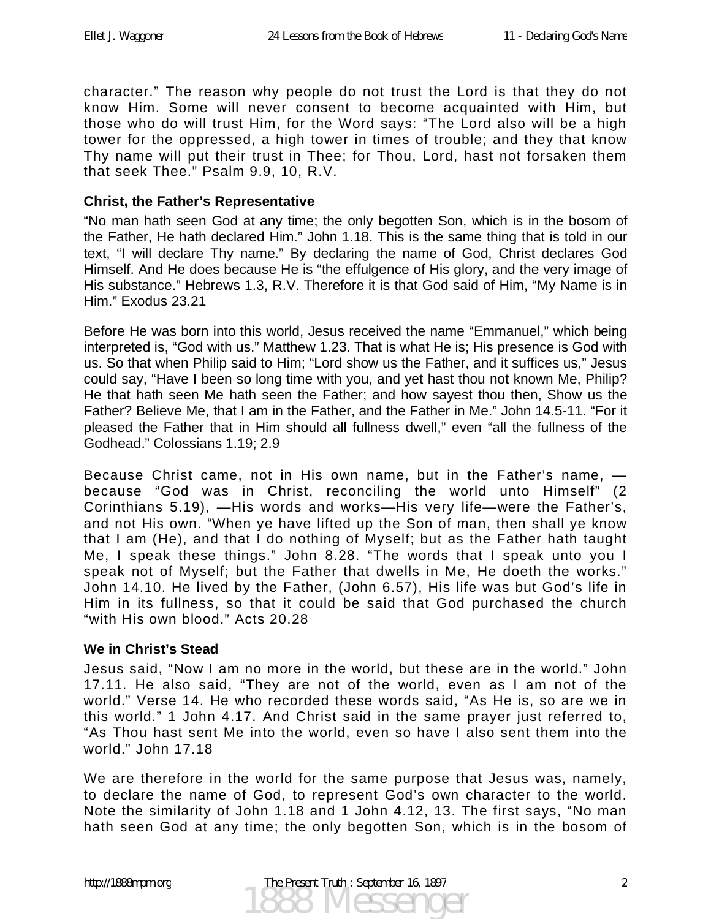character." The reason why people do not trust the Lord is that they do not know Him. Some will never consent to become acquainted with Him, but those who do will trust Him, for the Word says: "The Lord also will be a high tower for the oppressed, a high tower in times of trouble; and they that know Thy name will put their trust in Thee; for Thou, Lord, hast not forsaken them that seek Thee." Psalm 9.9, 10, R.V.

### Christ, the Father's Representative

"No man hath seen God at any time; the only begotten Son, which is in the bosom of the Father, He hath declared Him." John 1.18. This is the same thing that is told in our text, "I will declare Thy name." By declaring the name of God, Christ declares God Himself. And He does because He is "the effulgence of His glory, and the very image of His substance." Hebrews 1.3, R.V. Therefore it is that God said of Him, "My Name is in Him." Exodus 23.21

Before He was born into this world, Jesus received the name "Emmanuel," which being interpreted is, "God with us." Matthew 1.23. That is what He is; His presence is God with us. So that when Philip said to Him; "Lord show us the Father, and it suffices us," Jesus could say, "Have I been so long time with you, and yet hast thou not known Me, Philip? He that hath seen Me hath seen the Father; and how sayest thou then, Show us the Father? Believe Me, that I am in the Father, and the Father in Me." John 14.5-11. "For it pleased the Father that in Him should all fullness dwell," even "all the fullness of the Godhead." Colossians 1.19; 2.9

Because Christ came, not in His own name, but in the Father's name, — because "God was in Christ, reconciling the world unto Himself" (2 Corinthians 5.19), —His words and works—His very life—were the Father's, and not His own. "When ye have lifted up the Son of man, then shall ye know that I am (He), and that I do nothing of Myself; but as the Father hath taught Me, I speak these things." John 8.28. "The words that I speak unto you I speak not of Myself; but the Father that dwells in Me, He doeth the works." John 14.10. He lived by the Father, (John 6.57), His life was but God's life in Him in its fullness, so that it could be said that God purchased the church "with His own blood." Acts 20.28

### We in Christ's Stead

Jesus said, "Now I am no more in the world, but these are in the world." John 17.11. He also said, "They are not of the world, even as I am not of the world." Verse 14. He who recorded these words said, "As He is, so are we in this world." 1 John 4.17. And Christ said in the same prayer just referred to, "As Thou hast sent Me into the world, even so have I also sent them into the world." John 17.18

We are therefore in the world for the same purpose that Jesus was, namely, to declare the name of God, to represent God's own character to the world. Note the similarity of John 1.18 and 1 John 4.12, 13. The first says, "No man hath seen God at any time; the only begotten Son, which is in the bosom of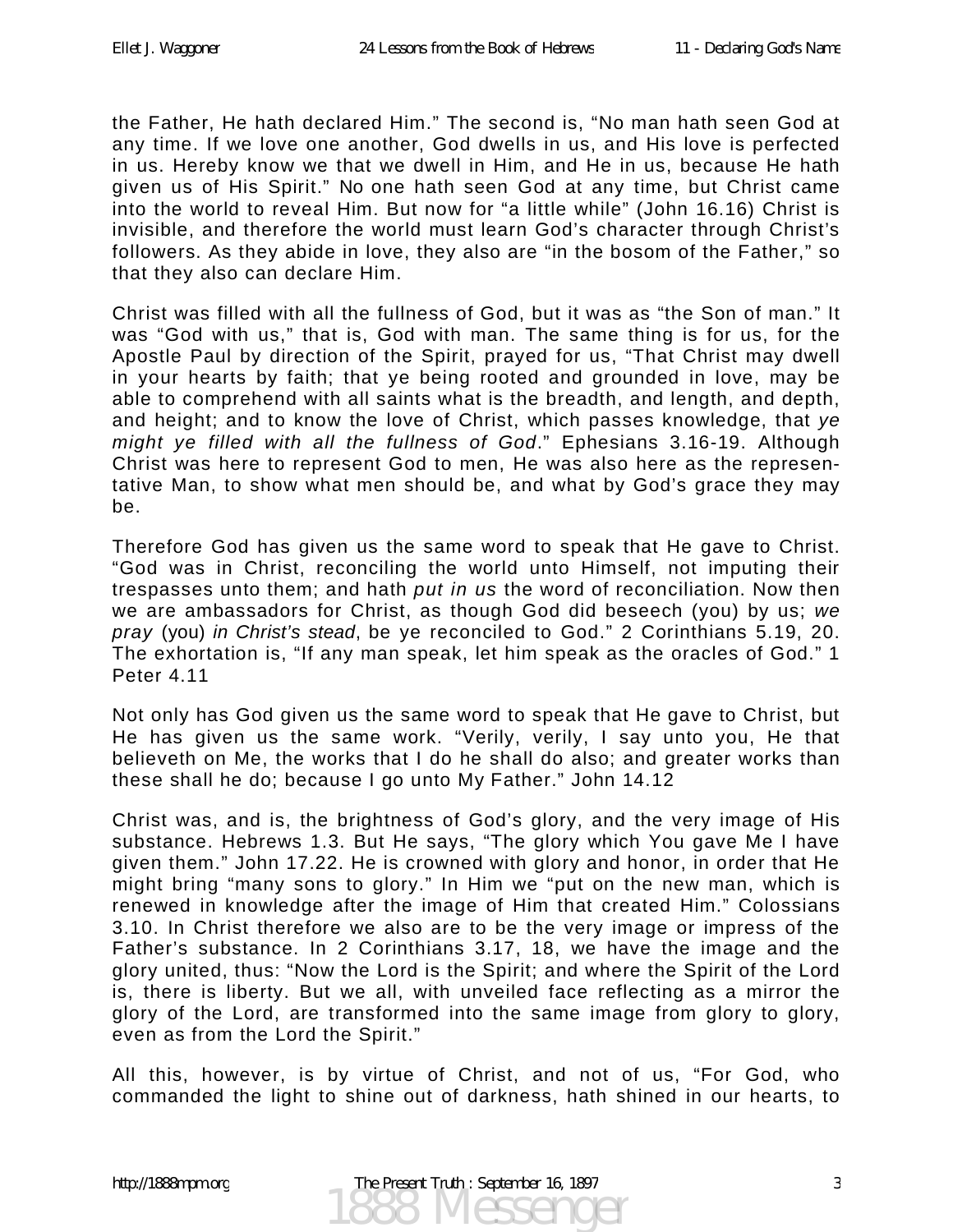the Father, He hath declared Him." The second is, "No man hath seen God at any time. If we love one another, God dwells in us, and His love is perfected in us. Hereby know we that we dwell in Him, and He in us, because He hath given us of His Spirit." No one hath seen God at any time, but Christ came into the world to reveal Him. But now for "a little while" (John 16.16) Christ is invisible, and therefore the world must learn God's character through Christ's followers. As they abide in love, they also are "in the bosom of the Father," so that they also can declare Him.

Christ was filled with all the fullness of God, but it was as "the Son of man." It was "God with us," that is, God with man. The same thing is for us, for the Apostle Paul by direction of the Spirit, prayed for us, "That Christ may dwell in your hearts by faith; that ye being rooted and grounded in love, may be able to comprehend with all saints what is the breadth, and length, and depth, and height; and to know the love of Christ, which passes knowledge, that *ye might ye filled with all the fullness of God*." Ephesians 3.16-19. Although Christ was here to represent God to men, He was also here as the representative Man, to show what men should be, and what by God's grace they may be.

Therefore God has given us the same word to speak that He gave to Christ. "God was in Christ, reconciling the world unto Himself, not imputing their trespasses unto them; and hath *put in us* the word of reconciliation. Now then we are ambassadors for Christ, as though God did beseech (you) by us; *we pray* (you) *in Christ's stead*, be ye reconciled to God." 2 Corinthians 5.19, 20. The exhortation is, "If any man speak, let him speak as the oracles of God." 1 Peter 4.11

Not only has God given us the same word to speak that He gave to Christ, but He has given us the same work. "Verily, verily, I say unto you, He that believeth on Me, the works that I do he shall do also; and greater works than these shall he do; because I go unto My Father." John 14.12

Christ was, and is, the brightness of God's glory, and the very image of His substance. Hebrews 1.3. But He says, "The glory which You gave Me I have given them." John 17.22. He is crowned with glory and honor, in order that He might bring "many sons to glory." In Him we "put on the new man, which is renewed in knowledge after the image of Him that created Him." Colossians 3.10. In Christ therefore we also are to be the very image or impress of the Father's substance. In 2 Corinthians 3.17, 18, we have the image and the glory united, thus: "Now the Lord is the Spirit; and where the Spirit of the Lord is, there is liberty. But we all, with unveiled face reflecting as a mirror the glory of the Lord, are transformed into the same image from glory to glory, even as from the Lord the Spirit."

All this, however, is by virtue of Christ, and not of us, "For God, who commanded the light to shine out of darkness, hath shined in our hearts, to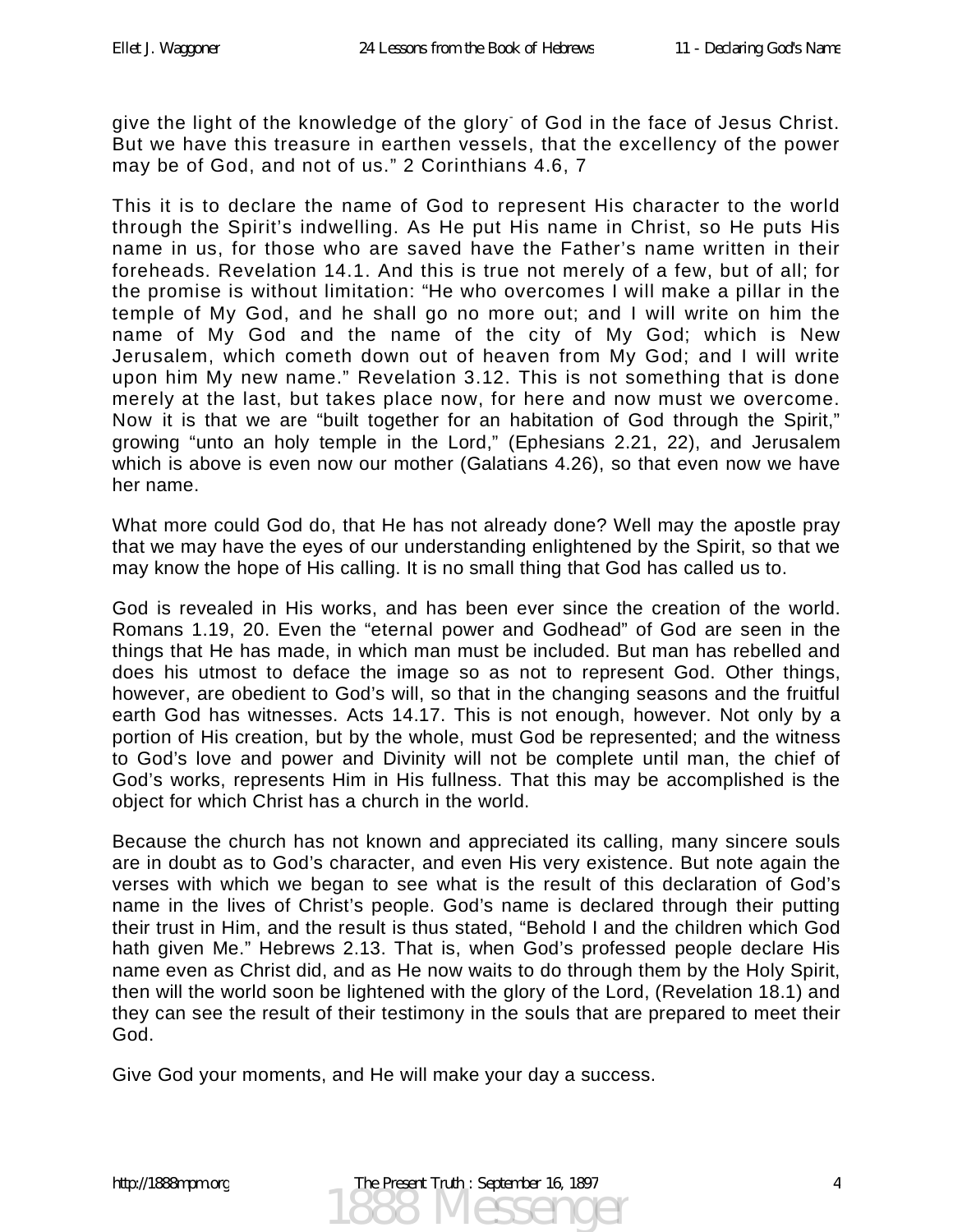give the light of the knowledge of the glory of God in the face of Jesus Christ. But we have this treasure in earthen vessels, that the excellency of the power may be of God, and not of us." 2 Corinthians 4.6, 7

This it is to declare the name of God to represent His character to the world through the Spirit's indwelling. As He put His name in Christ, so He puts His name in us, for those who are saved have the Father's name written in their foreheads. Revelation 14.1. And this is true not merely of a few, but of all; for the promise is without limitation: "He who overcomes I will make a pillar in the temple of My God, and he shall go no more out; and I will write on him the name of My God and the name of the city of My God; which is New Jerusalem, which cometh down out of heaven from My God; and I will write upon him My new name." Revelation 3.12. This is not something that is done merely at the last, but takes place now, for here and now must we overcome. Now it is that we are "built together for an habitation of God through the Spirit," growing "unto an holy temple in the Lord," (Ephesians 2.21, 22), and Jerusalem which is above is even now our mother (Galatians 4.26), so that even now we have her name.

What more could God do, that He has not already done? Well may the apostle pray that we may have the eyes of our understanding enlightened by the Spirit, so that we may know the hope of His calling. It is no small thing that God has called us to.

God is revealed in His works, and has been ever since the creation of the world. Romans 1.19, 20. Even the "eternal power and Godhead" of God are seen in the things that He has made, in which man must be included. But man has rebelled and does his utmost to deface the image so as not to represent God. Other things, however, are obedient to God's will, so that in the changing seasons and the fruitful earth God has witnesses. Acts 14.17. This is not enough, however. Not only by a portion of His creation, but by the whole, must God be represented; and the witness to God's love and power and Divinity will not be complete until man, the chief of God's works, represents Him in His fullness. That this may be accomplished is the object for which Christ has a church in the world.

Because the church has not known and appreciated its calling, many sincere souls are in doubt as to God's character, and even His very existence. But note again the verses with which we began to see what is the result of this declaration of God's name in the lives of Christ's people. God's name is declared through their putting their trust in Him, and the result is thus stated, "Behold I and the children which God hath given Me." Hebrews 2.13. That is, when God's professed people declare His name even as Christ did, and as He now waits to do through them by the Holy Spirit, then will the world soon be lightened with the glory of the Lord, (Revelation 18.1) and they can see the result of their testimony in the souls that are prepared to meet their God.

Give God your moments, and He will make your day a success.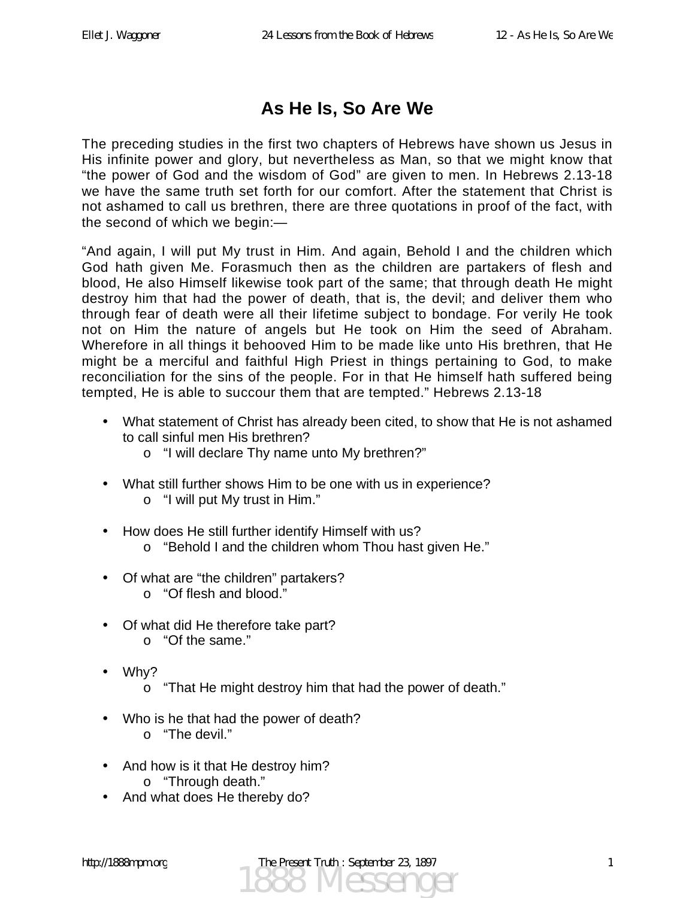# As He Is, So Are We

The preceding studies in the first two chapters of Hebrews have shown us Jesus in His infinite power and glory, but nevertheless as Man, so that we might know that "the power of God and the wisdom of God" are given to men. In Hebrews 2.13-18 we have the same truth set forth for our comfort. After the statement that Christ is not ashamed to call us brethren, there are three quotations in proof of the fact, with the second of which we begin:—

"And again, I will put My trust in Him. And again, Behold I and the children which God hath given Me. Forasmuch then as the children are partakers of flesh and blood, He also Himself likewise took part of the same; that through death He might destroy him that had the power of death, that is, the devil; and deliver them who through fear of death were all their lifetime subject to bondage. For verily He took not on Him the nature of angels but He took on Him the seed of Abraham. Wherefore in all things it behooved Him to be made like unto His brethren, that He might be a merciful and faithful High Priest in things pertaining to God, to make reconciliation for the sins of the people. For in that He himself hath suffered being tempted, He is able to succour them that are tempted." Hebrews 2.13-18

- What statement of Christ has already been cited, to show that He is not ashamed to call sinful men His brethren?
  - "I will declare Thy name unto My brethren?"
- What still further shows Him to be one with us in experience?
  - "I will put My trust in Him."
- How does He still further identify Himself with us?
  - "Behold I and the children whom Thou hast given He."
- Of what are "the children" partakers?
  - "Of flesh and blood."
- Of what did He therefore take part?
  - "Of the same."
- Why?
  - "That He might destroy him that had the power of death."
- Who is he that had the power of death?
  - "The devil."
- And how is it that He destroy him?
  - "Through death."
- And what does He thereby do?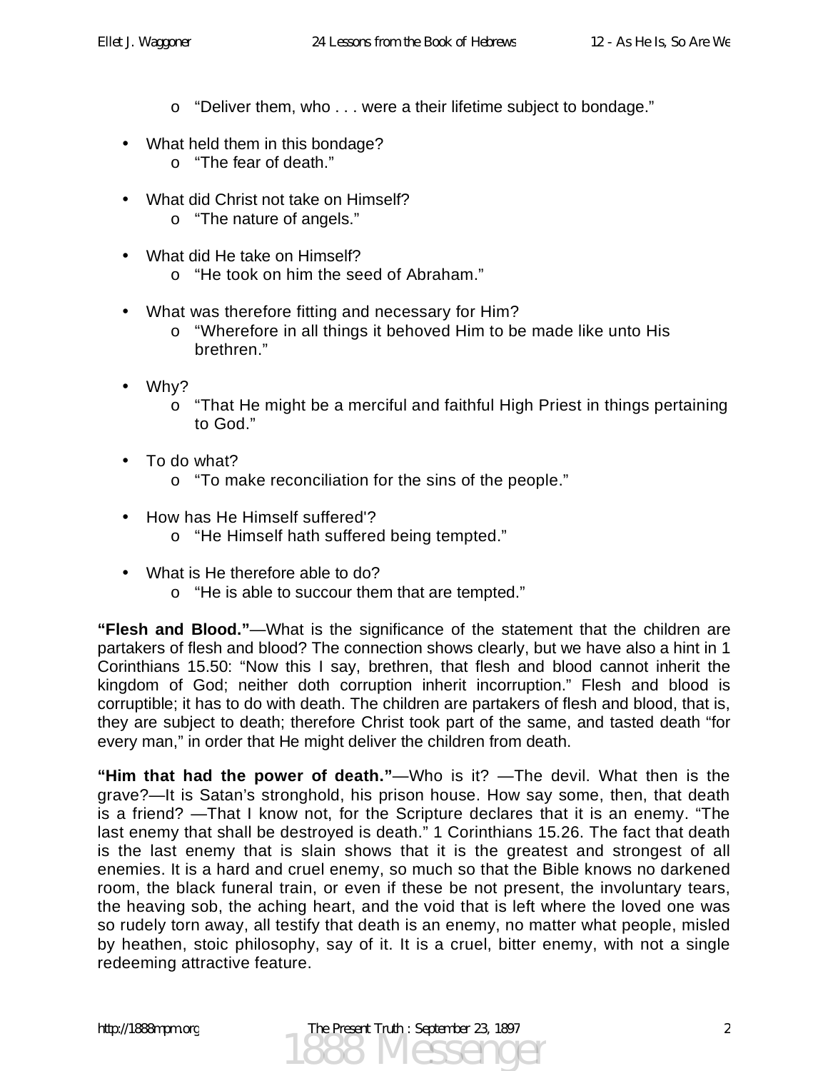- "Deliver them, who . . . were a their lifetime subject to bondage."

- What held them in this bondage?
  - "The fear of death."

- What did Christ not take on Himself?
  - "The nature of angels."

- What did He take on Himself?
  - "He took on him the seed of Abraham."

- What was therefore fitting and necessary for Him?
  - "Wherefore in all things it behoved Him to be made like unto His brethren."

- Why?
  - "That He might be a merciful and faithful High Priest in things pertaining to God."

- To do what?
  - "To make reconciliation for the sins of the people."

- How has He Himself suffered'?
  - "He Himself hath suffered being tempted."

- What is He therefore able to do?
  - "He is able to succour them that are tempted."

**"Flesh and Blood."**—What is the significance of the statement that the children are partakers of flesh and blood? The connection shows clearly, but we have also a hint in 1 Corinthians 15.50: "Now this I say, brethren, that flesh and blood cannot inherit the kingdom of God; neither doth corruption inherit incorruption." Flesh and blood is corruptible; it has to do with death. The children are partakers of flesh and blood, that is, they are subject to death; therefore Christ took part of the same, and tasted death "for every man," in order that He might deliver the children from death.

**"Him that had the power of death."**—Who is it? —The devil. What then is the grave?—It is Satan's stronghold, his prison house. How say some, then, that death is a friend? —That I know not, for the Scripture declares that it is an enemy. "The last enemy that shall be destroyed is death." 1 Corinthians 15.26. The fact that death is the last enemy that is slain shows that it is the greatest and strongest of all enemies. It is a hard and cruel enemy, so much so that the Bible knows no darkened room, the black funeral train, or even if these be not present, the involuntary tears, the heaving sob, the aching heart, and the void that is left where the loved one was so rudely torn away, all testify that death is an enemy, no matter what people, misled by heathen, stoic philosophy, say of it. It is a cruel, bitter enemy, with not a single redeeming attractive feature.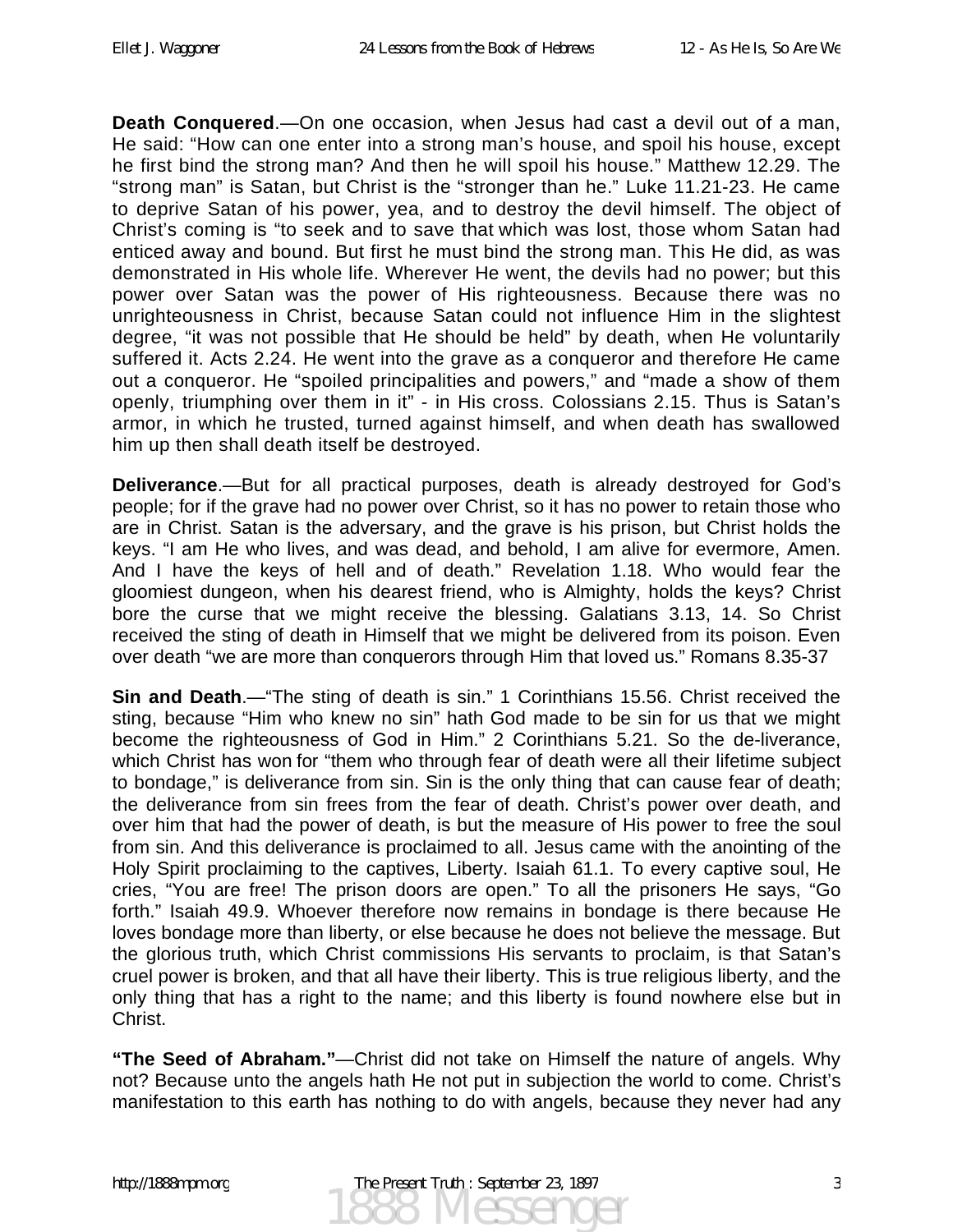**Death Conquered**.—On one occasion, when Jesus had cast a devil out of a man, He said: “How can one enter into a strong man’s house, and spoil his house, except he first bind the strong man? And then he will spoil his house.” Matthew 12.29. The “strong man” is Satan, but Christ is the “stronger than he.” Luke 11.21-23. He came to deprive Satan of his power, yea, and to destroy the devil himself. The object of Christ’s coming is “to seek and to save that which was lost, those whom Satan had enticed away and bound. But first he must bind the strong man. This He did, as was demonstrated in His whole life. Wherever He went, the devils had no power; but this power over Satan was the power of His righteousness. Because there was no unrighteousness in Christ, because Satan could not influence Him in the slightest degree, “it was not possible that He should be held” by death, when He voluntarily suffered it. Acts 2.24. He went into the grave as a conqueror and therefore He came out a conqueror. He “spoiled principalities and powers,” and “made a show of them openly, triumphing over them in it” - in His cross. Colossians 2.15. Thus is Satan’s armor, in which he trusted, turned against himself, and when death has swallowed him up then shall death itself be destroyed.

**Deliverance**.—But for all practical purposes, death is already destroyed for God’s people; for if the grave had no power over Christ, so it has no power to retain those who are in Christ. Satan is the adversary, and the grave is his prison, but Christ holds the keys. “I am He who lives, and was dead, and behold, I am alive for evermore, Amen. And I have the keys of hell and of death.” Revelation 1.18. Who would fear the gloomiest dungeon, when his dearest friend, who is Almighty, holds the keys? Christ bore the curse that we might receive the blessing. Galatians 3.13, 14. So Christ received the sting of death in Himself that we might be delivered from its poison. Even over death “we are more than conquerors through Him that loved us.” Romans 8.35-37

**Sin and Death**.—“The sting of death is sin.” 1 Corinthians 15.56. Christ received the sting, because “Him who knew no sin” hath God made to be sin for us that we might become the righteousness of God in Him.” 2 Corinthians 5.21. So the de-liverance, which Christ has won for “them who through fear of death were all their lifetime subject to bondage,” is deliverance from sin. Sin is the only thing that can cause fear of death; the deliverance from sin frees from the fear of death. Christ’s power over death, and over him that had the power of death, is but the measure of His power to free the soul from sin. And this deliverance is proclaimed to all. Jesus came with the anointing of the Holy Spirit proclaiming to the captives, Liberty. Isaiah 61.1. To every captive soul, He cries, “You are free! The prison doors are open.” To all the prisoners He says, “Go forth.” Isaiah 49.9. Whoever therefore now remains in bondage is there because He loves bondage more than liberty, or else because he does not believe the message. But the glorious truth, which Christ commissions His servants to proclaim, is that Satan’s cruel power is broken, and that all have their liberty. This is true religious liberty, and the only thing that has a right to the name; and this liberty is found nowhere else but in Christ.

**“The Seed of Abraham.”**—Christ did not take on Himself the nature of angels. Why not? Because unto the angels hath He not put in subjection the world to come. Christ’s manifestation to this earth has nothing to do with angels, because they never had any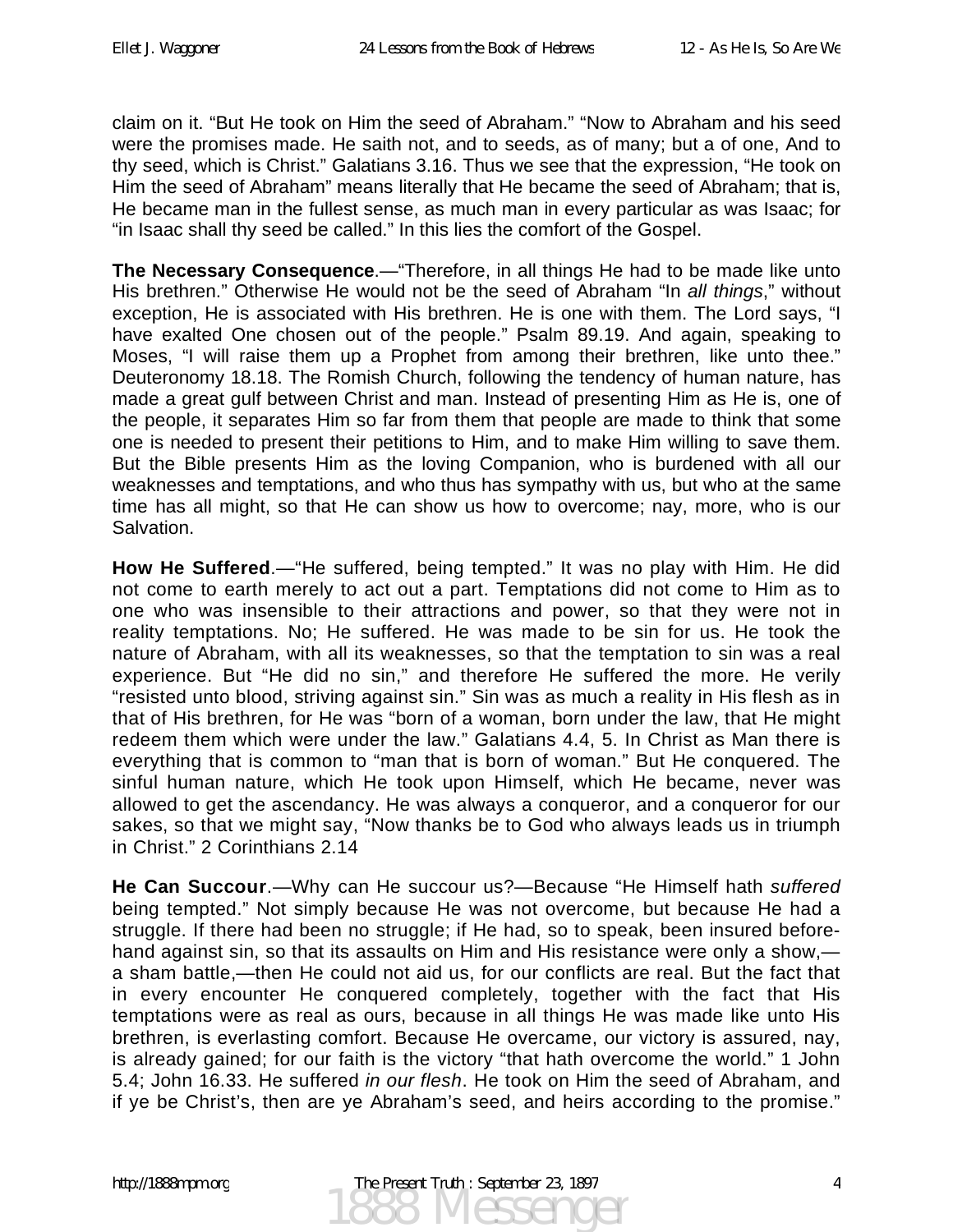claim on it. "But He took on Him the seed of Abraham." "Now to Abraham and his seed were the promises made. He saith not, and to seeds, as of many; but a of one, And to thy seed, which is Christ." Galatians 3.16. Thus we see that the expression, "He took on Him the seed of Abraham" means literally that He became the seed of Abraham; that is, He became man in the fullest sense, as much man in every particular as was Isaac; for "in Isaac shall thy seed be called." In this lies the comfort of the Gospel.

**The Necessary Consequence**.—"Therefore, in all things He had to be made like unto His brethren." Otherwise He would not be the seed of Abraham "In *all things*," without exception, He is associated with His brethren. He is one with them. The Lord says, "I have exalted One chosen out of the people." Psalm 89.19. And again, speaking to Moses, "I will raise them up a Prophet from among their brethren, like unto thee." Deuteronomy 18.18. The Romish Church, following the tendency of human nature, has made a great gulf between Christ and man. Instead of presenting Him as He is, one of the people, it separates Him so far from them that people are made to think that some one is needed to present their petitions to Him, and to make Him willing to save them. But the Bible presents Him as the loving Companion, who is burdened with all our weaknesses and temptations, and who thus has sympathy with us, but who at the same time has all might, so that He can show us how to overcome; nay, more, who is our Salvation.

**How He Suffered**.—"He suffered, being tempted." It was no play with Him. He did not come to earth merely to act out a part. Temptations did not come to Him as to one who was insensible to their attractions and power, so that they were not in reality temptations. No; He suffered. He was made to be sin for us. He took the nature of Abraham, with all its weaknesses, so that the temptation to sin was a real experience. But "He did no sin," and therefore He suffered the more. He verily "resisted unto blood, striving against sin." Sin was as much a reality in His flesh as in that of His brethren, for He was "born of a woman, born under the law, that He might redeem them which were under the law." Galatians 4.4, 5. In Christ as Man there is everything that is common to "man that is born of woman." But He conquered. The sinful human nature, which He took upon Himself, which He became, never was allowed to get the ascendancy. He was always a conqueror, and a conqueror for our sakes, so that we might say, "Now thanks be to God who always leads us in triumph in Christ." 2 Corinthians 2.14

**He Can Succour**.—Why can He succour us?—Because "He Himself hath *suffered* being tempted." Not simply because He was not overcome, but because He had a struggle. If there had been no struggle; if He had, so to speak, been insured beforehand against sin, so that its assaults on Him and His resistance were only a show,—a sham battle,—then He could not aid us, for our conflicts are real. But the fact that in every encounter He conquered completely, together with the fact that His temptations were as real as ours, because in all things He was made like unto His brethren, is everlasting comfort. Because He overcame, our victory is assured, nay, is already gained; for our faith is the victory "that hath overcome the world." 1 John 5.4; John 16.33. He suffered *in our flesh*. He took on Him the seed of Abraham, and if ye be Christ's, then are ye Abraham's seed, and heirs according to the promise."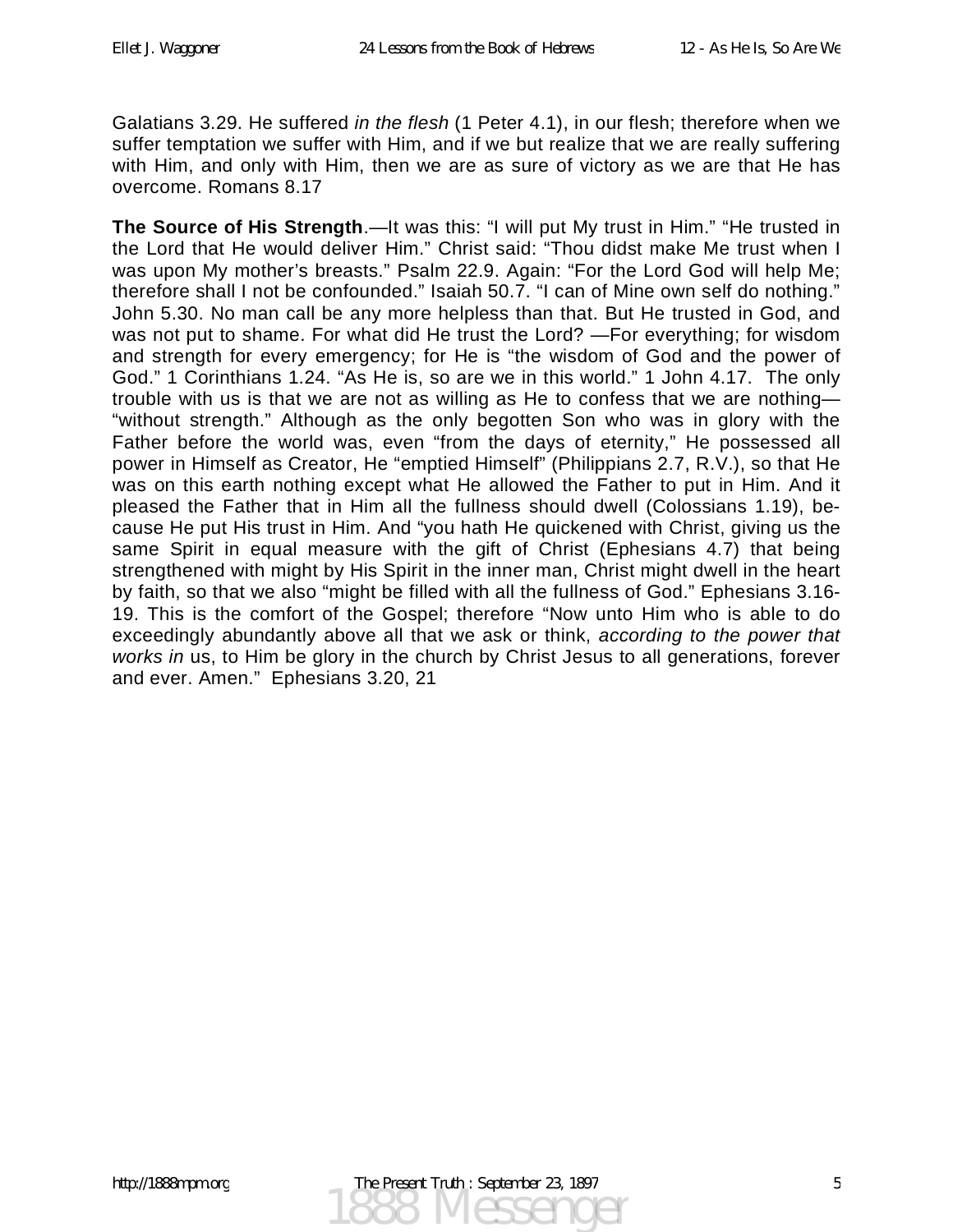Galatians 3.29. He suffered *in the flesh* (1 Peter 4.1), in our flesh; therefore when we suffer temptation we suffer with Him, and if we but realize that we are really suffering with Him, and only with Him, then we are as sure of victory as we are that He has overcome. Romans 8.17

**The Source of His Strength**.—It was this: "I will put My trust in Him." "He trusted in the Lord that He would deliver Him." Christ said: "Thou didst make Me trust when I was upon My mother's breasts." Psalm 22.9. Again: "For the Lord God will help Me; therefore shall I not be confounded." Isaiah 50.7. "I can of Mine own self do nothing." John 5.30. No man call be any more helpless than that. But He trusted in God, and was not put to shame. For what did He trust the Lord? —For everything; for wisdom and strength for every emergency; for He is "the wisdom of God and the power of God." 1 Corinthians 1.24. "As He is, so are we in this world." 1 John 4.17. The only trouble with us is that we are not as willing as He to confess that we are nothing—"without strength." Although as the only begotten Son who was in glory with the Father before the world was, even "from the days of eternity," He possessed all power in Himself as Creator, He "emptied Himself" (Philippians 2.7, R.V.), so that He was on this earth nothing except what He allowed the Father to put in Him. And it pleased the Father that in Him all the fullness should dwell (Colossians 1.19), because He put His trust in Him. And "you hath He quickened with Christ, giving us the same Spirit in equal measure with the gift of Christ (Ephesians 4.7) that being strengthened with might by His Spirit in the inner man, Christ might dwell in the heart by faith, so that we also "might be filled with all the fullness of God." Ephesians 3.16-19. This is the comfort of the Gospel; therefore "Now unto Him who is able to do exceedingly abundantly above all that we ask or think, *according to the power that works in* us, to Him be glory in the church by Christ Jesus to all generations, forever and ever. Amen." Ephesians 3.20, 21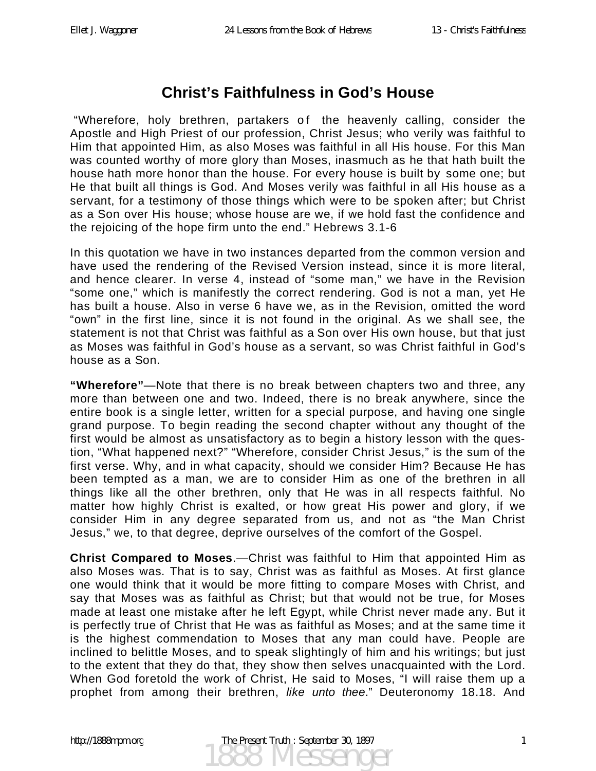# Christ's Faithfulness in God's House

"Wherefore, holy brethren, partakers of the heavenly calling, consider the Apostle and High Priest of our profession, Christ Jesus; who verily was faithful to Him that appointed Him, as also Moses was faithful in all His house. For this Man was counted worthy of more glory than Moses, inasmuch as he that hath built the house hath more honor than the house. For every house is built by some one; but He that built all things is God. And Moses verily was faithful in all His house as a servant, for a testimony of those things which were to be spoken after; but Christ as a Son over His house; whose house are we, if we hold fast the confidence and the rejoicing of the hope firm unto the end." Hebrews 3.1-6

In this quotation we have in two instances departed from the common version and have used the rendering of the Revised Version instead, since it is more literal, and hence clearer. In verse 4, instead of "some man," we have in the Revision "some one," which is manifestly the correct rendering. God is not a man, yet He has built a house. Also in verse 6 have we, as in the Revision, omitted the word "own" in the first line, since it is not found in the original. As we shall see, the statement is not that Christ was faithful as a Son over His own house, but that just as Moses was faithful in God's house as a servant, so was Christ faithful in God's house as a Son.

**"Wherefore"**—Note that there is no break between chapters two and three, any more than between one and two. Indeed, there is no break anywhere, since the entire book is a single letter, written for a special purpose, and having one single grand purpose. To begin reading the second chapter without any thought of the first would be almost as unsatisfactory as to begin a history lesson with the question, "What happened next?" "Wherefore, consider Christ Jesus," is the sum of the first verse. Why, and in what capacity, should we consider Him? Because He has been tempted as a man, we are to consider Him as one of the brethren in all things like all the other brethren, only that He was in all respects faithful. No matter how highly Christ is exalted, or how great His power and glory, if we consider Him in any degree separated from us, and not as "the Man Christ Jesus," we, to that degree, deprive ourselves of the comfort of the Gospel.

**Christ Compared to Moses**.—Christ was faithful to Him that appointed Him as also Moses was. That is to say, Christ was as faithful as Moses. At first glance one would think that it would be more fitting to compare Moses with Christ, and say that Moses was as faithful as Christ; but that would not be true, for Moses made at least one mistake after he left Egypt, while Christ never made any. But it is perfectly true of Christ that He was as faithful as Moses; and at the same time it is the highest commendation to Moses that any man could have. People are inclined to belittle Moses, and to speak slightingly of him and his writings; but just to the extent that they do that, they show then selves unacquainted with the Lord. When God foretold the work of Christ, He said to Moses, "I will raise them up a prophet from among their brethren, *like unto thee*." Deuteronomy 18.18. And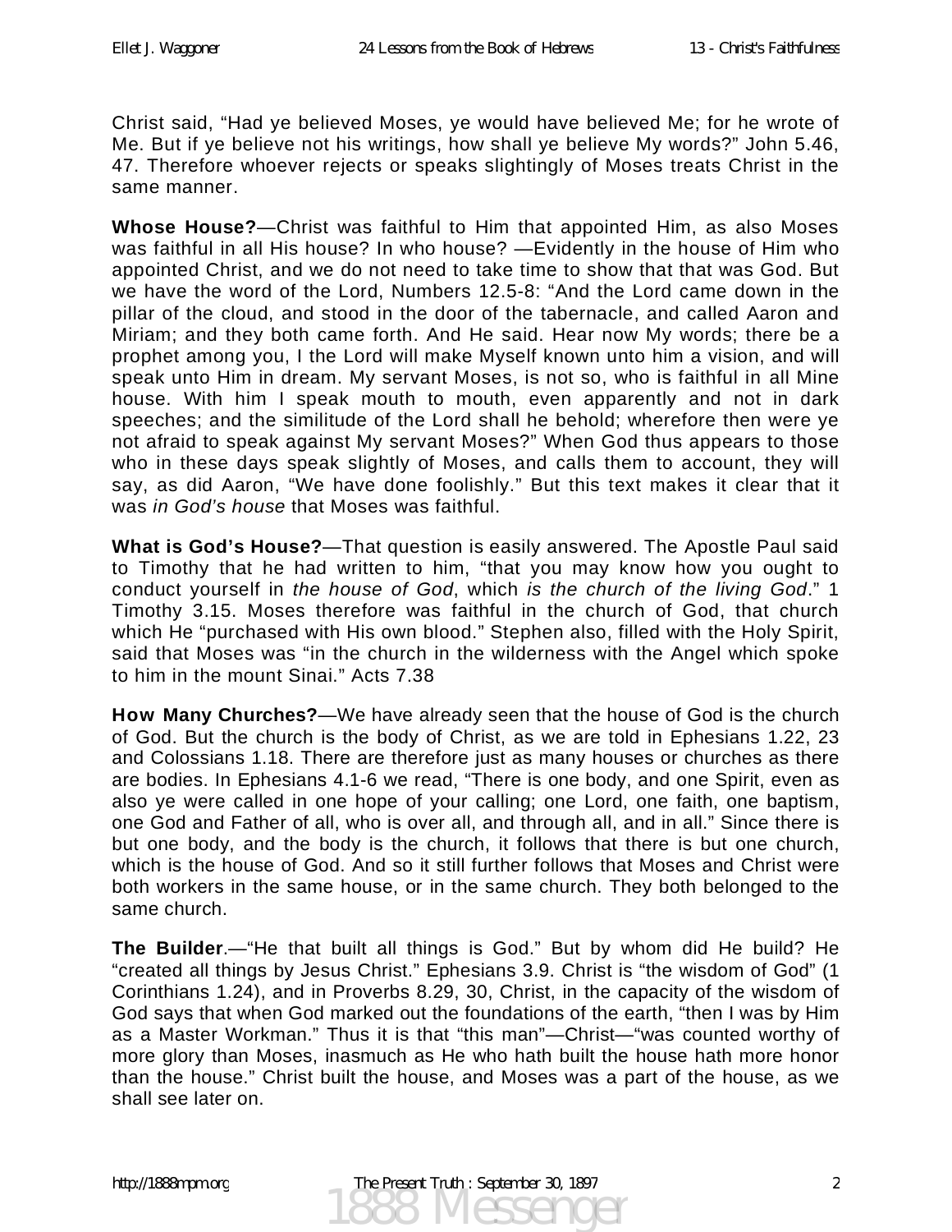Christ said, "Had ye believed Moses, ye would have believed Me; for he wrote of Me. But if ye believe not his writings, how shall ye believe My words?" John 5.46, 47. Therefore whoever rejects or speaks slightingly of Moses treats Christ in the same manner.

**Whose House?**—Christ was faithful to Him that appointed Him, as also Moses was faithful in all His house? In who house? —Evidently in the house of Him who appointed Christ, and we do not need to take time to show that that was God. But we have the word of the Lord, Numbers 12.5-8: "And the Lord came down in the pillar of the cloud, and stood in the door of the tabernacle, and called Aaron and Miriam; and they both came forth. And He said. Hear now My words; there be a prophet among you, I the Lord will make Myself known unto him a vision, and will speak unto Him in dream. My servant Moses, is not so, who is faithful in all Mine house. With him I speak mouth to mouth, even apparently and not in dark speeches; and the similitude of the Lord shall he behold; wherefore then were ye not afraid to speak against My servant Moses?" When God thus appears to those who in these days speak slightly of Moses, and calls them to account, they will say, as did Aaron, "We have done foolishly." But this text makes it clear that it was *in God's house* that Moses was faithful.

**What is God's House?**—That question is easily answered. The Apostle Paul said to Timothy that he had written to him, "that you may know how you ought to conduct yourself in *the house of God*, which *is the church of the living God*." 1 Timothy 3.15. Moses therefore was faithful in the church of God, that church which He "purchased with His own blood." Stephen also, filled with the Holy Spirit, said that Moses was "in the church in the wilderness with the Angel which spoke to him in the mount Sinai." Acts 7.38

**How Many Churches?**—We have already seen that the house of God is the church of God. But the church is the body of Christ, as we are told in Ephesians 1.22, 23 and Colossians 1.18. There are therefore just as many houses or churches as there are bodies. In Ephesians 4.1-6 we read, "There is one body, and one Spirit, even as also ye were called in one hope of your calling; one Lord, one faith, one baptism, one God and Father of all, who is over all, and through all, and in all." Since there is but one body, and the body is the church, it follows that there is but one church, which is the house of God. And so it still further follows that Moses and Christ were both workers in the same house, or in the same church. They both belonged to the same church.

**The Builder**.—"He that built all things is God." But by whom did He build? He "created all things by Jesus Christ." Ephesians 3.9. Christ is "the wisdom of God" (1 Corinthians 1.24), and in Proverbs 8.29, 30, Christ, in the capacity of the wisdom of God says that when God marked out the foundations of the earth, "then I was by Him as a Master Workman." Thus it is that "this man"—Christ—"was counted worthy of more glory than Moses, inasmuch as He who hath built the house hath more honor than the house." Christ built the house, and Moses was a part of the house, as we shall see later on.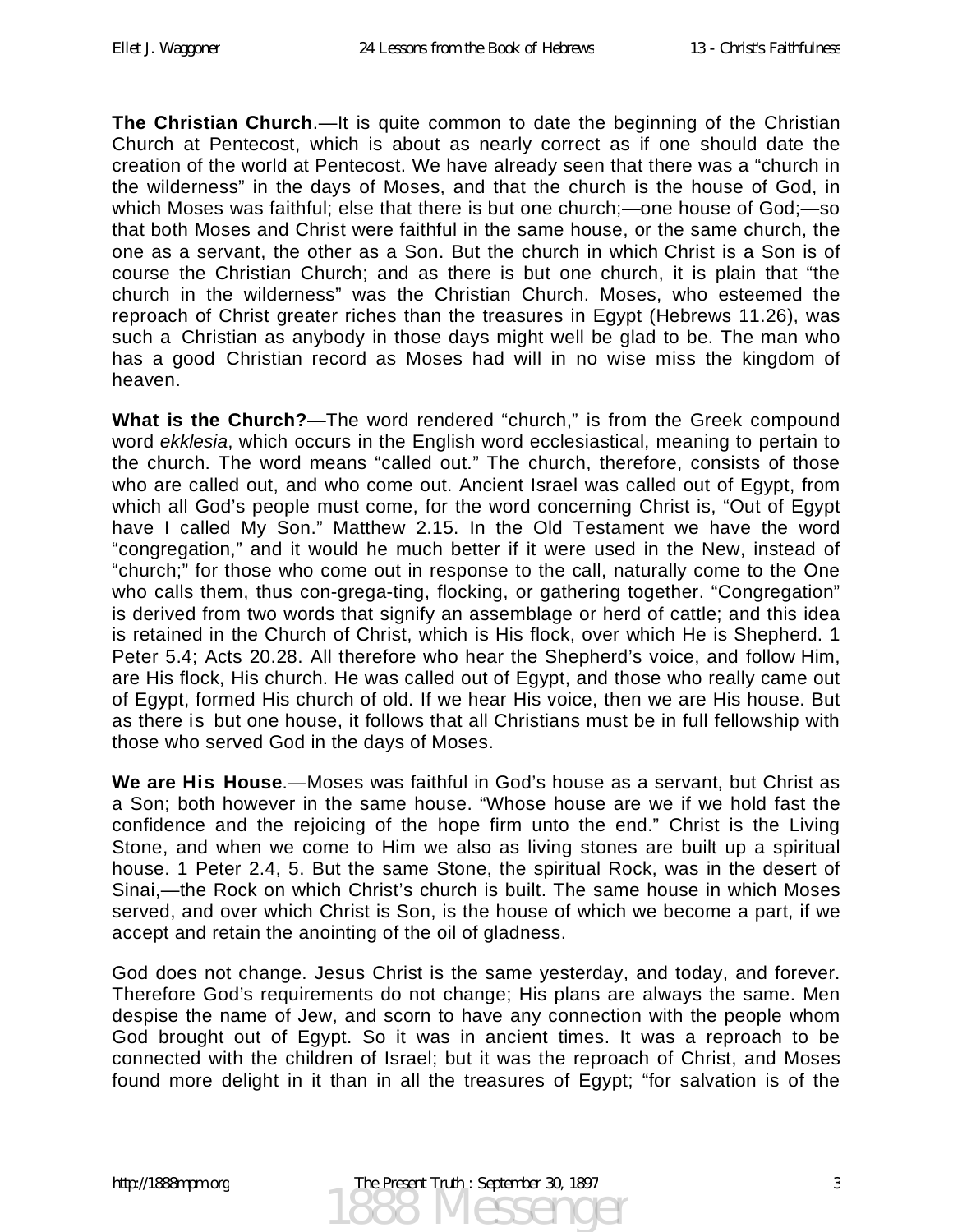**The Christian Church**.—It is quite common to date the beginning of the Christian Church at Pentecost, which is about as nearly correct as if one should date the creation of the world at Pentecost. We have already seen that there was a "church in the wilderness" in the days of Moses, and that the church is the house of God, in which Moses was faithful; else that there is but one church;—one house of God;—so that both Moses and Christ were faithful in the same house, or the same church, the one as a servant, the other as a Son. But the church in which Christ is a Son is of course the Christian Church; and as there is but one church, it is plain that "the church in the wilderness" was the Christian Church. Moses, who esteemed the reproach of Christ greater riches than the treasures in Egypt (Hebrews 11.26), was such a Christian as anybody in those days might well be glad to be. The man who has a good Christian record as Moses had will in no wise miss the kingdom of heaven.

**What is the Church?**—The word rendered "church," is from the Greek compound word *ekklesia*, which occurs in the English word ecclesiastical, meaning to pertain to the church. The word means "called out." The church, therefore, consists of those who are called out, and who come out. Ancient Israel was called out of Egypt, from which all God's people must come, for the word concerning Christ is, "Out of Egypt have I called My Son." Matthew 2.15. In the Old Testament we have the word "congregation," and it would he much better if it were used in the New, instead of "church;" for those who come out in response to the call, naturally come to the One who calls them, thus con-grega-ting, flocking, or gathering together. "Congregation" is derived from two words that signify an assemblage or herd of cattle; and this idea is retained in the Church of Christ, which is His flock, over which He is Shepherd. 1 Peter 5.4; Acts 20.28. All therefore who hear the Shepherd's voice, and follow Him, are His flock, His church. He was called out of Egypt, and those who really came out of Egypt, formed His church of old. If we hear His voice, then we are His house. But as there is but one house, it follows that all Christians must be in full fellowship with those who served God in the days of Moses.

**We are His House**.—Moses was faithful in God's house as a servant, but Christ as a Son; both however in the same house. "Whose house are we if we hold fast the confidence and the rejoicing of the hope firm unto the end." Christ is the Living Stone, and when we come to Him we also as living stones are built up a spiritual house. 1 Peter 2.4, 5. But the same Stone, the spiritual Rock, was in the desert of Sinai,—the Rock on which Christ's church is built. The same house in which Moses served, and over which Christ is Son, is the house of which we become a part, if we accept and retain the anointing of the oil of gladness.

God does not change. Jesus Christ is the same yesterday, and today, and forever. Therefore God's requirements do not change; His plans are always the same. Men despise the name of Jew, and scorn to have any connection with the people whom God brought out of Egypt. So it was in ancient times. It was a reproach to be connected with the children of Israel; but it was the reproach of Christ, and Moses found more delight in it than in all the treasures of Egypt; "for salvation is of the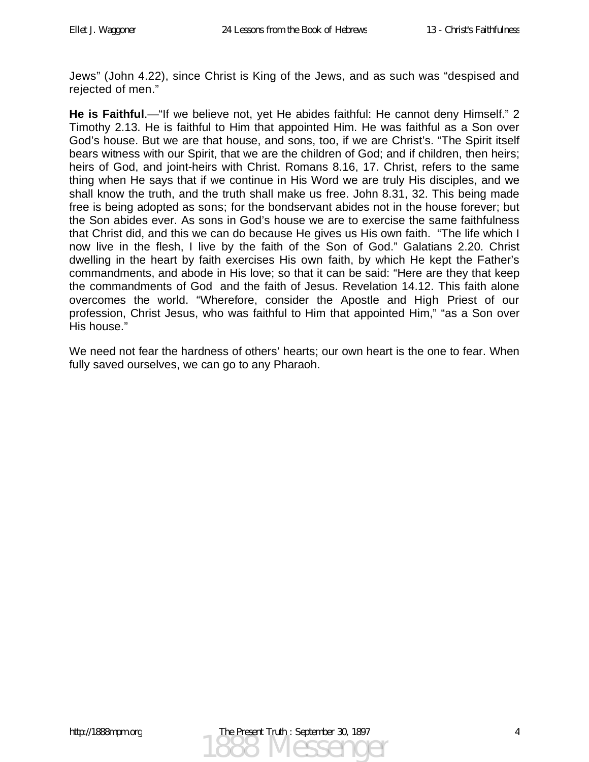Jews" (John 4.22), since Christ is King of the Jews, and as such was "despised and rejected of men."

**He is Faithful**.—"If we believe not, yet He abides faithful: He cannot deny Himself." 2 Timothy 2.13. He is faithful to Him that appointed Him. He was faithful as a Son over God's house. But we are that house, and sons, too, if we are Christ's. "The Spirit itself bears witness with our Spirit, that we are the children of God; and if children, then heirs; heirs of God, and joint-heirs with Christ. Romans 8.16, 17. Christ, refers to the same thing when He says that if we continue in His Word we are truly His disciples, and we shall know the truth, and the truth shall make us free. John 8.31, 32. This being made free is being adopted as sons; for the bondservant abides not in the house forever; but the Son abides ever. As sons in God's house we are to exercise the same faithfulness that Christ did, and this we can do because He gives us His own faith. "The life which I now live in the flesh, I live by the faith of the Son of God." Galatians 2.20. Christ dwelling in the heart by faith exercises His own faith, by which He kept the Father's commandments, and abode in His love; so that it can be said: "Here are they that keep the commandments of God and the faith of Jesus. Revelation 14.12. This faith alone overcomes the world. "Wherefore, consider the Apostle and High Priest of our profession, Christ Jesus, who was faithful to Him that appointed Him," "as a Son over His house."

We need not fear the hardness of others' hearts; our own heart is the one to fear. When fully saved ourselves, we can go to any Pharaoh.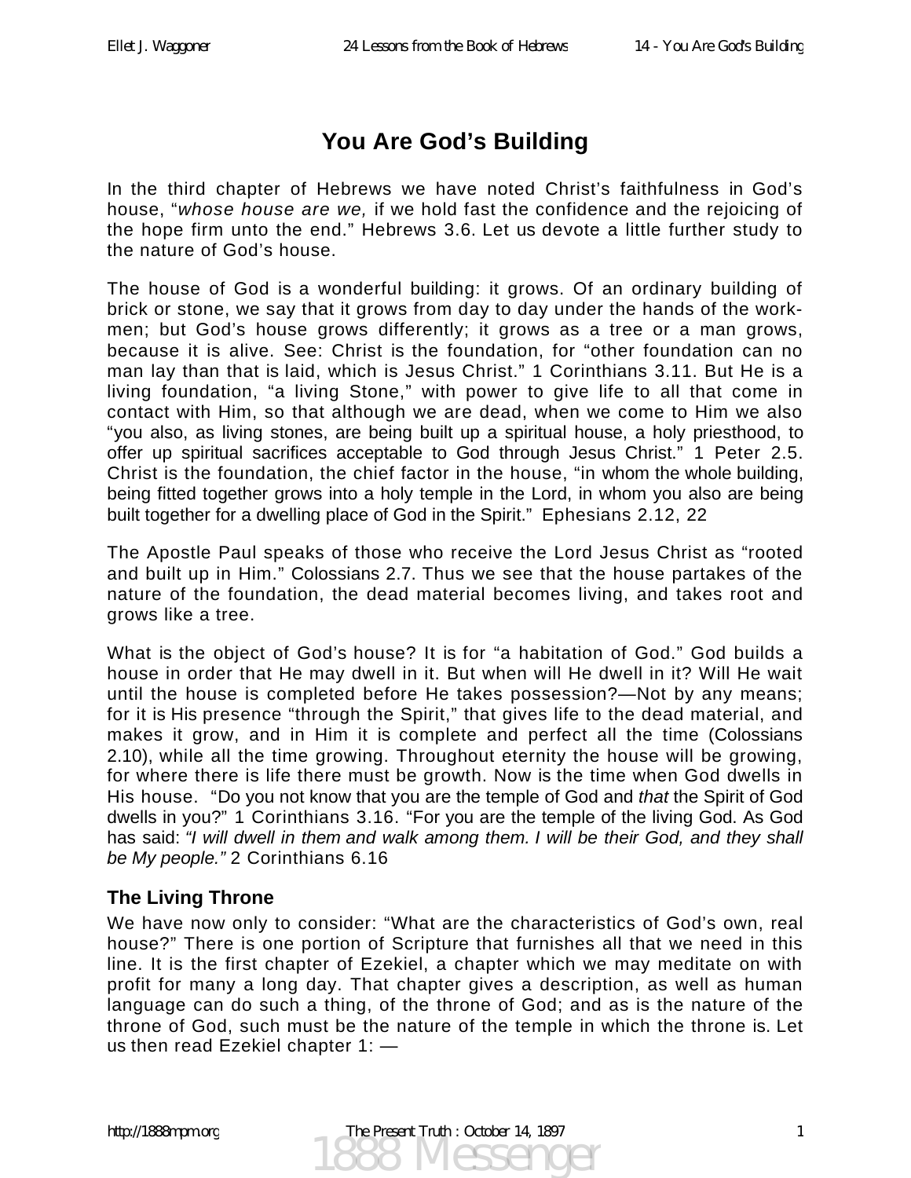# You Are God's Building

In the third chapter of Hebrews we have noted Christ's faithfulness in God's house, "*whose house are we,* if we hold fast the confidence and the rejoicing of the hope firm unto the end." Hebrews 3.6. Let us devote a little further study to the nature of God's house.

The house of God is a wonderful building: it grows. Of an ordinary building of brick or stone, we say that it grows from day to day under the hands of the work-men; but God's house grows differently; it grows as a tree or a man grows, because it is alive. See: Christ is the foundation, for "other foundation can no man lay than that is laid, which is Jesus Christ." 1 Corinthians 3.11. But He is a living foundation, "a living Stone," with power to give life to all that come in contact with Him, so that although we are dead, when we come to Him we also "you also, as living stones, are being built up a spiritual house, a holy priesthood, to offer up spiritual sacrifices acceptable to God through Jesus Christ." 1 Peter 2.5. Christ is the foundation, the chief factor in the house, "in whom the whole building, being fitted together grows into a holy temple in the Lord, in whom you also are being built together for a dwelling place of God in the Spirit." Ephesians 2.12, 22

The Apostle Paul speaks of those who receive the Lord Jesus Christ as "rooted and built up in Him." Colossians 2.7. Thus we see that the house partakes of the nature of the foundation, the dead material becomes living, and takes root and grows like a tree.

What is the object of God's house? It is for "a habitation of God." God builds a house in order that He may dwell in it. But when will He dwell in it? Will He wait until the house is completed before He takes possession?—Not by any means; for it is His presence "through the Spirit," that gives life to the dead material, and makes it grow, and in Him it is complete and perfect all the time (Colossians 2.10), while all the time growing. Throughout eternity the house will be growing, for where there is life there must be growth. Now is the time when God dwells in His house. "Do you not know that you are the temple of God and *that* the Spirit of God dwells in you?" 1 Corinthians 3.16. "For you are the temple of the living God. As God has said: *"I will dwell in them and walk among them. I will be their God, and they shall be My people."* 2 Corinthians 6.16

## The Living Throne

We have now only to consider: "What are the characteristics of God's own, real house?" There is one portion of Scripture that furnishes all that we need in this line. It is the first chapter of Ezekiel, a chapter which we may meditate on with profit for many a long day. That chapter gives a description, as well as human language can do such a thing, of the throne of God; and as is the nature of the throne of God, such must be the nature of the temple in which the throne is. Let us then read Ezekiel chapter 1: —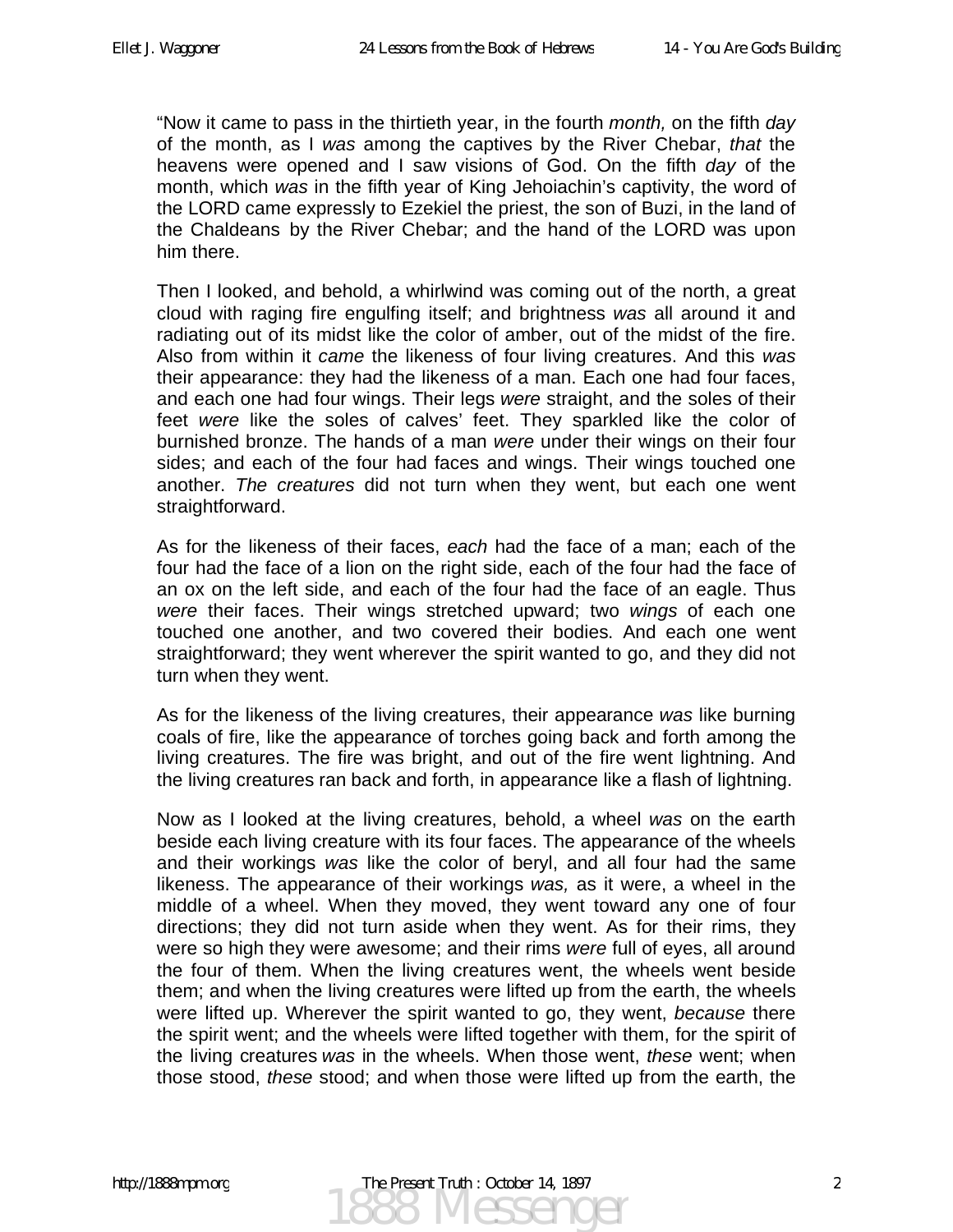"Now it came to pass in the thirtieth year, in the fourth *month,* on the fifth *day* of the month, as I *was* among the captives by the River Chebar, *that* the heavens were opened and I saw visions of God. On the fifth *day* of the month, which *was* in the fifth year of King Jehoiachin's captivity, the word of the LORD came expressly to Ezekiel the priest, the son of Buzi, in the land of the Chaldeans by the River Chebar; and the hand of the LORD was upon him there.

Then I looked, and behold, a whirlwind was coming out of the north, a great cloud with raging fire engulfing itself; and brightness *was* all around it and radiating out of its midst like the color of amber, out of the midst of the fire. Also from within it *came* the likeness of four living creatures. And this *was* their appearance: they had the likeness of a man. Each one had four faces, and each one had four wings. Their legs *were* straight, and the soles of their feet *were* like the soles of calves' feet. They sparkled like the color of burnished bronze. The hands of a man *were* under their wings on their four sides; and each of the four had faces and wings. Their wings touched one another. *The creatures* did not turn when they went, but each one went straightforward.

As for the likeness of their faces, *each* had the face of a man; each of the four had the face of a lion on the right side, each of the four had the face of an ox on the left side, and each of the four had the face of an eagle. Thus *were* their faces. Their wings stretched upward; two *wings* of each one touched one another, and two covered their bodies. And each one went straightforward; they went wherever the spirit wanted to go, and they did not turn when they went.

As for the likeness of the living creatures, their appearance *was* like burning coals of fire, like the appearance of torches going back and forth among the living creatures. The fire was bright, and out of the fire went lightning. And the living creatures ran back and forth, in appearance like a flash of lightning.

Now as I looked at the living creatures, behold, a wheel *was* on the earth beside each living creature with its four faces. The appearance of the wheels and their workings *was* like the color of beryl, and all four had the same likeness. The appearance of their workings *was,* as it were, a wheel in the middle of a wheel. When they moved, they went toward any one of four directions; they did not turn aside when they went. As for their rims, they were so high they were awesome; and their rims *were* full of eyes, all around the four of them. When the living creatures went, the wheels went beside them; and when the living creatures were lifted up from the earth, the wheels were lifted up. Wherever the spirit wanted to go, they went, *because* there the spirit went; and the wheels were lifted together with them, for the spirit of the living creatures *was* in the wheels. When those went, *these* went; when those stood, *these* stood; and when those were lifted up from the earth, the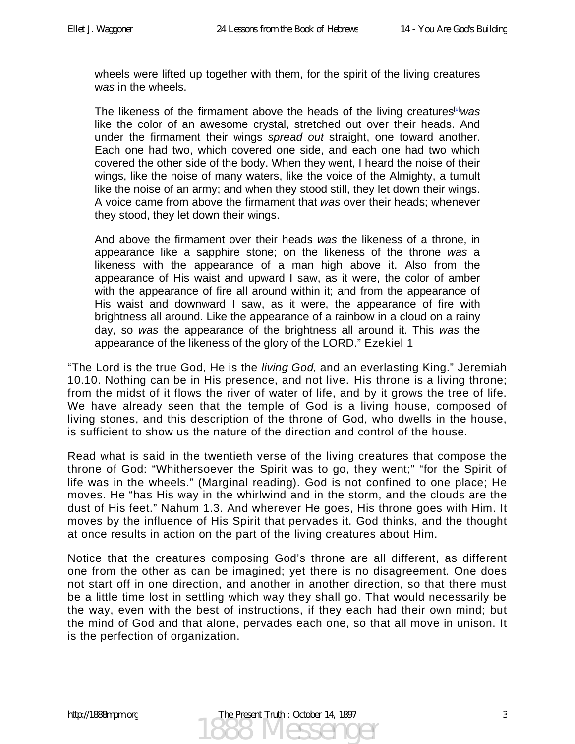wheels were lifted up together with them, for the spirit of the living creatures w*as* in the wheels.

The likeness of the firmament above the heads of the living creatures[e] *was* like the color of an awesome crystal, stretched out over their heads. And under the firmament their wings *spread out* straight, one toward another. Each one had two, which covered one side, and each one had two which covered the other side of the body. When they went, I heard the noise of their wings, like the noise of many waters, like the voice of the Almighty, a tumult like the noise of an army; and when they stood still, they let down their wings. A voice came from above the firmament that *was* over their heads; whenever they stood, they let down their wings.

And above the firmament over their heads *was* the likeness of a throne, in appearance like a sapphire stone; on the likeness of the throne *was* a likeness with the appearance of a man high above it. Also from the appearance of His waist and upward I saw, as it were, the color of amber with the appearance of fire all around within it; and from the appearance of His waist and downward I saw, as it were, the appearance of fire with brightness all around. Like the appearance of a rainbow in a cloud on a rainy day, so *was* the appearance of the brightness all around it. This *was* the appearance of the likeness of the glory of the LORD." Ezekiel 1

"The Lord is the true God, He is the *living God,* and an everlasting King." Jeremiah 10.10. Nothing can be in His presence, and not live. His throne is a living throne; from the midst of it flows the river of water of life, and by it grows the tree of life. We have already seen that the temple of God is a living house, composed of living stones, and this description of the throne of God, who dwells in the house, is sufficient to show us the nature of the direction and control of the house.

Read what is said in the twentieth verse of the living creatures that compose the throne of God: "Whithersoever the Spirit was to go, they went;" "for the Spirit of life was in the wheels." (Marginal reading). God is not confined to one place; He moves. He "has His way in the whirlwind and in the storm, and the clouds are the dust of His feet." Nahum 1.3. And wherever He goes, His throne goes with Him. It moves by the influence of His Spirit that pervades it. God thinks, and the thought at once results in action on the part of the living creatures about Him.

Notice that the creatures composing God's throne are all different, as different one from the other as can be imagined; yet there is no disagreement. One does not start off in one direction, and another in another direction, so that there must be a little time lost in settling which way they shall go. That would necessarily be the way, even with the best of instructions, if they each had their own mind; but the mind of God and that alone, pervades each one, so that all move in unison. It is the perfection of organization.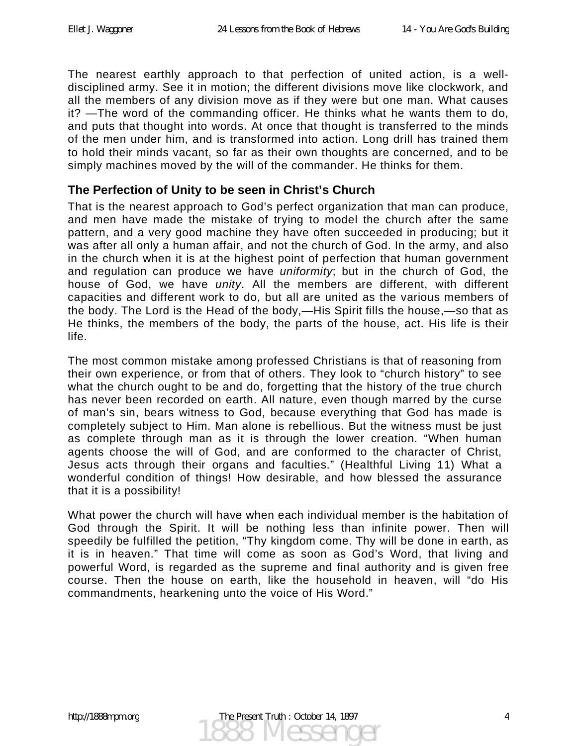The nearest earthly approach to that perfection of united action, is a well-disciplined army. See it in motion; the different divisions move like clockwork, and all the members of any division move as if they were but one man. What causes it? —The word of the commanding officer. He thinks what he wants them to do, and puts that thought into words. At once that thought is transferred to the minds of the men under him, and is transformed into action. Long drill has trained them to hold their minds vacant, so far as their own thoughts are concerned, and to be simply machines moved by the will of the commander. He thinks for them.

### The Perfection of Unity to be seen in Christ's Church

That is the nearest approach to God's perfect organization that man can produce, and men have made the mistake of trying to model the church after the same pattern, and a very good machine they have often succeeded in producing; but it was after all only a human affair, and not the church of God. In the army, and also in the church when it is at the highest point of perfection that human government and regulation can produce we have *uniformity*; but in the church of God, the house of God, we have *unity*. All the members are different, with different capacities and different work to do, but all are united as the various members of the body. The Lord is the Head of the body,—His Spirit fills the house,—so that as He thinks, the members of the body, the parts of the house, act. His life is their life.

The most common mistake among professed Christians is that of reasoning from their own experience, or from that of others. They look to "church history" to see what the church ought to be and do, forgetting that the history of the true church has never been recorded on earth. All nature, even though marred by the curse of man's sin, bears witness to God, because everything that God has made is completely subject to Him. Man alone is rebellious. But the witness must be just as complete through man as it is through the lower creation. "When human agents choose the will of God, and are conformed to the character of Christ, Jesus acts through their organs and faculties." (Healthful Living 11) What a wonderful condition of things! How desirable, and how blessed the assurance that it is a possibility!

What power the church will have when each individual member is the habitation of God through the Spirit. It will be nothing less than infinite power. Then will speedily be fulfilled the petition, "Thy kingdom come. Thy will be done in earth, as it is in heaven." That time will come as soon as God's Word, that living and powerful Word, is regarded as the supreme and final authority and is given free course. Then the house on earth, like the household in heaven, will "do His commandments, hearkening unto the voice of His Word."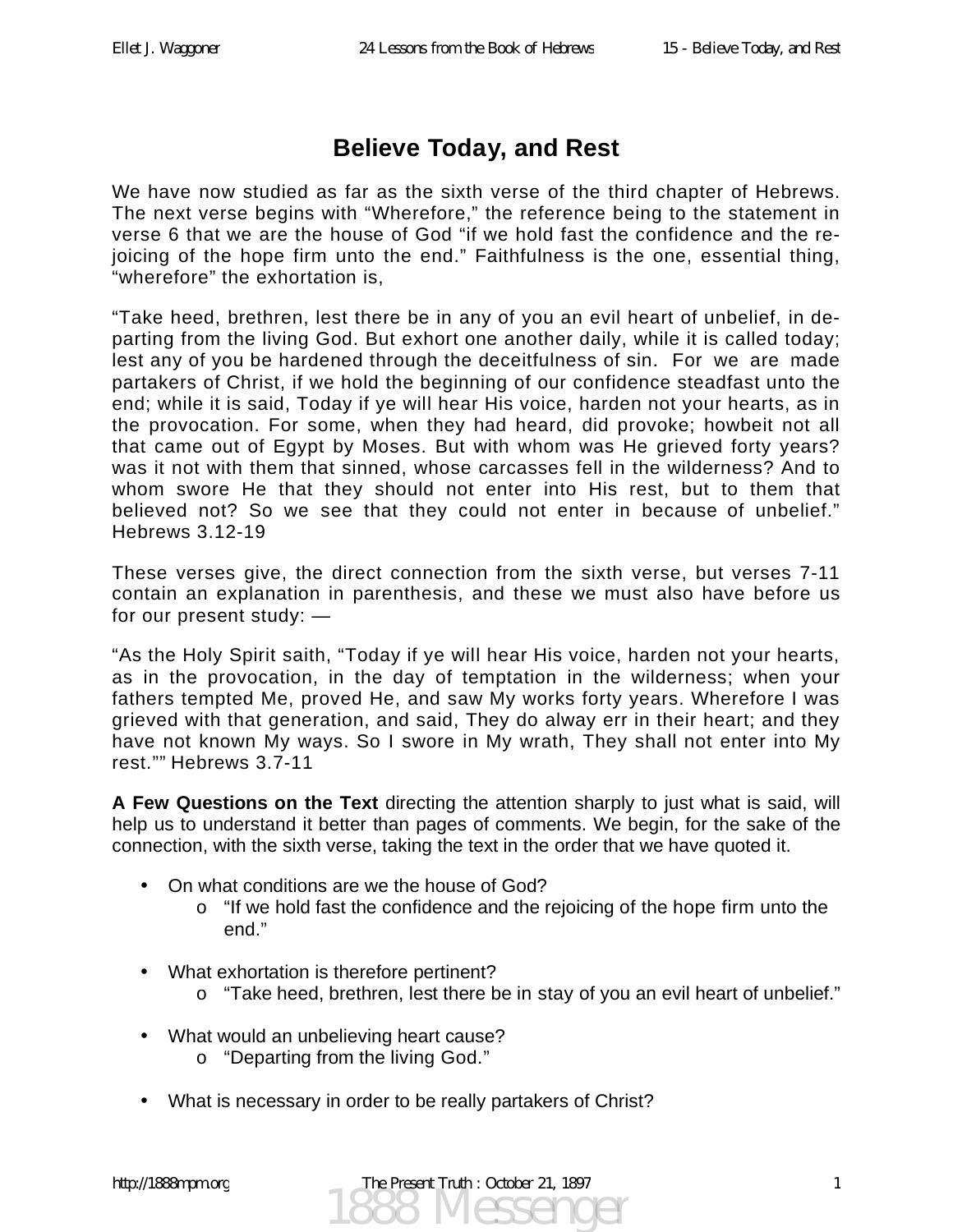# Believe Today, and Rest

We have now studied as far as the sixth verse of the third chapter of Hebrews. The next verse begins with "Wherefore," the reference being to the statement in verse 6 that we are the house of God "if we hold fast the confidence and the rejoicing of the hope firm unto the end." Faithfulness is the one, essential thing, "wherefore" the exhortation is,

"Take heed, brethren, lest there be in any of you an evil heart of unbelief, in departing from the living God. But exhort one another daily, while it is called today; lest any of you be hardened through the deceitfulness of sin. For we are made partakers of Christ, if we hold the beginning of our confidence steadfast unto the end; while it is said, Today if ye will hear His voice, harden not your hearts, as in the provocation. For some, when they had heard, did provoke; howbeit not all that came out of Egypt by Moses. But with whom was He grieved forty years? was it not with them that sinned, whose carcasses fell in the wilderness? And to whom swore He that they should not enter into His rest, but to them that believed not? So we see that they could not enter in because of unbelief." Hebrews 3.12-19

These verses give, the direct connection from the sixth verse, but verses 7-11 contain an explanation in parenthesis, and these we must also have before us for our present study: —

"As the Holy Spirit saith, "Today if ye will hear His voice, harden not your hearts, as in the provocation, in the day of temptation in the wilderness; when your fathers tempted Me, proved He, and saw My works forty years. Wherefore I was grieved with that generation, and said, They do alway err in their heart; and they have not known My ways. So I swore in My wrath, They shall not enter into My rest."" Hebrews 3.7-11

**A Few Questions on the Text** directing the attention sharply to just what is said, will help us to understand it better than pages of comments. We begin, for the sake of the connection, with the sixth verse, taking the text in the order that we have quoted it.

- On what conditions are we the house of God?
  - "If we hold fast the confidence and the rejoicing of the hope firm unto the end."
- What exhortation is therefore pertinent?
  - "Take heed, brethren, lest there be in stay of you an evil heart of unbelief."
- What would an unbelieving heart cause?
  - "Departing from the living God."
- What is necessary in order to be really partakers of Christ?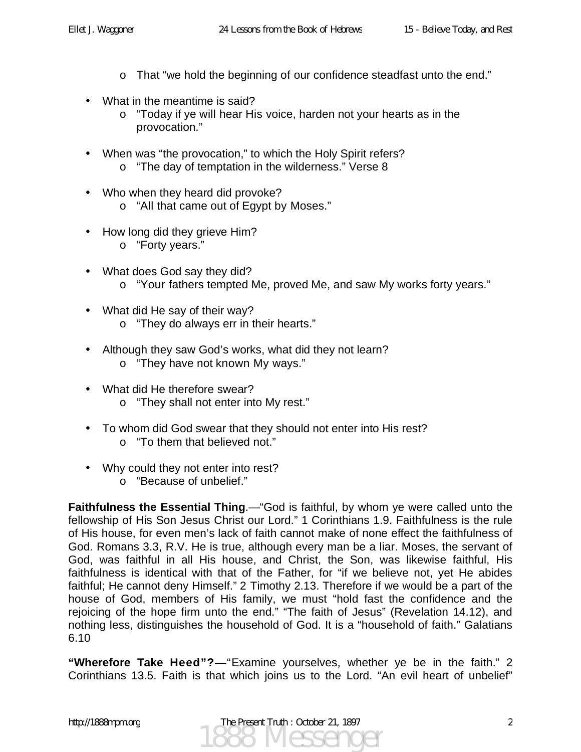- That "we hold the beginning of our confidence steadfast unto the end."

- What in the meantime is said?
  - "Today if ye will hear His voice, harden not your hearts as in the provocation."

- When was "the provocation," to which the Holy Spirit refers?
  - "The day of temptation in the wilderness." Verse 8

- Who when they heard did provoke?
  - "All that came out of Egypt by Moses."

- How long did they grieve Him?
  - "Forty years."

- What does God say they did?
  - "Your fathers tempted Me, proved Me, and saw My works forty years."

- What did He say of their way?
  - "They do always err in their hearts."

- Although they saw God's works, what did they not learn?
  - "They have not known My ways."

- What did He therefore swear?
  - "They shall not enter into My rest."

- To whom did God swear that they should not enter into His rest?
  - "To them that believed not."

- Why could they not enter into rest?
  - "Because of unbelief."

**Faithfulness the Essential Thing**.—"God is faithful, by whom ye were called unto the fellowship of His Son Jesus Christ our Lord." 1 Corinthians 1.9. Faithfulness is the rule of His house, for even men's lack of faith cannot make of none effect the faithfulness of God. Romans 3.3, R.V. He is true, although every man be a liar. Moses, the servant of God, was faithful in all His house, and Christ, the Son, was likewise faithful, His faithfulness is identical with that of the Father, for "if we believe not, yet He abides faithful; He cannot deny Himself." 2 Timothy 2.13. Therefore if we would be a part of the house of God, members of His family, we must "hold fast the confidence and the rejoicing of the hope firm unto the end." "The faith of Jesus" (Revelation 14.12), and nothing less, distinguishes the household of God. It is a "household of faith." Galatians 6.10

**"Wherefore Take Heed"?**—"Examine yourselves, whether ye be in the faith." 2 Corinthians 13.5. Faith is that which joins us to the Lord. "An evil heart of unbelief"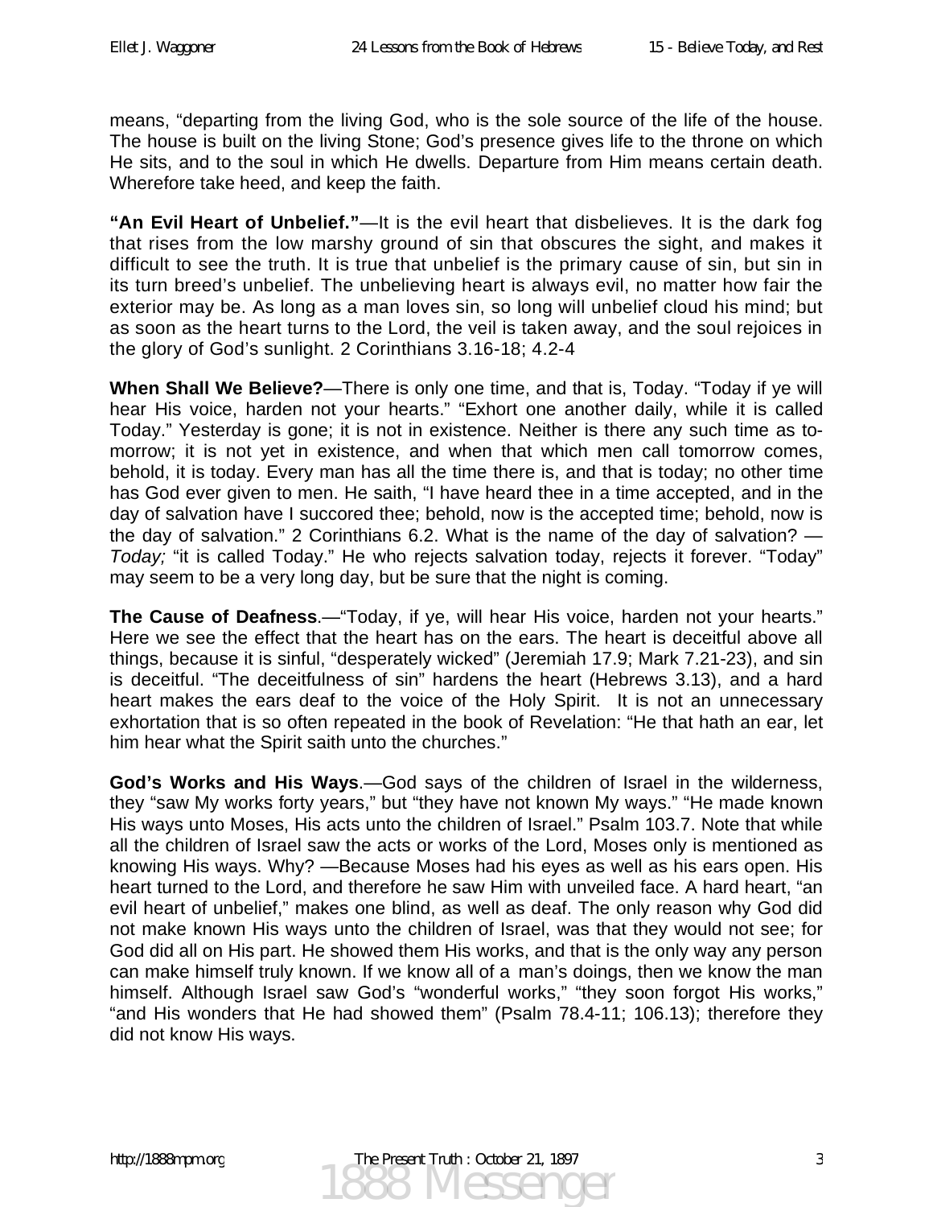means, "departing from the living God, who is the sole source of the life of the house. The house is built on the living Stone; God's presence gives life to the throne on which He sits, and to the soul in which He dwells. Departure from Him means certain death. Wherefore take heed, and keep the faith.

**"An Evil Heart of Unbelief."**—It is the evil heart that disbelieves. It is the dark fog that rises from the low marshy ground of sin that obscures the sight, and makes it difficult to see the truth. It is true that unbelief is the primary cause of sin, but sin in its turn breed's unbelief. The unbelieving heart is always evil, no matter how fair the exterior may be. As long as a man loves sin, so long will unbelief cloud his mind; but as soon as the heart turns to the Lord, the veil is taken away, and the soul rejoices in the glory of God's sunlight. 2 Corinthians 3.16-18; 4.2-4

**When Shall We Believe?**—There is only one time, and that is, Today. "Today if ye will hear His voice, harden not your hearts." "Exhort one another daily, while it is called Today." Yesterday is gone; it is not in existence. Neither is there any such time as to-morrow; it is not yet in existence, and when that which men call tomorrow comes, behold, it is today. Every man has all the time there is, and that is today; no other time has God ever given to men. He saith, "I have heard thee in a time accepted, and in the day of salvation have I succored thee; behold, now is the accepted time; behold, now is the day of salvation." 2 Corinthians 6.2. What is the name of the day of salvation? —*Today;* "it is called Today." He who rejects salvation today, rejects it forever. "Today" may seem to be a very long day, but be sure that the night is coming.

**The Cause of Deafness**.—"Today, if ye, will hear His voice, harden not your hearts." Here we see the effect that the heart has on the ears. The heart is deceitful above all things, because it is sinful, "desperately wicked" (Jeremiah 17.9; Mark 7.21-23), and sin is deceitful. "The deceitfulness of sin" hardens the heart (Hebrews 3.13), and a hard heart makes the ears deaf to the voice of the Holy Spirit. It is not an unnecessary exhortation that is so often repeated in the book of Revelation: "He that hath an ear, let him hear what the Spirit saith unto the churches."

**God's Works and His Ways**.—God says of the children of Israel in the wilderness, they "saw My works forty years," but "they have not known My ways." "He made known His ways unto Moses, His acts unto the children of Israel." Psalm 103.7. Note that while all the children of Israel saw the acts or works of the Lord, Moses only is mentioned as knowing His ways. Why? —Because Moses had his eyes as well as his ears open. His heart turned to the Lord, and therefore he saw Him with unveiled face. A hard heart, "an evil heart of unbelief," makes one blind, as well as deaf. The only reason why God did not make known His ways unto the children of Israel, was that they would not see; for God did all on His part. He showed them His works, and that is the only way any person can make himself truly known. If we know all of a man's doings, then we know the man himself. Although Israel saw God's "wonderful works," "they soon forgot His works," "and His wonders that He had showed them" (Psalm 78.4-11; 106.13); therefore they did not know His ways.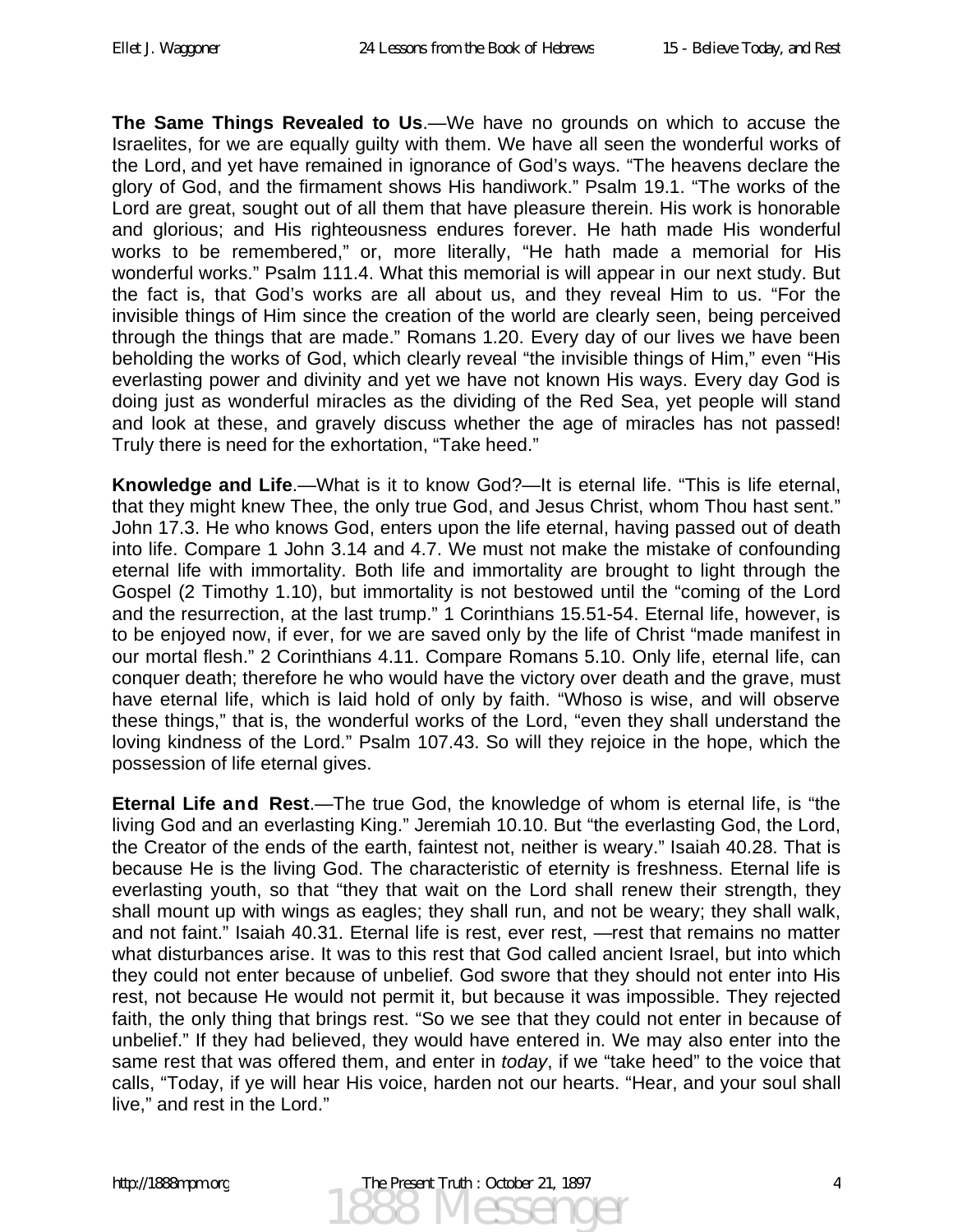**The Same Things Revealed to Us**.—We have no grounds on which to accuse the Israelites, for we are equally guilty with them. We have all seen the wonderful works of the Lord, and yet have remained in ignorance of God's ways. "The heavens declare the glory of God, and the firmament shows His handiwork." Psalm 19.1. "The works of the Lord are great, sought out of all them that have pleasure therein. His work is honorable and glorious; and His righteousness endures forever. He hath made His wonderful works to be remembered," or, more literally, "He hath made a memorial for His wonderful works." Psalm 111.4. What this memorial is will appear in our next study. But the fact is, that God's works are all about us, and they reveal Him to us. "For the invisible things of Him since the creation of the world are clearly seen, being perceived through the things that are made." Romans 1.20. Every day of our lives we have been beholding the works of God, which clearly reveal "the invisible things of Him," even "His everlasting power and divinity and yet we have not known His ways. Every day God is doing just as wonderful miracles as the dividing of the Red Sea, yet people will stand and look at these, and gravely discuss whether the age of miracles has not passed! Truly there is need for the exhortation, "Take heed."

**Knowledge and Life**.—What is it to know God?—It is eternal life. "This is life eternal, that they might knew Thee, the only true God, and Jesus Christ, whom Thou hast sent." John 17.3. He who knows God, enters upon the life eternal, having passed out of death into life. Compare 1 John 3.14 and 4.7. We must not make the mistake of confounding eternal life with immortality. Both life and immortality are brought to light through the Gospel (2 Timothy 1.10), but immortality is not bestowed until the "coming of the Lord and the resurrection, at the last trump." 1 Corinthians 15.51-54. Eternal life, however, is to be enjoyed now, if ever, for we are saved only by the life of Christ "made manifest in our mortal flesh." 2 Corinthians 4.11. Compare Romans 5.10. Only life, eternal life, can conquer death; therefore he who would have the victory over death and the grave, must have eternal life, which is laid hold of only by faith. "Whoso is wise, and will observe these things," that is, the wonderful works of the Lord, "even they shall understand the loving kindness of the Lord." Psalm 107.43. So will they rejoice in the hope, which the possession of life eternal gives.

**Eternal Life and Rest**.—The true God, the knowledge of whom is eternal life, is "the living God and an everlasting King." Jeremiah 10.10. But "the everlasting God, the Lord, the Creator of the ends of the earth, faintest not, neither is weary." Isaiah 40.28. That is because He is the living God. The characteristic of eternity is freshness. Eternal life is everlasting youth, so that "they that wait on the Lord shall renew their strength, they shall mount up with wings as eagles; they shall run, and not be weary; they shall walk, and not faint." Isaiah 40.31. Eternal life is rest, ever rest, —rest that remains no matter what disturbances arise. It was to this rest that God called ancient Israel, but into which they could not enter because of unbelief. God swore that they should not enter into His rest, not because He would not permit it, but because it was impossible. They rejected faith, the only thing that brings rest. "So we see that they could not enter in because of unbelief." If they had believed, they would have entered in. We may also enter into the same rest that was offered them, and enter in *today*, if we "take heed" to the voice that calls, "Today, if ye will hear His voice, harden not our hearts. "Hear, and your soul shall live," and rest in the Lord."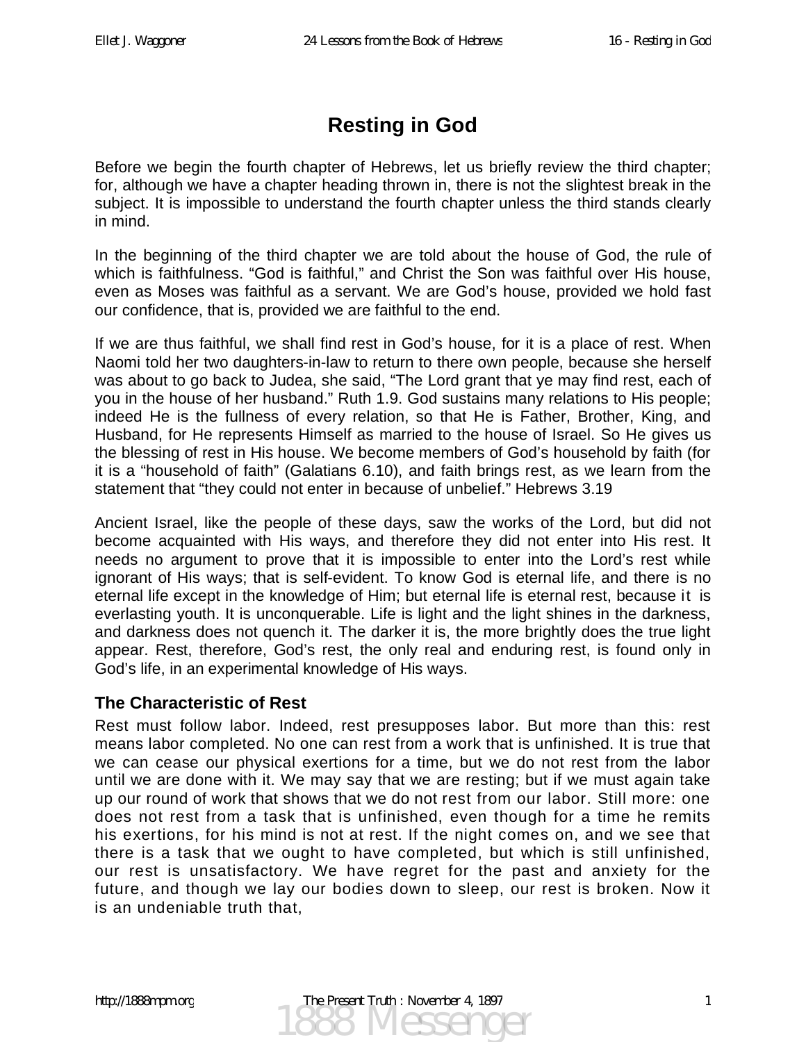# Resting in God

Before we begin the fourth chapter of Hebrews, let us briefly review the third chapter; for, although we have a chapter heading thrown in, there is not the slightest break in the subject. It is impossible to understand the fourth chapter unless the third stands clearly in mind.

In the beginning of the third chapter we are told about the house of God, the rule of which is faithfulness. "God is faithful," and Christ the Son was faithful over His house, even as Moses was faithful as a servant. We are God's house, provided we hold fast our confidence, that is, provided we are faithful to the end.

If we are thus faithful, we shall find rest in God's house, for it is a place of rest. When Naomi told her two daughters-in-law to return to there own people, because she herself was about to go back to Judea, she said, "The Lord grant that ye may find rest, each of you in the house of her husband." Ruth 1.9. God sustains many relations to His people; indeed He is the fullness of every relation, so that He is Father, Brother, King, and Husband, for He represents Himself as married to the house of Israel. So He gives us the blessing of rest in His house. We become members of God's household by faith (for it is a "household of faith" (Galatians 6.10), and faith brings rest, as we learn from the statement that "they could not enter in because of unbelief." Hebrews 3.19

Ancient Israel, like the people of these days, saw the works of the Lord, but did not become acquainted with His ways, and therefore they did not enter into His rest. It needs no argument to prove that it is impossible to enter into the Lord's rest while ignorant of His ways; that is self-evident. To know God is eternal life, and there is no eternal life except in the knowledge of Him; but eternal life is eternal rest, because it is everlasting youth. It is unconquerable. Life is light and the light shines in the darkness, and darkness does not quench it. The darker it is, the more brightly does the true light appear. Rest, therefore, God's rest, the only real and enduring rest, is found only in God's life, in an experimental knowledge of His ways.

### The Characteristic of Rest

Rest must follow labor. Indeed, rest presupposes labor. But more than this: rest means labor completed. No one can rest from a work that is unfinished. It is true that we can cease our physical exertions for a time, but we do not rest from the labor until we are done with it. We may say that we are resting; but if we must again take up our round of work that shows that we do not rest from our labor. Still more: one does not rest from a task that is unfinished, even though for a time he remits his exertions, for his mind is not at rest. If the night comes on, and we see that there is a task that we ought to have completed, but which is still unfinished, our rest is unsatisfactory. We have regret for the past and anxiety for the future, and though we lay our bodies down to sleep, our rest is broken. Now it is an undeniable truth that,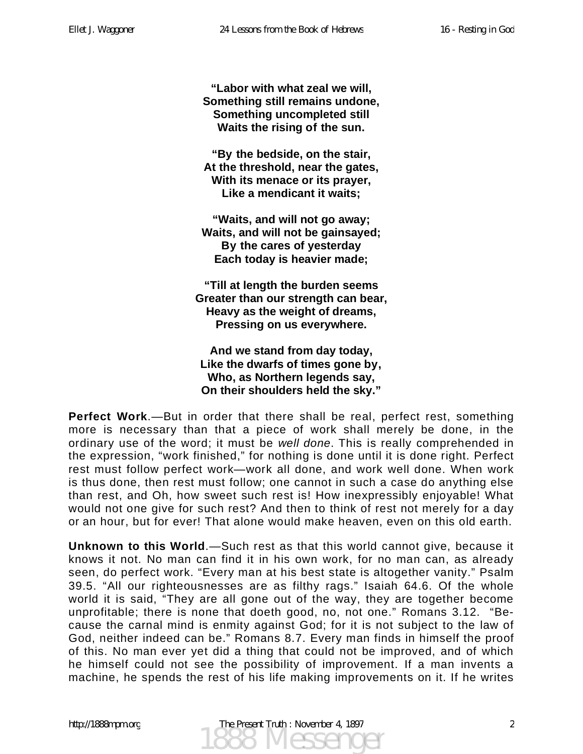**"Labor with what zeal we will,**
**Something still remains undone,**
**Something uncompleted still**
**Waits the rising of the sun.**

**"By the bedside, on the stair,**
**At the threshold, near the gates,**
**With its menace or its prayer,**
**Like a mendicant it waits;**

**"Waits, and will not go away;**
**Waits, and will not be gainsayed;**
**By the cares of yesterday**
**Each today is heavier made;**

**"Till at length the burden seems**
**Greater than our strength can bear,**
**Heavy as the weight of dreams,**
**Pressing on us everywhere.**

**And we stand from day today,**
**Like the dwarfs of times gone by,**
**Who, as Northern legends say,**
**On their shoulders held the sky."**

**Perfect Work**.—But in order that there shall be real, perfect rest, something more is necessary than that a piece of work shall merely be done, in the ordinary use of the word; it must be *well done*. This is really comprehended in the expression, "work finished," for nothing is done until it is done right. Perfect rest must follow perfect work—work all done, and work well done. When work is thus done, then rest must follow; one cannot in such a case do anything else than rest, and Oh, how sweet such rest is! How inexpressibly enjoyable! What would not one give for such rest? And then to think of rest not merely for a day or an hour, but for ever! That alone would make heaven, even on this old earth.

**Unknown to this World**.—Such rest as that this world cannot give, because it knows it not. No man can find it in his own work, for no man can, as already seen, do perfect work. "Every man at his best state is altogether vanity." Psalm 39.5. "All our righteousnesses are as filthy rags." Isaiah 64.6. Of the whole world it is said, "They are all gone out of the way, they are together become unprofitable; there is none that doeth good, no, not one." Romans 3.12. "Because the carnal mind is enmity against God; for it is not subject to the law of God, neither indeed can be." Romans 8.7. Every man finds in himself the proof of this. No man ever yet did a thing that could not be improved, and of which he himself could not see the possibility of improvement. If a man invents a machine, he spends the rest of his life making improvements on it. If he writes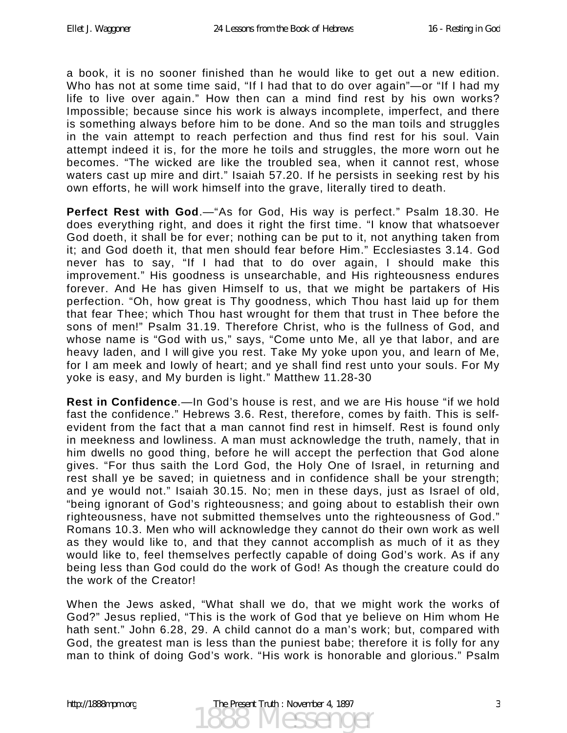a book, it is no sooner finished than he would like to get out a new edition. Who has not at some time said, "If I had that to do over again"—or "If I had my life to live over again." How then can a mind find rest by his own works? Impossible; because since his work is always incomplete, imperfect, and there is something always before him to be done. And so the man toils and struggles in the vain attempt to reach perfection and thus find rest for his soul. Vain attempt indeed it is, for the more he toils and struggles, the more worn out he becomes. "The wicked are like the troubled sea, when it cannot rest, whose waters cast up mire and dirt." Isaiah 57.20. If he persists in seeking rest by his own efforts, he will work himself into the grave, literally tired to death.

**Perfect Rest with God**.—"As for God, His way is perfect." Psalm 18.30. He does everything right, and does it right the first time. "I know that whatsoever God doeth, it shall be for ever; nothing can be put to it, not anything taken from it; and God doeth it, that men should fear before Him." Ecclesiastes 3.14. God never has to say, "If I had that to do over again, I should make this improvement." His goodness is unsearchable, and His righteousness endures forever. And He has given Himself to us, that we might be partakers of His perfection. "Oh, how great is Thy goodness, which Thou hast laid up for them that fear Thee; which Thou hast wrought for them that trust in Thee before the sons of men!" Psalm 31.19. Therefore Christ, who is the fullness of God, and whose name is "God with us," says, "Come unto Me, all ye that labor, and are heavy laden, and I will give you rest. Take My yoke upon you, and learn of Me, for I am meek and lowly of heart; and ye shall find rest unto your souls. For My yoke is easy, and My burden is light." Matthew 11.28-30

**Rest in Confidence**.—In God's house is rest, and we are His house "if we hold fast the confidence." Hebrews 3.6. Rest, therefore, comes by faith. This is self-evident from the fact that a man cannot find rest in himself. Rest is found only in meekness and lowliness. A man must acknowledge the truth, namely, that in him dwells no good thing, before he will accept the perfection that God alone gives. "For thus saith the Lord God, the Holy One of Israel, in returning and rest shall ye be saved; in quietness and in confidence shall be your strength; and ye would not." Isaiah 30.15. No; men in these days, just as Israel of old, "being ignorant of God's righteousness; and going about to establish their own righteousness, have not submitted themselves unto the righteousness of God." Romans 10.3. Men who will acknowledge they cannot do their own work as well as they would like to, and that they cannot accomplish as much of it as they would like to, feel themselves perfectly capable of doing God's work. As if any being less than God could do the work of God! As though the creature could do the work of the Creator!

When the Jews asked, "What shall we do, that we might work the works of God?" Jesus replied, "This is the work of God that ye believe on Him whom He hath sent." John 6.28, 29. A child cannot do a man's work; but, compared with God, the greatest man is less than the puniest babe; therefore it is folly for any man to think of doing God's work. "His work is honorable and glorious." Psalm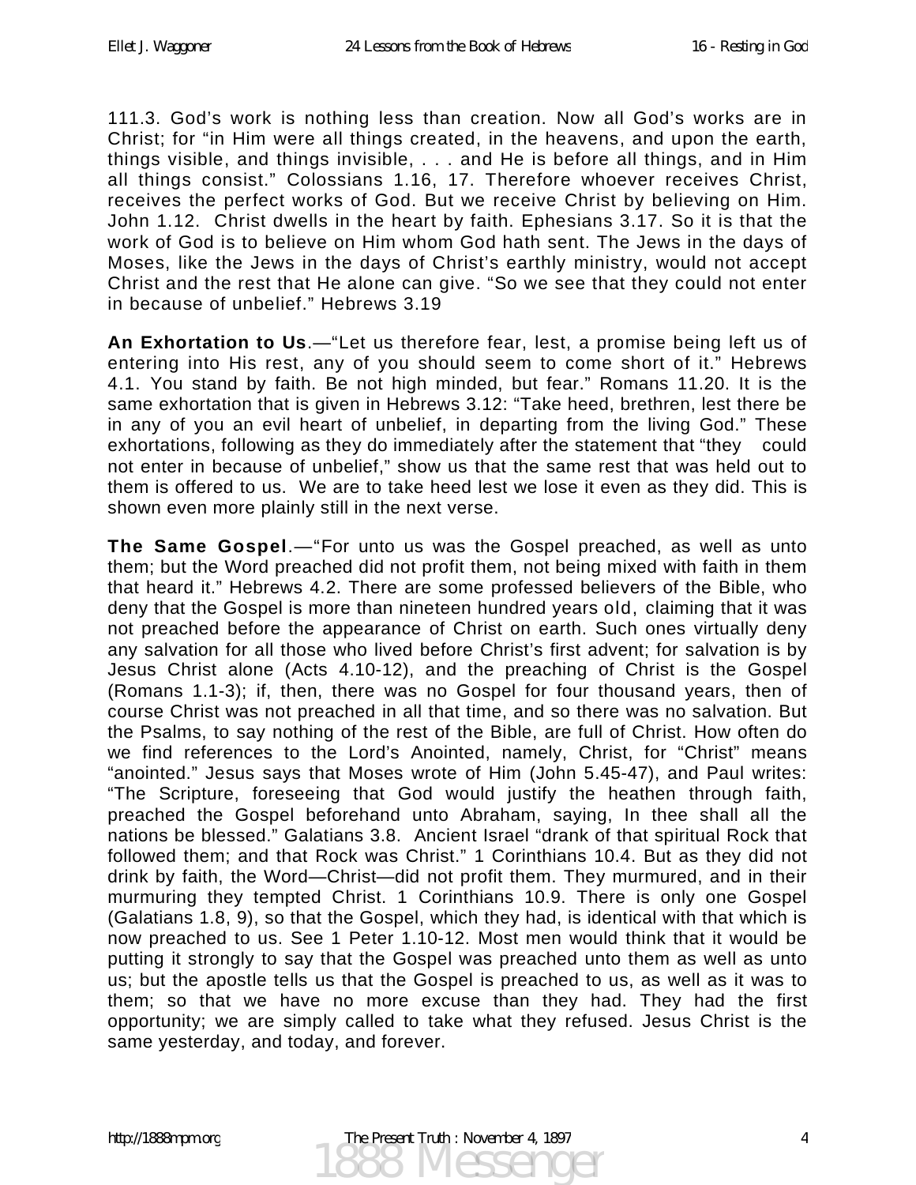111.3. God's work is nothing less than creation. Now all God's works are in Christ; for "in Him were all things created, in the heavens, and upon the earth, things visible, and things invisible, . . . and He is before all things, and in Him all things consist." Colossians 1.16, 17. Therefore whoever receives Christ, receives the perfect works of God. But we receive Christ by believing on Him. John 1.12. Christ dwells in the heart by faith. Ephesians 3.17. So it is that the work of God is to believe on Him whom God hath sent. The Jews in the days of Moses, like the Jews in the days of Christ's earthly ministry, would not accept Christ and the rest that He alone can give. "So we see that they could not enter in because of unbelief." Hebrews 3.19

**An Exhortation to Us**.—"Let us therefore fear, lest, a promise being left us of entering into His rest, any of you should seem to come short of it." Hebrews 4.1. You stand by faith. Be not high minded, but fear." Romans 11.20. It is the same exhortation that is given in Hebrews 3.12: "Take heed, brethren, lest there be in any of you an evil heart of unbelief, in departing from the living God." These exhortations, following as they do immediately after the statement that "they could not enter in because of unbelief," show us that the same rest that was held out to them is offered to us. We are to take heed lest we lose it even as they did. This is shown even more plainly still in the next verse.

**The Same Gospel**.—"For unto us was the Gospel preached, as well as unto them; but the Word preached did not profit them, not being mixed with faith in them that heard it." Hebrews 4.2. There are some professed believers of the Bible, who deny that the Gospel is more than nineteen hundred years old, claiming that it was not preached before the appearance of Christ on earth. Such ones virtually deny any salvation for all those who lived before Christ's first advent; for salvation is by Jesus Christ alone (Acts 4.10-12), and the preaching of Christ is the Gospel (Romans 1.1-3); if, then, there was no Gospel for four thousand years, then of course Christ was not preached in all that time, and so there was no salvation. But the Psalms, to say nothing of the rest of the Bible, are full of Christ. How often do we find references to the Lord's Anointed, namely, Christ, for "Christ" means "anointed." Jesus says that Moses wrote of Him (John 5.45-47), and Paul writes: "The Scripture, foreseeing that God would justify the heathen through faith, preached the Gospel beforehand unto Abraham, saying, In thee shall all the nations be blessed." Galatians 3.8. Ancient Israel "drank of that spiritual Rock that followed them; and that Rock was Christ." 1 Corinthians 10.4. But as they did not drink by faith, the Word—Christ—did not profit them. They murmured, and in their murmuring they tempted Christ. 1 Corinthians 10.9. There is only one Gospel (Galatians 1.8, 9), so that the Gospel, which they had, is identical with that which is now preached to us. See 1 Peter 1.10-12. Most men would think that it would be putting it strongly to say that the Gospel was preached unto them as well as unto us; but the apostle tells us that the Gospel is preached to us, as well as it was to them; so that we have no more excuse than they had. They had the first opportunity; we are simply called to take what they refused. Jesus Christ is the same yesterday, and today, and forever.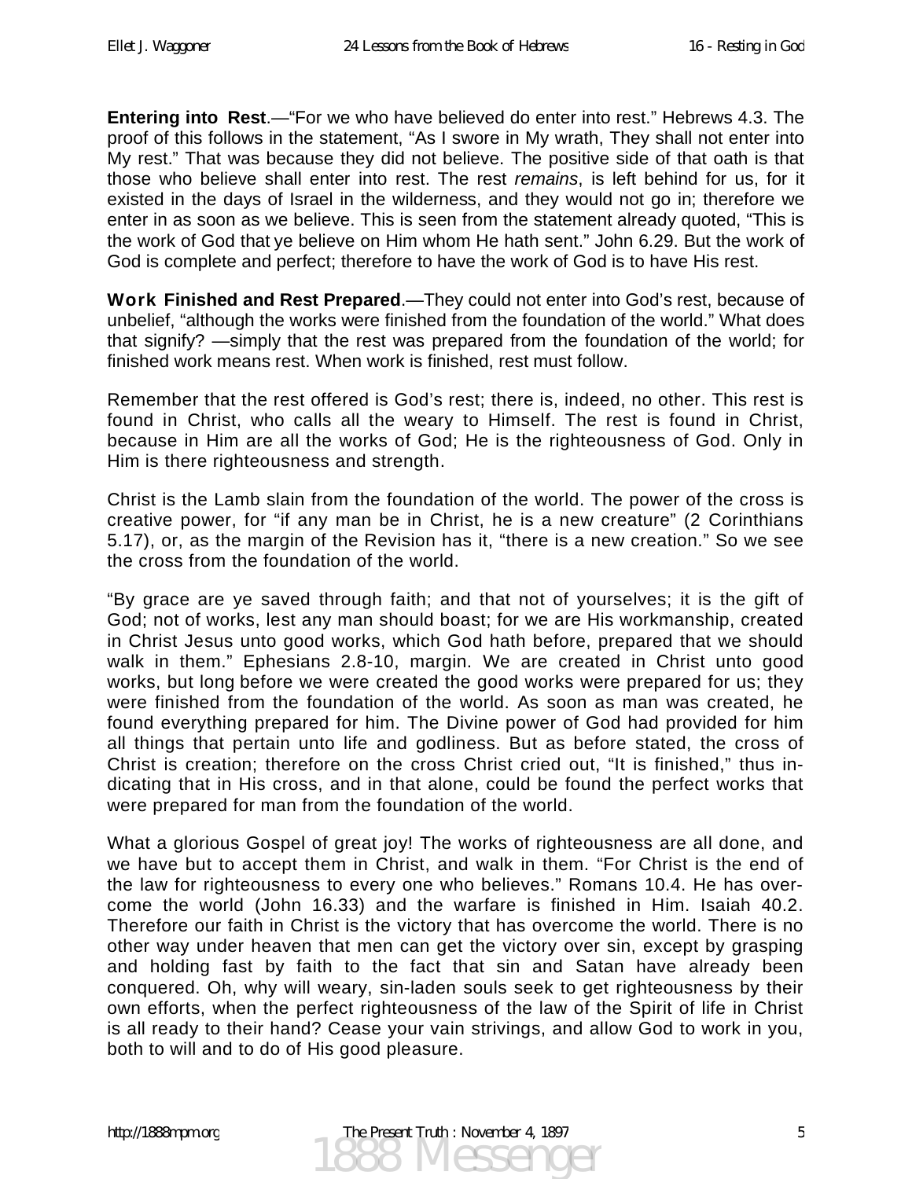**Entering into Rest**.—"For we who have believed do enter into rest." Hebrews 4.3. The proof of this follows in the statement, "As I swore in My wrath, They shall not enter into My rest." That was because they did not believe. The positive side of that oath is that those who believe shall enter into rest. The rest *remains*, is left behind for us, for it existed in the days of Israel in the wilderness, and they would not go in; therefore we enter in as soon as we believe. This is seen from the statement already quoted, "This is the work of God that ye believe on Him whom He hath sent." John 6.29. But the work of God is complete and perfect; therefore to have the work of God is to have His rest.

**Work Finished and Rest Prepared**.—They could not enter into God's rest, because of unbelief, "although the works were finished from the foundation of the world." What does that signify? —simply that the rest was prepared from the foundation of the world; for finished work means rest. When work is finished, rest must follow.

Remember that the rest offered is God's rest; there is, indeed, no other. This rest is found in Christ, who calls all the weary to Himself. The rest is found in Christ, because in Him are all the works of God; He is the righteousness of God. Only in Him is there righteousness and strength.

Christ is the Lamb slain from the foundation of the world. The power of the cross is creative power, for "if any man be in Christ, he is a new creature" (2 Corinthians 5.17), or, as the margin of the Revision has it, "there is a new creation." So we see the cross from the foundation of the world.

"By grace are ye saved through faith; and that not of yourselves; it is the gift of God; not of works, lest any man should boast; for we are His workmanship, created in Christ Jesus unto good works, which God hath before, prepared that we should walk in them." Ephesians 2.8-10, margin. We are created in Christ unto good works, but long before we were created the good works were prepared for us; they were finished from the foundation of the world. As soon as man was created, he found everything prepared for him. The Divine power of God had provided for him all things that pertain unto life and godliness. But as before stated, the cross of Christ is creation; therefore on the cross Christ cried out, "It is finished," thus indicating that in His cross, and in that alone, could be found the perfect works that were prepared for man from the foundation of the world.

What a glorious Gospel of great joy! The works of righteousness are all done, and we have but to accept them in Christ, and walk in them. "For Christ is the end of the law for righteousness to every one who believes." Romans 10.4. He has overcome the world (John 16.33) and the warfare is finished in Him. Isaiah 40.2. Therefore our faith in Christ is the victory that has overcome the world. There is no other way under heaven that men can get the victory over sin, except by grasping and holding fast by faith to the fact that sin and Satan have already been conquered. Oh, why will weary, sin-laden souls seek to get righteousness by their own efforts, when the perfect righteousness of the law of the Spirit of life in Christ is all ready to their hand? Cease your vain strivings, and allow God to work in you, both to will and to do of His good pleasure.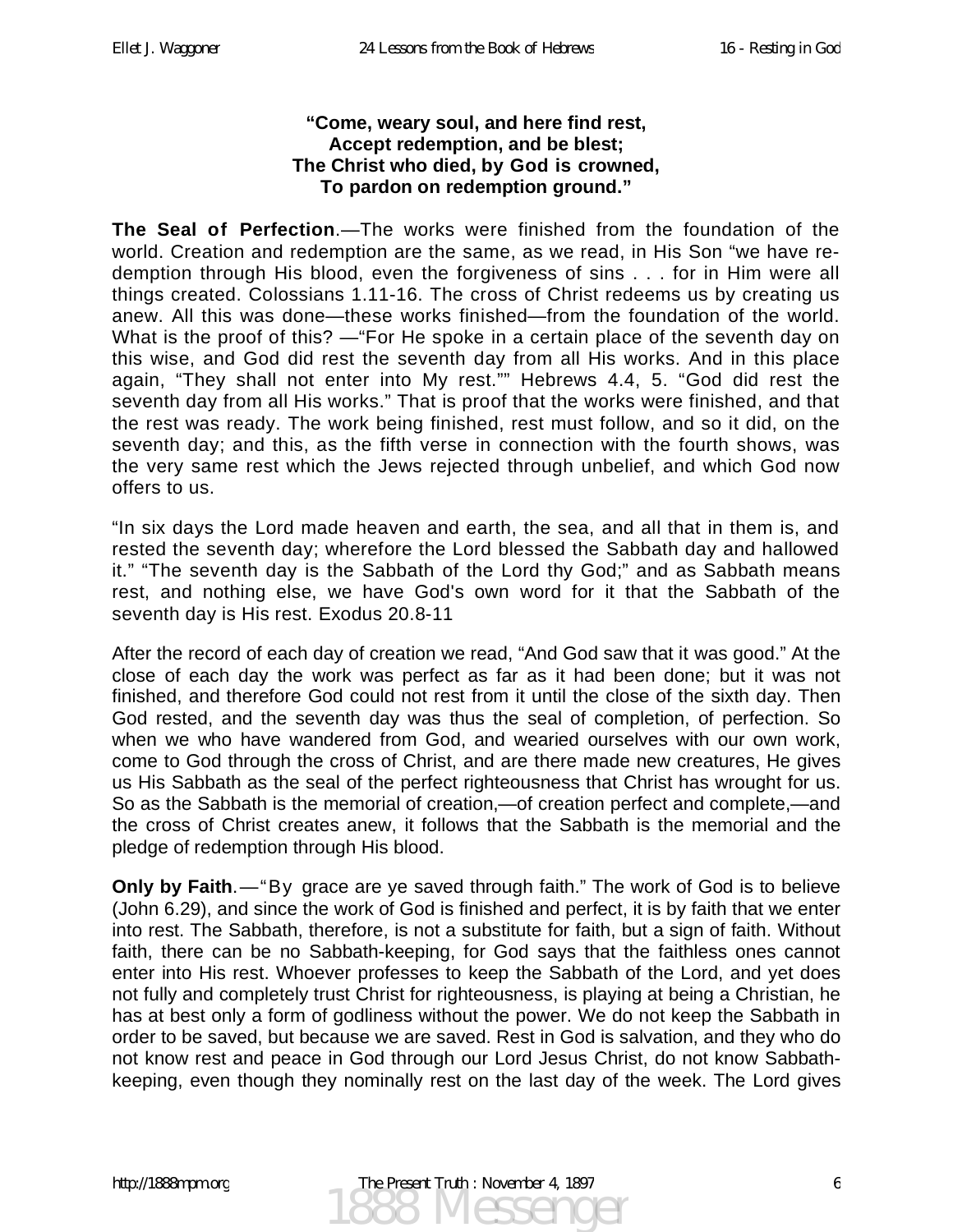**"Come, weary soul, and here find rest,**
**Accept redemption, and be blest;**
**The Christ who died, by God is crowned,**
**To pardon on redemption ground."**

**The Seal of Perfection**.—The works were finished from the foundation of the world. Creation and redemption are the same, as we read, in His Son "we have redemption through His blood, even the forgiveness of sins . . . for in Him were all things created. Colossians 1.11-16. The cross of Christ redeems us by creating us anew. All this was done—these works finished—from the foundation of the world. What is the proof of this? —"For He spoke in a certain place of the seventh day on this wise, and God did rest the seventh day from all His works. And in this place again, "They shall not enter into My rest."" Hebrews 4.4, 5. "God did rest the seventh day from all His works." That is proof that the works were finished, and that the rest was ready. The work being finished, rest must follow, and so it did, on the seventh day; and this, as the fifth verse in connection with the fourth shows, was the very same rest which the Jews rejected through unbelief, and which God now offers to us.

"In six days the Lord made heaven and earth, the sea, and all that in them is, and rested the seventh day; wherefore the Lord blessed the Sabbath day and hallowed it." "The seventh day is the Sabbath of the Lord thy God;" and as Sabbath means rest, and nothing else, we have God's own word for it that the Sabbath of the seventh day is His rest. Exodus 20.8-11

After the record of each day of creation we read, "And God saw that it was good." At the close of each day the work was perfect as far as it had been done; but it was not finished, and therefore God could not rest from it until the close of the sixth day. Then God rested, and the seventh day was thus the seal of completion, of perfection. So when we who have wandered from God, and wearied ourselves with our own work, come to God through the cross of Christ, and are there made new creatures, He gives us His Sabbath as the seal of the perfect righteousness that Christ has wrought for us. So as the Sabbath is the memorial of creation,—of creation perfect and complete,—and the cross of Christ creates anew, it follows that the Sabbath is the memorial and the pledge of redemption through His blood.

**Only by Faith**.—"By grace are ye saved through faith." The work of God is to believe (John 6.29), and since the work of God is finished and perfect, it is by faith that we enter into rest. The Sabbath, therefore, is not a substitute for faith, but a sign of faith. Without faith, there can be no Sabbath-keeping, for God says that the faithless ones cannot enter into His rest. Whoever professes to keep the Sabbath of the Lord, and yet does not fully and completely trust Christ for righteousness, is playing at being a Christian, he has at best only a form of godliness without the power. We do not keep the Sabbath in order to be saved, but because we are saved. Rest in God is salvation, and they who do not know rest and peace in God through our Lord Jesus Christ, do not know Sabbath-keeping, even though they nominally rest on the last day of the week. The Lord gives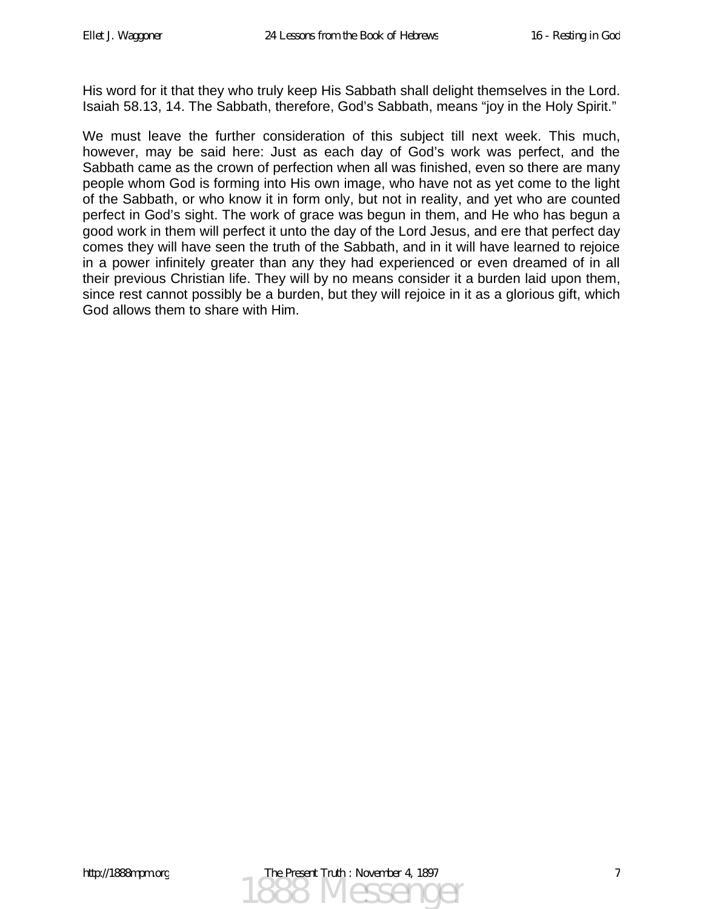His word for it that they who truly keep His Sabbath shall delight themselves in the Lord. Isaiah 58.13, 14. The Sabbath, therefore, God's Sabbath, means "joy in the Holy Spirit."

We must leave the further consideration of this subject till next week. This much, however, may be said here: Just as each day of God's work was perfect, and the Sabbath came as the crown of perfection when all was finished, even so there are many people whom God is forming into His own image, who have not as yet come to the light of the Sabbath, or who know it in form only, but not in reality, and yet who are counted perfect in God's sight. The work of grace was begun in them, and He who has begun a good work in them will perfect it unto the day of the Lord Jesus, and ere that perfect day comes they will have seen the truth of the Sabbath, and in it will have learned to rejoice in a power infinitely greater than any they had experienced or even dreamed of in all their previous Christian life. They will by no means consider it a burden laid upon them, since rest cannot possibly be a burden, but they will rejoice in it as a glorious gift, which God allows them to share with Him.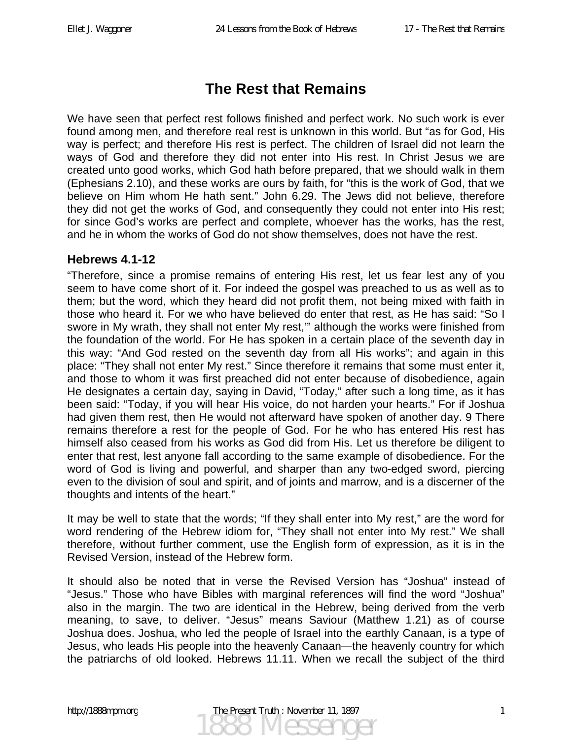# The Rest that Remains

We have seen that perfect rest follows finished and perfect work. No such work is ever found among men, and therefore real rest is unknown in this world. But "as for God, His way is perfect; and therefore His rest is perfect. The children of Israel did not learn the ways of God and therefore they did not enter into His rest. In Christ Jesus we are created unto good works, which God hath before prepared, that we should walk in them (Ephesians 2.10), and these works are ours by faith, for "this is the work of God, that we believe on Him whom He hath sent." John 6.29. The Jews did not believe, therefore they did not get the works of God, and consequently they could not enter into His rest; for since God's works are perfect and complete, whoever has the works, has the rest, and he in whom the works of God do not show themselves, does not have the rest.

### Hebrews 4.1-12

"Therefore, since a promise remains of entering His rest, let us fear lest any of you seem to have come short of it. For indeed the gospel was preached to us as well as to them; but the word, which they heard did not profit them, not being mixed with faith in those who heard it. For we who have believed do enter that rest, as He has said: "So I swore in My wrath, they shall not enter My rest,'" although the works were finished from the foundation of the world. For He has spoken in a certain place of the seventh day in this way: "And God rested on the seventh day from all His works"; and again in this place: "They shall not enter My rest." Since therefore it remains that some must enter it, and those to whom it was first preached did not enter because of disobedience, again He designates a certain day, saying in David, "Today," after such a long time, as it has been said: "Today, if you will hear His voice, do not harden your hearts." For if Joshua had given them rest, then He would not afterward have spoken of another day. 9 There remains therefore a rest for the people of God. For he who has entered His rest has himself also ceased from his works as God did from His. Let us therefore be diligent to enter that rest, lest anyone fall according to the same example of disobedience. For the word of God is living and powerful, and sharper than any two-edged sword, piercing even to the division of soul and spirit, and of joints and marrow, and is a discerner of the thoughts and intents of the heart."

It may be well to state that the words; "If they shall enter into My rest," are the word for word rendering of the Hebrew idiom for, "They shall not enter into My rest." We shall therefore, without further comment, use the English form of expression, as it is in the Revised Version, instead of the Hebrew form.

It should also be noted that in verse the Revised Version has "Joshua" instead of "Jesus." Those who have Bibles with marginal references will find the word "Joshua" also in the margin. The two are identical in the Hebrew, being derived from the verb meaning, to save, to deliver. "Jesus" means Saviour (Matthew 1.21) as of course Joshua does. Joshua, who led the people of Israel into the earthly Canaan, is a type of Jesus, who leads His people into the heavenly Canaan—the heavenly country for which the patriarchs of old looked. Hebrews 11.11. When we recall the subject of the third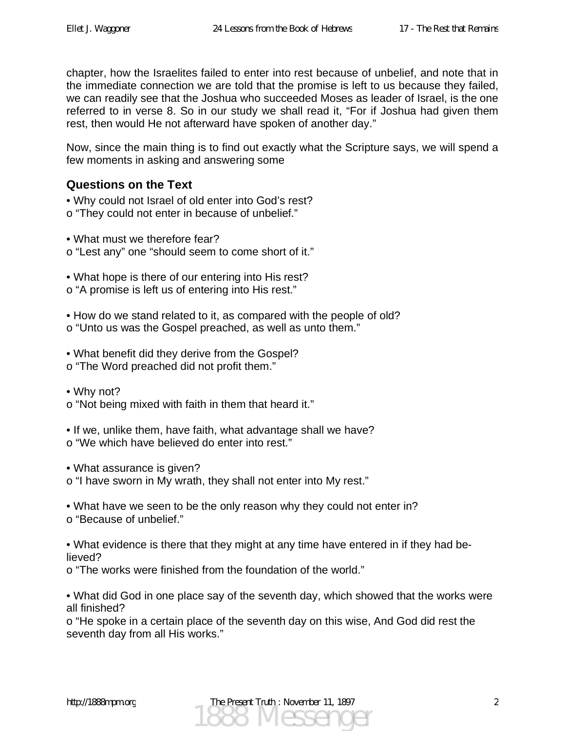chapter, how the Israelites failed to enter into rest because of unbelief, and note that in the immediate connection we are told that the promise is left to us because they failed, we can readily see that the Joshua who succeeded Moses as leader of Israel, is the one referred to in verse 8. So in our study we shall read it, "For if Joshua had given them rest, then would He not afterward have spoken of another day."

Now, since the main thing is to find out exactly what the Scripture says, we will spend a few moments in asking and answering some

### Questions on the Text

- Why could not Israel of old enter into God's rest?
  - "They could not enter in because of unbelief."

- What must we therefore fear?
  - "Lest any" one "should seem to come short of it."

- What hope is there of our entering into His rest?
  - "A promise is left us of entering into His rest."

- How do we stand related to it, as compared with the people of old?
  - "Unto us was the Gospel preached, as well as unto them."

- What benefit did they derive from the Gospel?
  - "The Word preached did not profit them."

- Why not?
  - "Not being mixed with faith in them that heard it."

- If we, unlike them, have faith, what advantage shall we have?
  - "We which have believed do enter into rest."

- What assurance is given?
  - "I have sworn in My wrath, they shall not enter into My rest."

- What have we seen to be the only reason why they could not enter in?
  - "Because of unbelief."

- What evidence is there that they might at any time have entered in if they had believed?
  - "The works were finished from the foundation of the world."

- What did God in one place say of the seventh day, which showed that the works were all finished?
  - "He spoke in a certain place of the seventh day on this wise, And God did rest the seventh day from all His works."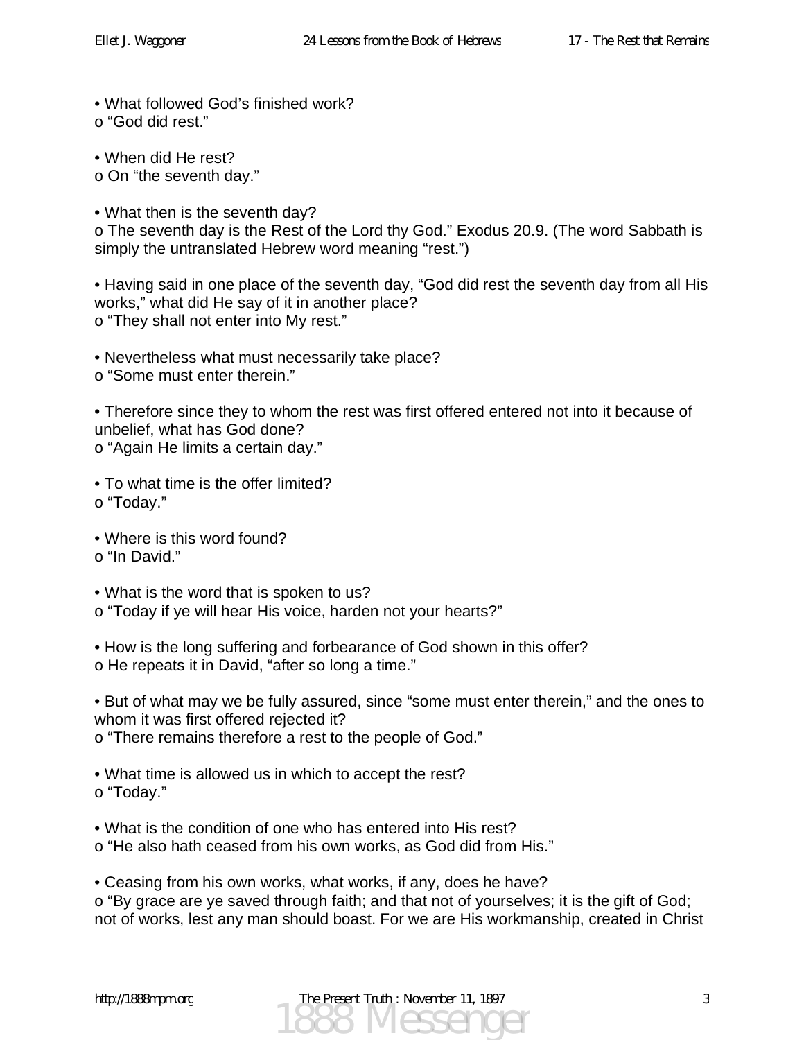- What followed God's finished work?
  - "God did rest."

- When did He rest?
  - On "the seventh day."

- What then is the seventh day?
  - The seventh day is the Rest of the Lord thy God." Exodus 20.9. (The word Sabbath is simply the untranslated Hebrew word meaning "rest.")

- Having said in one place of the seventh day, "God did rest the seventh day from all His works," what did He say of it in another place?
  - "They shall not enter into My rest."

- Nevertheless what must necessarily take place?
  - "Some must enter therein."

- Therefore since they to whom the rest was first offered entered not into it because of unbelief, what has God done?
  - "Again He limits a certain day."

- To what time is the offer limited?
  - "Today."

- Where is this word found?
  - "In David."

- What is the word that is spoken to us?
  - "Today if ye will hear His voice, harden not your hearts?"

- How is the long suffering and forbearance of God shown in this offer?
  - He repeats it in David, "after so long a time."

- But of what may we be fully assured, since "some must enter therein," and the ones to whom it was first offered rejected it?
  - "There remains therefore a rest to the people of God."

- What time is allowed us in which to accept the rest?
  - "Today."

- What is the condition of one who has entered into His rest?
  - "He also hath ceased from his own works, as God did from His."

- Ceasing from his own works, what works, if any, does he have?
  - "By grace are ye saved through faith; and that not of yourselves; it is the gift of God; not of works, lest any man should boast. For we are His workmanship, created in Christ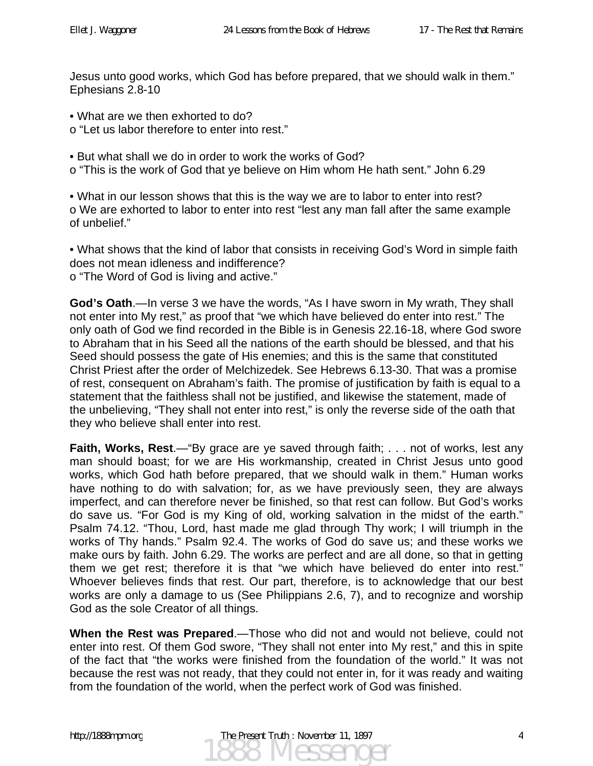Jesus unto good works, which God has before prepared, that we should walk in them." Ephesians 2.8-10

- What are we then exhorted to do?
  - "Let us labor therefore to enter into rest."

- But what shall we do in order to work the works of God?
  - "This is the work of God that ye believe on Him whom He hath sent." John 6.29

- What in our lesson shows that this is the way we are to labor to enter into rest?
  - We are exhorted to labor to enter into rest "lest any man fall after the same example of unbelief."

- What shows that the kind of labor that consists in receiving God's Word in simple faith does not mean idleness and indifference?
  - "The Word of God is living and active."

**God's Oath**.—In verse 3 we have the words, "As I have sworn in My wrath, They shall not enter into My rest," as proof that "we which have believed do enter into rest." The only oath of God we find recorded in the Bible is in Genesis 22.16-18, where God swore to Abraham that in his Seed all the nations of the earth should be blessed, and that his Seed should possess the gate of His enemies; and this is the same that constituted Christ Priest after the order of Melchizedek. See Hebrews 6.13-30. That was a promise of rest, consequent on Abraham's faith. The promise of justification by faith is equal to a statement that the faithless shall not be justified, and likewise the statement, made of the unbelieving, "They shall not enter into rest," is only the reverse side of the oath that they who believe shall enter into rest.

**Faith, Works, Rest**.—"By grace are ye saved through faith; . . . not of works, lest any man should boast; for we are His workmanship, created in Christ Jesus unto good works, which God hath before prepared, that we should walk in them." Human works have nothing to do with salvation; for, as we have previously seen, they are always imperfect, and can therefore never be finished, so that rest can follow. But God's works do save us. "For God is my King of old, working salvation in the midst of the earth." Psalm 74.12. "Thou, Lord, hast made me glad through Thy work; I will triumph in the works of Thy hands." Psalm 92.4. The works of God do save us; and these works we make ours by faith. John 6.29. The works are perfect and are all done, so that in getting them we get rest; therefore it is that "we which have believed do enter into rest." Whoever believes finds that rest. Our part, therefore, is to acknowledge that our best works are only a damage to us (See Philippians 2.6, 7), and to recognize and worship God as the sole Creator of all things.

**When the Rest was Prepared**.—Those who did not and would not believe, could not enter into rest. Of them God swore, "They shall not enter into My rest," and this in spite of the fact that "the works were finished from the foundation of the world." It was not because the rest was not ready, that they could not enter in, for it was ready and waiting from the foundation of the world, when the perfect work of God was finished.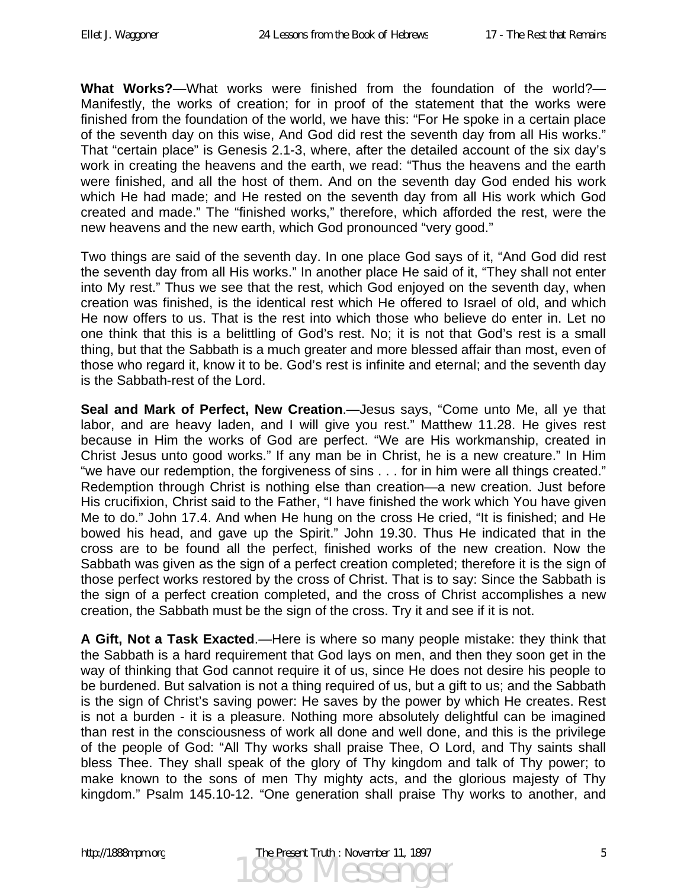**What Works?**—What works were finished from the foundation of the world?—Manifestly, the works of creation; for in proof of the statement that the works were finished from the foundation of the world, we have this: "For He spoke in a certain place of the seventh day on this wise, And God did rest the seventh day from all His works." That "certain place" is Genesis 2.1-3, where, after the detailed account of the six day's work in creating the heavens and the earth, we read: "Thus the heavens and the earth were finished, and all the host of them. And on the seventh day God ended his work which He had made; and He rested on the seventh day from all His work which God created and made." The "finished works," therefore, which afforded the rest, were the new heavens and the new earth, which God pronounced "very good."

Two things are said of the seventh day. In one place God says of it, "And God did rest the seventh day from all His works." In another place He said of it, "They shall not enter into My rest." Thus we see that the rest, which God enjoyed on the seventh day, when creation was finished, is the identical rest which He offered to Israel of old, and which He now offers to us. That is the rest into which those who believe do enter in. Let no one think that this is a belittling of God's rest. No; it is not that God's rest is a small thing, but that the Sabbath is a much greater and more blessed affair than most, even of those who regard it, know it to be. God's rest is infinite and eternal; and the seventh day is the Sabbath-rest of the Lord.

**Seal and Mark of Perfect, New Creation**.—Jesus says, "Come unto Me, all ye that labor, and are heavy laden, and I will give you rest." Matthew 11.28. He gives rest because in Him the works of God are perfect. "We are His workmanship, created in Christ Jesus unto good works." If any man be in Christ, he is a new creature." In Him "we have our redemption, the forgiveness of sins . . . for in him were all things created." Redemption through Christ is nothing else than creation—a new creation. Just before His crucifixion, Christ said to the Father, "I have finished the work which You have given Me to do." John 17.4. And when He hung on the cross He cried, "It is finished; and He bowed his head, and gave up the Spirit." John 19.30. Thus He indicated that in the cross are to be found all the perfect, finished works of the new creation. Now the Sabbath was given as the sign of a perfect creation completed; therefore it is the sign of those perfect works restored by the cross of Christ. That is to say: Since the Sabbath is the sign of a perfect creation completed, and the cross of Christ accomplishes a new creation, the Sabbath must be the sign of the cross. Try it and see if it is not.

**A Gift, Not a Task Exacted**.—Here is where so many people mistake: they think that the Sabbath is a hard requirement that God lays on men, and then they soon get in the way of thinking that God cannot require it of us, since He does not desire his people to be burdened. But salvation is not a thing required of us, but a gift to us; and the Sabbath is the sign of Christ's saving power: He saves by the power by which He creates. Rest is not a burden - it is a pleasure. Nothing more absolutely delightful can be imagined than rest in the consciousness of work all done and well done, and this is the privilege of the people of God: "All Thy works shall praise Thee, O Lord, and Thy saints shall bless Thee. They shall speak of the glory of Thy kingdom and talk of Thy power; to make known to the sons of men Thy mighty acts, and the glorious majesty of Thy kingdom." Psalm 145.10-12. "One generation shall praise Thy works to another, and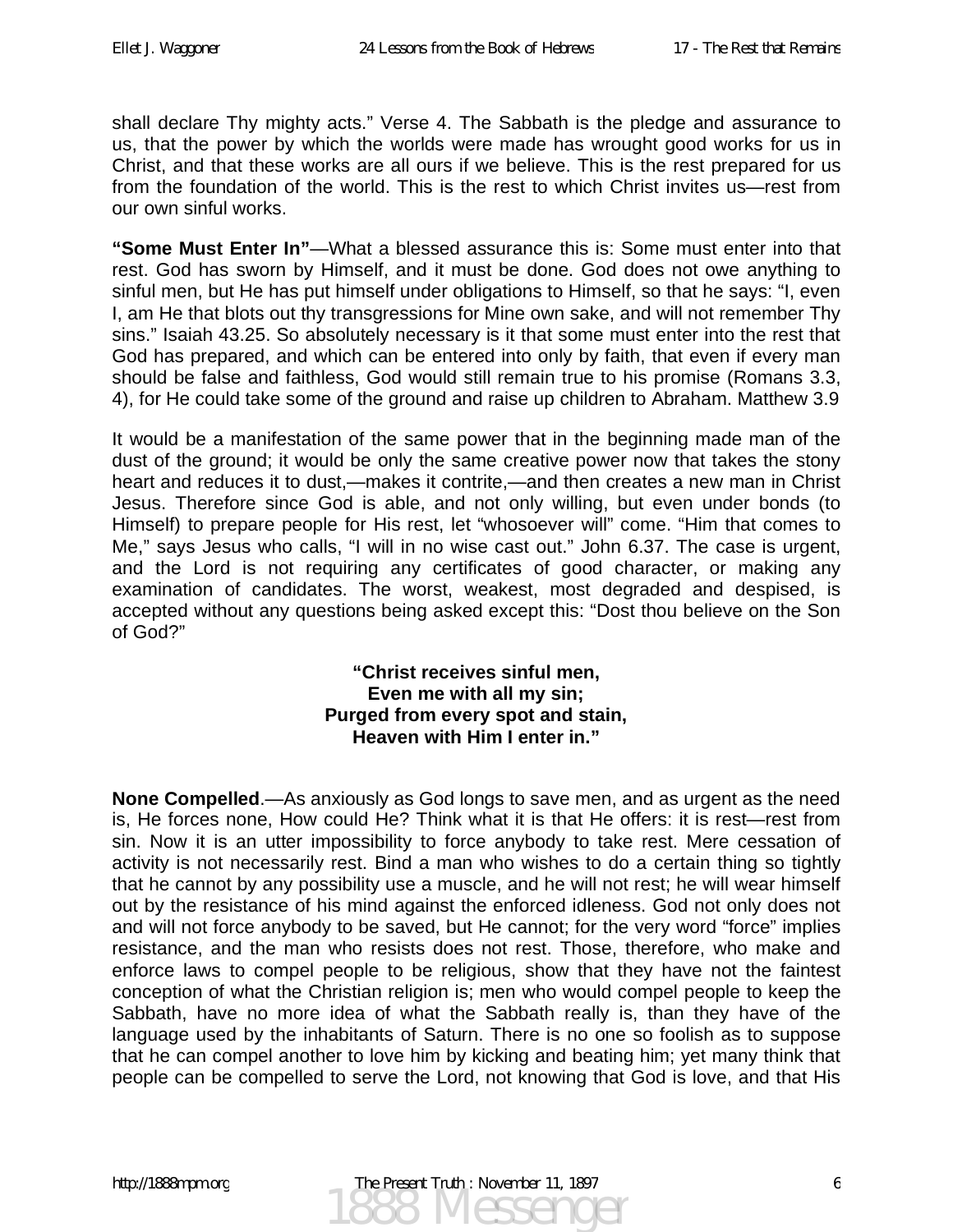shall declare Thy mighty acts." Verse 4. The Sabbath is the pledge and assurance to us, that the power by which the worlds were made has wrought good works for us in Christ, and that these works are all ours if we believe. This is the rest prepared for us from the foundation of the world. This is the rest to which Christ invites us—rest from our own sinful works.

**"Some Must Enter In"**—What a blessed assurance this is: Some must enter into that rest. God has sworn by Himself, and it must be done. God does not owe anything to sinful men, but He has put himself under obligations to Himself, so that he says: "I, even I, am He that blots out thy transgressions for Mine own sake, and will not remember Thy sins." Isaiah 43.25. So absolutely necessary is it that some must enter into the rest that God has prepared, and which can be entered into only by faith, that even if every man should be false and faithless, God would still remain true to his promise (Romans 3.3, 4), for He could take some of the ground and raise up children to Abraham. Matthew 3.9

It would be a manifestation of the same power that in the beginning made man of the dust of the ground; it would be only the same creative power now that takes the stony heart and reduces it to dust,—makes it contrite,—and then creates a new man in Christ Jesus. Therefore since God is able, and not only willing, but even under bonds (to Himself) to prepare people for His rest, let "whosoever will" come. "Him that comes to Me," says Jesus who calls, "I will in no wise cast out." John 6.37. The case is urgent, and the Lord is not requiring any certificates of good character, or making any examination of candidates. The worst, weakest, most degraded and despised, is accepted without any questions being asked except this: "Dost thou believe on the Son of God?"

**"Christ receives sinful men,**
**Even me with all my sin;**
**Purged from every spot and stain,**
**Heaven with Him I enter in."**

**None Compelled**.—As anxiously as God longs to save men, and as urgent as the need is, He forces none, How could He? Think what it is that He offers: it is rest—rest from sin. Now it is an utter impossibility to force anybody to take rest. Mere cessation of activity is not necessarily rest. Bind a man who wishes to do a certain thing so tightly that he cannot by any possibility use a muscle, and he will not rest; he will wear himself out by the resistance of his mind against the enforced idleness. God not only does not and will not force anybody to be saved, but He cannot; for the very word "force" implies resistance, and the man who resists does not rest. Those, therefore, who make and enforce laws to compel people to be religious, show that they have not the faintest conception of what the Christian religion is; men who would compel people to keep the Sabbath, have no more idea of what the Sabbath really is, than they have of the language used by the inhabitants of Saturn. There is no one so foolish as to suppose that he can compel another to love him by kicking and beating him; yet many think that people can be compelled to serve the Lord, not knowing that God is love, and that His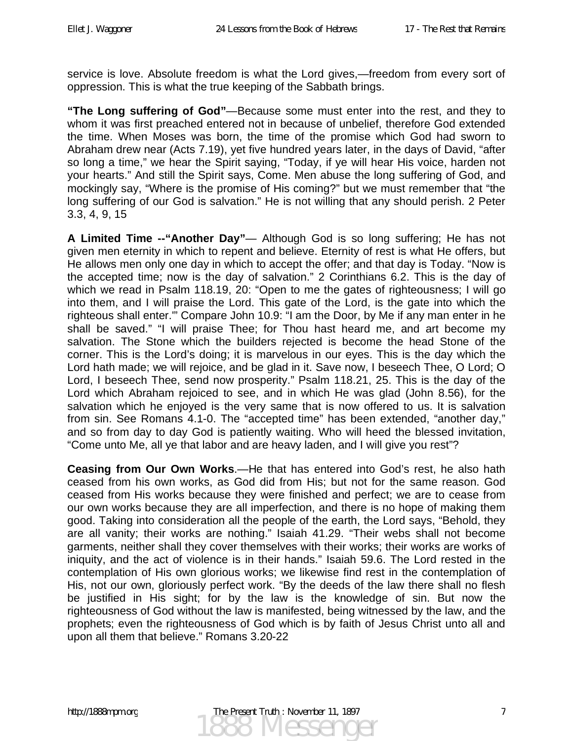service is love. Absolute freedom is what the Lord gives,—freedom from every sort of oppression. This is what the true keeping of the Sabbath brings.

**"The Long suffering of God"**—Because some must enter into the rest, and they to whom it was first preached entered not in because of unbelief, therefore God extended the time. When Moses was born, the time of the promise which God had sworn to Abraham drew near (Acts 7.19), yet five hundred years later, in the days of David, "after so long a time," we hear the Spirit saying, "Today, if ye will hear His voice, harden not your hearts." And still the Spirit says, Come. Men abuse the long suffering of God, and mockingly say, "Where is the promise of His coming?" but we must remember that "the long suffering of our God is salvation." He is not willing that any should perish. 2 Peter 3.3, 4, 9, 15

**A Limited Time --"Another Day"**— Although God is so long suffering; He has not given men eternity in which to repent and believe. Eternity of rest is what He offers, but He allows men only one day in which to accept the offer; and that day is Today. "Now is the accepted time; now is the day of salvation." 2 Corinthians 6.2. This is the day of which we read in Psalm 118.19, 20: "Open to me the gates of righteousness; I will go into them, and I will praise the Lord. This gate of the Lord, is the gate into which the righteous shall enter.'" Compare John 10.9: "I am the Door, by Me if any man enter in he shall be saved." "I will praise Thee; for Thou hast heard me, and art become my salvation. The Stone which the builders rejected is become the head Stone of the corner. This is the Lord's doing; it is marvelous in our eyes. This is the day which the Lord hath made; we will rejoice, and be glad in it. Save now, I beseech Thee, O Lord; O Lord, I beseech Thee, send now prosperity." Psalm 118.21, 25. This is the day of the Lord which Abraham rejoiced to see, and in which He was glad (John 8.56), for the salvation which he enjoyed is the very same that is now offered to us. It is salvation from sin. See Romans 4.1-0. The "accepted time" has been extended, "another day," and so from day to day God is patiently waiting. Who will heed the blessed invitation, "Come unto Me, all ye that labor and are heavy laden, and I will give you rest"?

**Ceasing from Our Own Works**.—He that has entered into God's rest, he also hath ceased from his own works, as God did from His; but not for the same reason. God ceased from His works because they were finished and perfect; we are to cease from our own works because they are all imperfection, and there is no hope of making them good. Taking into consideration all the people of the earth, the Lord says, "Behold, they are all vanity; their works are nothing." Isaiah 41.29. "Their webs shall not become garments, neither shall they cover themselves with their works; their works are works of iniquity, and the act of violence is in their hands." Isaiah 59.6. The Lord rested in the contemplation of His own glorious works; we likewise find rest in the contemplation of His, not our own, gloriously perfect work. "By the deeds of the law there shall no flesh be justified in His sight; for by the law is the knowledge of sin. But now the righteousness of God without the law is manifested, being witnessed by the law, and the prophets; even the righteousness of God which is by faith of Jesus Christ unto all and upon all them that believe." Romans 3.20-22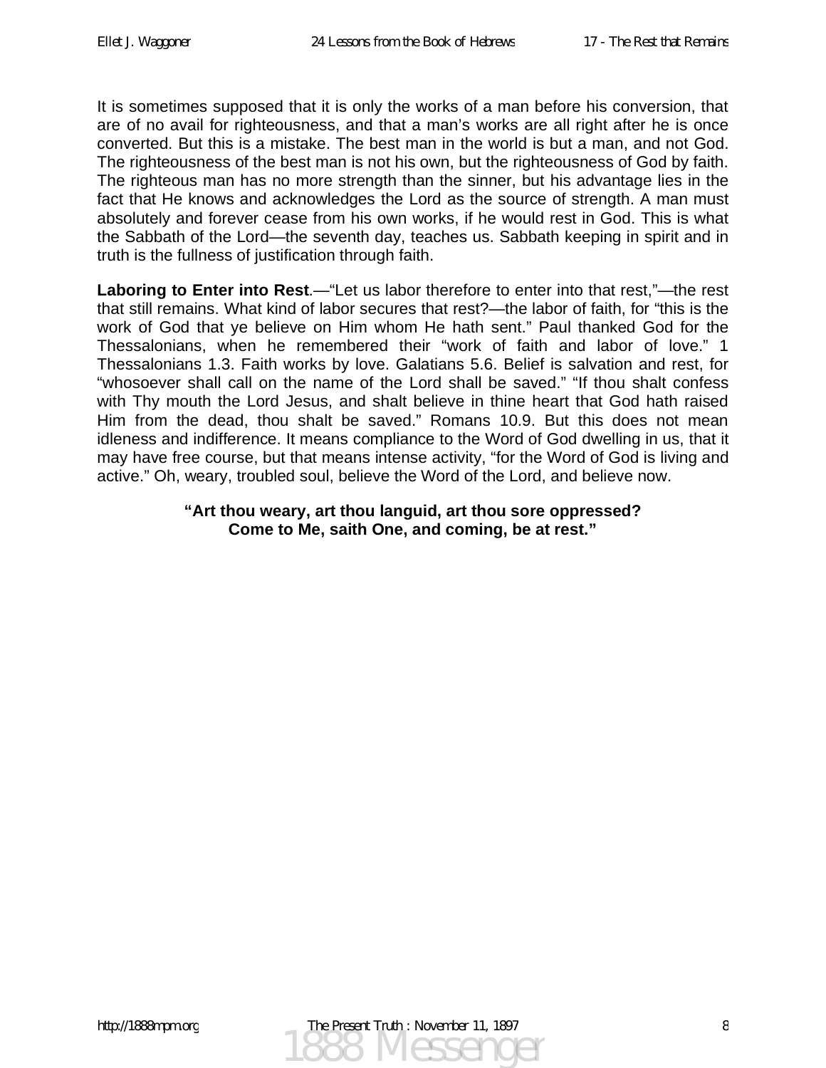It is sometimes supposed that it is only the works of a man before his conversion, that are of no avail for righteousness, and that a man's works are all right after he is once converted. But this is a mistake. The best man in the world is but a man, and not God. The righteousness of the best man is not his own, but the righteousness of God by faith. The righteous man has no more strength than the sinner, but his advantage lies in the fact that He knows and acknowledges the Lord as the source of strength. A man must absolutely and forever cease from his own works, if he would rest in God. This is what the Sabbath of the Lord—the seventh day, teaches us. Sabbath keeping in spirit and in truth is the fullness of justification through faith.

**Laboring to Enter into Rest**.—"Let us labor therefore to enter into that rest,"—the rest that still remains. What kind of labor secures that rest?—the labor of faith, for "this is the work of God that ye believe on Him whom He hath sent." Paul thanked God for the Thessalonians, when he remembered their "work of faith and labor of love." 1 Thessalonians 1.3. Faith works by love. Galatians 5.6. Belief is salvation and rest, for "whosoever shall call on the name of the Lord shall be saved." "If thou shalt confess with Thy mouth the Lord Jesus, and shalt believe in thine heart that God hath raised Him from the dead, thou shalt be saved." Romans 10.9. But this does not mean idleness and indifference. It means compliance to the Word of God dwelling in us, that it may have free course, but that means intense activity, "for the Word of God is living and active." Oh, weary, troubled soul, believe the Word of the Lord, and believe now.

**"Art thou weary, art thou languid, art thou sore oppressed?**
**Come to Me, saith One, and coming, be at rest."**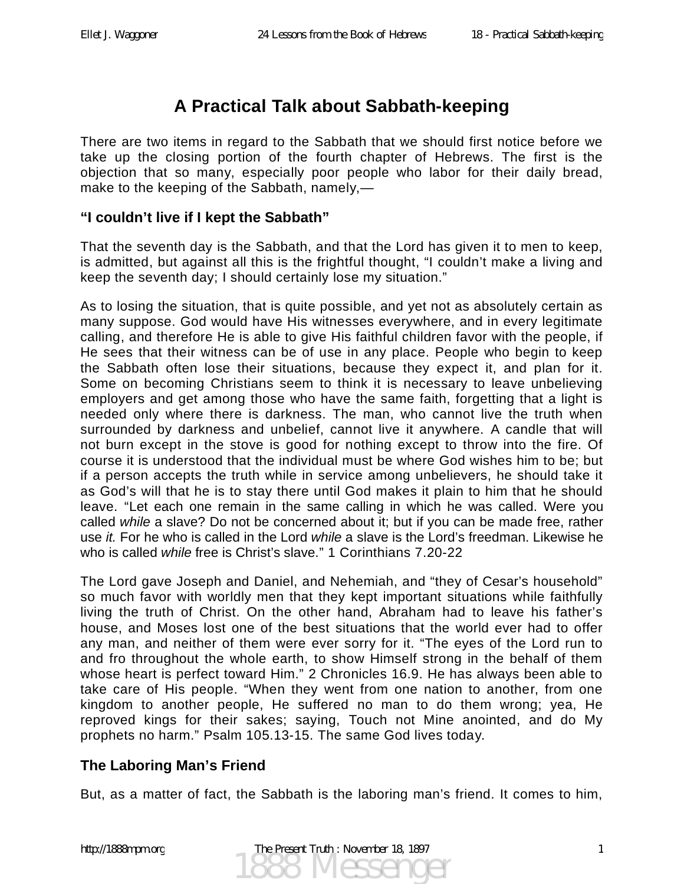# A Practical Talk about Sabbath-keeping

There are two items in regard to the Sabbath that we should first notice before we take up the closing portion of the fourth chapter of Hebrews. The first is the objection that so many, especially poor people who labor for their daily bread, make to the keeping of the Sabbath, namely,—

### "I couldn't live if I kept the Sabbath"

That the seventh day is the Sabbath, and that the Lord has given it to men to keep, is admitted, but against all this is the frightful thought, "I couldn't make a living and keep the seventh day; I should certainly lose my situation."

As to losing the situation, that is quite possible, and yet not as absolutely certain as many suppose. God would have His witnesses everywhere, and in every legitimate calling, and therefore He is able to give His faithful children favor with the people, if He sees that their witness can be of use in any place. People who begin to keep the Sabbath often lose their situations, because they expect it, and plan for it. Some on becoming Christians seem to think it is necessary to leave unbelieving employers and get among those who have the same faith, forgetting that a light is needed only where there is darkness. The man, who cannot live the truth when surrounded by darkness and unbelief, cannot live it anywhere. A candle that will not burn except in the stove is good for nothing except to throw into the fire. Of course it is understood that the individual must be where God wishes him to be; but if a person accepts the truth while in service among unbelievers, he should take it as God's will that he is to stay there until God makes it plain to him that he should leave. "Let each one remain in the same calling in which he was called. Were you called *while* a slave? Do not be concerned about it; but if you can be made free, rather use *it.* For he who is called in the Lord *while* a slave is the Lord's freedman. Likewise he who is called *while* free is Christ's slave." 1 Corinthians 7.20-22

The Lord gave Joseph and Daniel, and Nehemiah, and "they of Cesar's household" so much favor with worldly men that they kept important situations while faithfully living the truth of Christ. On the other hand, Abraham had to leave his father's house, and Moses lost one of the best situations that the world ever had to offer any man, and neither of them were ever sorry for it. "The eyes of the Lord run to and fro throughout the whole earth, to show Himself strong in the behalf of them whose heart is perfect toward Him." 2 Chronicles 16.9. He has always been able to take care of His people. "When they went from one nation to another, from one kingdom to another people, He suffered no man to do them wrong; yea, He reproved kings for their sakes; saying, Touch not Mine anointed, and do My prophets no harm." Psalm 105.13-15. The same God lives today.

### The Laboring Man's Friend

But, as a matter of fact, the Sabbath is the laboring man's friend. It comes to him,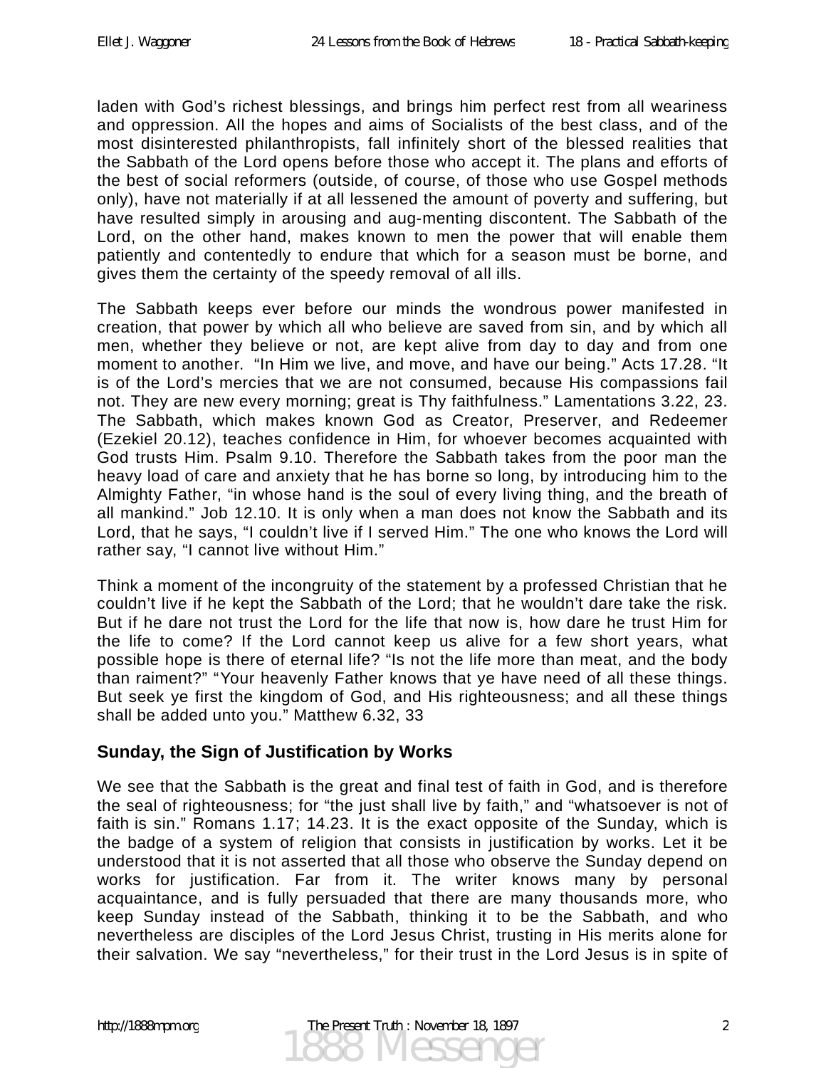laden with God's richest blessings, and brings him perfect rest from all weariness and oppression. All the hopes and aims of Socialists of the best class, and of the most disinterested philanthropists, fall infinitely short of the blessed realities that the Sabbath of the Lord opens before those who accept it. The plans and efforts of the best of social reformers (outside, of course, of those who use Gospel methods only), have not materially if at all lessened the amount of poverty and suffering, but have resulted simply in arousing and aug-menting discontent. The Sabbath of the Lord, on the other hand, makes known to men the power that will enable them patiently and contentedly to endure that which for a season must be borne, and gives them the certainty of the speedy removal of all ills.

The Sabbath keeps ever before our minds the wondrous power manifested in creation, that power by which all who believe are saved from sin, and by which all men, whether they believe or not, are kept alive from day to day and from one moment to another. "In Him we live, and move, and have our being." Acts 17.28. "It is of the Lord's mercies that we are not consumed, because His compassions fail not. They are new every morning; great is Thy faithfulness." Lamentations 3.22, 23. The Sabbath, which makes known God as Creator, Preserver, and Redeemer (Ezekiel 20.12), teaches confidence in Him, for whoever becomes acquainted with God trusts Him. Psalm 9.10. Therefore the Sabbath takes from the poor man the heavy load of care and anxiety that he has borne so long, by introducing him to the Almighty Father, "in whose hand is the soul of every living thing, and the breath of all mankind." Job 12.10. It is only when a man does not know the Sabbath and its Lord, that he says, "I couldn't live if I served Him." The one who knows the Lord will rather say, "I cannot live without Him."

Think a moment of the incongruity of the statement by a professed Christian that he couldn't live if he kept the Sabbath of the Lord; that he wouldn't dare take the risk. But if he dare not trust the Lord for the life that now is, how dare he trust Him for the life to come? If the Lord cannot keep us alive for a few short years, what possible hope is there of eternal life? "Is not the life more than meat, and the body than raiment?" "Your heavenly Father knows that ye have need of all these things. But seek ye first the kingdom of God, and His righteousness; and all these things shall be added unto you." Matthew 6.32, 33

## Sunday, the Sign of Justification by Works

We see that the Sabbath is the great and final test of faith in God, and is therefore the seal of righteousness; for "the just shall live by faith," and "whatsoever is not of faith is sin." Romans 1.17; 14.23. It is the exact opposite of the Sunday, which is the badge of a system of religion that consists in justification by works. Let it be understood that it is not asserted that all those who observe the Sunday depend on works for justification. Far from it. The writer knows many by personal acquaintance, and is fully persuaded that there are many thousands more, who keep Sunday instead of the Sabbath, thinking it to be the Sabbath, and who nevertheless are disciples of the Lord Jesus Christ, trusting in His merits alone for their salvation. We say "nevertheless," for their trust in the Lord Jesus is in spite of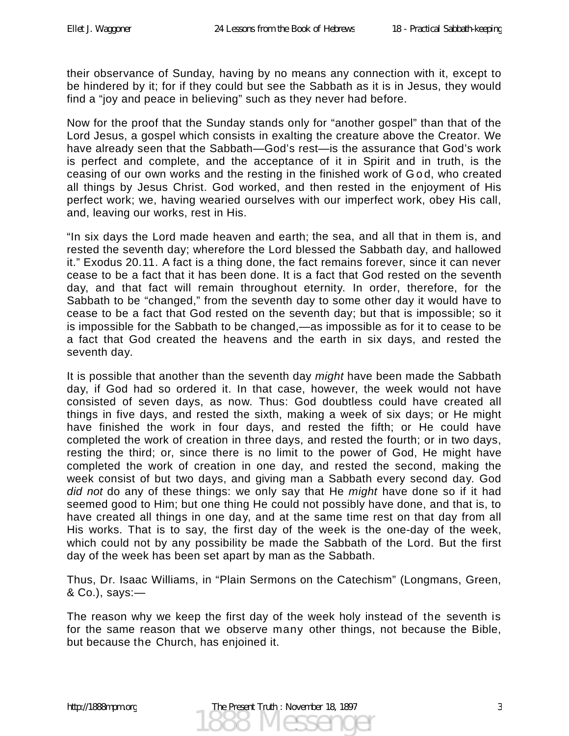their observance of Sunday, having by no means any connection with it, except to be hindered by it; for if they could but see the Sabbath as it is in Jesus, they would find a “joy and peace in believing” such as they never had before.

Now for the proof that the Sunday stands only for “another gospel” than that of the Lord Jesus, a gospel which consists in exalting the creature above the Creator. We have already seen that the Sabbath—God’s rest—is the assurance that God’s work is perfect and complete, and the acceptance of it in Spirit and in truth, is the ceasing of our own works and the resting in the finished work of God, who created all things by Jesus Christ. God worked, and then rested in the enjoyment of His perfect work; we, having wearied ourselves with our imperfect work, obey His call, and, leaving our works, rest in His.

“In six days the Lord made heaven and earth; the sea, and all that in them is, and rested the seventh day; wherefore the Lord blessed the Sabbath day, and hallowed it.” Exodus 20.11. A fact is a thing done, the fact remains forever, since it can never cease to be a fact that it has been done. It is a fact that God rested on the seventh day, and that fact will remain throughout eternity. In order, therefore, for the Sabbath to be “changed,” from the seventh day to some other day it would have to cease to be a fact that God rested on the seventh day; but that is impossible; so it is impossible for the Sabbath to be changed,—as impossible as for it to cease to be a fact that God created the heavens and the earth in six days, and rested the seventh day.

It is possible that another than the seventh day *might* have been made the Sabbath day, if God had so ordered it. In that case, however, the week would not have consisted of seven days, as now. Thus: God doubtless could have created all things in five days, and rested the sixth, making a week of six days; or He might have finished the work in four days, and rested the fifth; or He could have completed the work of creation in three days, and rested the fourth; or in two days, resting the third; or, since there is no limit to the power of God, He might have completed the work of creation in one day, and rested the second, making the week consist of but two days, and giving man a Sabbath every second day. God *did not* do any of these things: we only say that He *might* have done so if it had seemed good to Him; but one thing He could not possibly have done, and that is, to have created all things in one day, and at the same time rest on that day from all His works. That is to say, the first day of the week is the one-day of the week, which could not by any possibility be made the Sabbath of the Lord. But the first day of the week has been set apart by man as the Sabbath.

Thus, Dr. Isaac Williams, in “Plain Sermons on the Catechism” (Longmans, Green, & Co.), says:—

The reason why we keep the first day of the week holy instead of the seventh is for the same reason that we observe many other things, not because the Bible, but because the Church, has enjoined it.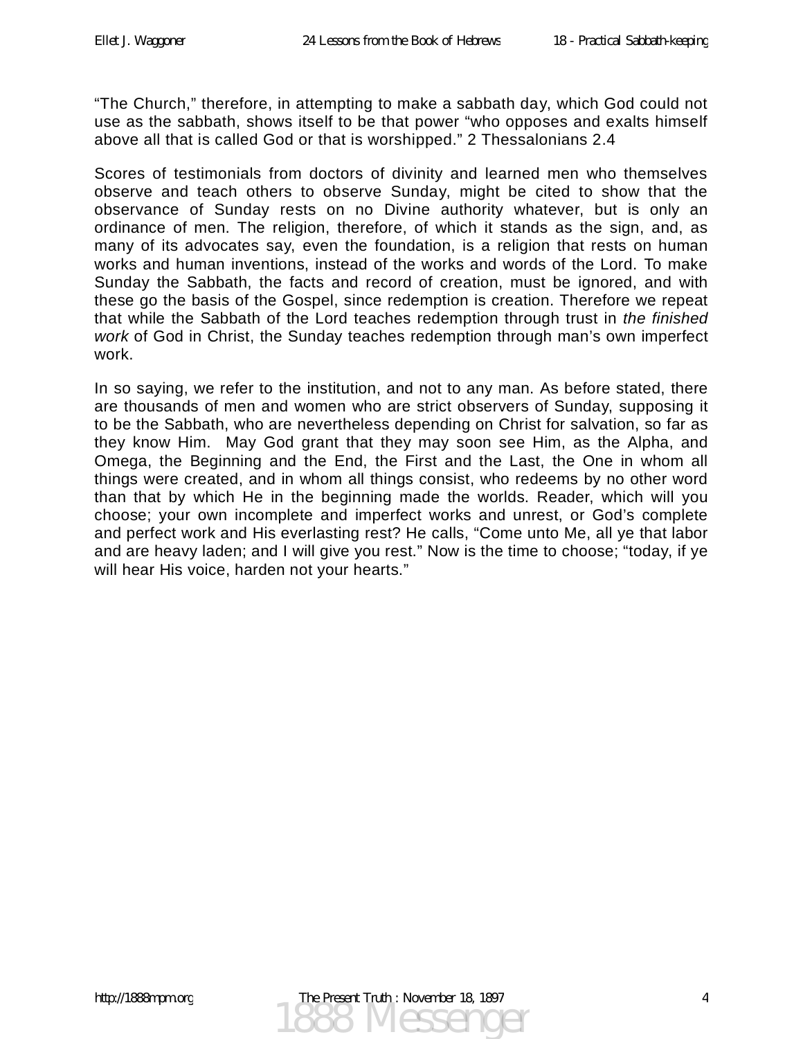“The Church,” therefore, in attempting to make a sabbath day, which God could not use as the sabbath, shows itself to be that power “who opposes and exalts himself above all that is called God or that is worshipped.” 2 Thessalonians 2.4

Scores of testimonials from doctors of divinity and learned men who themselves observe and teach others to observe Sunday, might be cited to show that the observance of Sunday rests on no Divine authority whatever, but is only an ordinance of men. The religion, therefore, of which it stands as the sign, and, as many of its advocates say, even the foundation, is a religion that rests on human works and human inventions, instead of the works and words of the Lord. To make Sunday the Sabbath, the facts and record of creation, must be ignored, and with these go the basis of the Gospel, since redemption is creation. Therefore we repeat that while the Sabbath of the Lord teaches redemption through trust in *the finished work* of God in Christ, the Sunday teaches redemption through man’s own imperfect work.

In so saying, we refer to the institution, and not to any man. As before stated, there are thousands of men and women who are strict observers of Sunday, supposing it to be the Sabbath, who are nevertheless depending on Christ for salvation, so far as they know Him. May God grant that they may soon see Him, as the Alpha, and Omega, the Beginning and the End, the First and the Last, the One in whom all things were created, and in whom all things consist, who redeems by no other word than that by which He in the beginning made the worlds. Reader, which will you choose; your own incomplete and imperfect works and unrest, or God’s complete and perfect work and His everlasting rest? He calls, “Come unto Me, all ye that labor and are heavy laden; and I will give you rest.” Now is the time to choose; “today, if ye will hear His voice, harden not your hearts.”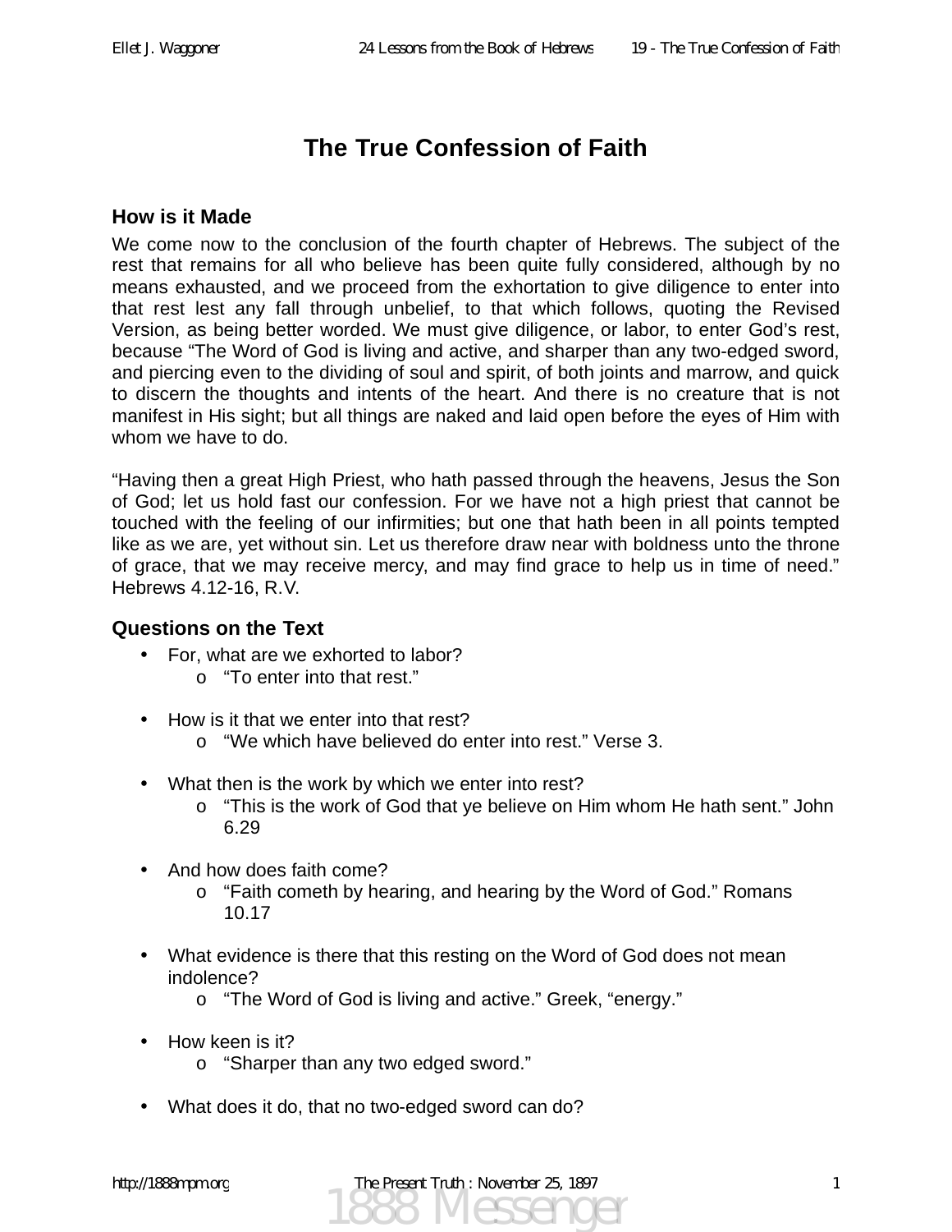# The True Confession of Faith

## How is it Made

We come now to the conclusion of the fourth chapter of Hebrews. The subject of the rest that remains for all who believe has been quite fully considered, although by no means exhausted, and we proceed from the exhortation to give diligence to enter into that rest lest any fall through unbelief, to that which follows, quoting the Revised Version, as being better worded. We must give diligence, or labor, to enter God's rest, because "The Word of God is living and active, and sharper than any two-edged sword, and piercing even to the dividing of soul and spirit, of both joints and marrow, and quick to discern the thoughts and intents of the heart. And there is no creature that is not manifest in His sight; but all things are naked and laid open before the eyes of Him with whom we have to do.

"Having then a great High Priest, who hath passed through the heavens, Jesus the Son of God; let us hold fast our confession. For we have not a high priest that cannot be touched with the feeling of our infirmities; but one that hath been in all points tempted like as we are, yet without sin. Let us therefore draw near with boldness unto the throne of grace, that we may receive mercy, and may find grace to help us in time of need." Hebrews 4.12-16, R.V.

## Questions on the Text

- For, what are we exhorted to labor?
  - "To enter into that rest."
- How is it that we enter into that rest?
  - "We which have believed do enter into rest." Verse 3.
- What then is the work by which we enter into rest?
  - "This is the work of God that ye believe on Him whom He hath sent." John 6.29
- And how does faith come?
  - "Faith cometh by hearing, and hearing by the Word of God." Romans 10.17
- What evidence is there that this resting on the Word of God does not mean indolence?
  - "The Word of God is living and active." Greek, "energy."
- How keen is it?
  - "Sharper than any two edged sword."
- What does it do, that no two-edged sword can do?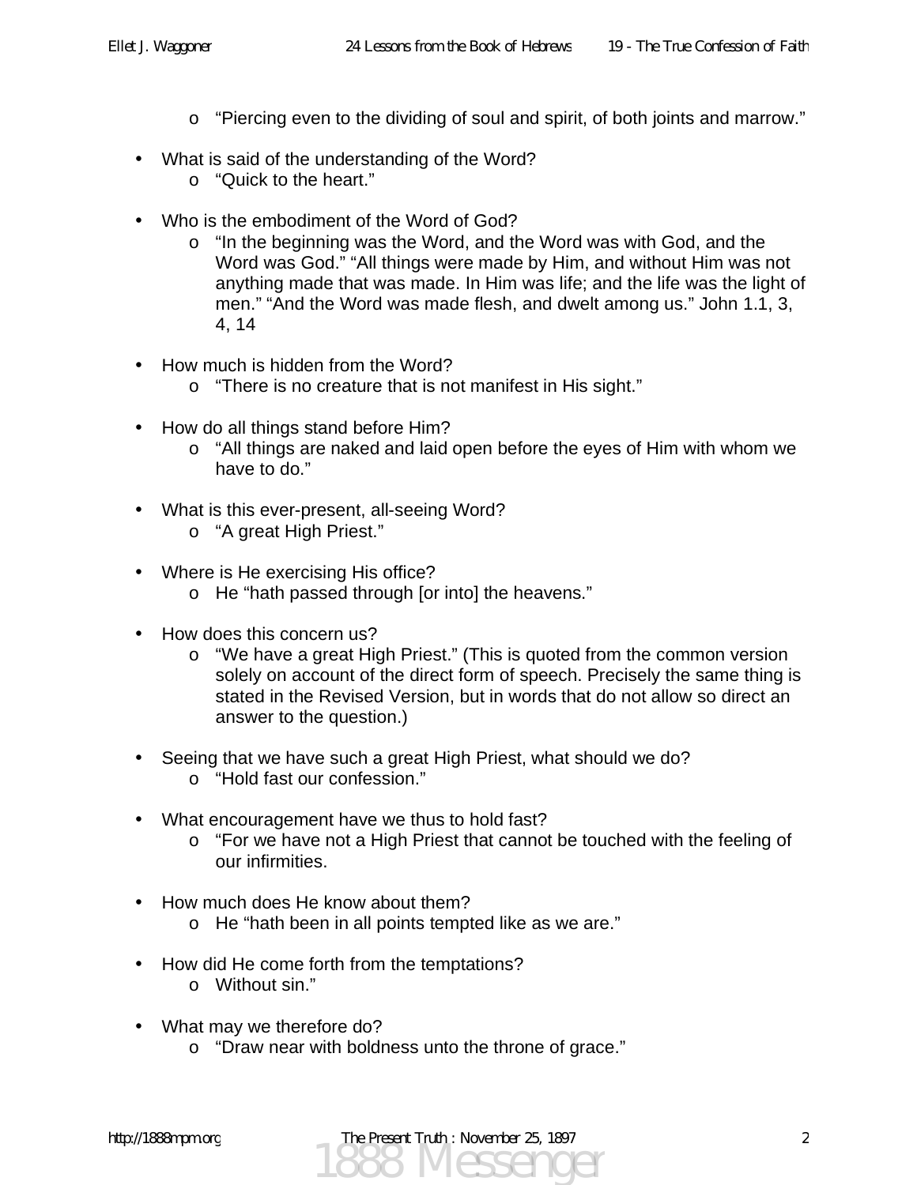- "Piercing even to the dividing of soul and spirit, of both joints and marrow."

- What is said of the understanding of the Word?
  - "Quick to the heart."

- Who is the embodiment of the Word of God?
  - "In the beginning was the Word, and the Word was with God, and the Word was God." "All things were made by Him, and without Him was not anything made that was made. In Him was life; and the life was the light of men." "And the Word was made flesh, and dwelt among us." John 1.1, 3, 4, 14

- How much is hidden from the Word?
  - "There is no creature that is not manifest in His sight."

- How do all things stand before Him?
  - "All things are naked and laid open before the eyes of Him with whom we have to do."

- What is this ever-present, all-seeing Word?
  - "A great High Priest."

- Where is He exercising His office?
  - He "hath passed through [or into] the heavens."

- How does this concern us?
  - "We have a great High Priest." (This is quoted from the common version solely on account of the direct form of speech. Precisely the same thing is stated in the Revised Version, but in words that do not allow so direct an answer to the question.)

- Seeing that we have such a great High Priest, what should we do?
  - "Hold fast our confession."

- What encouragement have we thus to hold fast?
  - "For we have not a High Priest that cannot be touched with the feeling of our infirmities.

- How much does He know about them?
  - He "hath been in all points tempted like as we are."

- How did He come forth from the temptations?
  - Without sin."

- What may we therefore do?
  - "Draw near with boldness unto the throne of grace."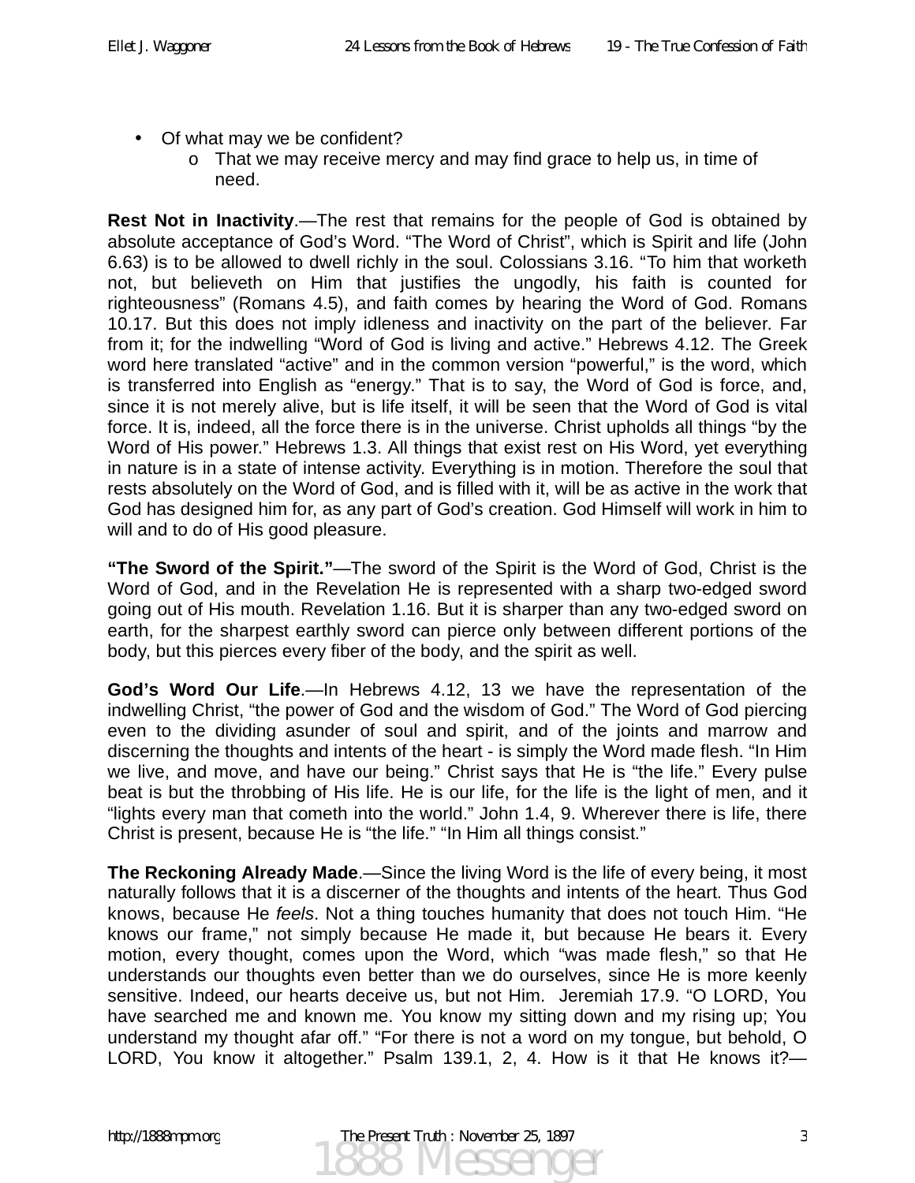- Of what may we be confident?
    - That we may receive mercy and may find grace to help us, in time of need.

**Rest Not in Inactivity**.—The rest that remains for the people of God is obtained by absolute acceptance of God's Word. "The Word of Christ", which is Spirit and life (John 6.63) is to be allowed to dwell richly in the soul. Colossians 3.16. "To him that worketh not, but believeth on Him that justifies the ungodly, his faith is counted for righteousness" (Romans 4.5), and faith comes by hearing the Word of God. Romans 10.17. But this does not imply idleness and inactivity on the part of the believer. Far from it; for the indwelling "Word of God is living and active." Hebrews 4.12. The Greek word here translated "active" and in the common version "powerful," is the word, which is transferred into English as "energy." That is to say, the Word of God is force, and, since it is not merely alive, but is life itself, it will be seen that the Word of God is vital force. It is, indeed, all the force there is in the universe. Christ upholds all things "by the Word of His power." Hebrews 1.3. All things that exist rest on His Word, yet everything in nature is in a state of intense activity. Everything is in motion. Therefore the soul that rests absolutely on the Word of God, and is filled with it, will be as active in the work that God has designed him for, as any part of God's creation. God Himself will work in him to will and to do of His good pleasure.

**"The Sword of the Spirit."**—The sword of the Spirit is the Word of God, Christ is the Word of God, and in the Revelation He is represented with a sharp two-edged sword going out of His mouth. Revelation 1.16. But it is sharper than any two-edged sword on earth, for the sharpest earthly sword can pierce only between different portions of the body, but this pierces every fiber of the body, and the spirit as well.

**God's Word Our Life**.—In Hebrews 4.12, 13 we have the representation of the indwelling Christ, "the power of God and the wisdom of God." The Word of God piercing even to the dividing asunder of soul and spirit, and of the joints and marrow and discerning the thoughts and intents of the heart - is simply the Word made flesh. "In Him we live, and move, and have our being." Christ says that He is "the life." Every pulse beat is but the throbbing of His life. He is our life, for the life is the light of men, and it "lights every man that cometh into the world." John 1.4, 9. Wherever there is life, there Christ is present, because He is "the life." "In Him all things consist."

**The Reckoning Already Made**.—Since the living Word is the life of every being, it most naturally follows that it is a discerner of the thoughts and intents of the heart. Thus God knows, because He *feels*. Not a thing touches humanity that does not touch Him. "He knows our frame," not simply because He made it, but because He bears it. Every motion, every thought, comes upon the Word, which "was made flesh," so that He understands our thoughts even better than we do ourselves, since He is more keenly sensitive. Indeed, our hearts deceive us, but not Him. Jeremiah 17.9. "O LORD, You have searched me and known me. You know my sitting down and my rising up; You understand my thought afar off." "For there is not a word on my tongue, but behold, O LORD, You know it altogether." Psalm 139.1, 2, 4. How is it that He knows it?—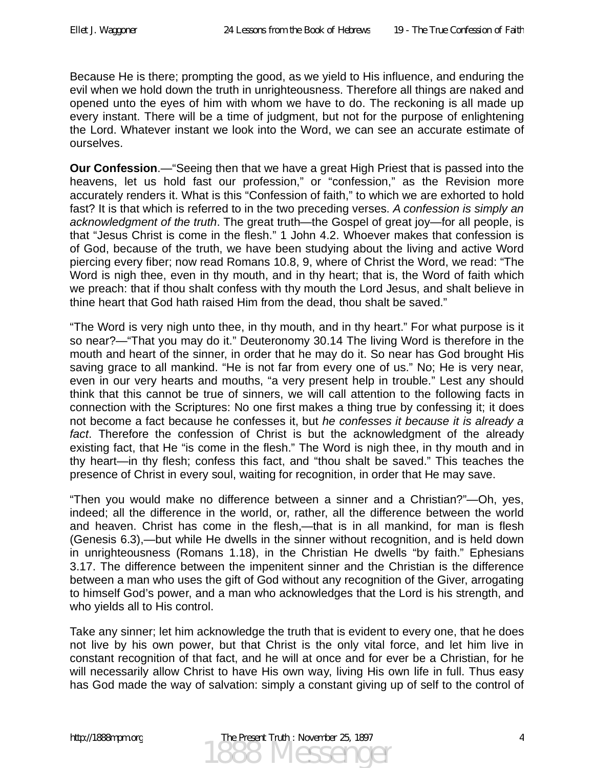Because He is there; prompting the good, as we yield to His influence, and enduring the evil when we hold down the truth in unrighteousness. Therefore all things are naked and opened unto the eyes of him with whom we have to do. The reckoning is all made up every instant. There will be a time of judgment, but not for the purpose of enlightening the Lord. Whatever instant we look into the Word, we can see an accurate estimate of ourselves.

**Our Confession**.—"Seeing then that we have a great High Priest that is passed into the heavens, let us hold fast our profession," or "confession," as the Revision more accurately renders it. What is this "Confession of faith," to which we are exhorted to hold fast? It is that which is referred to in the two preceding verses. *A confession is simply an acknowledgment of the truth*. The great truth—the Gospel of great joy—for all people, is that "Jesus Christ is come in the flesh." 1 John 4.2. Whoever makes that confession is of God, because of the truth, we have been studying about the living and active Word piercing every fiber; now read Romans 10.8, 9, where of Christ the Word, we read: "The Word is nigh thee, even in thy mouth, and in thy heart; that is, the Word of faith which we preach: that if thou shalt confess with thy mouth the Lord Jesus, and shalt believe in thine heart that God hath raised Him from the dead, thou shalt be saved."

"The Word is very nigh unto thee, in thy mouth, and in thy heart." For what purpose is it so near?—"That you may do it." Deuteronomy 30.14 The living Word is therefore in the mouth and heart of the sinner, in order that he may do it. So near has God brought His saving grace to all mankind. "He is not far from every one of us." No; He is very near, even in our very hearts and mouths, "a very present help in trouble." Lest any should think that this cannot be true of sinners, we will call attention to the following facts in connection with the Scriptures: No one first makes a thing true by confessing it; it does not become a fact because he confesses it, but *he confesses it because it is already a fact*. Therefore the confession of Christ is but the acknowledgment of the already existing fact, that He "is come in the flesh." The Word is nigh thee, in thy mouth and in thy heart—in thy flesh; confess this fact, and "thou shalt be saved." This teaches the presence of Christ in every soul, waiting for recognition, in order that He may save.

"Then you would make no difference between a sinner and a Christian?"—Oh, yes, indeed; all the difference in the world, or, rather, all the difference between the world and heaven. Christ has come in the flesh,—that is in all mankind, for man is flesh (Genesis 6.3),—but while He dwells in the sinner without recognition, and is held down in unrighteousness (Romans 1.18), in the Christian He dwells "by faith." Ephesians 3.17. The difference between the impenitent sinner and the Christian is the difference between a man who uses the gift of God without any recognition of the Giver, arrogating to himself God's power, and a man who acknowledges that the Lord is his strength, and who yields all to His control.

Take any sinner; let him acknowledge the truth that is evident to every one, that he does not live by his own power, but that Christ is the only vital force, and let him live in constant recognition of that fact, and he will at once and for ever be a Christian, for he will necessarily allow Christ to have His own way, living His own life in full. Thus easy has God made the way of salvation: simply a constant giving up of self to the control of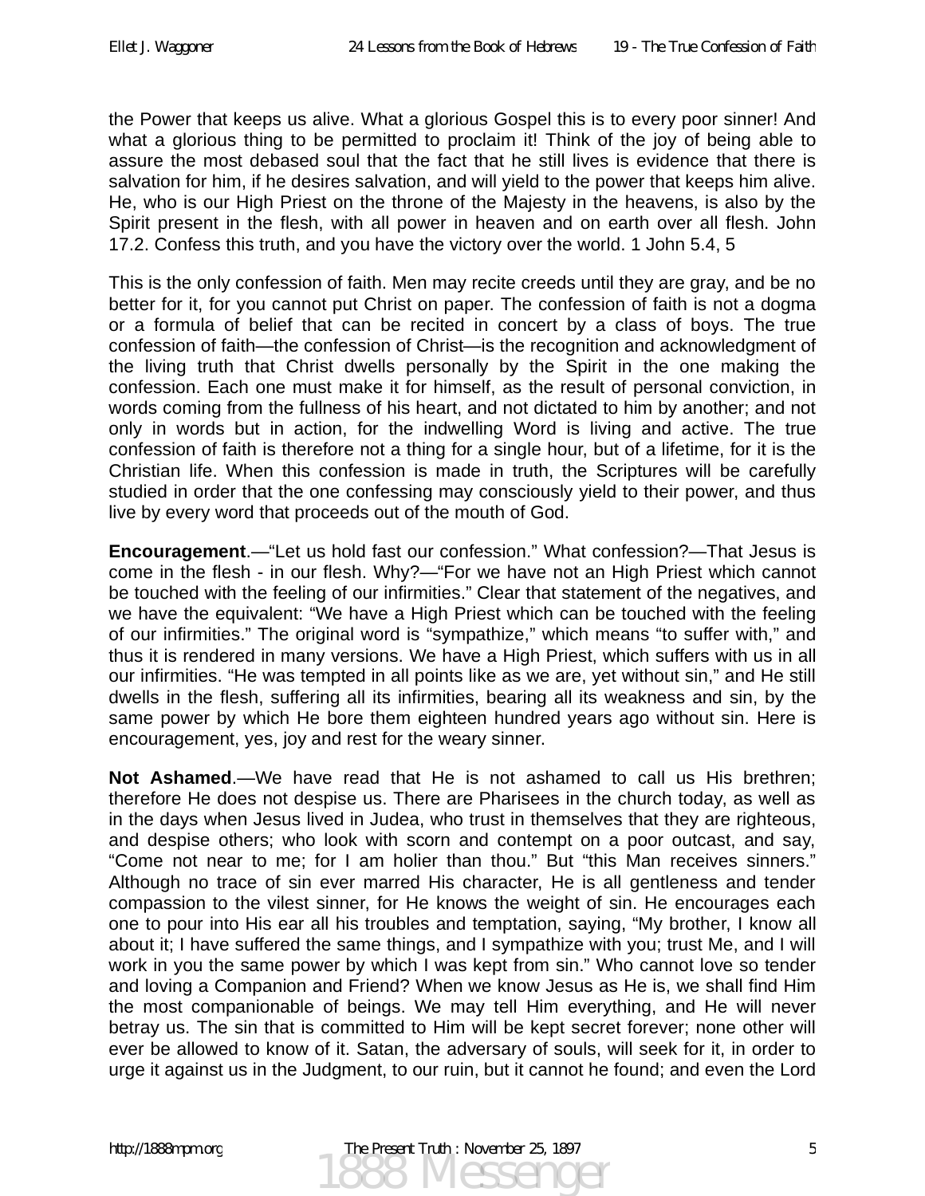the Power that keeps us alive. What a glorious Gospel this is to every poor sinner! And what a glorious thing to be permitted to proclaim it! Think of the joy of being able to assure the most debased soul that the fact that he still lives is evidence that there is salvation for him, if he desires salvation, and will yield to the power that keeps him alive. He, who is our High Priest on the throne of the Majesty in the heavens, is also by the Spirit present in the flesh, with all power in heaven and on earth over all flesh. John 17.2. Confess this truth, and you have the victory over the world. 1 John 5.4, 5

This is the only confession of faith. Men may recite creeds until they are gray, and be no better for it, for you cannot put Christ on paper. The confession of faith is not a dogma or a formula of belief that can be recited in concert by a class of boys. The true confession of faith—the confession of Christ—is the recognition and acknowledgment of the living truth that Christ dwells personally by the Spirit in the one making the confession. Each one must make it for himself, as the result of personal conviction, in words coming from the fullness of his heart, and not dictated to him by another; and not only in words but in action, for the indwelling Word is living and active. The true confession of faith is therefore not a thing for a single hour, but of a lifetime, for it is the Christian life. When this confession is made in truth, the Scriptures will be carefully studied in order that the one confessing may consciously yield to their power, and thus live by every word that proceeds out of the mouth of God.

**Encouragement**.—"Let us hold fast our confession." What confession?—That Jesus is come in the flesh - in our flesh. Why?—"For we have not an High Priest which cannot be touched with the feeling of our infirmities." Clear that statement of the negatives, and we have the equivalent: "We have a High Priest which can be touched with the feeling of our infirmities." The original word is "sympathize," which means "to suffer with," and thus it is rendered in many versions. We have a High Priest, which suffers with us in all our infirmities. "He was tempted in all points like as we are, yet without sin," and He still dwells in the flesh, suffering all its infirmities, bearing all its weakness and sin, by the same power by which He bore them eighteen hundred years ago without sin. Here is encouragement, yes, joy and rest for the weary sinner.

**Not Ashamed**.—We have read that He is not ashamed to call us His brethren; therefore He does not despise us. There are Pharisees in the church today, as well as in the days when Jesus lived in Judea, who trust in themselves that they are righteous, and despise others; who look with scorn and contempt on a poor outcast, and say, "Come not near to me; for I am holier than thou." But "this Man receives sinners." Although no trace of sin ever marred His character, He is all gentleness and tender compassion to the vilest sinner, for He knows the weight of sin. He encourages each one to pour into His ear all his troubles and temptation, saying, "My brother, I know all about it; I have suffered the same things, and I sympathize with you; trust Me, and I will work in you the same power by which I was kept from sin." Who cannot love so tender and loving a Companion and Friend? When we know Jesus as He is, we shall find Him the most companionable of beings. We may tell Him everything, and He will never betray us. The sin that is committed to Him will be kept secret forever; none other will ever be allowed to know of it. Satan, the adversary of souls, will seek for it, in order to urge it against us in the Judgment, to our ruin, but it cannot he found; and even the Lord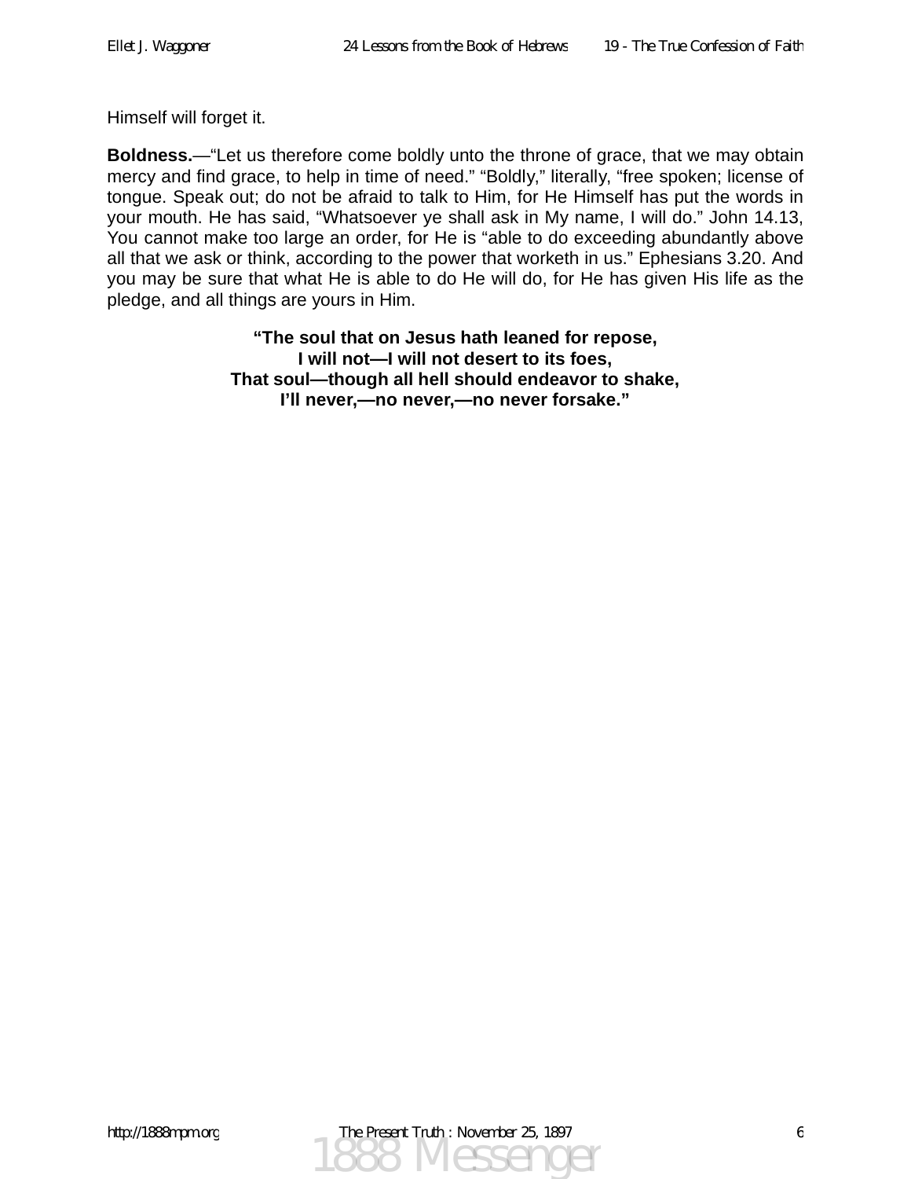Himself will forget it.

**Boldness.**—“Let us therefore come boldly unto the throne of grace, that we may obtain mercy and find grace, to help in time of need.” “Boldly,” literally, “free spoken; license of tongue. Speak out; do not be afraid to talk to Him, for He Himself has put the words in your mouth. He has said, “Whatsoever ye shall ask in My name, I will do.” John 14.13, You cannot make too large an order, for He is “able to do exceeding abundantly above all that we ask or think, according to the power that worketh in us.” Ephesians 3.20. And you may be sure that what He is able to do He will do, for He has given His life as the pledge, and all things are yours in Him.

**“The soul that on Jesus hath leaned for repose,**
**I will not—I will not desert to its foes,**
**That soul—though all hell should endeavor to shake,**
**I’ll never,—no never,—no never forsake.”**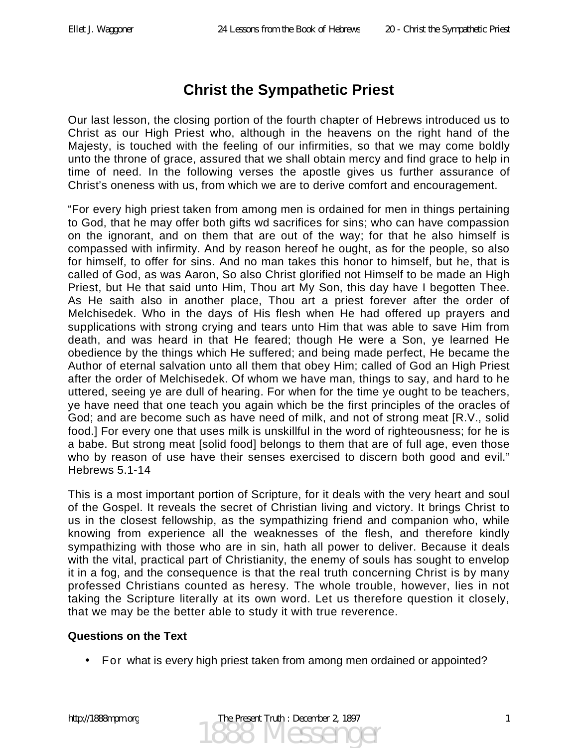# Christ the Sympathetic Priest

Our last lesson, the closing portion of the fourth chapter of Hebrews introduced us to Christ as our High Priest who, although in the heavens on the right hand of the Majesty, is touched with the feeling of our infirmities, so that we may come boldly unto the throne of grace, assured that we shall obtain mercy and find grace to help in time of need. In the following verses the apostle gives us further assurance of Christ's oneness with us, from which we are to derive comfort and encouragement.

"For every high priest taken from among men is ordained for men in things pertaining to God, that he may offer both gifts wd sacrifices for sins; who can have compassion on the ignorant, and on them that are out of the way; for that he also himself is compassed with infirmity. And by reason hereof he ought, as for the people, so also for himself, to offer for sins. And no man takes this honor to himself, but he, that is called of God, as was Aaron, So also Christ glorified not Himself to be made an High Priest, but He that said unto Him, Thou art My Son, this day have I begotten Thee. As He saith also in another place, Thou art a priest forever after the order of Melchisedek. Who in the days of His flesh when He had offered up prayers and supplications with strong crying and tears unto Him that was able to save Him from death, and was heard in that He feared; though He were a Son, ye learned He obedience by the things which He suffered; and being made perfect, He became the Author of eternal salvation unto all them that obey Him; called of God an High Priest after the order of Melchisedek. Of whom we have man, things to say, and hard to he uttered, seeing ye are dull of hearing. For when for the time ye ought to be teachers, ye have need that one teach you again which be the first principles of the oracles of God; and are become such as have need of milk, and not of strong meat [R.V., solid food.] For every one that uses milk is unskillful in the word of righteousness; for he is a babe. But strong meat [solid food] belongs to them that are of full age, even those who by reason of use have their senses exercised to discern both good and evil." Hebrews 5.1-14

This is a most important portion of Scripture, for it deals with the very heart and soul of the Gospel. It reveals the secret of Christian living and victory. It brings Christ to us in the closest fellowship, as the sympathizing friend and companion who, while knowing from experience all the weaknesses of the flesh, and therefore kindly sympathizing with those who are in sin, hath all power to deliver. Because it deals with the vital, practical part of Christianity, the enemy of souls has sought to envelop it in a fog, and the consequence is that the real truth concerning Christ is by many professed Christians counted as heresy. The whole trouble, however, lies in not taking the Scripture literally at its own word. Let us therefore question it closely, that we may be the better able to study it with true reverence.

**Questions on the Text**

- For what is every high priest taken from among men ordained or appointed?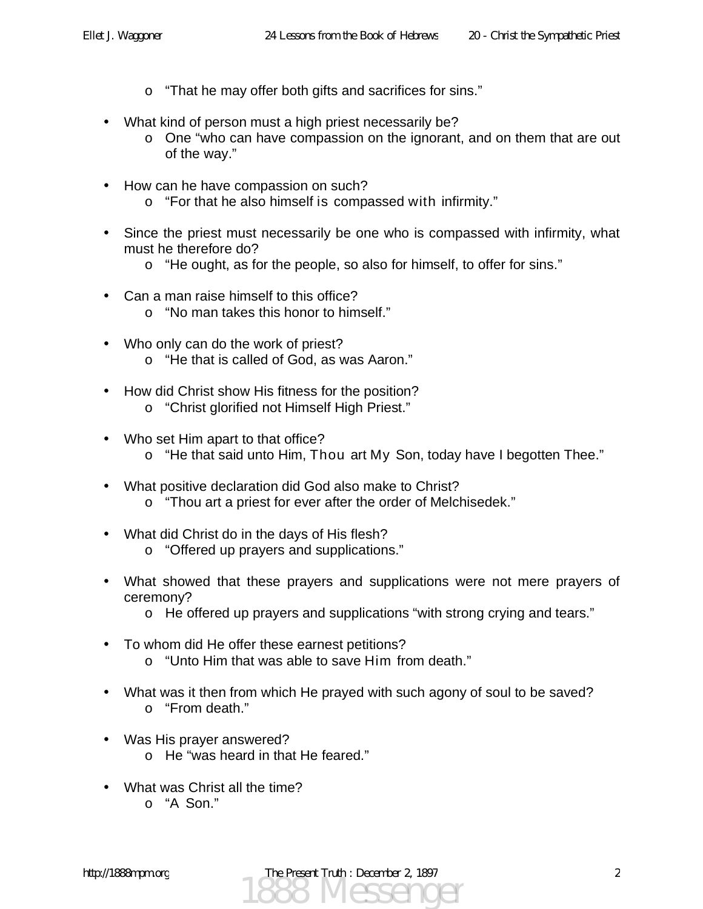- "That he may offer both gifts and sacrifices for sins."

- What kind of person must a high priest necessarily be?
  - One "who can have compassion on the ignorant, and on them that are out of the way."

- How can he have compassion on such?
  - "For that he also himself is compassed with infirmity."

- Since the priest must necessarily be one who is compassed with infirmity, what must he therefore do?
  - "He ought, as for the people, so also for himself, to offer for sins."

- Can a man raise himself to this office?
  - "No man takes this honor to himself."

- Who only can do the work of priest?
  - "He that is called of God, as was Aaron."

- How did Christ show His fitness for the position?
  - "Christ glorified not Himself High Priest."

- Who set Him apart to that office?
  - "He that said unto Him, Thou art My Son, today have I begotten Thee."

- What positive declaration did God also make to Christ?
  - "Thou art a priest for ever after the order of Melchisedek."

- What did Christ do in the days of His flesh?
  - "Offered up prayers and supplications."

- What showed that these prayers and supplications were not mere prayers of ceremony?
  - He offered up prayers and supplications "with strong crying and tears."

- To whom did He offer these earnest petitions?
  - "Unto Him that was able to save Him from death."

- What was it then from which He prayed with such agony of soul to be saved?
  - "From death."

- Was His prayer answered?
  - He "was heard in that He feared."

- What was Christ all the time?
  - "A Son."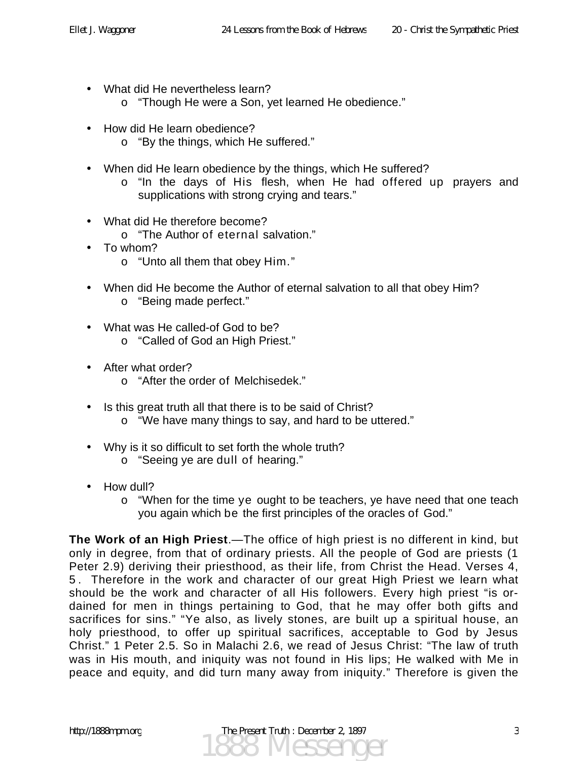- What did He nevertheless learn?
    - "Though He were a Son, yet learned He obedience."

- How did He learn obedience?
    - "By the things, which He suffered."

- When did He learn obedience by the things, which He suffered?
    - "In the days of His flesh, when He had offered up prayers and supplications with strong crying and tears."

- What did He therefore become?
    - "The Author of eternal salvation."
- To whom?
    - "Unto all them that obey Him."

- When did He become the Author of eternal salvation to all that obey Him?
    - "Being made perfect."

- What was He called-of God to be?
    - "Called of God an High Priest."

- After what order?
    - "After the order of Melchisedek."

- Is this great truth all that there is to be said of Christ?
    - "We have many things to say, and hard to be uttered."

- Why is it so difficult to set forth the whole truth?
    - "Seeing ye are dull of hearing."

- How dull?
    - "When for the time ye ought to be teachers, ye have need that one teach you again which be the first principles of the oracles of God."

**The Work of an High Priest**.—The office of high priest is no different in kind, but only in degree, from that of ordinary priests. All the people of God are priests (1 Peter 2.9) deriving their priesthood, as their life, from Christ the Head. Verses 4, 5. Therefore in the work and character of our great High Priest we learn what should be the work and character of all His followers. Every high priest "is ordained for men in things pertaining to God, that he may offer both gifts and sacrifices for sins." "Ye also, as lively stones, are built up a spiritual house, an holy priesthood, to offer up spiritual sacrifices, acceptable to God by Jesus Christ." 1 Peter 2.5. So in Malachi 2.6, we read of Jesus Christ: "The law of truth was in His mouth, and iniquity was not found in His lips; He walked with Me in peace and equity, and did turn many away from iniquity." Therefore is given the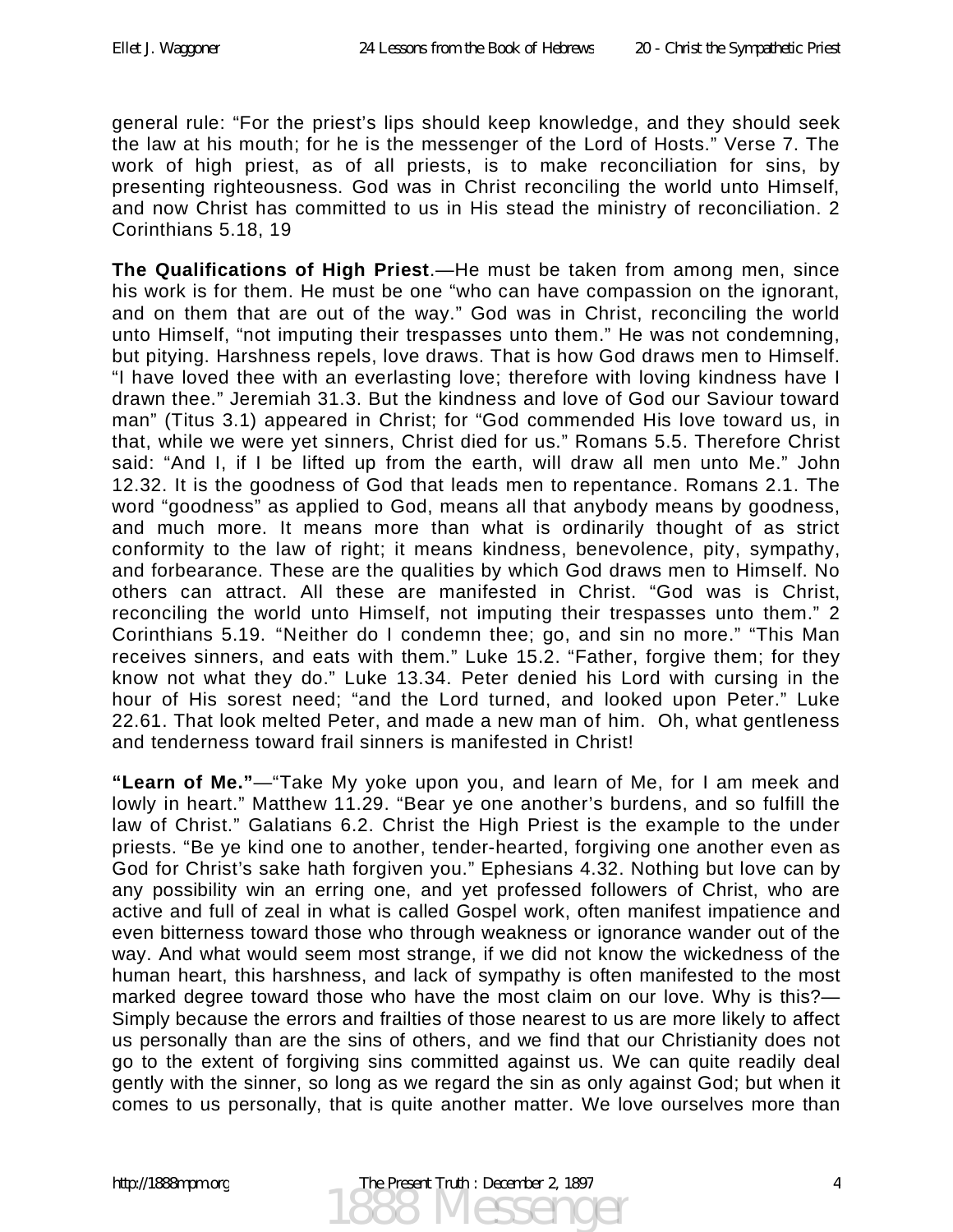general rule: "For the priest's lips should keep knowledge, and they should seek the law at his mouth; for he is the messenger of the Lord of Hosts." Verse 7. The work of high priest, as of all priests, is to make reconciliation for sins, by presenting righteousness. God was in Christ reconciling the world unto Himself, and now Christ has committed to us in His stead the ministry of reconciliation. 2 Corinthians 5.18, 19

**The Qualifications of High Priest**.—He must be taken from among men, since his work is for them. He must be one "who can have compassion on the ignorant, and on them that are out of the way." God was in Christ, reconciling the world unto Himself, "not imputing their trespasses unto them." He was not condemning, but pitying. Harshness repels, love draws. That is how God draws men to Himself. "I have loved thee with an everlasting love; therefore with loving kindness have I drawn thee." Jeremiah 31.3. But the kindness and love of God our Saviour toward man" (Titus 3.1) appeared in Christ; for "God commended His love toward us, in that, while we were yet sinners, Christ died for us." Romans 5.5. Therefore Christ said: "And I, if I be lifted up from the earth, will draw all men unto Me." John 12.32. It is the goodness of God that leads men to repentance. Romans 2.1. The word "goodness" as applied to God, means all that anybody means by goodness, and much more. It means more than what is ordinarily thought of as strict conformity to the law of right; it means kindness, benevolence, pity, sympathy, and forbearance. These are the qualities by which God draws men to Himself. No others can attract. All these are manifested in Christ. "God was is Christ, reconciling the world unto Himself, not imputing their trespasses unto them." 2 Corinthians 5.19. "Neither do I condemn thee; go, and sin no more." "This Man receives sinners, and eats with them." Luke 15.2. "Father, forgive them; for they know not what they do." Luke 13.34. Peter denied his Lord with cursing in the hour of His sorest need; "and the Lord turned, and looked upon Peter." Luke 22.61. That look melted Peter, and made a new man of him. Oh, what gentleness and tenderness toward frail sinners is manifested in Christ!

**"Learn of Me."**—"Take My yoke upon you, and learn of Me, for I am meek and lowly in heart." Matthew 11.29. "Bear ye one another's burdens, and so fulfill the law of Christ." Galatians 6.2. Christ the High Priest is the example to the under priests. "Be ye kind one to another, tender-hearted, forgiving one another even as God for Christ's sake hath forgiven you." Ephesians 4.32. Nothing but love can by any possibility win an erring one, and yet professed followers of Christ, who are active and full of zeal in what is called Gospel work, often manifest impatience and even bitterness toward those who through weakness or ignorance wander out of the way. And what would seem most strange, if we did not know the wickedness of the human heart, this harshness, and lack of sympathy is often manifested to the most marked degree toward those who have the most claim on our love. Why is this?—Simply because the errors and frailties of those nearest to us are more likely to affect us personally than are the sins of others, and we find that our Christianity does not go to the extent of forgiving sins committed against us. We can quite readily deal gently with the sinner, so long as we regard the sin as only against God; but when it comes to us personally, that is quite another matter. We love ourselves more than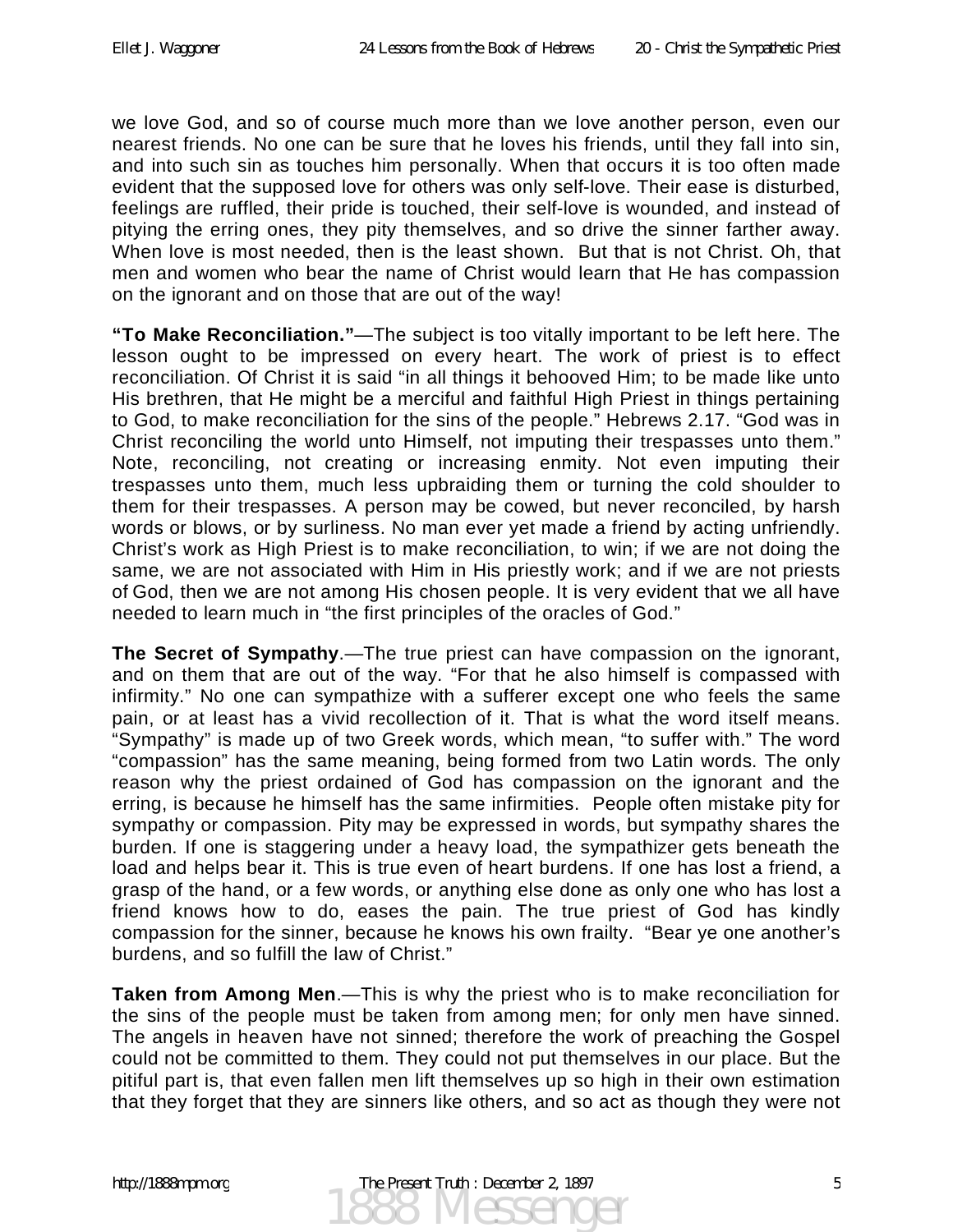we love God, and so of course much more than we love another person, even our nearest friends. No one can be sure that he loves his friends, until they fall into sin, and into such sin as touches him personally. When that occurs it is too often made evident that the supposed love for others was only self-love. Their ease is disturbed, feelings are ruffled, their pride is touched, their self-love is wounded, and instead of pitying the erring ones, they pity themselves, and so drive the sinner farther away. When love is most needed, then is the least shown. But that is not Christ. Oh, that men and women who bear the name of Christ would learn that He has compassion on the ignorant and on those that are out of the way!

**"To Make Reconciliation."**—The subject is too vitally important to be left here. The lesson ought to be impressed on every heart. The work of priest is to effect reconciliation. Of Christ it is said "in all things it behooved Him; to be made like unto His brethren, that He might be a merciful and faithful High Priest in things pertaining to God, to make reconciliation for the sins of the people." Hebrews 2.17. "God was in Christ reconciling the world unto Himself, not imputing their trespasses unto them." Note, reconciling, not creating or increasing enmity. Not even imputing their trespasses unto them, much less upbraiding them or turning the cold shoulder to them for their trespasses. A person may be cowed, but never reconciled, by harsh words or blows, or by surliness. No man ever yet made a friend by acting unfriendly. Christ's work as High Priest is to make reconciliation, to win; if we are not doing the same, we are not associated with Him in His priestly work; and if we are not priests of God, then we are not among His chosen people. It is very evident that we all have needed to learn much in "the first principles of the oracles of God."

**The Secret of Sympathy**.—The true priest can have compassion on the ignorant, and on them that are out of the way. "For that he also himself is compassed with infirmity." No one can sympathize with a sufferer except one who feels the same pain, or at least has a vivid recollection of it. That is what the word itself means. "Sympathy" is made up of two Greek words, which mean, "to suffer with." The word "compassion" has the same meaning, being formed from two Latin words. The only reason why the priest ordained of God has compassion on the ignorant and the erring, is because he himself has the same infirmities. People often mistake pity for sympathy or compassion. Pity may be expressed in words, but sympathy shares the burden. If one is staggering under a heavy load, the sympathizer gets beneath the load and helps bear it. This is true even of heart burdens. If one has lost a friend, a grasp of the hand, or a few words, or anything else done as only one who has lost a friend knows how to do, eases the pain. The true priest of God has kindly compassion for the sinner, because he knows his own frailty. "Bear ye one another's burdens, and so fulfill the law of Christ."

**Taken from Among Men**.—This is why the priest who is to make reconciliation for the sins of the people must be taken from among men; for only men have sinned. The angels in heaven have not sinned; therefore the work of preaching the Gospel could not be committed to them. They could not put themselves in our place. But the pitiful part is, that even fallen men lift themselves up so high in their own estimation that they forget that they are sinners like others, and so act as though they were not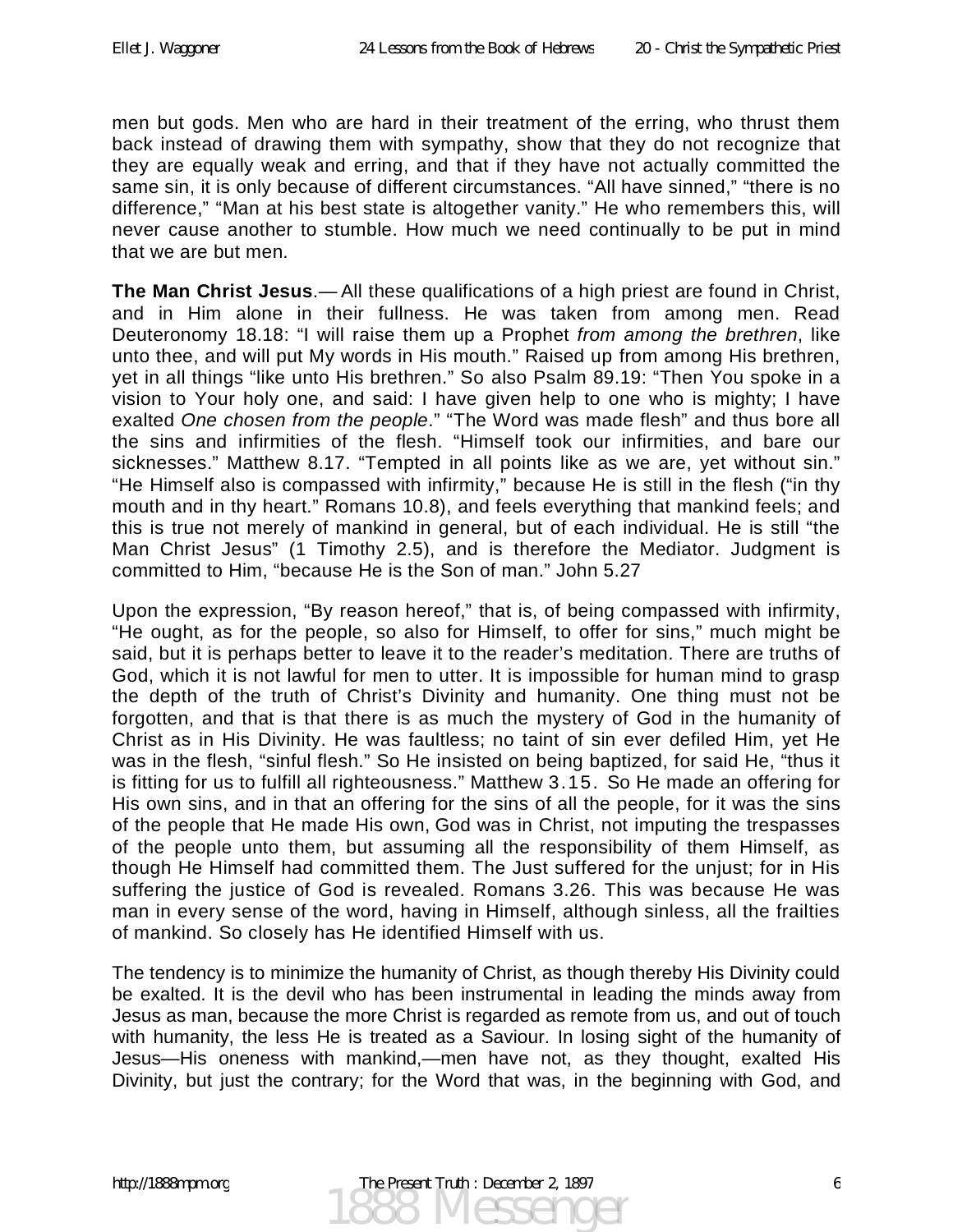men but gods. Men who are hard in their treatment of the erring, who thrust them back instead of drawing them with sympathy, show that they do not recognize that they are equally weak and erring, and that if they have not actually committed the same sin, it is only because of different circumstances. “All have sinned,” “there is no difference,” “Man at his best state is altogether vanity.” He who remembers this, will never cause another to stumble. How much we need continually to be put in mind that we are but men.

**The Man Christ Jesus**.— All these qualifications of a high priest are found in Christ, and in Him alone in their fullness. He was taken from among men. Read Deuteronomy 18.18: “I will raise them up a Prophet *from among the brethren*, like unto thee, and will put My words in His mouth.” Raised up from among His brethren, yet in all things “like unto His brethren.” So also Psalm 89.19: “Then You spoke in a vision to Your holy one, and said: I have given help to one who is mighty; I have exalted *One chosen from the people*.” “The Word was made flesh” and thus bore all the sins and infirmities of the flesh. “Himself took our infirmities, and bare our sicknesses.” Matthew 8.17. “Tempted in all points like as we are, yet without sin.” “He Himself also is compassed with infirmity,” because He is still in the flesh (“in thy mouth and in thy heart.” Romans 10.8), and feels everything that mankind feels; and this is true not merely of mankind in general, but of each individual. He is still “the Man Christ Jesus” (1 Timothy 2.5), and is therefore the Mediator. Judgment is committed to Him, “because He is the Son of man.” John 5.27

Upon the expression, “By reason hereof,” that is, of being compassed with infirmity, “He ought, as for the people, so also for Himself, to offer for sins,” much might be said, but it is perhaps better to leave it to the reader’s meditation. There are truths of God, which it is not lawful for men to utter. It is impossible for human mind to grasp the depth of the truth of Christ’s Divinity and humanity. One thing must not be forgotten, and that is that there is as much the mystery of God in the humanity of Christ as in His Divinity. He was faultless; no taint of sin ever defiled Him, yet He was in the flesh, “sinful flesh.” So He insisted on being baptized, for said He, “thus it is fitting for us to fulfill all righteousness.” Matthew 3.15. So He made an offering for His own sins, and in that an offering for the sins of all the people, for it was the sins of the people that He made His own, God was in Christ, not imputing the trespasses of the people unto them, but assuming all the responsibility of them Himself, as though He Himself had committed them. The Just suffered for the unjust; for in His suffering the justice of God is revealed. Romans 3.26. This was because He was man in every sense of the word, having in Himself, although sinless, all the frailties of mankind. So closely has He identified Himself with us.

The tendency is to minimize the humanity of Christ, as though thereby His Divinity could be exalted. It is the devil who has been instrumental in leading the minds away from Jesus as man, because the more Christ is regarded as remote from us, and out of touch with humanity, the less He is treated as a Saviour. In losing sight of the humanity of Jesus—His oneness with mankind,—men have not, as they thought, exalted His Divinity, but just the contrary; for the Word that was, in the beginning with God, and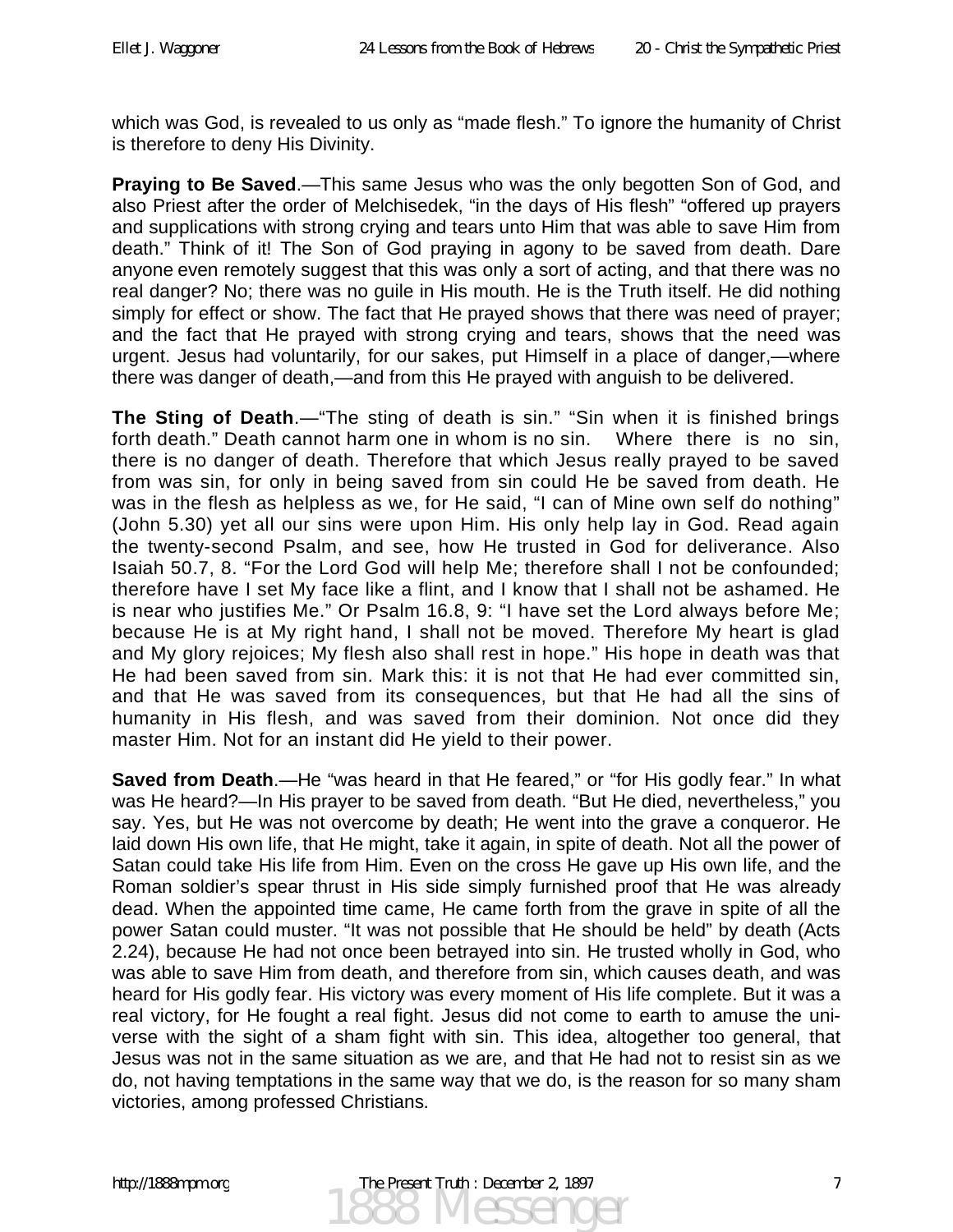which was God, is revealed to us only as “made flesh.” To ignore the humanity of Christ is therefore to deny His Divinity.

**Praying to Be Saved**.—This same Jesus who was the only begotten Son of God, and also Priest after the order of Melchisedek, “in the days of His flesh” “offered up prayers and supplications with strong crying and tears unto Him that was able to save Him from death.” Think of it! The Son of God praying in agony to be saved from death. Dare anyone even remotely suggest that this was only a sort of acting, and that there was no real danger? No; there was no guile in His mouth. He is the Truth itself. He did nothing simply for effect or show. The fact that He prayed shows that there was need of prayer; and the fact that He prayed with strong crying and tears, shows that the need was urgent. Jesus had voluntarily, for our sakes, put Himself in a place of danger,—where there was danger of death,—and from this He prayed with anguish to be delivered.

**The Sting of Death**.—“The sting of death is sin.” “Sin when it is finished brings forth death.” Death cannot harm one in whom is no sin. Where there is no sin, there is no danger of death. Therefore that which Jesus really prayed to be saved from was sin, for only in being saved from sin could He be saved from death. He was in the flesh as helpless as we, for He said, “I can of Mine own self do nothing” (John 5.30) yet all our sins were upon Him. His only help lay in God. Read again the twenty-second Psalm, and see, how He trusted in God for deliverance. Also Isaiah 50.7, 8. “For the Lord God will help Me; therefore shall I not be confounded; therefore have I set My face like a flint, and I know that I shall not be ashamed. He is near who justifies Me.” Or Psalm 16.8, 9: “I have set the Lord always before Me; because He is at My right hand, I shall not be moved. Therefore My heart is glad and My glory rejoices; My flesh also shall rest in hope.” His hope in death was that He had been saved from sin. Mark this: it is not that He had ever committed sin, and that He was saved from its consequences, but that He had all the sins of humanity in His flesh, and was saved from their dominion. Not once did they master Him. Not for an instant did He yield to their power.

**Saved from Death**.—He “was heard in that He feared,” or “for His godly fear.” In what was He heard?—In His prayer to be saved from death. “But He died, nevertheless,” you say. Yes, but He was not overcome by death; He went into the grave a conqueror. He laid down His own life, that He might, take it again, in spite of death. Not all the power of Satan could take His life from Him. Even on the cross He gave up His own life, and the Roman soldier’s spear thrust in His side simply furnished proof that He was already dead. When the appointed time came, He came forth from the grave in spite of all the power Satan could muster. “It was not possible that He should be held” by death (Acts 2.24), because He had not once been betrayed into sin. He trusted wholly in God, who was able to save Him from death, and therefore from sin, which causes death, and was heard for His godly fear. His victory was every moment of His life complete. But it was a real victory, for He fought a real fight. Jesus did not come to earth to amuse the universe with the sight of a sham fight with sin. This idea, altogether too general, that Jesus was not in the same situation as we are, and that He had not to resist sin as we do, not having temptations in the same way that we do, is the reason for so many sham victories, among professed Christians.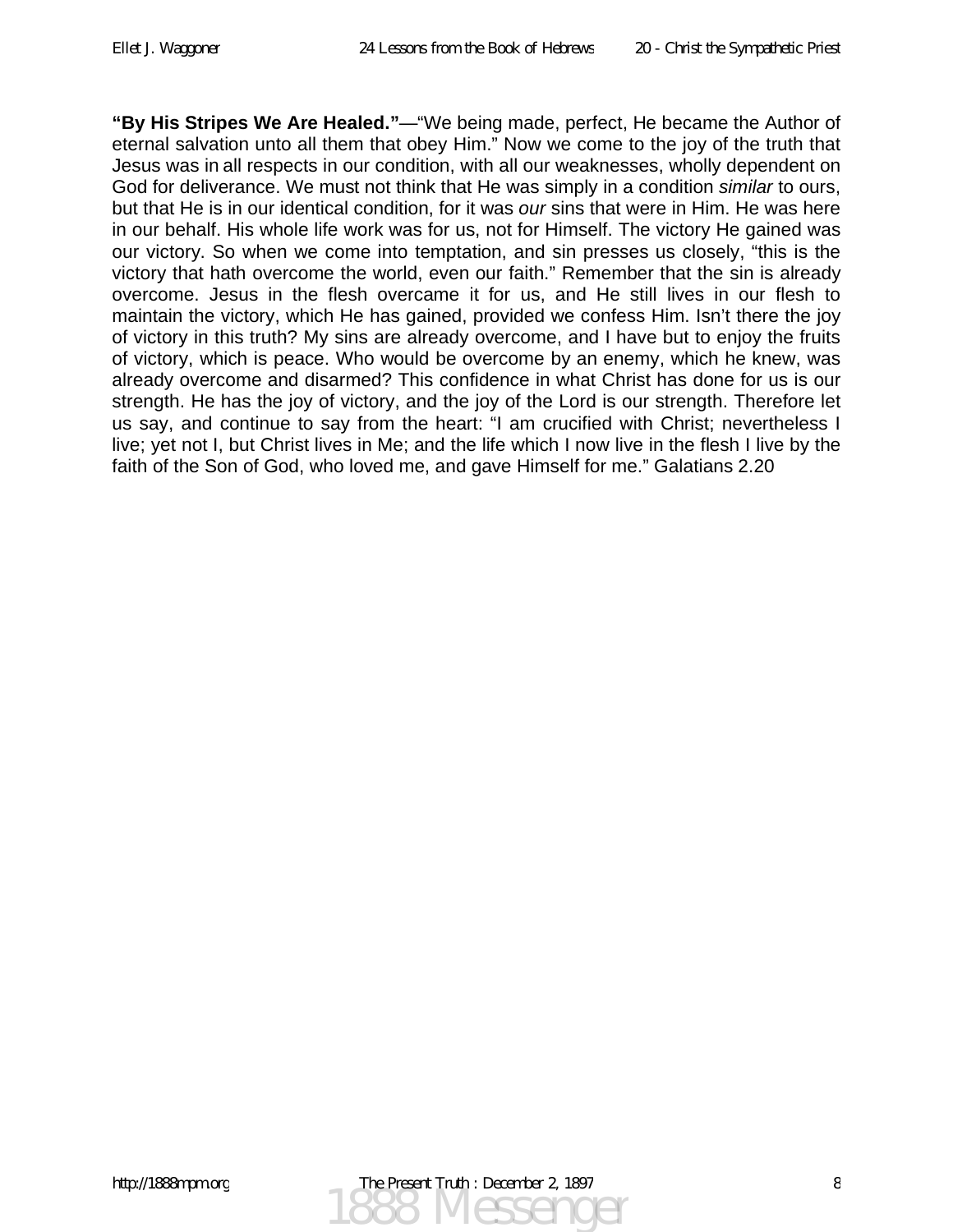**"By His Stripes We Are Healed."**—"We being made, perfect, He became the Author of eternal salvation unto all them that obey Him." Now we come to the joy of the truth that Jesus was in all respects in our condition, with all our weaknesses, wholly dependent on God for deliverance. We must not think that He was simply in a condition *similar* to ours, but that He is in our identical condition, for it was *our* sins that were in Him. He was here in our behalf. His whole life work was for us, not for Himself. The victory He gained was our victory. So when we come into temptation, and sin presses us closely, "this is the victory that hath overcome the world, even our faith." Remember that the sin is already overcome. Jesus in the flesh overcame it for us, and He still lives in our flesh to maintain the victory, which He has gained, provided we confess Him. Isn't there the joy of victory in this truth? My sins are already overcome, and I have but to enjoy the fruits of victory, which is peace. Who would be overcome by an enemy, which he knew, was already overcome and disarmed? This confidence in what Christ has done for us is our strength. He has the joy of victory, and the joy of the Lord is our strength. Therefore let us say, and continue to say from the heart: "I am crucified with Christ; nevertheless I live; yet not I, but Christ lives in Me; and the life which I now live in the flesh I live by the faith of the Son of God, who loved me, and gave Himself for me." Galatians 2.20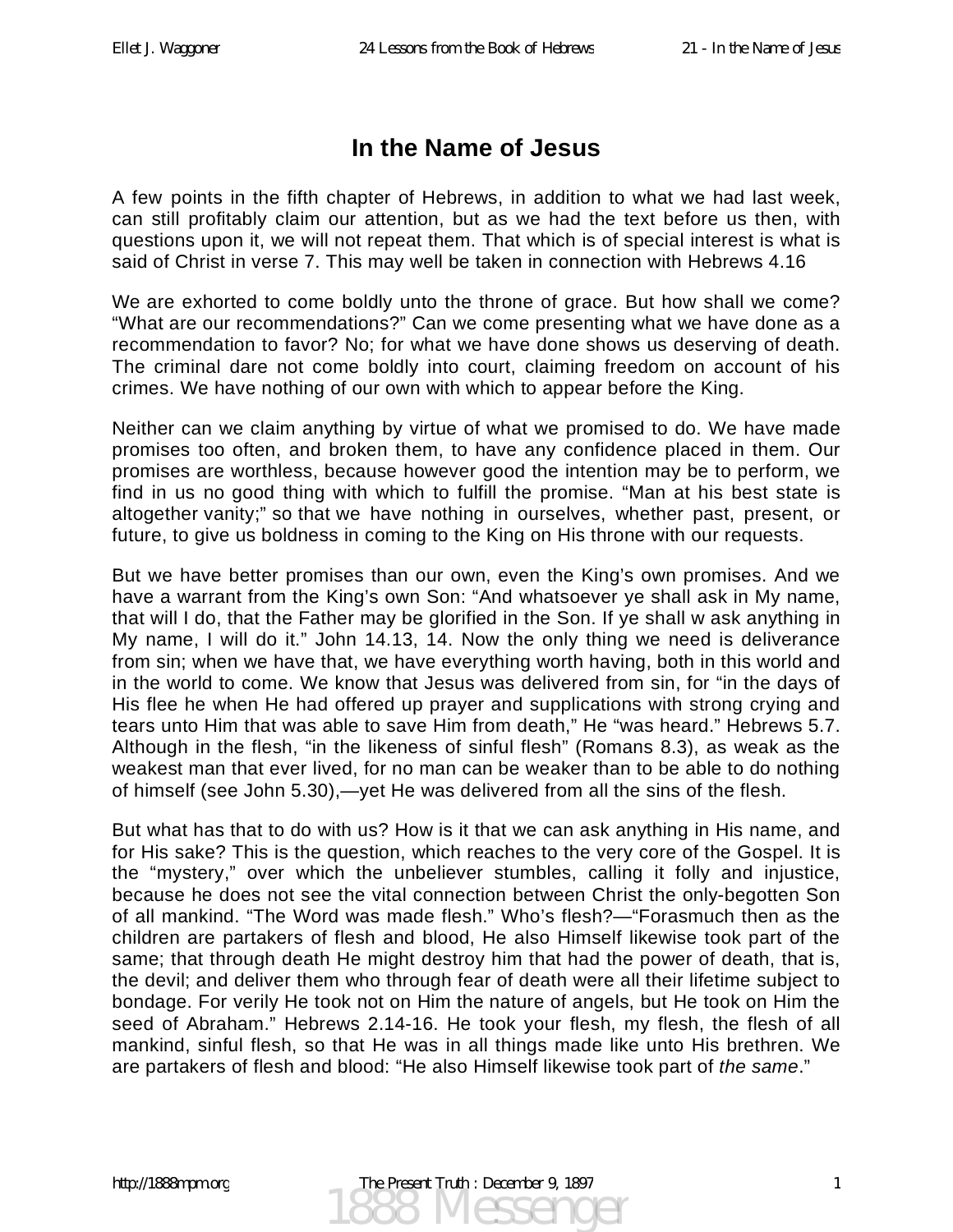# In the Name of Jesus

A few points in the fifth chapter of Hebrews, in addition to what we had last week, can still profitably claim our attention, but as we had the text before us then, with questions upon it, we will not repeat them. That which is of special interest is what is said of Christ in verse 7. This may well be taken in connection with Hebrews 4.16

We are exhorted to come boldly unto the throne of grace. But how shall we come? "What are our recommendations?" Can we come presenting what we have done as a recommendation to favor? No; for what we have done shows us deserving of death. The criminal dare not come boldly into court, claiming freedom on account of his crimes. We have nothing of our own with which to appear before the King.

Neither can we claim anything by virtue of what we promised to do. We have made promises too often, and broken them, to have any confidence placed in them. Our promises are worthless, because however good the intention may be to perform, we find in us no good thing with which to fulfill the promise. "Man at his best state is altogether vanity;" so that we have nothing in ourselves, whether past, present, or future, to give us boldness in coming to the King on His throne with our requests.

But we have better promises than our own, even the King's own promises. And we have a warrant from the King's own Son: "And whatsoever ye shall ask in My name, that will I do, that the Father may be glorified in the Son. If ye shall w ask anything in My name, I will do it." John 14.13, 14. Now the only thing we need is deliverance from sin; when we have that, we have everything worth having, both in this world and in the world to come. We know that Jesus was delivered from sin, for "in the days of His flee he when He had offered up prayer and supplications with strong crying and tears unto Him that was able to save Him from death," He "was heard." Hebrews 5.7. Although in the flesh, "in the likeness of sinful flesh" (Romans 8.3), as weak as the weakest man that ever lived, for no man can be weaker than to be able to do nothing of himself (see John 5.30),—yet He was delivered from all the sins of the flesh.

But what has that to do with us? How is it that we can ask anything in His name, and for His sake? This is the question, which reaches to the very core of the Gospel. It is the "mystery," over which the unbeliever stumbles, calling it folly and injustice, because he does not see the vital connection between Christ the only-begotten Son of all mankind. "The Word was made flesh." Who's flesh?—"Forasmuch then as the children are partakers of flesh and blood, He also Himself likewise took part of the same; that through death He might destroy him that had the power of death, that is, the devil; and deliver them who through fear of death were all their lifetime subject to bondage. For verily He took not on Him the nature of angels, but He took on Him the seed of Abraham." Hebrews 2.14-16. He took your flesh, my flesh, the flesh of all mankind, sinful flesh, so that He was in all things made like unto His brethren. We are partakers of flesh and blood: "He also Himself likewise took part of *the same*."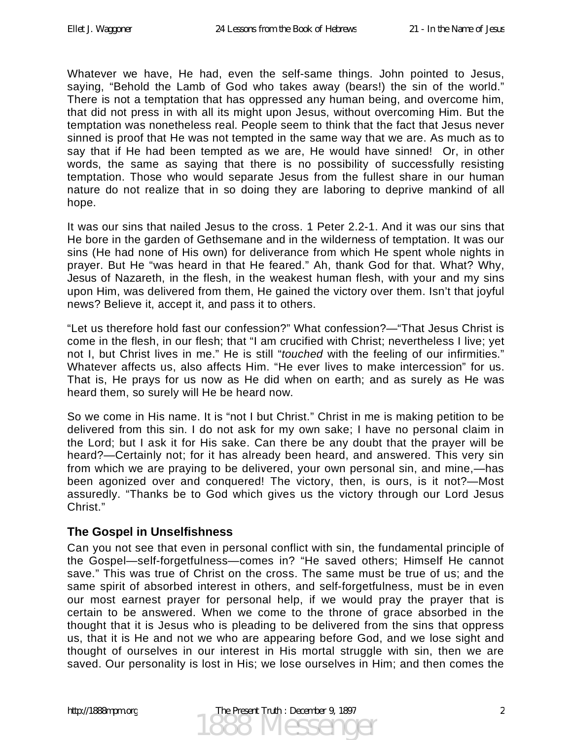Whatever we have, He had, even the self-same things. John pointed to Jesus, saying, "Behold the Lamb of God who takes away (bears!) the sin of the world." There is not a temptation that has oppressed any human being, and overcome him, that did not press in with all its might upon Jesus, without overcoming Him. But the temptation was nonetheless real. People seem to think that the fact that Jesus never sinned is proof that He was not tempted in the same way that we are. As much as to say that if He had been tempted as we are, He would have sinned!  Or, in other words, the same as saying that there is no possibility of successfully resisting temptation. Those who would separate Jesus from the fullest share in our human nature do not realize that in so doing they are laboring to deprive mankind of all hope.

It was our sins that nailed Jesus to the cross. 1 Peter 2.2-1. And it was our sins that He bore in the garden of Gethsemane and in the wilderness of temptation. It was our sins (He had none of His own) for deliverance from which He spent whole nights in prayer. But He "was heard in that He feared." Ah, thank God for that. What? Why, Jesus of Nazareth, in the flesh, in the weakest human flesh, with your and my sins upon Him, was delivered from them, He gained the victory over them. Isn't that joyful news? Believe it, accept it, and pass it to others.

"Let us therefore hold fast our confession?" What confession?—"That Jesus Christ is come in the flesh, in our flesh; that "I am crucified with Christ; nevertheless I live; yet not I, but Christ lives in me." He is still "*touched* with the feeling of our infirmities." Whatever affects us, also affects Him. "He ever lives to make intercession" for us. That is, He prays for us now as He did when on earth; and as surely as He was heard them, so surely will He be heard now.

So we come in His name. It is "not I but Christ." Christ in me is making petition to be delivered from this sin. I do not ask for my own sake; I have no personal claim in the Lord; but I ask it for His sake. Can there be any doubt that the prayer will be heard?—Certainly not; for it has already been heard, and answered. This very sin from which we are praying to be delivered, your own personal sin, and mine,—has been agonized over and conquered! The victory, then, is ours, is it not?—Most assuredly. "Thanks be to God which gives us the victory through our Lord Jesus Christ."

### The Gospel in Unselfishness

Can you not see that even in personal conflict with sin, the fundamental principle of the Gospel—self-forgetfulness—comes in? "He saved others; Himself He cannot save." This was true of Christ on the cross. The same must be true of us; and the same spirit of absorbed interest in others, and self-forgetfulness, must be in even our most earnest prayer for personal help, if we would pray the prayer that is certain to be answered. When we come to the throne of grace absorbed in the thought that it is Jesus who is pleading to be delivered from the sins that oppress us, that it is He and not we who are appearing before God, and we lose sight and thought of ourselves in our interest in His mortal struggle with sin, then we are saved. Our personality is lost in His; we lose ourselves in Him; and then comes the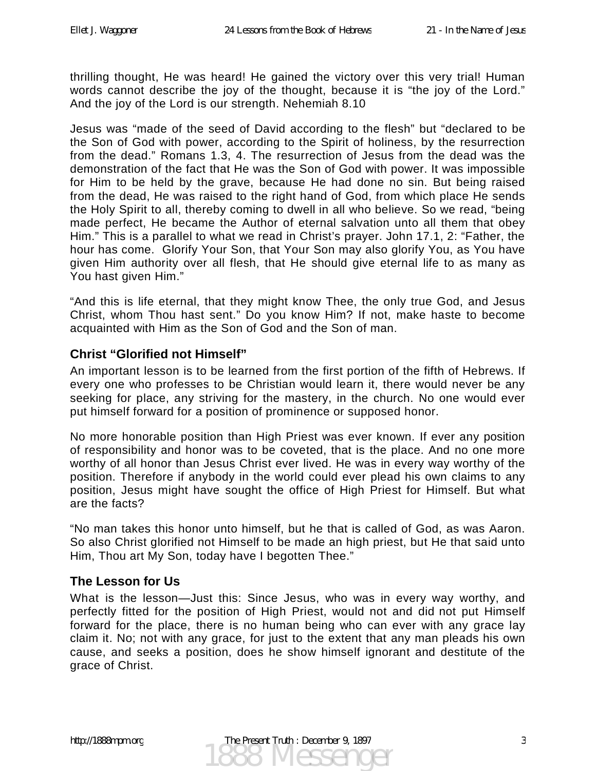thrilling thought, He was heard! He gained the victory over this very trial! Human words cannot describe the joy of the thought, because it is "the joy of the Lord." And the joy of the Lord is our strength. Nehemiah 8.10

Jesus was "made of the seed of David according to the flesh" but "declared to be the Son of God with power, according to the Spirit of holiness, by the resurrection from the dead." Romans 1.3, 4. The resurrection of Jesus from the dead was the demonstration of the fact that He was the Son of God with power. It was impossible for Him to be held by the grave, because He had done no sin. But being raised from the dead, He was raised to the right hand of God, from which place He sends the Holy Spirit to all, thereby coming to dwell in all who believe. So we read, "being made perfect, He became the Author of eternal salvation unto all them that obey Him." This is a parallel to what we read in Christ's prayer. John 17.1, 2: "Father, the hour has come. Glorify Your Son, that Your Son may also glorify You, as You have given Him authority over all flesh, that He should give eternal life to as many as You hast given Him."

"And this is life eternal, that they might know Thee, the only true God, and Jesus Christ, whom Thou hast sent." Do you know Him? If not, make haste to become acquainted with Him as the Son of God and the Son of man.

### Christ "Glorified not Himself"

An important lesson is to be learned from the first portion of the fifth of Hebrews. If every one who professes to be Christian would learn it, there would never be any seeking for place, any striving for the mastery, in the church. No one would ever put himself forward for a position of prominence or supposed honor.

No more honorable position than High Priest was ever known. If ever any position of responsibility and honor was to be coveted, that is the place. And no one more worthy of all honor than Jesus Christ ever lived. He was in every way worthy of the position. Therefore if anybody in the world could ever plead his own claims to any position, Jesus might have sought the office of High Priest for Himself. But what are the facts?

"No man takes this honor unto himself, but he that is called of God, as was Aaron. So also Christ glorified not Himself to be made an high priest, but He that said unto Him, Thou art My Son, today have I begotten Thee."

### The Lesson for Us

What is the lesson—Just this: Since Jesus, who was in every way worthy, and perfectly fitted for the position of High Priest, would not and did not put Himself forward for the place, there is no human being who can ever with any grace lay claim it. No; not with any grace, for just to the extent that any man pleads his own cause, and seeks a position, does he show himself ignorant and destitute of the grace of Christ.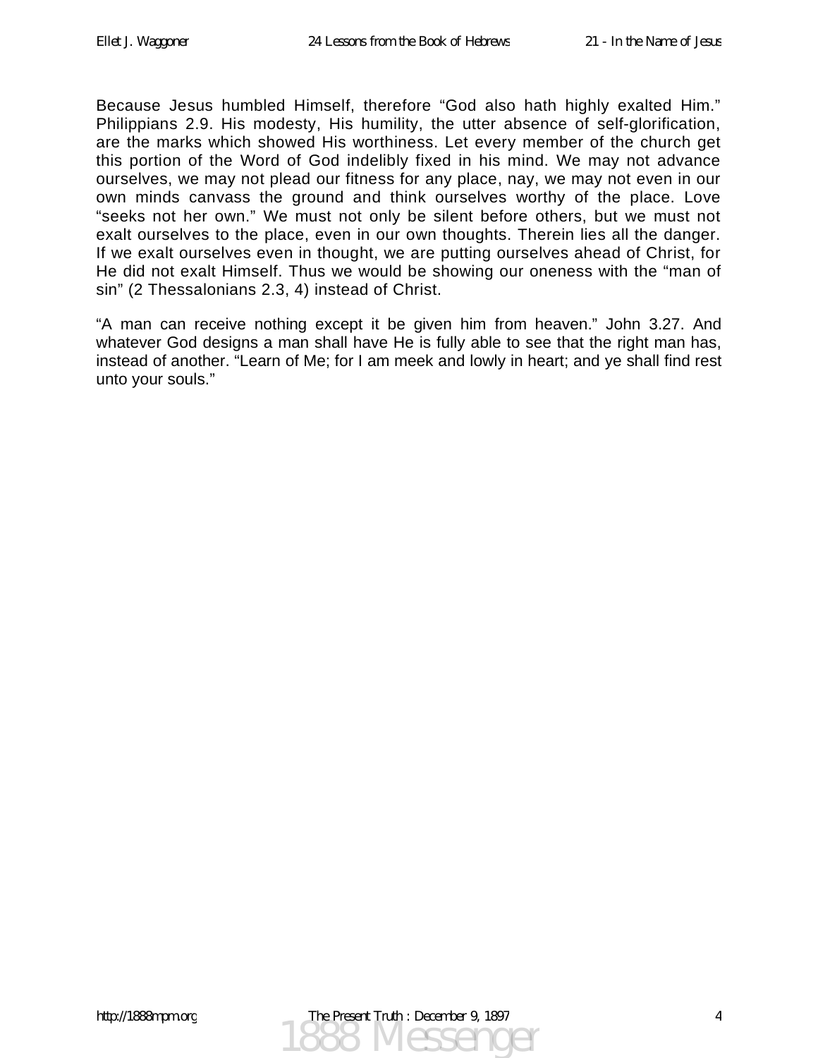Because Jesus humbled Himself, therefore “God also hath highly exalted Him.” Philippians 2.9. His modesty, His humility, the utter absence of self-glorification, are the marks which showed His worthiness. Let every member of the church get this portion of the Word of God indelibly fixed in his mind. We may not advance ourselves, we may not plead our fitness for any place, nay, we may not even in our own minds canvass the ground and think ourselves worthy of the place. Love “seeks not her own.” We must not only be silent before others, but we must not exalt ourselves to the place, even in our own thoughts. Therein lies all the danger. If we exalt ourselves even in thought, we are putting ourselves ahead of Christ, for He did not exalt Himself. Thus we would be showing our oneness with the “man of sin” (2 Thessalonians 2.3, 4) instead of Christ.

“A man can receive nothing except it be given him from heaven.” John 3.27. And whatever God designs a man shall have He is fully able to see that the right man has, instead of another. “Learn of Me; for I am meek and lowly in heart; and ye shall find rest unto your souls.”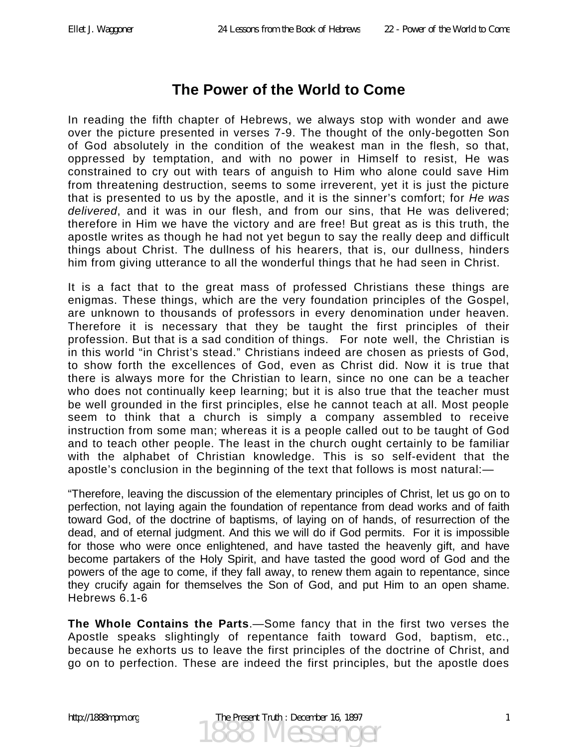# The Power of the World to Come

In reading the fifth chapter of Hebrews, we always stop with wonder and awe over the picture presented in verses 7-9. The thought of the only-begotten Son of God absolutely in the condition of the weakest man in the flesh, so that, oppressed by temptation, and with no power in Himself to resist, He was constrained to cry out with tears of anguish to Him who alone could save Him from threatening destruction, seems to some irreverent, yet it is just the picture that is presented to us by the apostle, and it is the sinner's comfort; for *He was delivered*, and it was in our flesh, and from our sins, that He was delivered; therefore in Him we have the victory and are free! But great as is this truth, the apostle writes as though he had not yet begun to say the really deep and difficult things about Christ. The dullness of his hearers, that is, our dullness, hinders him from giving utterance to all the wonderful things that he had seen in Christ.

It is a fact that to the great mass of professed Christians these things are enigmas. These things, which are the very foundation principles of the Gospel, are unknown to thousands of professors in every denomination under heaven. Therefore it is necessary that they be taught the first principles of their profession. But that is a sad condition of things. For note well, the Christian is in this world "in Christ's stead." Christians indeed are chosen as priests of God, to show forth the excellences of God, even as Christ did. Now it is true that there is always more for the Christian to learn, since no one can be a teacher who does not continually keep learning; but it is also true that the teacher must be well grounded in the first principles, else he cannot teach at all. Most people seem to think that a church is simply a company assembled to receive instruction from some man; whereas it is a people called out to be taught of God and to teach other people. The least in the church ought certainly to be familiar with the alphabet of Christian knowledge. This is so self-evident that the apostle's conclusion in the beginning of the text that follows is most natural:—

"Therefore, leaving the discussion of the elementary principles of Christ, let us go on to perfection, not laying again the foundation of repentance from dead works and of faith toward God, of the doctrine of baptisms, of laying on of hands, of resurrection of the dead, and of eternal judgment. And this we will do if God permits. For it is impossible for those who were once enlightened, and have tasted the heavenly gift, and have become partakers of the Holy Spirit, and have tasted the good word of God and the powers of the age to come, if they fall away, to renew them again to repentance, since they crucify again for themselves the Son of God, and put Him to an open shame. Hebrews 6.1-6

**The Whole Contains the Parts**.—Some fancy that in the first two verses the Apostle speaks slightingly of repentance faith toward God, baptism, etc., because he exhorts us to leave the first principles of the doctrine of Christ, and go on to perfection. These are indeed the first principles, but the apostle does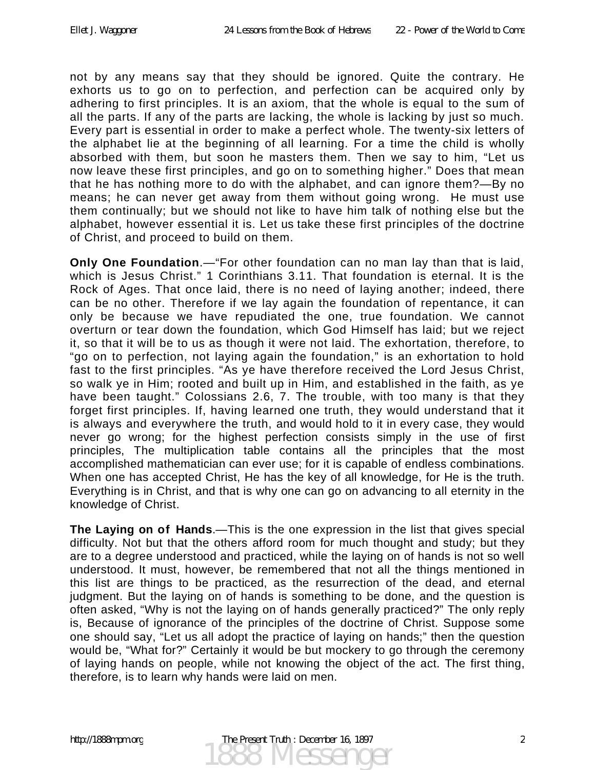not by any means say that they should be ignored. Quite the contrary. He exhorts us to go on to perfection, and perfection can be acquired only by adhering to first principles. It is an axiom, that the whole is equal to the sum of all the parts. If any of the parts are lacking, the whole is lacking by just so much. Every part is essential in order to make a perfect whole. The twenty-six letters of the alphabet lie at the beginning of all learning. For a time the child is wholly absorbed with them, but soon he masters them. Then we say to him, "Let us now leave these first principles, and go on to something higher." Does that mean that he has nothing more to do with the alphabet, and can ignore them?—By no means; he can never get away from them without going wrong. He must use them continually; but we should not like to have him talk of nothing else but the alphabet, however essential it is. Let us take these first principles of the doctrine of Christ, and proceed to build on them.

**Only One Foundation**.—"For other foundation can no man lay than that is laid, which is Jesus Christ." 1 Corinthians 3.11. That foundation is eternal. It is the Rock of Ages. That once laid, there is no need of laying another; indeed, there can be no other. Therefore if we lay again the foundation of repentance, it can only be because we have repudiated the one, true foundation. We cannot overturn or tear down the foundation, which God Himself has laid; but we reject it, so that it will be to us as though it were not laid. The exhortation, therefore, to "go on to perfection, not laying again the foundation," is an exhortation to hold fast to the first principles. "As ye have therefore received the Lord Jesus Christ, so walk ye in Him; rooted and built up in Him, and established in the faith, as ye have been taught." Colossians 2.6, 7. The trouble, with too many is that they forget first principles. If, having learned one truth, they would understand that it is always and everywhere the truth, and would hold to it in every case, they would never go wrong; for the highest perfection consists simply in the use of first principles, The multiplication table contains all the principles that the most accomplished mathematician can ever use; for it is capable of endless combinations. When one has accepted Christ, He has the key of all knowledge, for He is the truth. Everything is in Christ, and that is why one can go on advancing to all eternity in the knowledge of Christ.

**The Laying on of Hands**.—This is the one expression in the list that gives special difficulty. Not but that the others afford room for much thought and study; but they are to a degree understood and practiced, while the laying on of hands is not so well understood. It must, however, be remembered that not all the things mentioned in this list are things to be practiced, as the resurrection of the dead, and eternal judgment. But the laying on of hands is something to be done, and the question is often asked, "Why is not the laying on of hands generally practiced?" The only reply is, Because of ignorance of the principles of the doctrine of Christ. Suppose some one should say, "Let us all adopt the practice of laying on hands;" then the question would be, "What for?" Certainly it would be but mockery to go through the ceremony of laying hands on people, while not knowing the object of the act. The first thing, therefore, is to learn why hands were laid on men.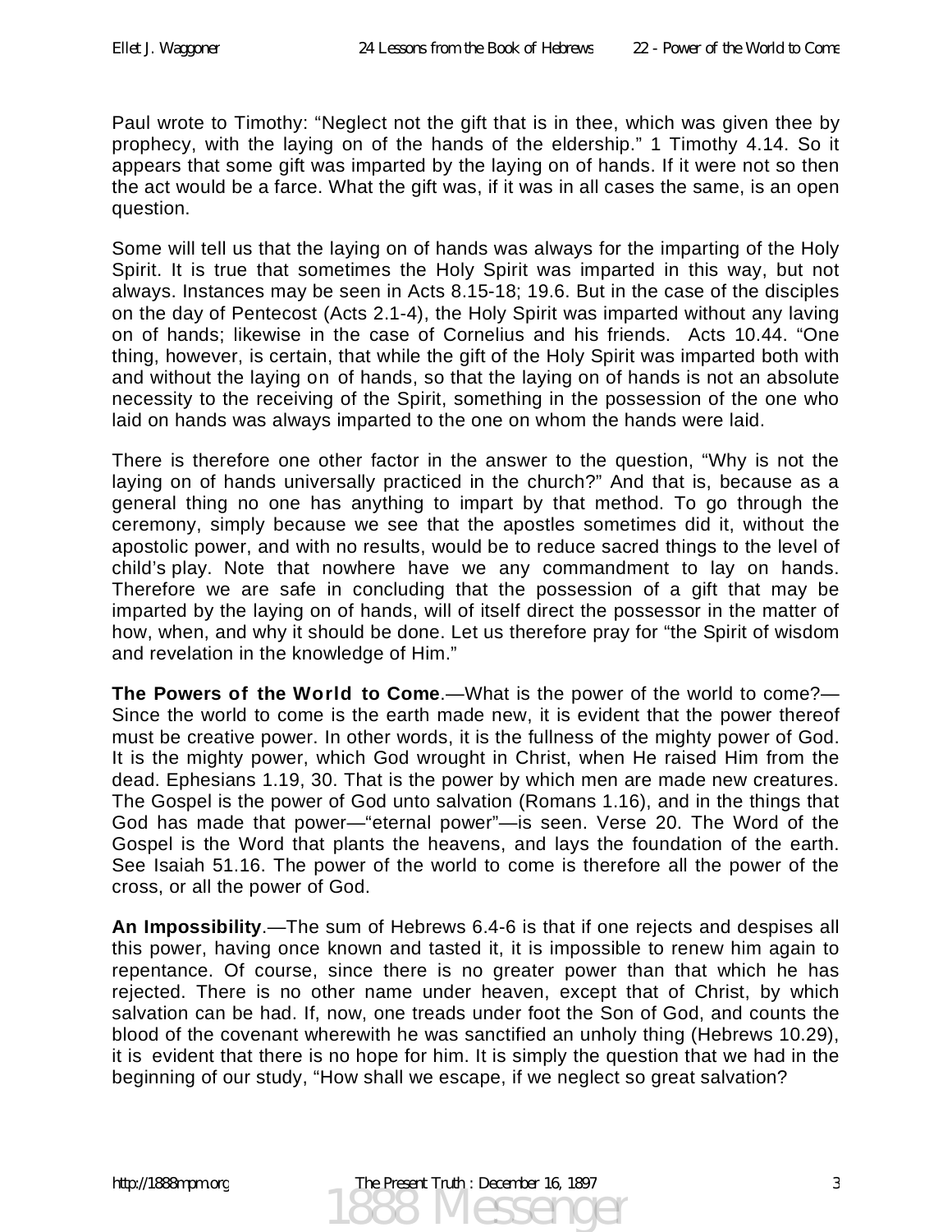Paul wrote to Timothy: "Neglect not the gift that is in thee, which was given thee by prophecy, with the laying on of the hands of the eldership." 1 Timothy 4.14. So it appears that some gift was imparted by the laying on of hands. If it were not so then the act would be a farce. What the gift was, if it was in all cases the same, is an open question.

Some will tell us that the laying on of hands was always for the imparting of the Holy Spirit. It is true that sometimes the Holy Spirit was imparted in this way, but not always. Instances may be seen in Acts 8.15-18; 19.6. But in the case of the disciples on the day of Pentecost (Acts 2.1-4), the Holy Spirit was imparted without any laying on of hands; likewise in the case of Cornelius and his friends. Acts 10.44. "One thing, however, is certain, that while the gift of the Holy Spirit was imparted both with and without the laying on of hands, so that the laying on of hands is not an absolute necessity to the receiving of the Spirit, something in the possession of the one who laid on hands was always imparted to the one on whom the hands were laid.

There is therefore one other factor in the answer to the question, "Why is not the laying on of hands universally practiced in the church?" And that is, because as a general thing no one has anything to impart by that method. To go through the ceremony, simply because we see that the apostles sometimes did it, without the apostolic power, and with no results, would be to reduce sacred things to the level of child's play. Note that nowhere have we any commandment to lay on hands. Therefore we are safe in concluding that the possession of a gift that may be imparted by the laying on of hands, will of itself direct the possessor in the matter of how, when, and why it should be done. Let us therefore pray for "the Spirit of wisdom and revelation in the knowledge of Him."

**The Powers of the World to Come**.—What is the power of the world to come?—Since the world to come is the earth made new, it is evident that the power thereof must be creative power. In other words, it is the fullness of the mighty power of God. It is the mighty power, which God wrought in Christ, when He raised Him from the dead. Ephesians 1.19, 30. That is the power by which men are made new creatures. The Gospel is the power of God unto salvation (Romans 1.16), and in the things that God has made that power—"eternal power"—is seen. Verse 20. The Word of the Gospel is the Word that plants the heavens, and lays the foundation of the earth. See Isaiah 51.16. The power of the world to come is therefore all the power of the cross, or all the power of God.

**An Impossibility**.—The sum of Hebrews 6.4-6 is that if one rejects and despises all this power, having once known and tasted it, it is impossible to renew him again to repentance. Of course, since there is no greater power than that which he has rejected. There is no other name under heaven, except that of Christ, by which salvation can be had. If, now, one treads under foot the Son of God, and counts the blood of the covenant wherewith he was sanctified an unholy thing (Hebrews 10.29), it is evident that there is no hope for him. It is simply the question that we had in the beginning of our study, "How shall we escape, if we neglect so great salvation?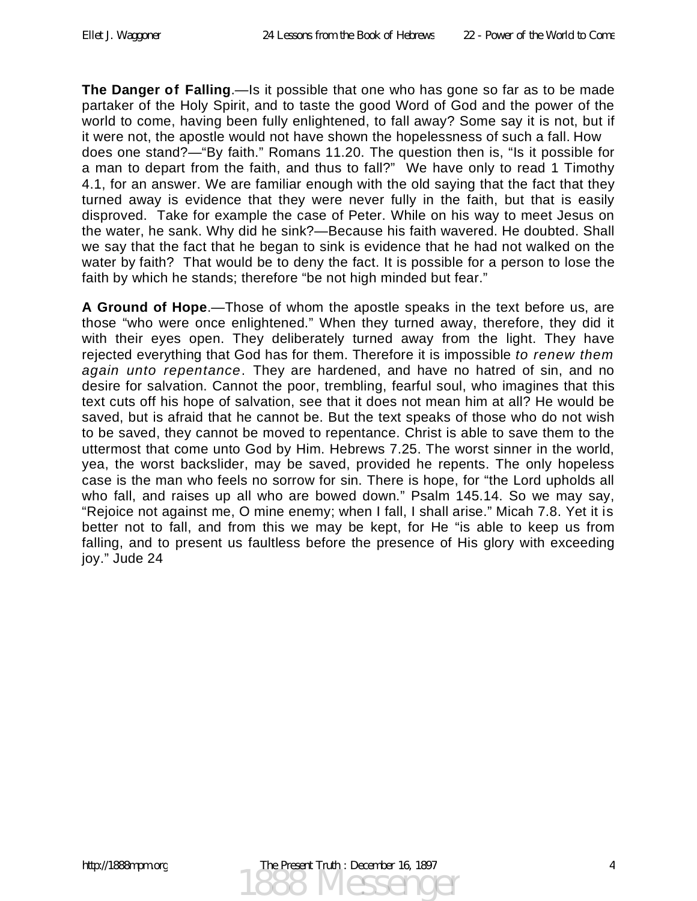**The Danger of Falling**.—Is it possible that one who has gone so far as to be made partaker of the Holy Spirit, and to taste the good Word of God and the power of the world to come, having been fully enlightened, to fall away? Some say it is not, but if it were not, the apostle would not have shown the hopelessness of such a fall. How does one stand?—"By faith." Romans 11.20. The question then is, "Is it possible for a man to depart from the faith, and thus to fall?" We have only to read 1 Timothy 4.1, for an answer. We are familiar enough with the old saying that the fact that they turned away is evidence that they were never fully in the faith, but that is easily disproved. Take for example the case of Peter. While on his way to meet Jesus on the water, he sank. Why did he sink?—Because his faith wavered. He doubted. Shall we say that the fact that he began to sink is evidence that he had not walked on the water by faith? That would be to deny the fact. It is possible for a person to lose the faith by which he stands; therefore "be not high minded but fear."

**A Ground of Hope**.—Those of whom the apostle speaks in the text before us, are those "who were once enlightened." When they turned away, therefore, they did it with their eyes open. They deliberately turned away from the light. They have rejected everything that God has for them. Therefore it is impossible *to renew them again unto repentance*. They are hardened, and have no hatred of sin, and no desire for salvation. Cannot the poor, trembling, fearful soul, who imagines that this text cuts off his hope of salvation, see that it does not mean him at all? He would be saved, but is afraid that he cannot be. But the text speaks of those who do not wish to be saved, they cannot be moved to repentance. Christ is able to save them to the uttermost that come unto God by Him. Hebrews 7.25. The worst sinner in the world, yea, the worst backslider, may be saved, provided he repents. The only hopeless case is the man who feels no sorrow for sin. There is hope, for "the Lord upholds all who fall, and raises up all who are bowed down." Psalm 145.14. So we may say, "Rejoice not against me, O mine enemy; when I fall, I shall arise." Micah 7.8. Yet it is better not to fall, and from this we may be kept, for He "is able to keep us from falling, and to present us faultless before the presence of His glory with exceeding joy." Jude 24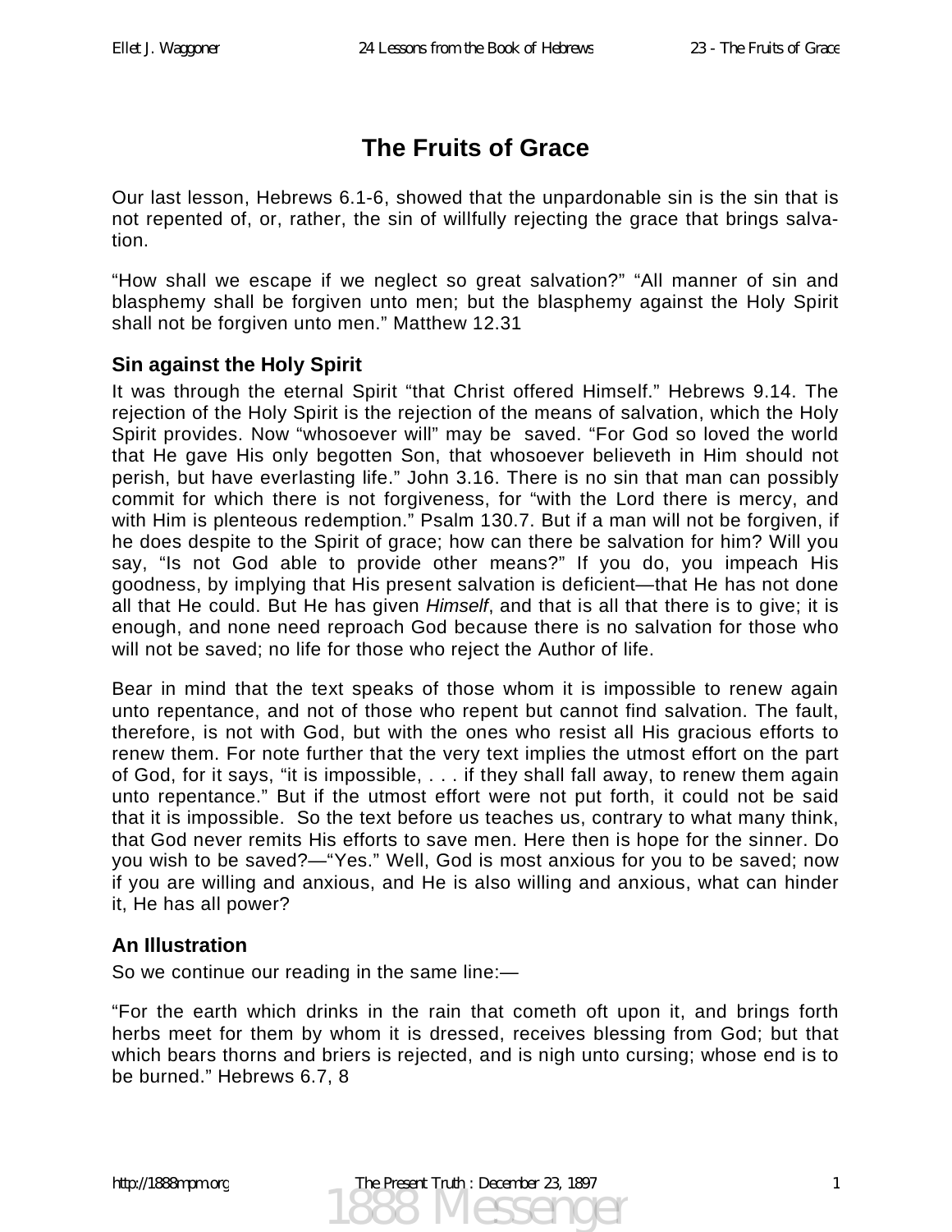# The Fruits of Grace

Our last lesson, Hebrews 6.1-6, showed that the unpardonable sin is the sin that is not repented of, or, rather, the sin of willfully rejecting the grace that brings salvation.

“How shall we escape if we neglect so great salvation?” “All manner of sin and blasphemy shall be forgiven unto men; but the blasphemy against the Holy Spirit shall not be forgiven unto men.” Matthew 12.31

## Sin against the Holy Spirit

It was through the eternal Spirit “that Christ offered Himself.” Hebrews 9.14. The rejection of the Holy Spirit is the rejection of the means of salvation, which the Holy Spirit provides. Now “whosoever will” may be saved. “For God so loved the world that He gave His only begotten Son, that whosoever believeth in Him should not perish, but have everlasting life.” John 3.16. There is no sin that man can possibly commit for which there is not forgiveness, for “with the Lord there is mercy, and with Him is plenteous redemption.” Psalm 130.7. But if a man will not be forgiven, if he does despite to the Spirit of grace; how can there be salvation for him? Will you say, “Is not God able to provide other means?” If you do, you impeach His goodness, by implying that His present salvation is deficient—that He has not done all that He could. But He has given *Himself*, and that is all that there is to give; it is enough, and none need reproach God because there is no salvation for those who will not be saved; no life for those who reject the Author of life.

Bear in mind that the text speaks of those whom it is impossible to renew again unto repentance, and not of those who repent but cannot find salvation. The fault, therefore, is not with God, but with the ones who resist all His gracious efforts to renew them. For note further that the very text implies the utmost effort on the part of God, for it says, “it is impossible, . . . if they shall fall away, to renew them again unto repentance.” But if the utmost effort were not put forth, it could not be said that it is impossible. So the text before us teaches us, contrary to what many think, that God never remits His efforts to save men. Here then is hope for the sinner. Do you wish to be saved?—“Yes.” Well, God is most anxious for you to be saved; now if you are willing and anxious, and He is also willing and anxious, what can hinder it, He has all power?

## An Illustration

So we continue our reading in the same line:—

“For the earth which drinks in the rain that cometh oft upon it, and brings forth herbs meet for them by whom it is dressed, receives blessing from God; but that which bears thorns and briers is rejected, and is nigh unto cursing; whose end is to be burned.” Hebrews 6.7, 8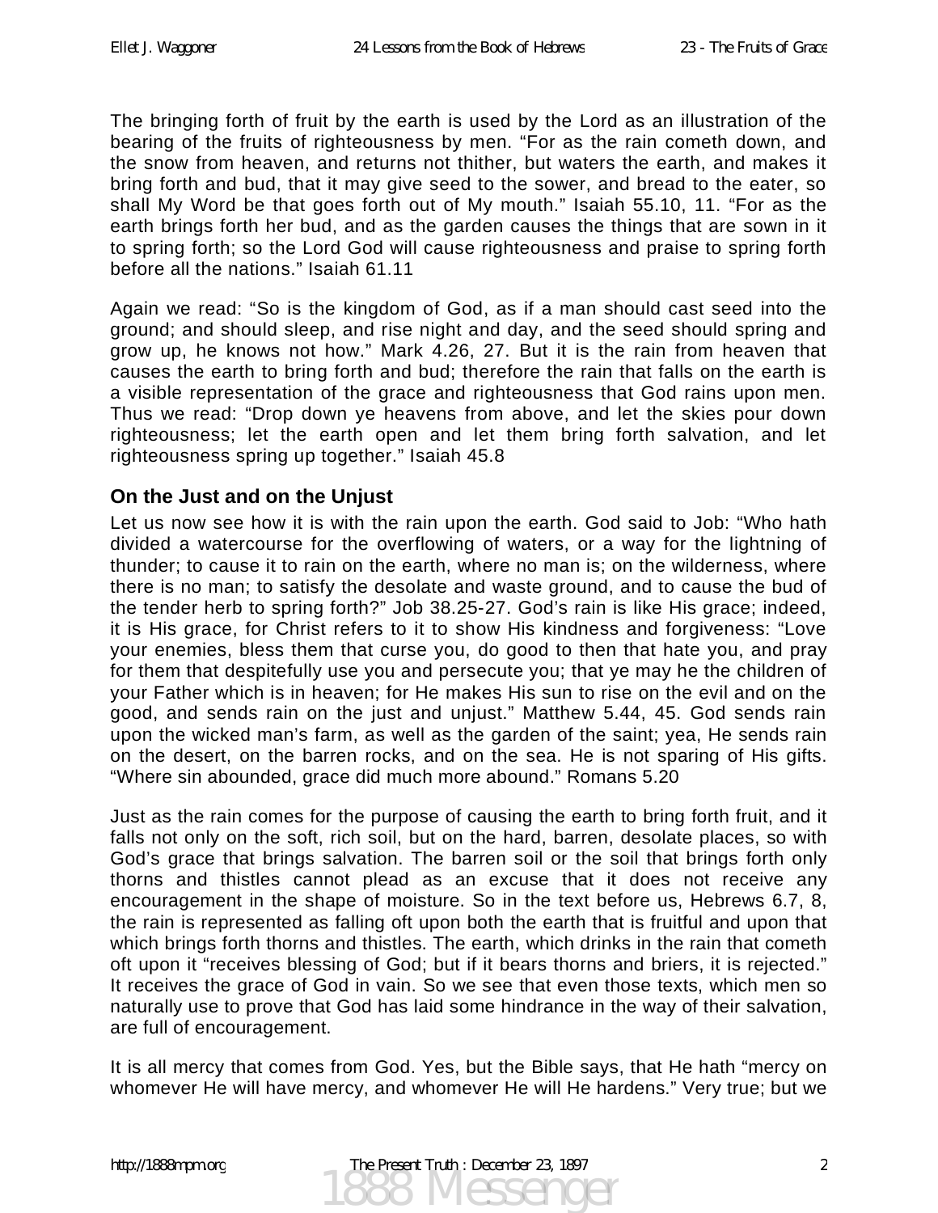The bringing forth of fruit by the earth is used by the Lord as an illustration of the bearing of the fruits of righteousness by men. “For as the rain cometh down, and the snow from heaven, and returns not thither, but waters the earth, and makes it bring forth and bud, that it may give seed to the sower, and bread to the eater, so shall My Word be that goes forth out of My mouth.” Isaiah 55.10, 11. “For as the earth brings forth her bud, and as the garden causes the things that are sown in it to spring forth; so the Lord God will cause righteousness and praise to spring forth before all the nations.” Isaiah 61.11

Again we read: “So is the kingdom of God, as if a man should cast seed into the ground; and should sleep, and rise night and day, and the seed should spring and grow up, he knows not how.” Mark 4.26, 27. But it is the rain from heaven that causes the earth to bring forth and bud; therefore the rain that falls on the earth is a visible representation of the grace and righteousness that God rains upon men. Thus we read: “Drop down ye heavens from above, and let the skies pour down righteousness; let the earth open and let them bring forth salvation, and let righteousness spring up together.” Isaiah 45.8

### On the Just and on the Unjust

Let us now see how it is with the rain upon the earth. God said to Job: “Who hath divided a watercourse for the overflowing of waters, or a way for the lightning of thunder; to cause it to rain on the earth, where no man is; on the wilderness, where there is no man; to satisfy the desolate and waste ground, and to cause the bud of the tender herb to spring forth?” Job 38.25-27. God’s rain is like His grace; indeed, it is His grace, for Christ refers to it to show His kindness and forgiveness: “Love your enemies, bless them that curse you, do good to then that hate you, and pray for them that despitefully use you and persecute you; that ye may he the children of your Father which is in heaven; for He makes His sun to rise on the evil and on the good, and sends rain on the just and unjust.” Matthew 5.44, 45. God sends rain upon the wicked man’s farm, as well as the garden of the saint; yea, He sends rain on the desert, on the barren rocks, and on the sea. He is not sparing of His gifts. “Where sin abounded, grace did much more abound.” Romans 5.20

Just as the rain comes for the purpose of causing the earth to bring forth fruit, and it falls not only on the soft, rich soil, but on the hard, barren, desolate places, so with God’s grace that brings salvation. The barren soil or the soil that brings forth only thorns and thistles cannot plead as an excuse that it does not receive any encouragement in the shape of moisture. So in the text before us, Hebrews 6.7, 8, the rain is represented as falling oft upon both the earth that is fruitful and upon that which brings forth thorns and thistles. The earth, which drinks in the rain that cometh oft upon it “receives blessing of God; but if it bears thorns and briers, it is rejected.” It receives the grace of God in vain. So we see that even those texts, which men so naturally use to prove that God has laid some hindrance in the way of their salvation, are full of encouragement.

It is all mercy that comes from God. Yes, but the Bible says, that He hath “mercy on whomever He will have mercy, and whomever He will He hardens.” Very true; but we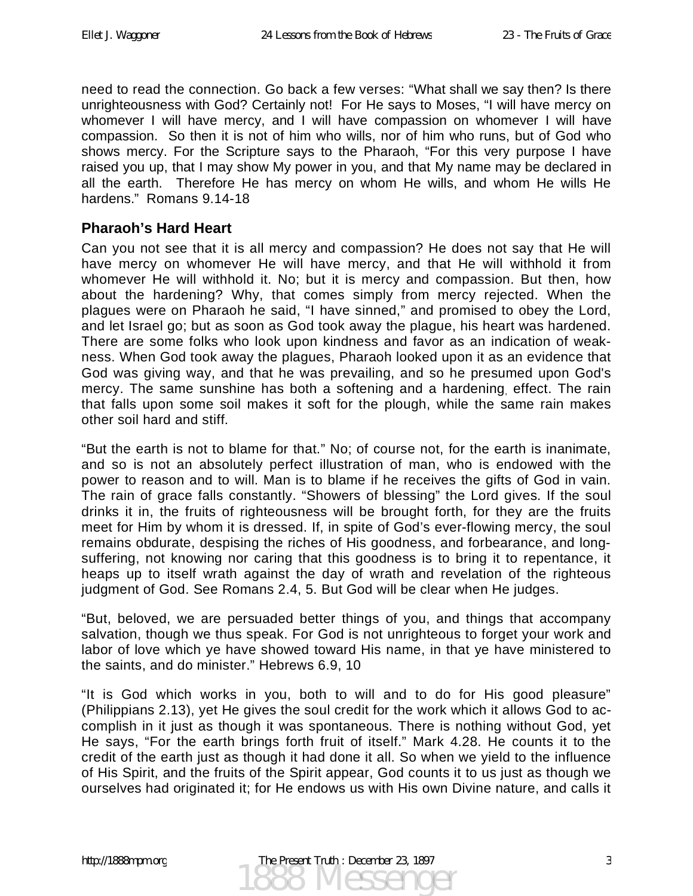need to read the connection. Go back a few verses: "What shall we say then? Is there unrighteousness with God? Certainly not! For He says to Moses, "I will have mercy on whomever I will have mercy, and I will have compassion on whomever I will have compassion. So then it is not of him who wills, nor of him who runs, but of God who shows mercy. For the Scripture says to the Pharaoh, "For this very purpose I have raised you up, that I may show My power in you, and that My name may be declared in all the earth. Therefore He has mercy on whom He wills, and whom He wills He hardens." Romans 9.14-18

### Pharaoh's Hard Heart

Can you not see that it is all mercy and compassion? He does not say that He will have mercy on whomever He will have mercy, and that He will withhold it from whomever He will withhold it. No; but it is mercy and compassion. But then, how about the hardening? Why, that comes simply from mercy rejected. When the plagues were on Pharaoh he said, "I have sinned," and promised to obey the Lord, and let Israel go; but as soon as God took away the plague, his heart was hardened. There are some folks who look upon kindness and favor as an indication of weakness. When God took away the plagues, Pharaoh looked upon it as an evidence that God was giving way, and that he was prevailing, and so he presumed upon God's mercy. The same sunshine has both a softening and a hardening effect. The rain that falls upon some soil makes it soft for the plough, while the same rain makes other soil hard and stiff.

"But the earth is not to blame for that." No; of course not, for the earth is inanimate, and so is not an absolutely perfect illustration of man, who is endowed with the power to reason and to will. Man is to blame if he receives the gifts of God in vain. The rain of grace falls constantly. "Showers of blessing" the Lord gives. If the soul drinks it in, the fruits of righteousness will be brought forth, for they are the fruits meet for Him by whom it is dressed. If, in spite of God's ever-flowing mercy, the soul remains obdurate, despising the riches of His goodness, and forbearance, and long-suffering, not knowing nor caring that this goodness is to bring it to repentance, it heaps up to itself wrath against the day of wrath and revelation of the righteous judgment of God. See Romans 2.4, 5. But God will be clear when He judges.

"But, beloved, we are persuaded better things of you, and things that accompany salvation, though we thus speak. For God is not unrighteous to forget your work and labor of love which ye have showed toward His name, in that ye have ministered to the saints, and do minister." Hebrews 6.9, 10

"It is God which works in you, both to will and to do for His good pleasure" (Philippians 2.13), yet He gives the soul credit for the work which it allows God to accomplish in it just as though it was spontaneous. There is nothing without God, yet He says, "For the earth brings forth fruit of itself." Mark 4.28. He counts it to the credit of the earth just as though it had done it all. So when we yield to the influence of His Spirit, and the fruits of the Spirit appear, God counts it to us just as though we ourselves had originated it; for He endows us with His own Divine nature, and calls it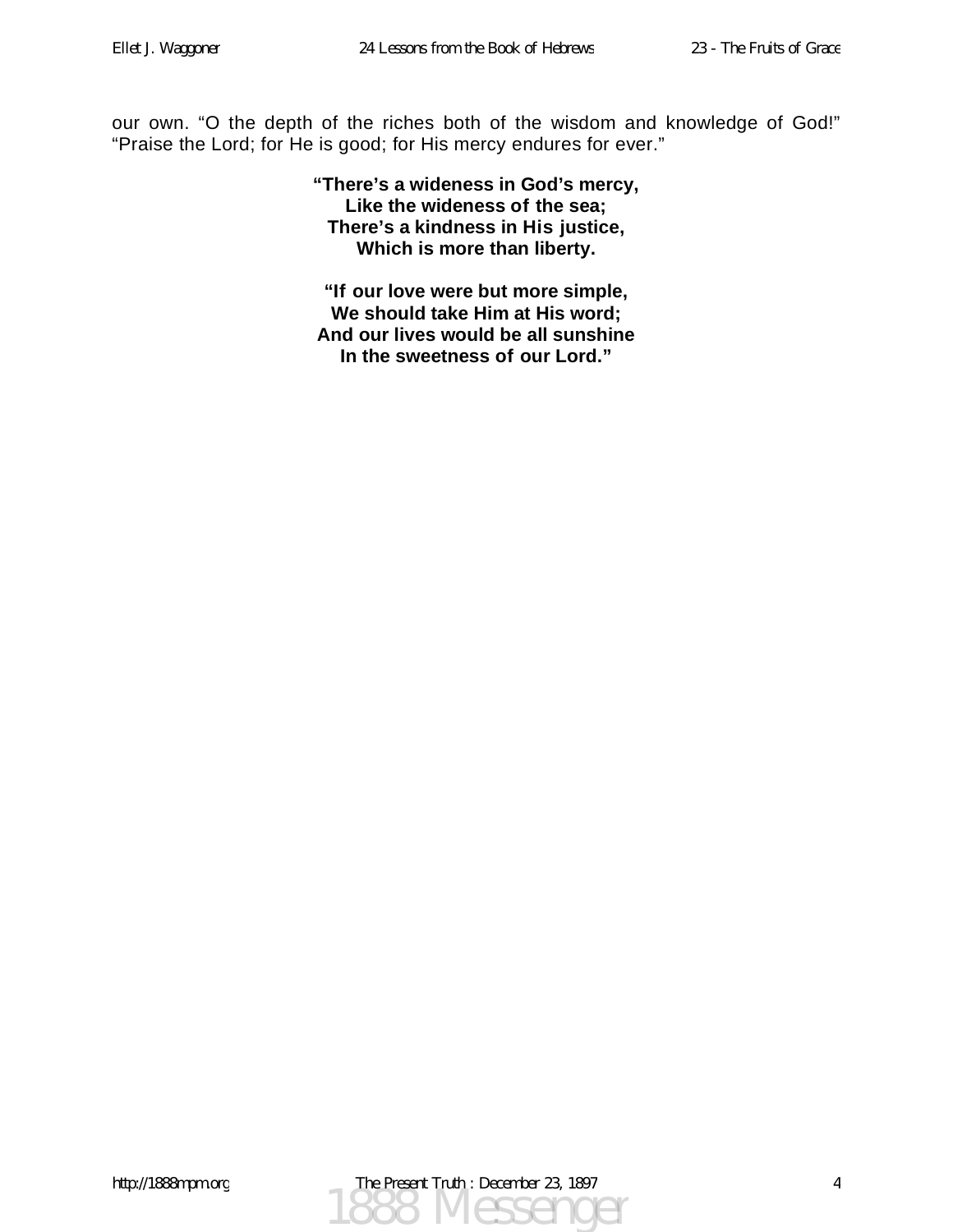our own. "O the depth of the riches both of the wisdom and knowledge of God!" "Praise the Lord; for He is good; for His mercy endures for ever."

**"There's a wideness in God's mercy,**
**Like the wideness of the sea;**
**There's a kindness in His justice,**
**Which is more than liberty.**

**"If our love were but more simple,**
**We should take Him at His word;**
**And our lives would be all sunshine**
**In the sweetness of our Lord."**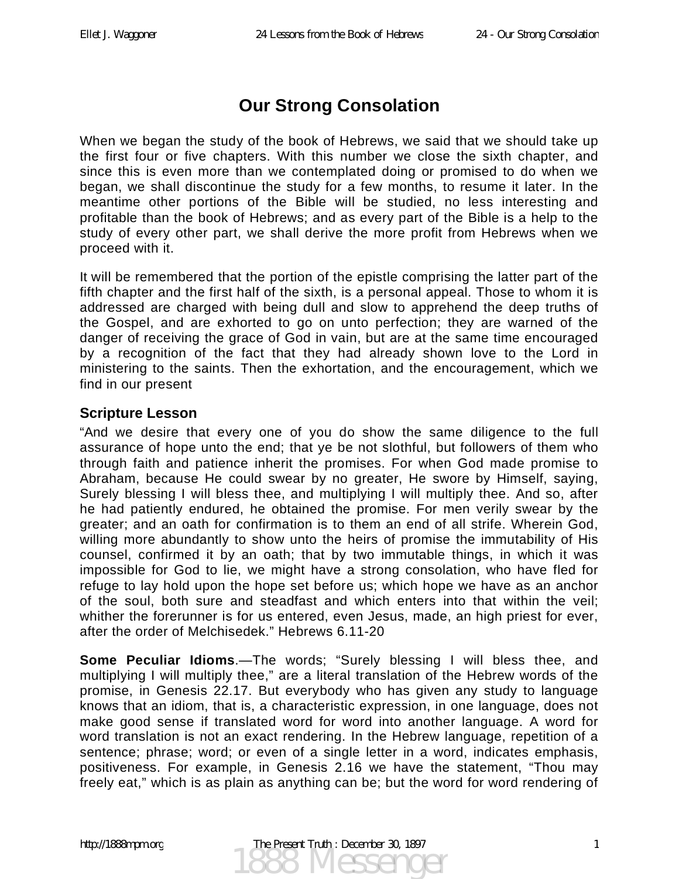# Our Strong Consolation

When we began the study of the book of Hebrews, we said that we should take up the first four or five chapters. With this number we close the sixth chapter, and since this is even more than we contemplated doing or promised to do when we began, we shall discontinue the study for a few months, to resume it later. In the meantime other portions of the Bible will be studied, no less interesting and profitable than the book of Hebrews; and as every part of the Bible is a help to the study of every other part, we shall derive the more profit from Hebrews when we proceed with it.

It will be remembered that the portion of the epistle comprising the latter part of the fifth chapter and the first half of the sixth, is a personal appeal. Those to whom it is addressed are charged with being dull and slow to apprehend the deep truths of the Gospel, and are exhorted to go on unto perfection; they are warned of the danger of receiving the grace of God in vain, but are at the same time encouraged by a recognition of the fact that they had already shown love to the Lord in ministering to the saints. Then the exhortation, and the encouragement, which we find in our present

### Scripture Lesson

"And we desire that every one of you do show the same diligence to the full assurance of hope unto the end; that ye be not slothful, but followers of them who through faith and patience inherit the promises. For when God made promise to Abraham, because He could swear by no greater, He swore by Himself, saying, Surely blessing I will bless thee, and multiplying I will multiply thee. And so, after he had patiently endured, he obtained the promise. For men verily swear by the greater; and an oath for confirmation is to them an end of all strife. Wherein God, willing more abundantly to show unto the heirs of promise the immutability of His counsel, confirmed it by an oath; that by two immutable things, in which it was impossible for God to lie, we might have a strong consolation, who have fled for refuge to lay hold upon the hope set before us; which hope we have as an anchor of the soul, both sure and steadfast and which enters into that within the veil; whither the forerunner is for us entered, even Jesus, made, an high priest for ever, after the order of Melchisedek." Hebrews 6.11-20

**Some Peculiar Idioms**.—The words; "Surely blessing I will bless thee, and multiplying I will multiply thee," are a literal translation of the Hebrew words of the promise, in Genesis 22.17. But everybody who has given any study to language knows that an idiom, that is, a characteristic expression, in one language, does not make good sense if translated word for word into another language. A word for word translation is not an exact rendering. In the Hebrew language, repetition of a sentence; phrase; word; or even of a single letter in a word, indicates emphasis, positiveness. For example, in Genesis 2.16 we have the statement, "Thou may freely eat," which is as plain as anything can be; but the word for word rendering of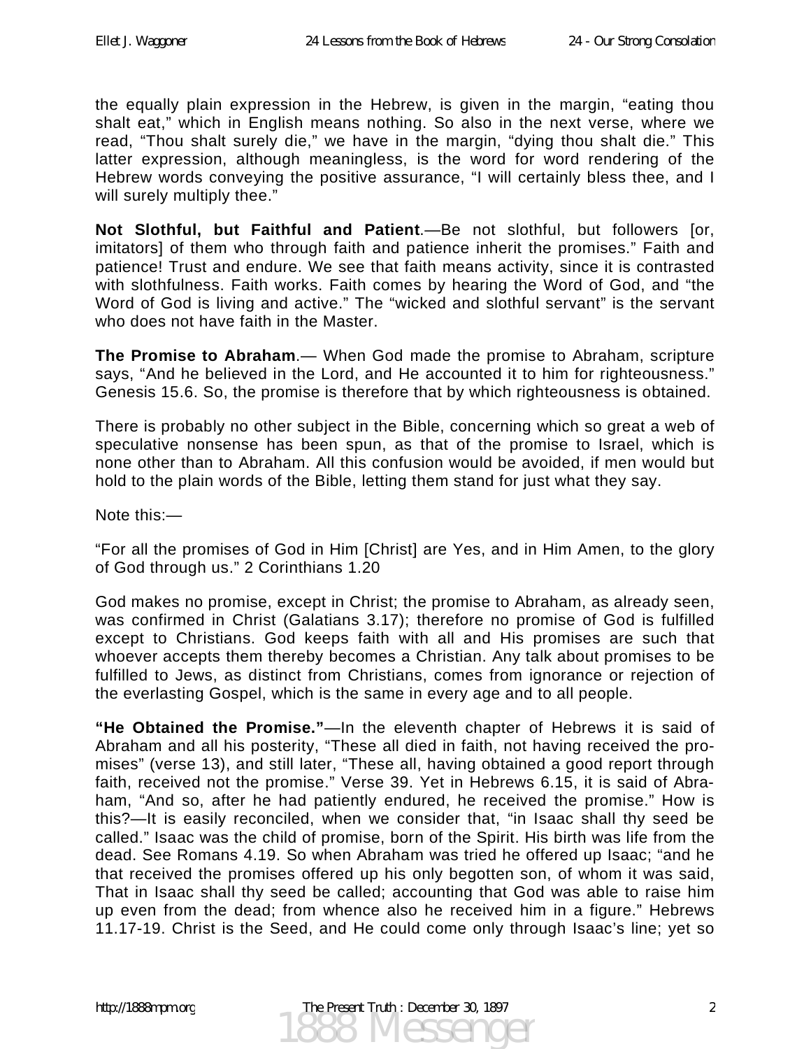the equally plain expression in the Hebrew, is given in the margin, “eating thou shalt eat,” which in English means nothing. So also in the next verse, where we read, “Thou shalt surely die,” we have in the margin, “dying thou shalt die.” This latter expression, although meaningless, is the word for word rendering of the Hebrew words conveying the positive assurance, “I will certainly bless thee, and I will surely multiply thee.”

**Not Slothful, but Faithful and Patient**.—Be not slothful, but followers [or, imitators] of them who through faith and patience inherit the promises.” Faith and patience! Trust and endure. We see that faith means activity, since it is contrasted with slothfulness. Faith works. Faith comes by hearing the Word of God, and “the Word of God is living and active.” The “wicked and slothful servant” is the servant who does not have faith in the Master.

**The Promise to Abraham**.— When God made the promise to Abraham, scripture says, “And he believed in the Lord, and He accounted it to him for righteousness.” Genesis 15.6. So, the promise is therefore that by which righteousness is obtained.

There is probably no other subject in the Bible, concerning which so great a web of speculative nonsense has been spun, as that of the promise to Israel, which is none other than to Abraham. All this confusion would be avoided, if men would but hold to the plain words of the Bible, letting them stand for just what they say.

Note this:—

“For all the promises of God in Him [Christ] are Yes, and in Him Amen, to the glory of God through us.” 2 Corinthians 1.20

God makes no promise, except in Christ; the promise to Abraham, as already seen, was confirmed in Christ (Galatians 3.17); therefore no promise of God is fulfilled except to Christians. God keeps faith with all and His promises are such that whoever accepts them thereby becomes a Christian. Any talk about promises to be fulfilled to Jews, as distinct from Christians, comes from ignorance or rejection of the everlasting Gospel, which is the same in every age and to all people.

**“He Obtained the Promise.”**—In the eleventh chapter of Hebrews it is said of Abraham and all his posterity, “These all died in faith, not having received the promises” (verse 13), and still later, “These all, having obtained a good report through faith, received not the promise.” Verse 39. Yet in Hebrews 6.15, it is said of Abraham, “And so, after he had patiently endured, he received the promise.” How is this?—It is easily reconciled, when we consider that, “in Isaac shall thy seed be called.” Isaac was the child of promise, born of the Spirit. His birth was life from the dead. See Romans 4.19. So when Abraham was tried he offered up Isaac; “and he that received the promises offered up his only begotten son, of whom it was said, That in Isaac shall thy seed be called; accounting that God was able to raise him up even from the dead; from whence also he received him in a figure.” Hebrews 11.17-19. Christ is the Seed, and He could come only through Isaac’s line; yet so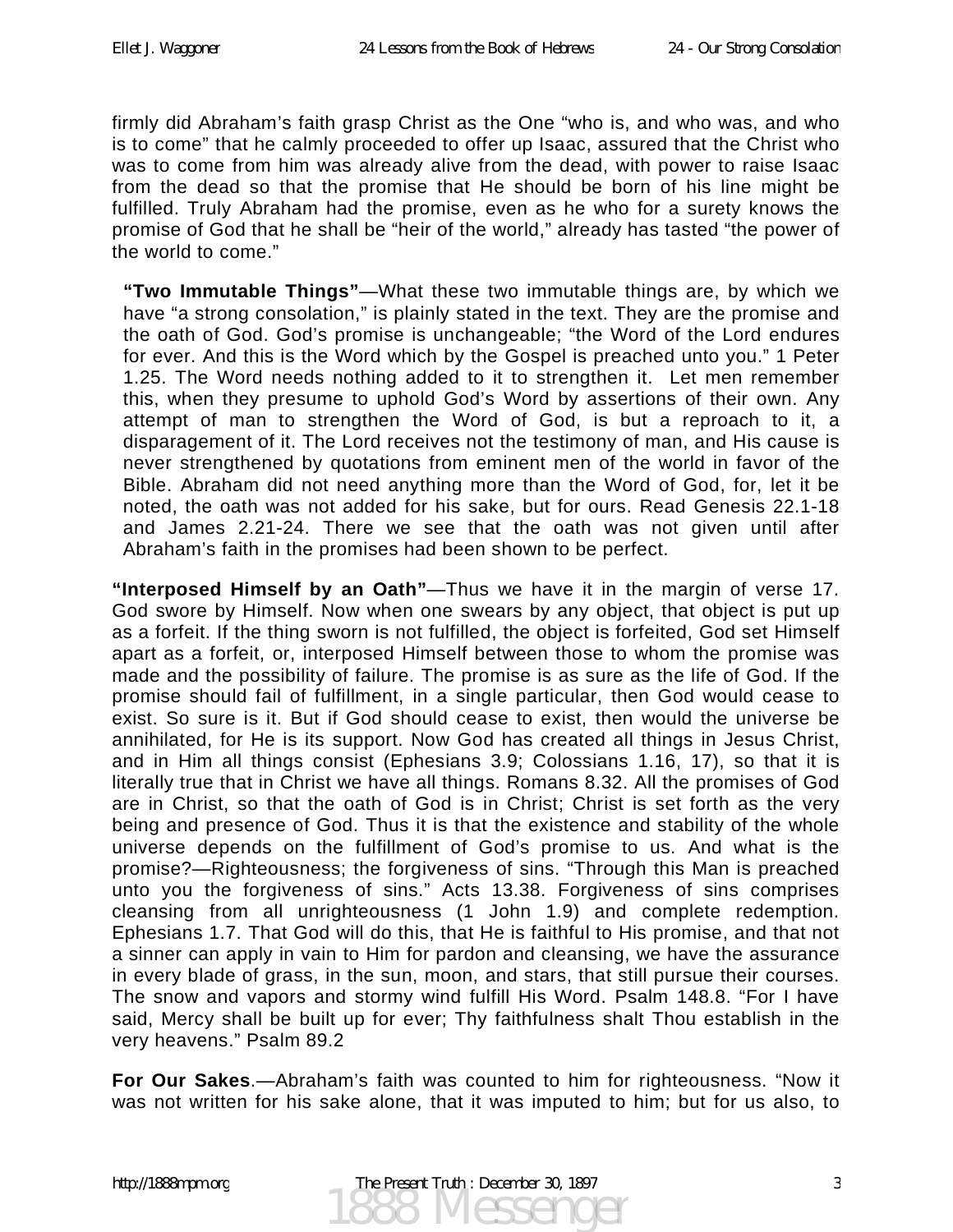firmly did Abraham's faith grasp Christ as the One "who is, and who was, and who is to come" that he calmly proceeded to offer up Isaac, assured that the Christ who was to come from him was already alive from the dead, with power to raise Isaac from the dead so that the promise that He should be born of his line might be fulfilled. Truly Abraham had the promise, even as he who for a surety knows the promise of God that he shall be "heir of the world," already has tasted "the power of the world to come."

**"Two Immutable Things"**—What these two immutable things are, by which we have "a strong consolation," is plainly stated in the text. They are the promise and the oath of God. God's promise is unchangeable; "the Word of the Lord endures for ever. And this is the Word which by the Gospel is preached unto you." 1 Peter 1.25. The Word needs nothing added to it to strengthen it. Let men remember this, when they presume to uphold God's Word by assertions of their own. Any attempt of man to strengthen the Word of God, is but a reproach to it, a disparagement of it. The Lord receives not the testimony of man, and His cause is never strengthened by quotations from eminent men of the world in favor of the Bible. Abraham did not need anything more than the Word of God, for, let it be noted, the oath was not added for his sake, but for ours. Read Genesis 22.1-18 and James 2.21-24. There we see that the oath was not given until after Abraham's faith in the promises had been shown to be perfect.

**"Interposed Himself by an Oath"**—Thus we have it in the margin of verse 17. God swore by Himself. Now when one swears by any object, that object is put up as a forfeit. If the thing sworn is not fulfilled, the object is forfeited, God set Himself apart as a forfeit, or, interposed Himself between those to whom the promise was made and the possibility of failure. The promise is as sure as the life of God. If the promise should fail of fulfillment, in a single particular, then God would cease to exist. So sure is it. But if God should cease to exist, then would the universe be annihilated, for He is its support. Now God has created all things in Jesus Christ, and in Him all things consist (Ephesians 3.9; Colossians 1.16, 17), so that it is literally true that in Christ we have all things. Romans 8.32. All the promises of God are in Christ, so that the oath of God is in Christ; Christ is set forth as the very being and presence of God. Thus it is that the existence and stability of the whole universe depends on the fulfillment of God's promise to us. And what is the promise?—Righteousness; the forgiveness of sins. "Through this Man is preached unto you the forgiveness of sins." Acts 13.38. Forgiveness of sins comprises cleansing from all unrighteousness (1 John 1.9) and complete redemption. Ephesians 1.7. That God will do this, that He is faithful to His promise, and that not a sinner can apply in vain to Him for pardon and cleansing, we have the assurance in every blade of grass, in the sun, moon, and stars, that still pursue their courses. The snow and vapors and stormy wind fulfill His Word. Psalm 148.8. "For I have said, Mercy shall be built up for ever; Thy faithfulness shalt Thou establish in the very heavens." Psalm 89.2

**For Our Sakes**.—Abraham's faith was counted to him for righteousness. "Now it was not written for his sake alone, that it was imputed to him; but for us also, to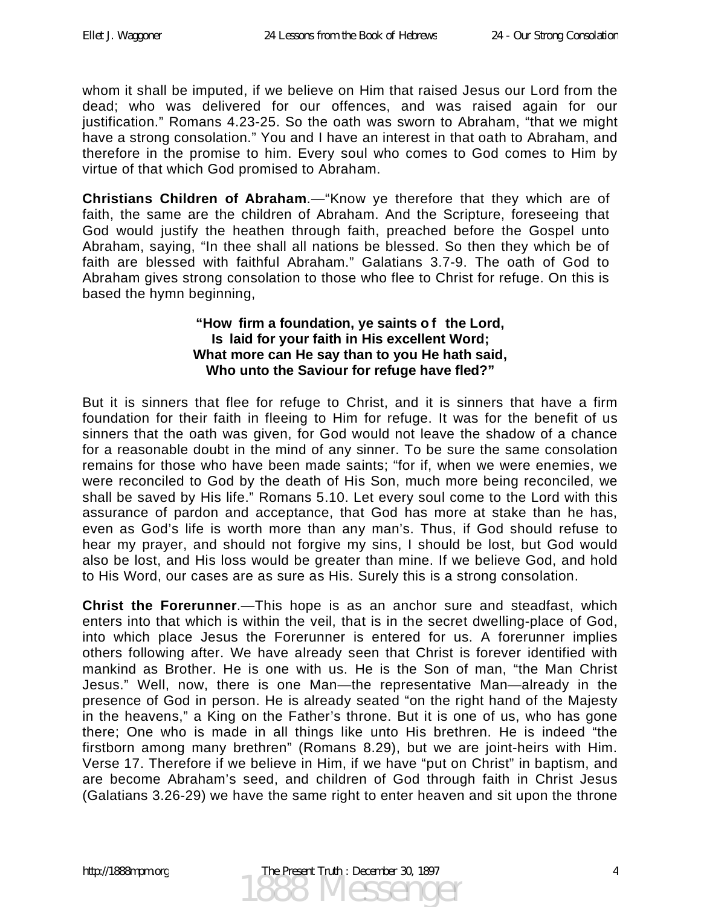whom it shall be imputed, if we believe on Him that raised Jesus our Lord from the dead; who was delivered for our offences, and was raised again for our justification." Romans 4.23-25. So the oath was sworn to Abraham, "that we might have a strong consolation." You and I have an interest in that oath to Abraham, and therefore in the promise to him. Every soul who comes to God comes to Him by virtue of that which God promised to Abraham.

**Christians Children of Abraham**.—"Know ye therefore that they which are of faith, the same are the children of Abraham. And the Scripture, foreseeing that God would justify the heathen through faith, preached before the Gospel unto Abraham, saying, "In thee shall all nations be blessed. So then they which be of faith are blessed with faithful Abraham." Galatians 3.7-9. The oath of God to Abraham gives strong consolation to those who flee to Christ for refuge. On this is based the hymn beginning,

**"How firm a foundation, ye saints of the Lord,**
**Is laid for your faith in His excellent Word;**
**What more can He say than to you He hath said,**
**Who unto the Saviour for refuge have fled?"**

But it is sinners that flee for refuge to Christ, and it is sinners that have a firm foundation for their faith in fleeing to Him for refuge. It was for the benefit of us sinners that the oath was given, for God would not leave the shadow of a chance for a reasonable doubt in the mind of any sinner. To be sure the same consolation remains for those who have been made saints; "for if, when we were enemies, we were reconciled to God by the death of His Son, much more being reconciled, we shall be saved by His life." Romans 5.10. Let every soul come to the Lord with this assurance of pardon and acceptance, that God has more at stake than he has, even as God's life is worth more than any man's. Thus, if God should refuse to hear my prayer, and should not forgive my sins, I should be lost, but God would also be lost, and His loss would be greater than mine. If we believe God, and hold to His Word, our cases are as sure as His. Surely this is a strong consolation.

**Christ the Forerunner**.—This hope is as an anchor sure and steadfast, which enters into that which is within the veil, that is in the secret dwelling-place of God, into which place Jesus the Forerunner is entered for us. A forerunner implies others following after. We have already seen that Christ is forever identified with mankind as Brother. He is one with us. He is the Son of man, "the Man Christ Jesus." Well, now, there is one Man—the representative Man—already in the presence of God in person. He is already seated "on the right hand of the Majesty in the heavens," a King on the Father's throne. But it is one of us, who has gone there; One who is made in all things like unto His brethren. He is indeed "the firstborn among many brethren" (Romans 8.29), but we are joint-heirs with Him. Verse 17. Therefore if we believe in Him, if we have "put on Christ" in baptism, and are become Abraham's seed, and children of God through faith in Christ Jesus (Galatians 3.26-29) we have the same right to enter heaven and sit upon the throne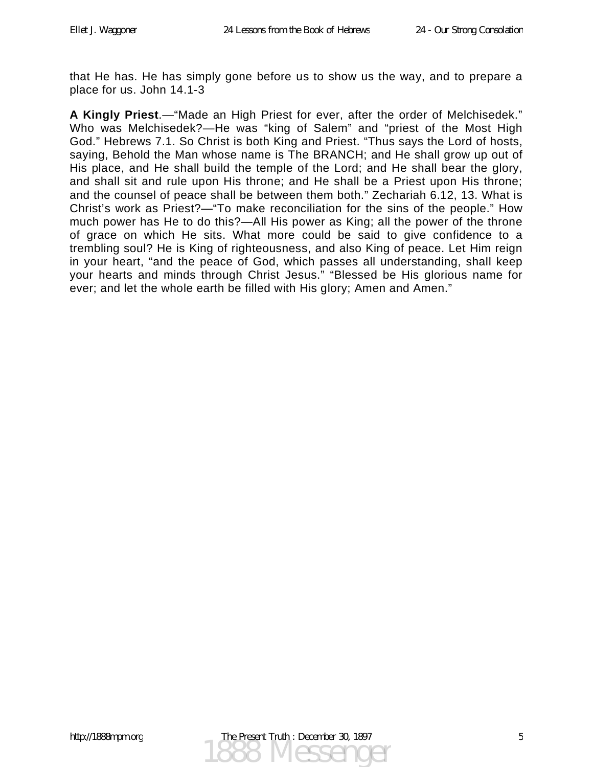that He has. He has simply gone before us to show us the way, and to prepare a place for us. John 14.1-3

**A Kingly Priest**.—“Made an High Priest for ever, after the order of Melchisedek.” Who was Melchisedek?—He was “king of Salem” and “priest of the Most High God.” Hebrews 7.1. So Christ is both King and Priest. “Thus says the Lord of hosts, saying, Behold the Man whose name is The BRANCH; and He shall grow up out of His place, and He shall build the temple of the Lord; and He shall bear the glory, and shall sit and rule upon His throne; and He shall be a Priest upon His throne; and the counsel of peace shall be between them both.” Zechariah 6.12, 13. What is Christ’s work as Priest?—“To make reconciliation for the sins of the people.” How much power has He to do this?—All His power as King; all the power of the throne of grace on which He sits. What more could be said to give confidence to a trembling soul? He is King of righteousness, and also King of peace. Let Him reign in your heart, “and the peace of God, which passes all understanding, shall keep your hearts and minds through Christ Jesus.” “Blessed be His glorious name for ever; and let the whole earth be filled with His glory; Amen and Amen.”